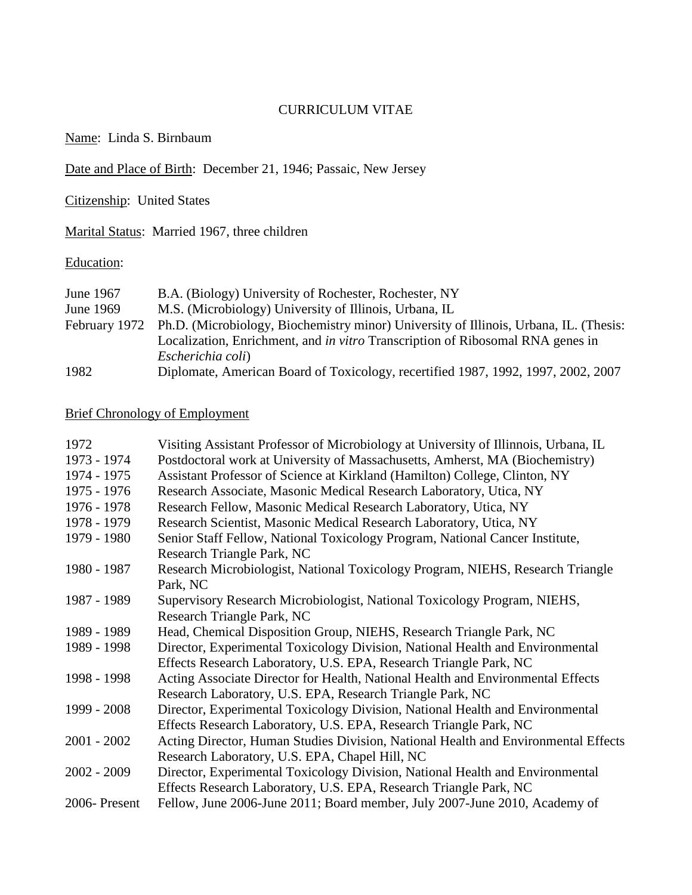# CURRICULUM VITAE

<u>Name</u>: Linda S. Birnbaum

<u>Date and Place of Birth</u>: December 21, 1946; Passaic, New Jersey

<u>Citizenship</u>: United States

<u>Marital Status</u>: Married 1967, three children

<u>Education</u>:

| | |
|---|---|
| June 1967 | B.A. (Biology) University of Rochester, Rochester, NY |
| June 1969 | M.S. (Microbiology) University of Illinois, Urbana, IL |
| February 1972 | Ph.D. (Microbiology, Biochemistry minor) University of Illinois, Urbana, IL. (Thesis: Localization, Enrichment, and *in vitro* Transcription of Ribosomal RNA genes in *Escherichia coli*) |
| 1982 | Diplomate, American Board of Toxicology, recertified 1987, 1992, 1997, 2002, 2007 |

<u>Brief Chronology of Employment</u>

| | |
|---|---|
| 1972 | Visiting Assistant Professor of Microbiology at University of Illinnois, Urbana, IL |
| 1973 - 1974 | Postdoctoral work at University of Massachusetts, Amherst, MA (Biochemistry) |
| 1974 - 1975 | Assistant Professor of Science at Kirkland (Hamilton) College, Clinton, NY |
| 1975 - 1976 | Research Associate, Masonic Medical Research Laboratory, Utica, NY |
| 1976 - 1978 | Research Fellow, Masonic Medical Research Laboratory, Utica, NY |
| 1978 - 1979 | Research Scientist, Masonic Medical Research Laboratory, Utica, NY |
| 1979 - 1980 | Senior Staff Fellow, National Toxicology Program, National Cancer Institute, Research Triangle Park, NC |
| 1980 - 1987 | Research Microbiologist, National Toxicology Program, NIEHS, Research Triangle Park, NC |
| 1987 - 1989 | Supervisory Research Microbiologist, National Toxicology Program, NIEHS, Research Triangle Park, NC |
| 1989 - 1989 | Head, Chemical Disposition Group, NIEHS, Research Triangle Park, NC |
| 1989 - 1998 | Director, Experimental Toxicology Division, National Health and Environmental Effects Research Laboratory, U.S. EPA, Research Triangle Park, NC |
| 1998 - 1998 | Acting Associate Director for Health, National Health and Environmental Effects Research Laboratory, U.S. EPA, Research Triangle Park, NC |
| 1999 - 2008 | Director, Experimental Toxicology Division, National Health and Environmental Effects Research Laboratory, U.S. EPA, Research Triangle Park, NC |
| 2001 - 2002 | Acting Director, Human Studies Division, National Health and Environmental Effects Research Laboratory, U.S. EPA, Chapel Hill, NC |
| 2002 - 2009 | Director, Experimental Toxicology Division, National Health and Environmental Effects Research Laboratory, U.S. EPA, Research Triangle Park, NC |
| 2006- Present | Fellow, June 2006-June 2011; Board member, July 2007-June 2010, Academy of |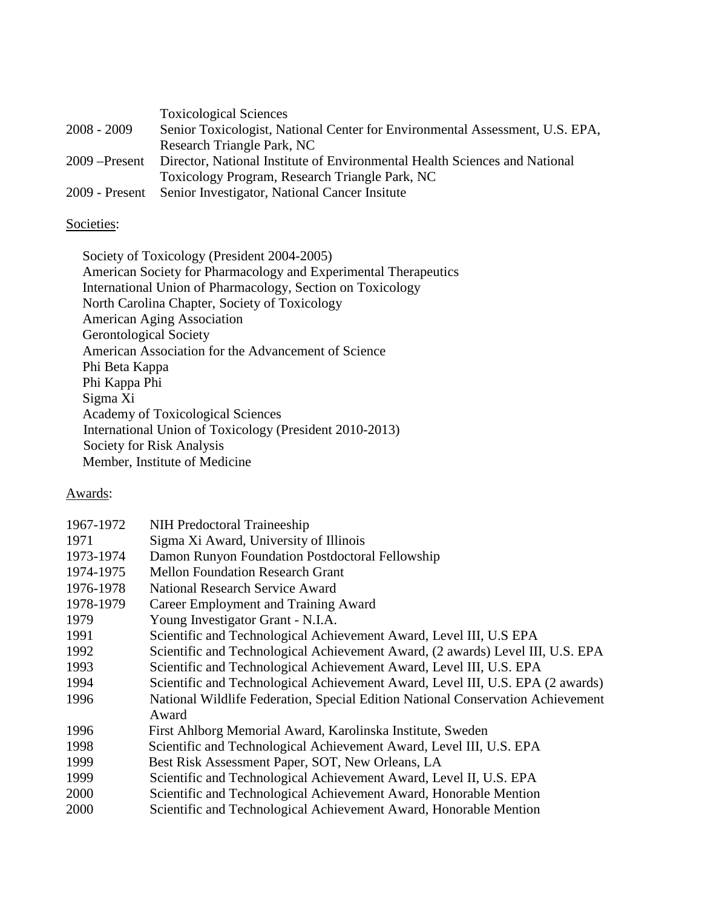| | |
|---|---|
| | Toxicological Sciences |
| 2008 - 2009 | Senior Toxicologist, National Center for Environmental Assessment, U.S. EPA, Research Triangle Park, NC |
| 2009 –Present | Director, National Institute of Environmental Health Sciences and National Toxicology Program, Research Triangle Park, NC |
| 2009 - Present | Senior Investigator, National Cancer Insitute |

Societies:

Society of Toxicology (President 2004-2005)
American Society for Pharmacology and Experimental Therapeutics
International Union of Pharmacology, Section on Toxicology
North Carolina Chapter, Society of Toxicology
American Aging Association
Gerontological Society
American Association for the Advancement of Science
Phi Beta Kappa
Phi Kappa Phi
Sigma Xi
Academy of Toxicological Sciences
International Union of Toxicology (President 2010-2013)
Society for Risk Analysis
Member, Institute of Medicine

Awards:

| | |
|---|---|
| 1967-1972 | NIH Predoctoral Traineeship |
| 1971 | Sigma Xi Award, University of Illinois |
| 1973-1974 | Damon Runyon Foundation Postdoctoral Fellowship |
| 1974-1975 | Mellon Foundation Research Grant |
| 1976-1978 | National Research Service Award |
| 1978-1979 | Career Employment and Training Award |
| 1979 | Young Investigator Grant - N.I.A. |
| 1991 | Scientific and Technological Achievement Award, Level III, U.S EPA |
| 1992 | Scientific and Technological Achievement Award, (2 awards) Level III, U.S. EPA |
| 1993 | Scientific and Technological Achievement Award, Level III, U.S. EPA |
| 1994 | Scientific and Technological Achievement Award, Level III, U.S. EPA (2 awards) |
| 1996 | National Wildlife Federation, Special Edition National Conservation Achievement Award |
| 1996 | First Ahlborg Memorial Award, Karolinska Institute, Sweden |
| 1998 | Scientific and Technological Achievement Award, Level III, U.S. EPA |
| 1999 | Best Risk Assessment Paper, SOT, New Orleans, LA |
| 1999 | Scientific and Technological Achievement Award, Level II, U.S. EPA |
| 2000 | Scientific and Technological Achievement Award, Honorable Mention |
| 2000 | Scientific and Technological Achievement Award, Honorable Mention |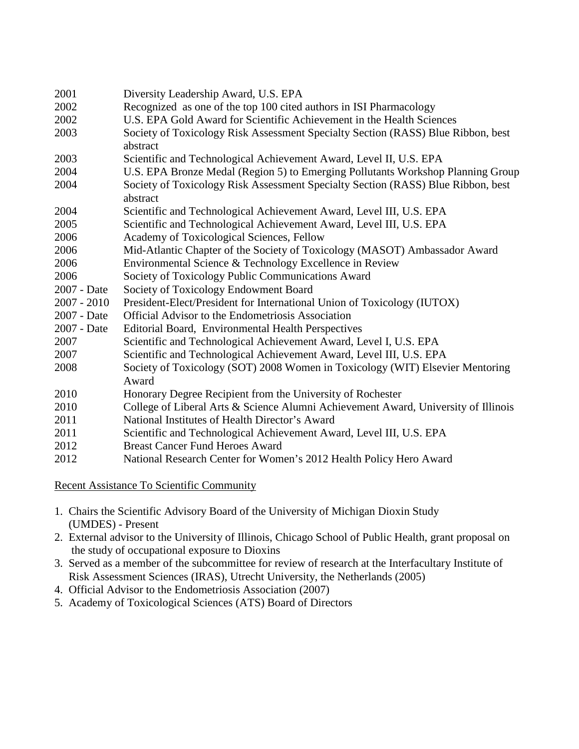| | |
|---|---|
| 2001 | Diversity Leadership Award, U.S. EPA |
| 2002 | Recognized as one of the top 100 cited authors in ISI Pharmacology |
| 2002 | U.S. EPA Gold Award for Scientific Achievement in the Health Sciences |
| 2003 | Society of Toxicology Risk Assessment Specialty Section (RASS) Blue Ribbon, best abstract |
| 2003 | Scientific and Technological Achievement Award, Level II, U.S. EPA |
| 2004 | U.S. EPA Bronze Medal (Region 5) to Emerging Pollutants Workshop Planning Group |
| 2004 | Society of Toxicology Risk Assessment Specialty Section (RASS) Blue Ribbon, best abstract |
| 2004 | Scientific and Technological Achievement Award, Level III, U.S. EPA |
| 2005 | Scientific and Technological Achievement Award, Level III, U.S. EPA |
| 2006 | Academy of Toxicological Sciences, Fellow |
| 2006 | Mid-Atlantic Chapter of the Society of Toxicology (MASOT) Ambassador Award |
| 2006 | Environmental Science & Technology Excellence in Review |
| 2006 | Society of Toxicology Public Communications Award |
| 2007 - Date | Society of Toxicology Endowment Board |
| 2007 - 2010 | President-Elect/President for International Union of Toxicology (IUTOX) |
| 2007 - Date | Official Advisor to the Endometriosis Association |
| 2007 - Date | Editorial Board, Environmental Health Perspectives |
| 2007 | Scientific and Technological Achievement Award, Level I, U.S. EPA |
| 2007 | Scientific and Technological Achievement Award, Level III, U.S. EPA |
| 2008 | Society of Toxicology (SOT) 2008 Women in Toxicology (WIT) Elsevier Mentoring Award |
| 2010 | Honorary Degree Recipient from the University of Rochester |
| 2010 | College of Liberal Arts & Science Alumni Achievement Award, University of Illinois |
| 2011 | National Institutes of Health Director's Award |
| 2011 | Scientific and Technological Achievement Award, Level III, U.S. EPA |
| 2012 | Breast Cancer Fund Heroes Award |
| 2012 | National Research Center for Women's 2012 Health Policy Hero Award |

<u>Recent Assistance To Scientific Community</u>

1. Chairs the Scientific Advisory Board of the University of Michigan Dioxin Study (UMDES) - Present
2. External advisor to the University of Illinois, Chicago School of Public Health, grant proposal on the study of occupational exposure to Dioxins
3. Served as a member of the subcommittee for review of research at the Interfacultary Institute of Risk Assessment Sciences (IRAS), Utrecht University, the Netherlands (2005)
4. Official Advisor to the Endometriosis Association (2007)
5. Academy of Toxicological Sciences (ATS) Board of Directors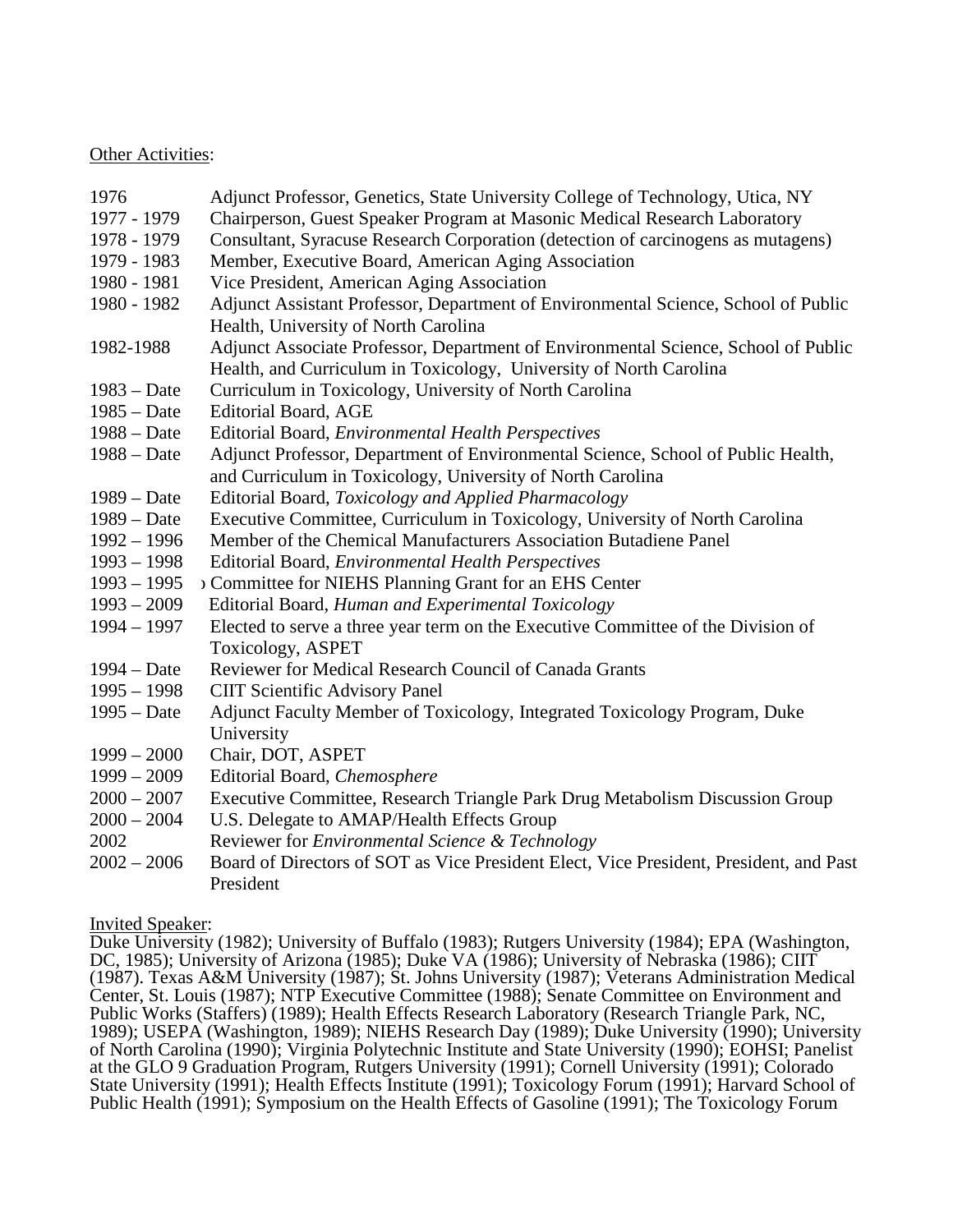Other Activities:

| | |
|---|---|
| 1976 | Adjunct Professor, Genetics, State University College of Technology, Utica, NY |
| 1977 - 1979 | Chairperson, Guest Speaker Program at Masonic Medical Research Laboratory |
| 1978 - 1979 | Consultant, Syracuse Research Corporation (detection of carcinogens as mutagens) |
| 1979 - 1983 | Member, Executive Board, American Aging Association |
| 1980 - 1981 | Vice President, American Aging Association |
| 1980 - 1982 | Adjunct Assistant Professor, Department of Environmental Science, School of Public Health, University of North Carolina |
| 1982-1988 | Adjunct Associate Professor, Department of Environmental Science, School of Public Health, and Curriculum in Toxicology, University of North Carolina |
| 1983 – Date | Curriculum in Toxicology, University of North Carolina |
| 1985 – Date | Editorial Board, AGE |
| 1988 – Date | Editorial Board, *Environmental Health Perspectives* |
| 1988 – Date | Adjunct Professor, Department of Environmental Science, School of Public Health, and Curriculum in Toxicology, University of North Carolina |
| 1989 – Date | Editorial Board, *Toxicology and Applied Pharmacology* |
| 1989 – Date | Executive Committee, Curriculum in Toxicology, University of North Carolina |
| 1992 – 1996 | Member of the Chemical Manufacturers Association Butadiene Panel |
| 1993 – 1998 | Editorial Board, *Environmental Health Perspectives* |
| 1993 – 1995 | Committee for NIEHS Planning Grant for an EHS Center |
| 1993 – 2009 | Editorial Board, *Human and Experimental Toxicology* |
| 1994 – 1997 | Elected to serve a three year term on the Executive Committee of the Division of Toxicology, ASPET |
| 1994 – Date | Reviewer for Medical Research Council of Canada Grants |
| 1995 – 1998 | CIIT Scientific Advisory Panel |
| 1995 – Date | Adjunct Faculty Member of Toxicology, Integrated Toxicology Program, Duke University |
| 1999 – 2000 | Chair, DOT, ASPET |
| 1999 – 2009 | Editorial Board, *Chemosphere* |
| 2000 – 2007 | Executive Committee, Research Triangle Park Drug Metabolism Discussion Group |
| 2000 – 2004 | U.S. Delegate to AMAP/Health Effects Group |
| 2002 | Reviewer for *Environmental Science & Technology* |
| 2002 – 2006 | Board of Directors of SOT as Vice President Elect, Vice President, President, and Past President |

Invited Speaker:
Duke University (1982); University of Buffalo (1983); Rutgers University (1984); EPA (Washington, DC, 1985); University of Arizona (1985); Duke VA (1986); University of Nebraska (1986); CIIT (1987). Texas A&M University (1987); St. Johns University (1987); Veterans Administration Medical Center, St. Louis (1987); NTP Executive Committee (1988); Senate Committee on Environment and Public Works (Staffers) (1989); Health Effects Research Laboratory (Research Triangle Park, NC, 1989); USEPA (Washington, 1989); NIEHS Research Day (1989); Duke University (1990); University of North Carolina (1990); Virginia Polytechnic Institute and State University (1990); EOHSI; Panelist at the GLO 9 Graduation Program, Rutgers University (1991); Cornell University (1991); Colorado State University (1991); Health Effects Institute (1991); Toxicology Forum (1991); Harvard School of Public Health (1991); Symposium on the Health Effects of Gasoline (1991); The Toxicology Forum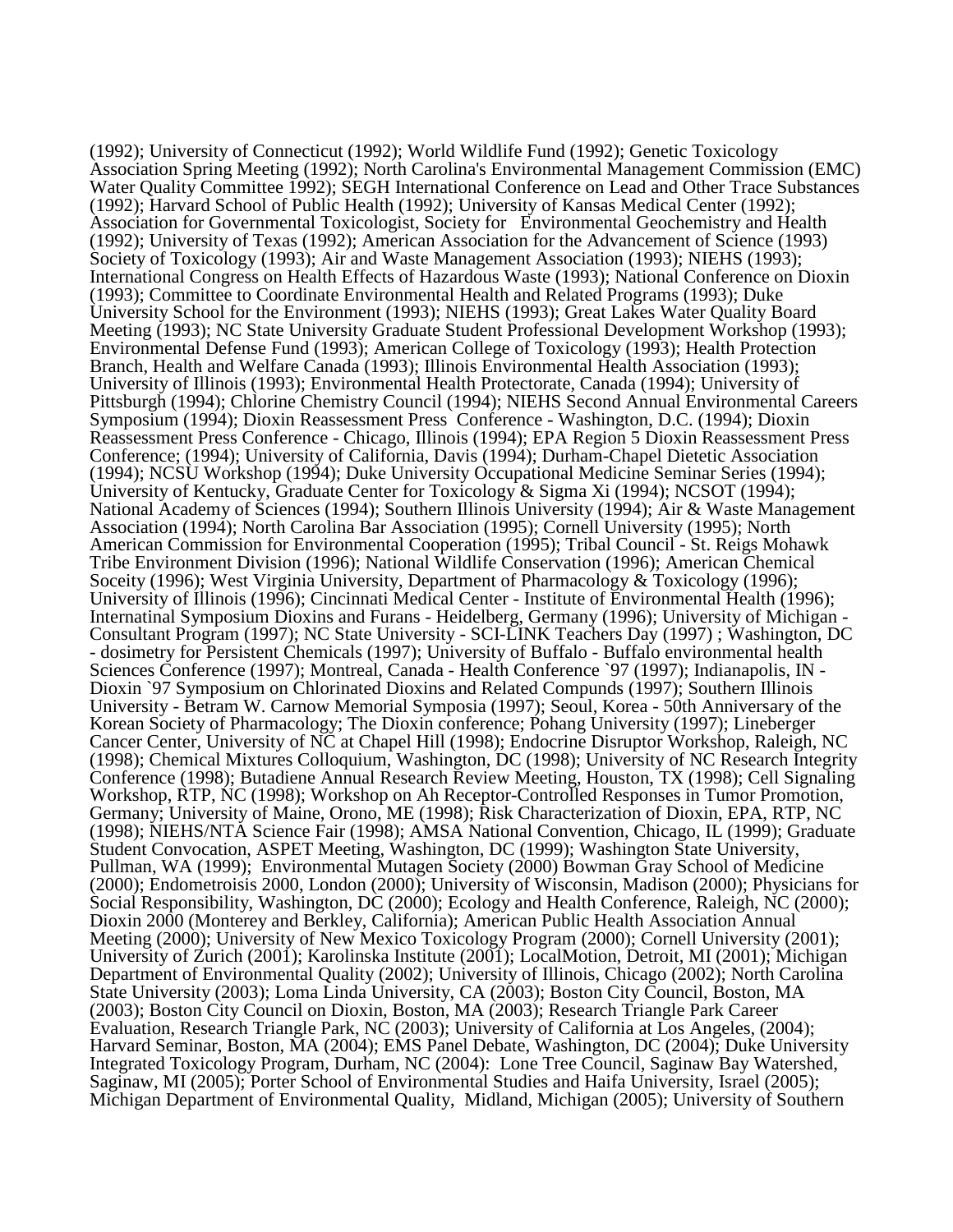(1992); University of Connecticut (1992); World Wildlife Fund (1992); Genetic Toxicology Association Spring Meeting (1992); North Carolina's Environmental Management Commission (EMC) Water Quality Committee 1992); SEGH International Conference on Lead and Other Trace Substances (1992); Harvard School of Public Health (1992); University of Kansas Medical Center (1992); Association for Governmental Toxicologist, Society for  Environmental Geochemistry and Health (1992); University of Texas (1992); American Association for the Advancement of Science (1993) Society of Toxicology (1993); Air and Waste Management Association (1993); NIEHS (1993); International Congress on Health Effects of Hazardous Waste (1993); National Conference on Dioxin (1993); Committee to Coordinate Environmental Health and Related Programs (1993); Duke University School for the Environment (1993); NIEHS (1993); Great Lakes Water Quality Board Meeting (1993); NC State University Graduate Student Professional Development Workshop (1993); Environmental Defense Fund (1993); American College of Toxicology (1993); Health Protection Branch, Health and Welfare Canada (1993); Illinois Environmental Health Association (1993); University of Illinois (1993); Environmental Health Protectorate, Canada (1994); University of Pittsburgh (1994); Chlorine Chemistry Council (1994); NIEHS Second Annual Environmental Careers Symposium (1994); Dioxin Reassessment Press  Conference - Washington, D.C. (1994); Dioxin Reassessment Press Conference - Chicago, Illinois (1994); EPA Region 5 Dioxin Reassessment Press Conference; (1994); University of California, Davis (1994); Durham-Chapel Dietetic Association (1994); NCSU Workshop (1994); Duke University Occupational Medicine Seminar Series (1994); University of Kentucky, Graduate Center for Toxicology & Sigma Xi (1994); NCSOT (1994); National Academy of Sciences (1994); Southern Illinois University (1994); Air & Waste Management Association (1994); North Carolina Bar Association (1995); Cornell University (1995); North American Commission for Environmental Cooperation (1995); Tribal Council - St. Reigs Mohawk Tribe Environment Division (1996); National Wildlife Conservation (1996); American Chemical Soceity (1996); West Virginia University, Department of Pharmacology & Toxicology (1996); University of Illinois (1996); Cincinnati Medical Center - Institute of Environmental Health (1996); Internatinal Symposium Dioxins and Furans - Heidelberg, Germany (1996); University of Michigan - Consultant Program (1997); NC State University - SCI-LINK Teachers Day (1997) ; Washington, DC - dosimetry for Persistent Chemicals (1997); University of Buffalo - Buffalo environmental health Sciences Conference (1997); Montreal, Canada - Health Conference `97 (1997); Indianapolis, IN - Dioxin `97 Symposium on Chlorinated Dioxins and Related Compunds (1997); Southern Illinois University - Betram W. Carnow Memorial Symposia (1997); Seoul, Korea - 50th Anniversary of the Korean Society of Pharmacology; The Dioxin conference; Pohang University (1997); Lineberger Cancer Center, University of NC at Chapel Hill (1998); Endocrine Disruptor Workshop, Raleigh, NC (1998); Chemical Mixtures Colloquium, Washington, DC (1998); University of NC Research Integrity Conference (1998); Butadiene Annual Research Review Meeting, Houston, TX (1998); Cell Signaling Workshop, RTP, NC (1998); Workshop on Ah Receptor-Controlled Responses in Tumor Promotion, Germany; University of Maine, Orono, ME (1998); Risk Characterization of Dioxin, EPA, RTP, NC (1998); NIEHS/NTA Science Fair (1998); AMSA National Convention, Chicago, IL (1999); Graduate Student Convocation, ASPET Meeting, Washington, DC (1999); Washington State University, Pullman, WA (1999);  Environmental Mutagen Society (2000) Bowman Gray School of Medicine (2000); Endometroisis 2000, London (2000); University of Wisconsin, Madison (2000); Physicians for Social Responsibility, Washington, DC (2000); Ecology and Health Conference, Raleigh, NC (2000); Dioxin 2000 (Monterey and Berkley, California); American Public Health Association Annual Meeting (2000); University of New Mexico Toxicology Program (2000); Cornell University (2001); University of Zurich (2001); Karolinska Institute (2001); LocalMotion, Detroit, MI (2001); Michigan Department of Environmental Quality (2002); University of Illinois, Chicago (2002); North Carolina State University (2003); Loma Linda University, CA (2003); Boston City Council, Boston, MA (2003); Boston City Council on Dioxin, Boston, MA (2003); Research Triangle Park Career Evaluation, Research Triangle Park, NC (2003); University of California at Los Angeles, (2004); Harvard Seminar, Boston, MA (2004); EMS Panel Debate, Washington, DC (2004); Duke University Integrated Toxicology Program, Durham, NC (2004):  Lone Tree Council, Saginaw Bay Watershed, Saginaw, MI (2005); Porter School of Environmental Studies and Haifa University, Israel (2005); Michigan Department of Environmental Quality,  Midland, Michigan (2005); University of Southern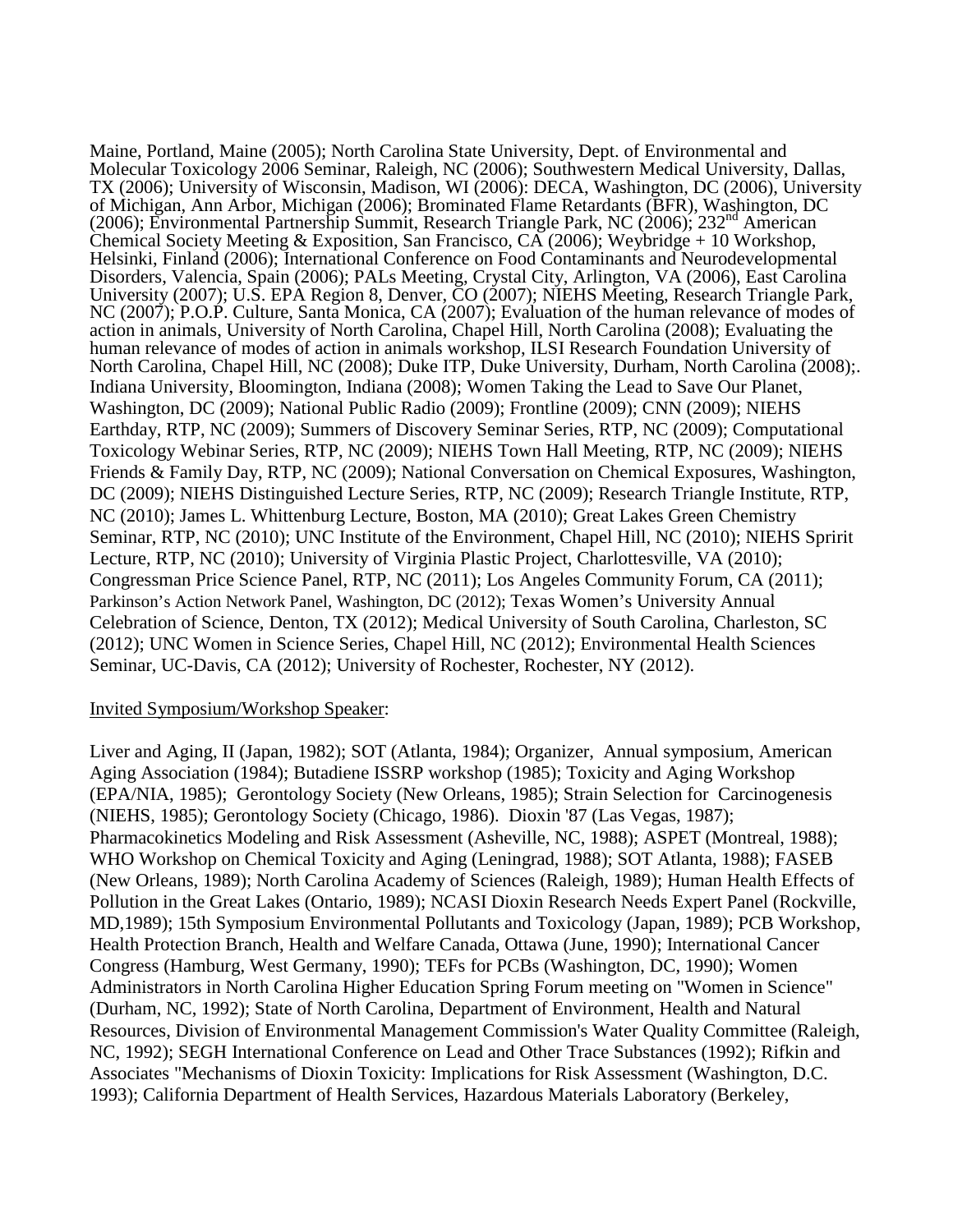Maine, Portland, Maine (2005); North Carolina State University, Dept. of Environmental and Molecular Toxicology 2006 Seminar, Raleigh, NC (2006); Southwestern Medical University, Dallas, TX (2006); University of Wisconsin, Madison, WI (2006): DECA, Washington, DC (2006), University of Michigan, Ann Arbor, Michigan (2006); Brominated Flame Retardants (BFR), Washington, DC (2006); Environmental Partnership Summit, Research Triangle Park, NC (2006); 232nd American Chemical Society Meeting & Exposition, San Francisco, CA (2006); Weybridge + 10 Workshop, Helsinki, Finland (2006); International Conference on Food Contaminants and Neurodevelopmental Disorders, Valencia, Spain (2006); PALs Meeting, Crystal City, Arlington, VA (2006), East Carolina University (2007); U.S. EPA Region 8, Denver, CO (2007); NIEHS Meeting, Research Triangle Park, NC (2007); P.O.P. Culture, Santa Monica, CA (2007); Evaluation of the human relevance of modes of action in animals, University of North Carolina, Chapel Hill, North Carolina (2008); Evaluating the human relevance of modes of action in animals workshop, ILSI Research Foundation University of North Carolina, Chapel Hill, NC (2008); Duke ITP, Duke University, Durham, North Carolina (2008);. Indiana University, Bloomington, Indiana (2008); Women Taking the Lead to Save Our Planet, Washington, DC (2009); National Public Radio (2009); Frontline (2009); CNN (2009); NIEHS Earthday, RTP, NC (2009); Summers of Discovery Seminar Series, RTP, NC (2009); Computational Toxicology Webinar Series, RTP, NC (2009); NIEHS Town Hall Meeting, RTP, NC (2009); NIEHS Friends & Family Day, RTP, NC (2009); National Conversation on Chemical Exposures, Washington, DC (2009); NIEHS Distinguished Lecture Series, RTP, NC (2009); Research Triangle Institute, RTP, NC (2010); James L. Whittenburg Lecture, Boston, MA (2010); Great Lakes Green Chemistry Seminar, RTP, NC (2010); UNC Institute of the Environment, Chapel Hill, NC (2010); NIEHS Spririt Lecture, RTP, NC (2010); University of Virginia Plastic Project, Charlottesville, VA (2010); Congressman Price Science Panel, RTP, NC (2011); Los Angeles Community Forum, CA (2011); Parkinson's Action Network Panel, Washington, DC (2012); Texas Women's University Annual Celebration of Science, Denton, TX (2012); Medical University of South Carolina, Charleston, SC (2012); UNC Women in Science Series, Chapel Hill, NC (2012); Environmental Health Sciences Seminar, UC-Davis, CA (2012); University of Rochester, Rochester, NY (2012).

Invited Symposium/Workshop Speaker:

Liver and Aging, II (Japan, 1982); SOT (Atlanta, 1984); Organizer, Annual symposium, American Aging Association (1984); Butadiene ISSRP workshop (1985); Toxicity and Aging Workshop (EPA/NIA, 1985); Gerontology Society (New Orleans, 1985); Strain Selection for Carcinogenesis (NIEHS, 1985); Gerontology Society (Chicago, 1986). Dioxin '87 (Las Vegas, 1987); Pharmacokinetics Modeling and Risk Assessment (Asheville, NC, 1988); ASPET (Montreal, 1988); WHO Workshop on Chemical Toxicity and Aging (Leningrad, 1988); SOT Atlanta, 1988); FASEB (New Orleans, 1989); North Carolina Academy of Sciences (Raleigh, 1989); Human Health Effects of Pollution in the Great Lakes (Ontario, 1989); NCASI Dioxin Research Needs Expert Panel (Rockville, MD,1989); 15th Symposium Environmental Pollutants and Toxicology (Japan, 1989); PCB Workshop, Health Protection Branch, Health and Welfare Canada, Ottawa (June, 1990); International Cancer Congress (Hamburg, West Germany, 1990); TEFs for PCBs (Washington, DC, 1990); Women Administrators in North Carolina Higher Education Spring Forum meeting on "Women in Science" (Durham, NC, 1992); State of North Carolina, Department of Environment, Health and Natural Resources, Division of Environmental Management Commission's Water Quality Committee (Raleigh, NC, 1992); SEGH International Conference on Lead and Other Trace Substances (1992); Rifkin and Associates "Mechanisms of Dioxin Toxicity: Implications for Risk Assessment (Washington, D.C. 1993); California Department of Health Services, Hazardous Materials Laboratory (Berkeley,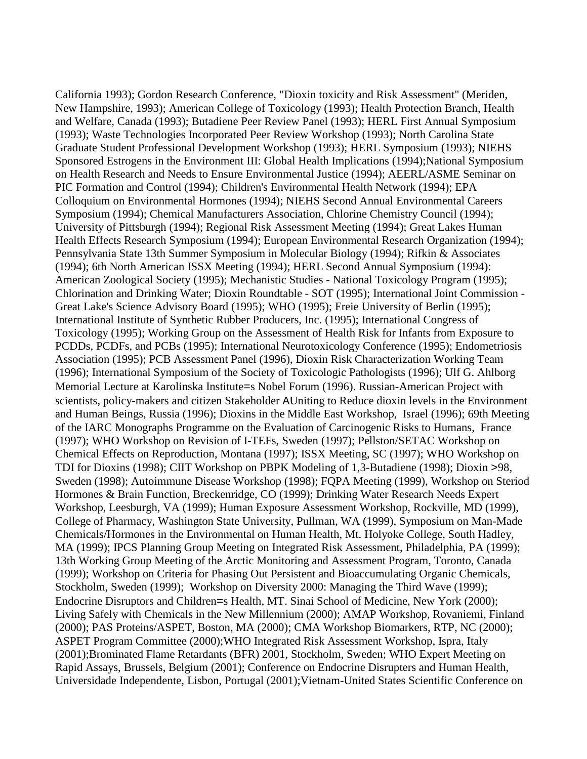California 1993); Gordon Research Conference, "Dioxin toxicity and Risk Assessment" (Meriden, New Hampshire, 1993); American College of Toxicology (1993); Health Protection Branch, Health and Welfare, Canada (1993); Butadiene Peer Review Panel (1993); HERL First Annual Symposium (1993); Waste Technologies Incorporated Peer Review Workshop (1993); North Carolina State Graduate Student Professional Development Workshop (1993); HERL Symposium (1993); NIEHS Sponsored Estrogens in the Environment III: Global Health Implications (1994);National Symposium on Health Research and Needs to Ensure Environmental Justice (1994); AEERL/ASME Seminar on PIC Formation and Control (1994); Children's Environmental Health Network (1994); EPA Colloquium on Environmental Hormones (1994); NIEHS Second Annual Environmental Careers Symposium (1994); Chemical Manufacturers Association, Chlorine Chemistry Council (1994); University of Pittsburgh (1994); Regional Risk Assessment Meeting (1994); Great Lakes Human Health Effects Research Symposium (1994); European Environmental Research Organization (1994); Pennsylvania State 13th Summer Symposium in Molecular Biology (1994); Rifkin & Associates (1994); 6th North American ISSX Meeting (1994); HERL Second Annual Symposium (1994): American Zoological Society (1995); Mechanistic Studies - National Toxicology Program (1995); Chlorination and Drinking Water; Dioxin Roundtable - SOT (1995); International Joint Commission - Great Lake's Science Advisory Board (1995); WHO (1995); Freie University of Berlin (1995); International Institute of Synthetic Rubber Producers, Inc. (1995); International Congress of Toxicology (1995); Working Group on the Assessment of Health Risk for Infants from Exposure to PCDDs, PCDFs, and PCBs (1995); International Neurotoxicology Conference (1995); Endometriosis Association (1995); PCB Assessment Panel (1996), Dioxin Risk Characterization Working Team (1996); International Symposium of the Society of Toxicologic Pathologists (1996); Ulf G. Ahlborg Memorial Lecture at Karolinska Institute=s Nobel Forum (1996). Russian-American Project with scientists, policy-makers and citizen Stakeholder AUniting to Reduce dioxin levels in the Environment and Human Beings, Russia (1996); Dioxins in the Middle East Workshop, Israel (1996); 69th Meeting of the IARC Monographs Programme on the Evaluation of Carcinogenic Risks to Humans, France (1997); WHO Workshop on Revision of I-TEFs, Sweden (1997); Pellston/SETAC Workshop on Chemical Effects on Reproduction, Montana (1997); ISSX Meeting, SC (1997); WHO Workshop on TDI for Dioxins (1998); CIIT Workshop on PBPK Modeling of 1,3-Butadiene (1998); Dioxin >98, Sweden (1998); Autoimmune Disease Workshop (1998); FQPA Meeting (1999), Workshop on Steriod Hormones & Brain Function, Breckenridge, CO (1999); Drinking Water Research Needs Expert Workshop, Leesburgh, VA (1999); Human Exposure Assessment Workshop, Rockville, MD (1999), College of Pharmacy, Washington State University, Pullman, WA (1999), Symposium on Man-Made Chemicals/Hormones in the Environmental on Human Health, Mt. Holyoke College, South Hadley, MA (1999); IPCS Planning Group Meeting on Integrated Risk Assessment, Philadelphia, PA (1999); 13th Working Group Meeting of the Arctic Monitoring and Assessment Program, Toronto, Canada (1999); Workshop on Criteria for Phasing Out Persistent and Bioaccumulating Organic Chemicals, Stockholm, Sweden (1999); Workshop on Diversity 2000: Managing the Third Wave (1999); Endocrine Disruptors and Children=s Health, MT. Sinai School of Medicine, New York (2000); Living Safely with Chemicals in the New Millennium (2000); AMAP Workshop, Rovaniemi, Finland (2000); PAS Proteins/ASPET, Boston, MA (2000); CMA Workshop Biomarkers, RTP, NC (2000); ASPET Program Committee (2000);WHO Integrated Risk Assessment Workshop, Ispra, Italy (2001);Brominated Flame Retardants (BFR) 2001, Stockholm, Sweden; WHO Expert Meeting on Rapid Assays, Brussels, Belgium (2001); Conference on Endocrine Disrupters and Human Health, Universidade Independente, Lisbon, Portugal (2001);Vietnam-United States Scientific Conference on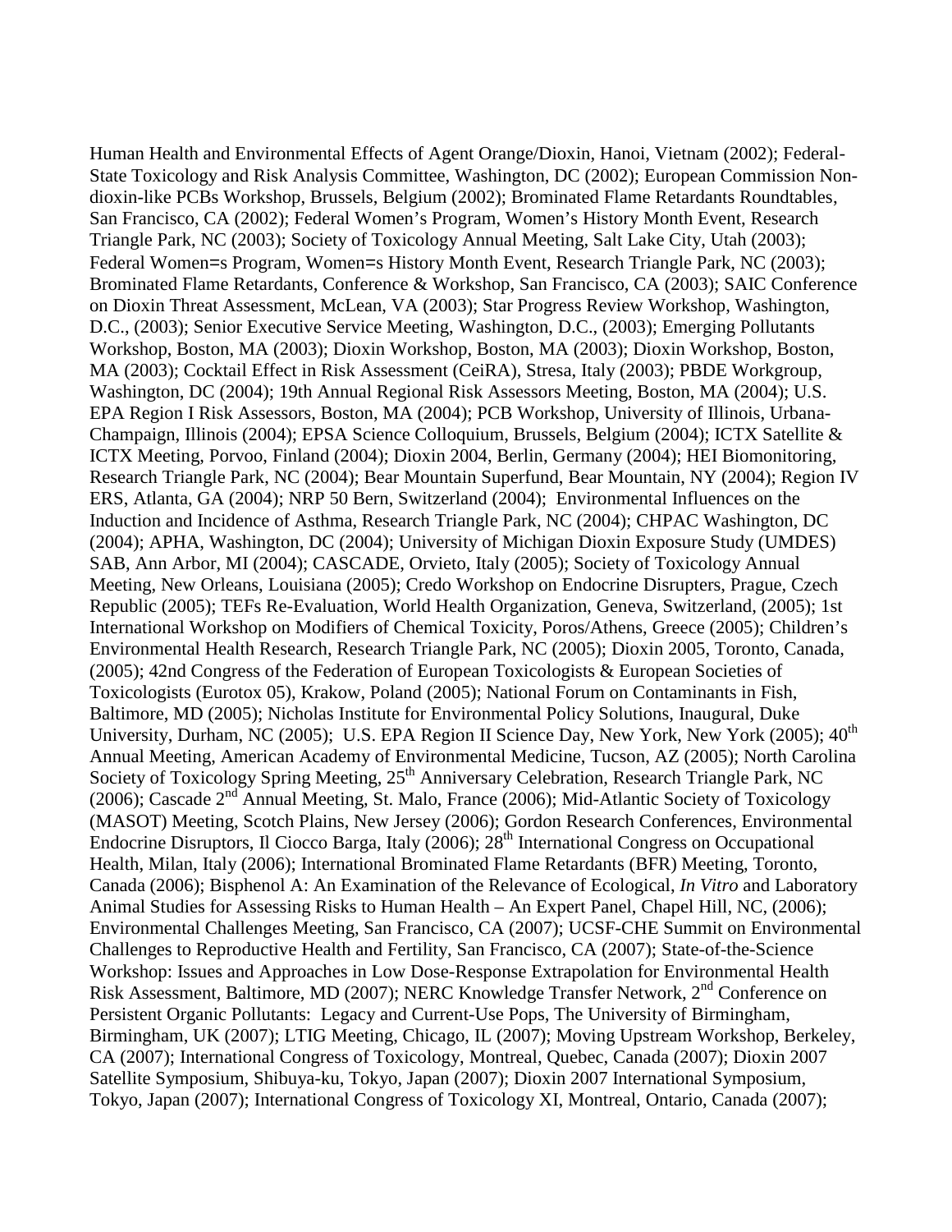Human Health and Environmental Effects of Agent Orange/Dioxin, Hanoi, Vietnam (2002); Federal-State Toxicology and Risk Analysis Committee, Washington, DC (2002); European Commission Non-dioxin-like PCBs Workshop, Brussels, Belgium (2002); Brominated Flame Retardants Roundtables, San Francisco, CA (2002); Federal Women's Program, Women's History Month Event, Research Triangle Park, NC (2003); Society of Toxicology Annual Meeting, Salt Lake City, Utah (2003); Federal Women=s Program, Women=s History Month Event, Research Triangle Park, NC (2003); Brominated Flame Retardants, Conference & Workshop, San Francisco, CA (2003); SAIC Conference on Dioxin Threat Assessment, McLean, VA (2003); Star Progress Review Workshop, Washington, D.C., (2003); Senior Executive Service Meeting, Washington, D.C., (2003); Emerging Pollutants Workshop, Boston, MA (2003); Dioxin Workshop, Boston, MA (2003); Dioxin Workshop, Boston, MA (2003); Cocktail Effect in Risk Assessment (CeiRA), Stresa, Italy (2003); PBDE Workgroup, Washington, DC (2004); 19th Annual Regional Risk Assessors Meeting, Boston, MA (2004); U.S. EPA Region I Risk Assessors, Boston, MA (2004); PCB Workshop, University of Illinois, Urbana-Champaign, Illinois (2004); EPSA Science Colloquium, Brussels, Belgium (2004); ICTX Satellite & ICTX Meeting, Porvoo, Finland (2004); Dioxin 2004, Berlin, Germany (2004); HEI Biomonitoring, Research Triangle Park, NC (2004); Bear Mountain Superfund, Bear Mountain, NY (2004); Region IV ERS, Atlanta, GA (2004); NRP 50 Bern, Switzerland (2004); Environmental Influences on the Induction and Incidence of Asthma, Research Triangle Park, NC (2004); CHPAC Washington, DC (2004); APHA, Washington, DC (2004); University of Michigan Dioxin Exposure Study (UMDES) SAB, Ann Arbor, MI (2004); CASCADE, Orvieto, Italy (2005); Society of Toxicology Annual Meeting, New Orleans, Louisiana (2005); Credo Workshop on Endocrine Disrupters, Prague, Czech Republic (2005); TEFs Re-Evaluation, World Health Organization, Geneva, Switzerland, (2005); 1st International Workshop on Modifiers of Chemical Toxicity, Poros/Athens, Greece (2005); Children's Environmental Health Research, Research Triangle Park, NC (2005); Dioxin 2005, Toronto, Canada, (2005); 42nd Congress of the Federation of European Toxicologists & European Societies of Toxicologists (Eurotox 05), Krakow, Poland (2005); National Forum on Contaminants in Fish, Baltimore, MD (2005); Nicholas Institute for Environmental Policy Solutions, Inaugural, Duke University, Durham, NC (2005); U.S. EPA Region II Science Day, New York, New York (2005); 40th Annual Meeting, American Academy of Environmental Medicine, Tucson, AZ (2005); North Carolina Society of Toxicology Spring Meeting, 25th Anniversary Celebration, Research Triangle Park, NC (2006); Cascade 2nd Annual Meeting, St. Malo, France (2006); Mid-Atlantic Society of Toxicology (MASOT) Meeting, Scotch Plains, New Jersey (2006); Gordon Research Conferences, Environmental Endocrine Disruptors, Il Ciocco Barga, Italy (2006); 28th International Congress on Occupational Health, Milan, Italy (2006); International Brominated Flame Retardants (BFR) Meeting, Toronto, Canada (2006); Bisphenol A: An Examination of the Relevance of Ecological, *In Vitro* and Laboratory Animal Studies for Assessing Risks to Human Health – An Expert Panel, Chapel Hill, NC, (2006); Environmental Challenges Meeting, San Francisco, CA (2007); UCSF-CHE Summit on Environmental Challenges to Reproductive Health and Fertility, San Francisco, CA (2007); State-of-the-Science Workshop: Issues and Approaches in Low Dose-Response Extrapolation for Environmental Health Risk Assessment, Baltimore, MD (2007); NERC Knowledge Transfer Network, 2nd Conference on Persistent Organic Pollutants: Legacy and Current-Use Pops, The University of Birmingham, Birmingham, UK (2007); LTIG Meeting, Chicago, IL (2007); Moving Upstream Workshop, Berkeley, CA (2007); International Congress of Toxicology, Montreal, Quebec, Canada (2007); Dioxin 2007 Satellite Symposium, Shibuya-ku, Tokyo, Japan (2007); Dioxin 2007 International Symposium, Tokyo, Japan (2007); International Congress of Toxicology XI, Montreal, Ontario, Canada (2007);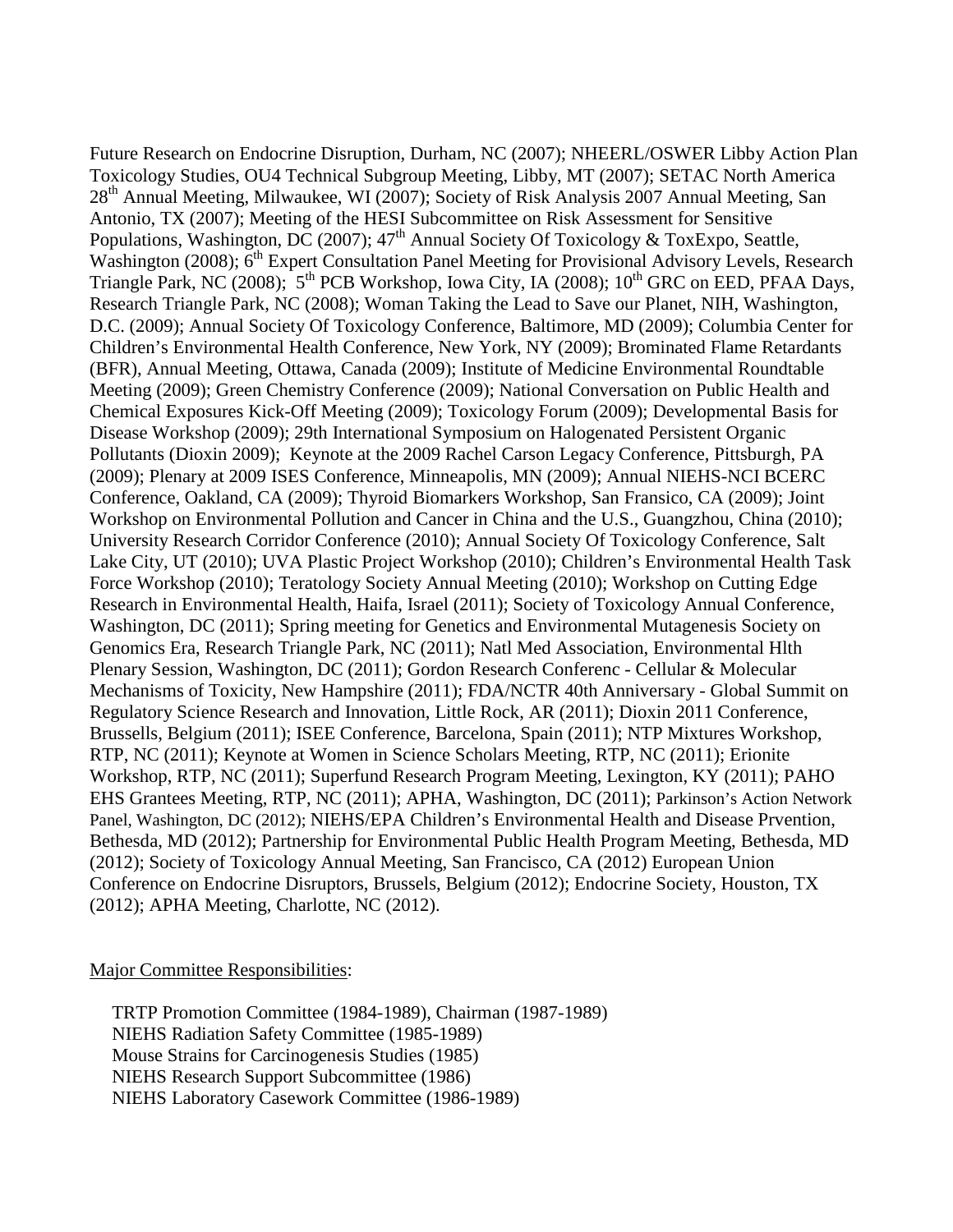Future Research on Endocrine Disruption, Durham, NC (2007); NHEERL/OSWER Libby Action Plan Toxicology Studies, OU4 Technical Subgroup Meeting, Libby, MT (2007); SETAC North America 28th Annual Meeting, Milwaukee, WI (2007); Society of Risk Analysis 2007 Annual Meeting, San Antonio, TX (2007); Meeting of the HESI Subcommittee on Risk Assessment for Sensitive Populations, Washington, DC (2007); 47th Annual Society Of Toxicology & ToxExpo, Seattle, Washington (2008); 6th Expert Consultation Panel Meeting for Provisional Advisory Levels, Research Triangle Park, NC (2008); 5th PCB Workshop, Iowa City, IA (2008); 10th GRC on EED, PFAA Days, Research Triangle Park, NC (2008); Woman Taking the Lead to Save our Planet, NIH, Washington, D.C. (2009); Annual Society Of Toxicology Conference, Baltimore, MD (2009); Columbia Center for Children's Environmental Health Conference, New York, NY (2009); Brominated Flame Retardants (BFR), Annual Meeting, Ottawa, Canada (2009); Institute of Medicine Environmental Roundtable Meeting (2009); Green Chemistry Conference (2009); National Conversation on Public Health and Chemical Exposures Kick-Off Meeting (2009); Toxicology Forum (2009); Developmental Basis for Disease Workshop (2009); 29th International Symposium on Halogenated Persistent Organic Pollutants (Dioxin 2009); Keynote at the 2009 Rachel Carson Legacy Conference, Pittsburgh, PA (2009); Plenary at 2009 ISES Conference, Minneapolis, MN (2009); Annual NIEHS-NCI BCERC Conference, Oakland, CA (2009); Thyroid Biomarkers Workshop, San Fransico, CA (2009); Joint Workshop on Environmental Pollution and Cancer in China and the U.S., Guangzhou, China (2010); University Research Corridor Conference (2010); Annual Society Of Toxicology Conference, Salt Lake City, UT (2010); UVA Plastic Project Workshop (2010); Children's Environmental Health Task Force Workshop (2010); Teratology Society Annual Meeting (2010); Workshop on Cutting Edge Research in Environmental Health, Haifa, Israel (2011); Society of Toxicology Annual Conference, Washington, DC (2011); Spring meeting for Genetics and Environmental Mutagenesis Society on Genomics Era, Research Triangle Park, NC (2011); Natl Med Association, Environmental Hlth Plenary Session, Washington, DC (2011); Gordon Research Conferenc - Cellular & Molecular Mechanisms of Toxicity, New Hampshire (2011); FDA/NCTR 40th Anniversary - Global Summit on Regulatory Science Research and Innovation, Little Rock, AR (2011); Dioxin 2011 Conference, Brussells, Belgium (2011); ISEE Conference, Barcelona, Spain (2011); NTP Mixtures Workshop, RTP, NC (2011); Keynote at Women in Science Scholars Meeting, RTP, NC (2011); Erionite Workshop, RTP, NC (2011); Superfund Research Program Meeting, Lexington, KY (2011); PAHO EHS Grantees Meeting, RTP, NC (2011); APHA, Washington, DC (2011); Parkinson's Action Network Panel, Washington, DC (2012); NIEHS/EPA Children's Environmental Health and Disease Prvention, Bethesda, MD (2012); Partnership for Environmental Public Health Program Meeting, Bethesda, MD (2012); Society of Toxicology Annual Meeting, San Francisco, CA (2012) European Union Conference on Endocrine Disruptors, Brussels, Belgium (2012); Endocrine Society, Houston, TX (2012); APHA Meeting, Charlotte, NC (2012).

Major Committee Responsibilities:

TRTP Promotion Committee (1984-1989), Chairman (1987-1989)
NIEHS Radiation Safety Committee (1985-1989)
Mouse Strains for Carcinogenesis Studies (1985)
NIEHS Research Support Subcommittee (1986)
NIEHS Laboratory Casework Committee (1986-1989)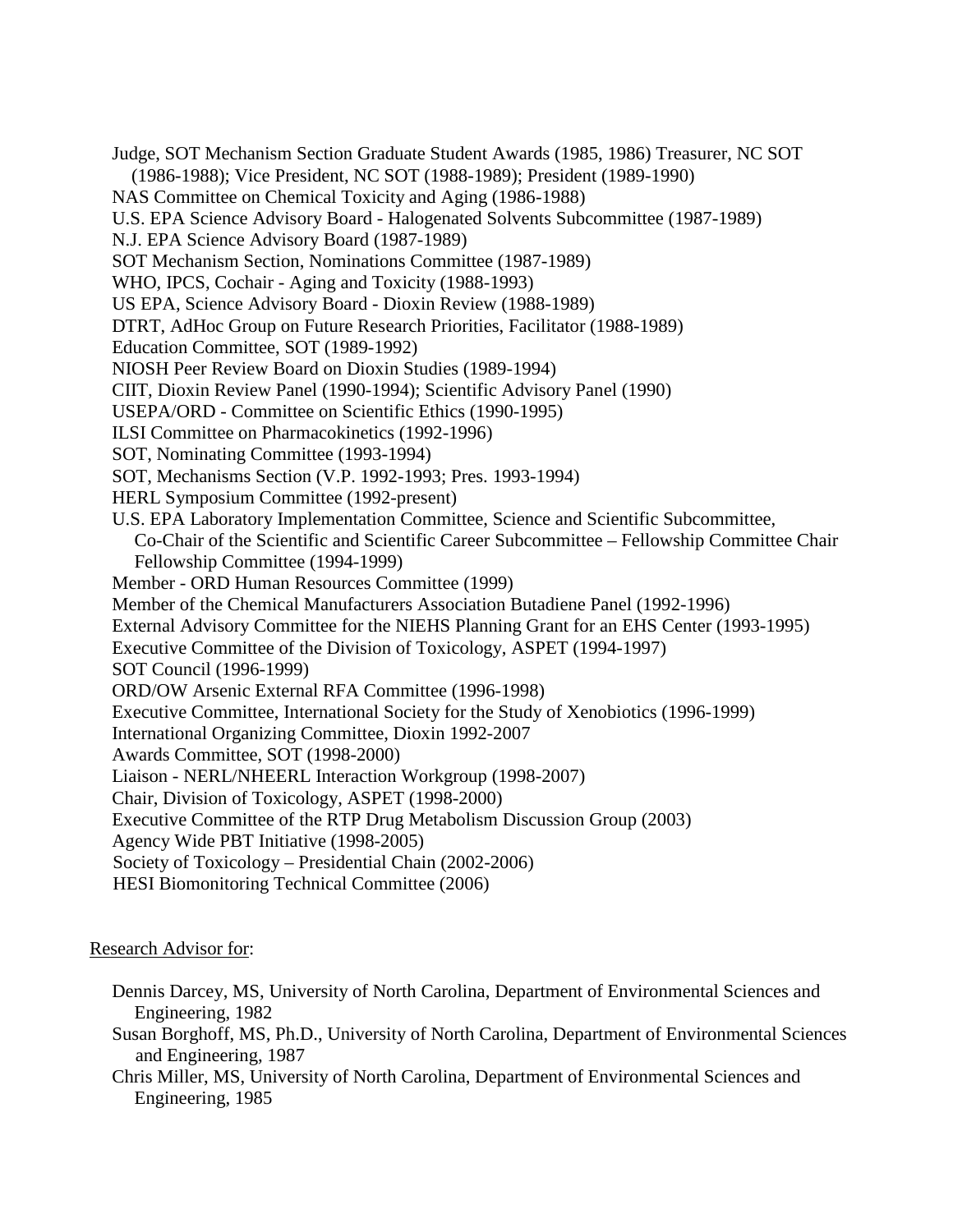Judge, SOT Mechanism Section Graduate Student Awards (1985, 1986) Treasurer, NC SOT (1986-1988); Vice President, NC SOT (1988-1989); President (1989-1990)
NAS Committee on Chemical Toxicity and Aging (1986-1988)
U.S. EPA Science Advisory Board - Halogenated Solvents Subcommittee (1987-1989)
N.J. EPA Science Advisory Board (1987-1989)
SOT Mechanism Section, Nominations Committee (1987-1989)
WHO, IPCS, Cochair - Aging and Toxicity (1988-1993)
US EPA, Science Advisory Board - Dioxin Review (1988-1989)
DTRT, AdHoc Group on Future Research Priorities, Facilitator (1988-1989)
Education Committee, SOT (1989-1992)
NIOSH Peer Review Board on Dioxin Studies (1989-1994)
CIIT, Dioxin Review Panel (1990-1994); Scientific Advisory Panel (1990)
USEPA/ORD - Committee on Scientific Ethics (1990-1995)
ILSI Committee on Pharmacokinetics (1992-1996)
SOT, Nominating Committee (1993-1994)
SOT, Mechanisms Section (V.P. 1992-1993; Pres. 1993-1994)
HERL Symposium Committee (1992-present)
U.S. EPA Laboratory Implementation Committee, Science and Scientific Subcommittee, Co-Chair of the Scientific and Scientific Career Subcommittee – Fellowship Committee Chair Fellowship Committee (1994-1999)
Member - ORD Human Resources Committee (1999)
Member of the Chemical Manufacturers Association Butadiene Panel (1992-1996)
External Advisory Committee for the NIEHS Planning Grant for an EHS Center (1993-1995)
Executive Committee of the Division of Toxicology, ASPET (1994-1997)
SOT Council (1996-1999)
ORD/OW Arsenic External RFA Committee (1996-1998)
Executive Committee, International Society for the Study of Xenobiotics (1996-1999)
International Organizing Committee, Dioxin 1992-2007
Awards Committee, SOT (1998-2000)
Liaison - NERL/NHEERL Interaction Workgroup (1998-2007)
Chair, Division of Toxicology, ASPET (1998-2000)
Executive Committee of the RTP Drug Metabolism Discussion Group (2003)
Agency Wide PBT Initiative (1998-2005)
Society of Toxicology – Presidential Chain (2002-2006)
HESI Biomonitoring Technical Committee (2006)

Research Advisor for:

Dennis Darcey, MS, University of North Carolina, Department of Environmental Sciences and Engineering, 1982
Susan Borghoff, MS, Ph.D., University of North Carolina, Department of Environmental Sciences and Engineering, 1987
Chris Miller, MS, University of North Carolina, Department of Environmental Sciences and Engineering, 1985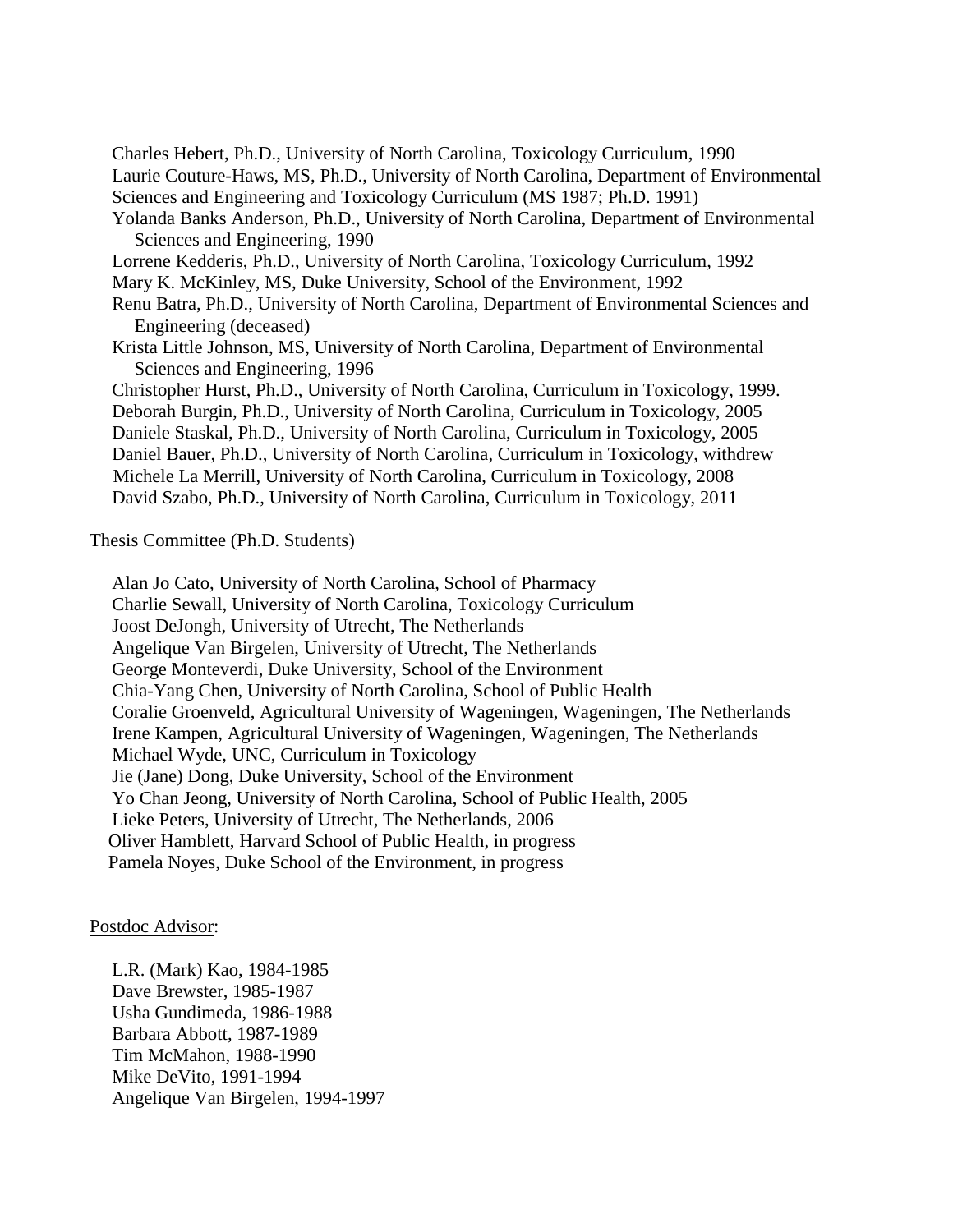Charles Hebert, Ph.D., University of North Carolina, Toxicology Curriculum, 1990
Laurie Couture-Haws, MS, Ph.D., University of North Carolina, Department of Environmental Sciences and Engineering and Toxicology Curriculum (MS 1987; Ph.D. 1991)
Yolanda Banks Anderson, Ph.D., University of North Carolina, Department of Environmental Sciences and Engineering, 1990
Lorrene Kedderis, Ph.D., University of North Carolina, Toxicology Curriculum, 1992
Mary K. McKinley, MS, Duke University, School of the Environment, 1992
Renu Batra, Ph.D., University of North Carolina, Department of Environmental Sciences and Engineering (deceased)
Krista Little Johnson, MS, University of North Carolina, Department of Environmental Sciences and Engineering, 1996
Christopher Hurst, Ph.D., University of North Carolina, Curriculum in Toxicology, 1999.
Deborah Burgin, Ph.D., University of North Carolina, Curriculum in Toxicology, 2005
Daniele Staskal, Ph.D., University of North Carolina, Curriculum in Toxicology, 2005
Daniel Bauer, Ph.D., University of North Carolina, Curriculum in Toxicology, withdrew
Michele La Merrill, University of North Carolina, Curriculum in Toxicology, 2008
David Szabo, Ph.D., University of North Carolina, Curriculum in Toxicology, 2011

Thesis Committee (Ph.D. Students)

Alan Jo Cato, University of North Carolina, School of Pharmacy
Charlie Sewall, University of North Carolina, Toxicology Curriculum
Joost DeJongh, University of Utrecht, The Netherlands
Angelique Van Birgelen, University of Utrecht, The Netherlands
George Monteverdi, Duke University, School of the Environment
Chia-Yang Chen, University of North Carolina, School of Public Health
Coralie Groenveld, Agricultural University of Wageningen, Wageningen, The Netherlands
Irene Kampen, Agricultural University of Wageningen, Wageningen, The Netherlands
Michael Wyde, UNC, Curriculum in Toxicology
Jie (Jane) Dong, Duke University, School of the Environment
Yo Chan Jeong, University of North Carolina, School of Public Health, 2005
Lieke Peters, University of Utrecht, The Netherlands, 2006
Oliver Hamblett, Harvard School of Public Health, in progress
Pamela Noyes, Duke School of the Environment, in progress

Postdoc Advisor:

L.R. (Mark) Kao, 1984-1985
Dave Brewster, 1985-1987
Usha Gundimeda, 1986-1988
Barbara Abbott, 1987-1989
Tim McMahon, 1988-1990
Mike DeVito, 1991-1994
Angelique Van Birgelen, 1994-1997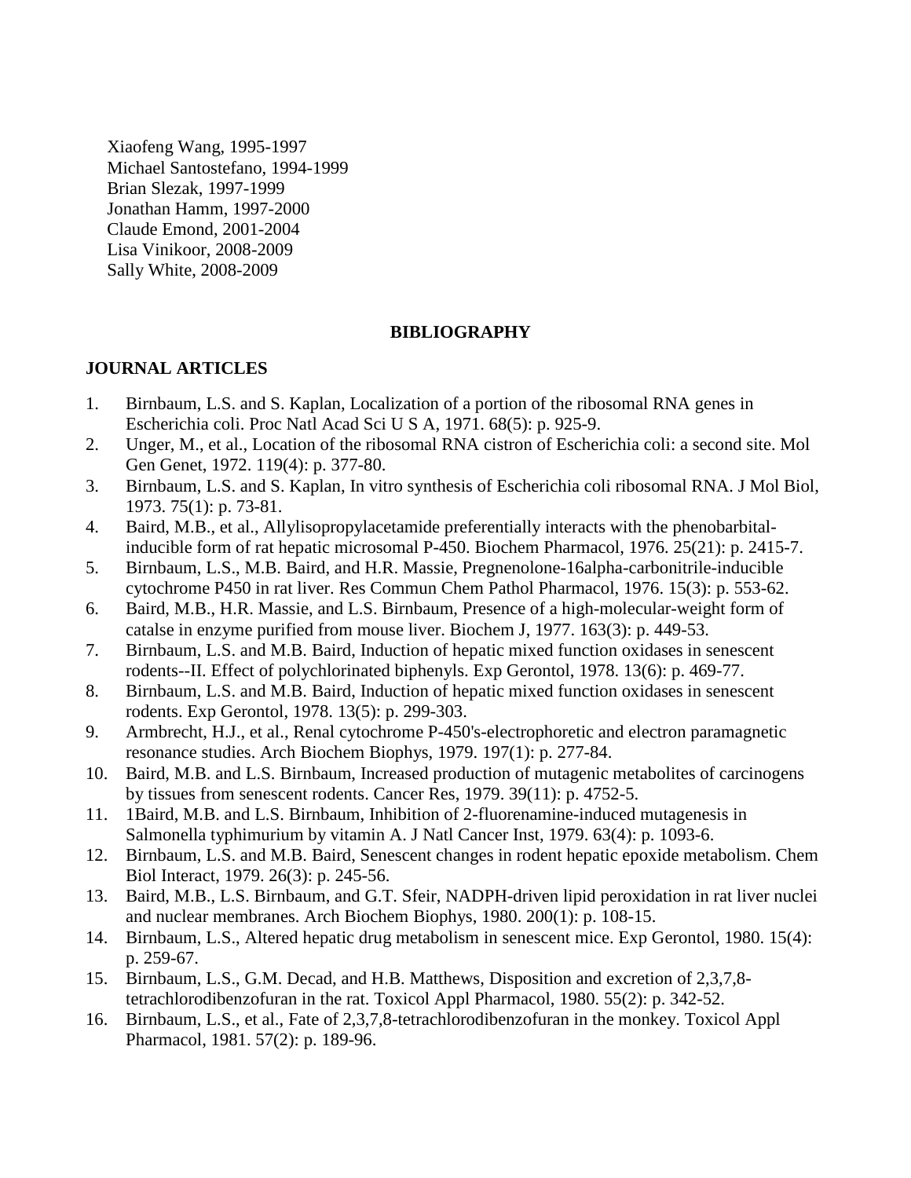Xiaofeng Wang, 1995-1997  
Michael Santostefano, 1994-1999  
Brian Slezak, 1997-1999  
Jonathan Hamm, 1997-2000  
Claude Emond, 2001-2004  
Lisa Vinikoor, 2008-2009  
Sally White, 2008-2009

## BIBLIOGRAPHY

### JOURNAL ARTICLES

1. Birnbaum, L.S. and S. Kaplan, Localization of a portion of the ribosomal RNA genes in Escherichia coli. Proc Natl Acad Sci U S A, 1971. 68(5): p. 925-9.
2. Unger, M., et al., Location of the ribosomal RNA cistron of Escherichia coli: a second site. Mol Gen Genet, 1972. 119(4): p. 377-80.
3. Birnbaum, L.S. and S. Kaplan, In vitro synthesis of Escherichia coli ribosomal RNA. J Mol Biol, 1973. 75(1): p. 73-81.
4. Baird, M.B., et al., Allylisopropylacetamide preferentially interacts with the phenobarbital-inducible form of rat hepatic microsomal P-450. Biochem Pharmacol, 1976. 25(21): p. 2415-7.
5. Birnbaum, L.S., M.B. Baird, and H.R. Massie, Pregnenolone-16alpha-carbonitrile-inducible cytochrome P450 in rat liver. Res Commun Chem Pathol Pharmacol, 1976. 15(3): p. 553-62.
6. Baird, M.B., H.R. Massie, and L.S. Birnbaum, Presence of a high-molecular-weight form of catalse in enzyme purified from mouse liver. Biochem J, 1977. 163(3): p. 449-53.
7. Birnbaum, L.S. and M.B. Baird, Induction of hepatic mixed function oxidases in senescent rodents--II. Effect of polychlorinated biphenyls. Exp Gerontol, 1978. 13(6): p. 469-77.
8. Birnbaum, L.S. and M.B. Baird, Induction of hepatic mixed function oxidases in senescent rodents. Exp Gerontol, 1978. 13(5): p. 299-303.
9. Armbrecht, H.J., et al., Renal cytochrome P-450's-electrophoretic and electron paramagnetic resonance studies. Arch Biochem Biophys, 1979. 197(1): p. 277-84.
10. Baird, M.B. and L.S. Birnbaum, Increased production of mutagenic metabolites of carcinogens by tissues from senescent rodents. Cancer Res, 1979. 39(11): p. 4752-5.
11. 1Baird, M.B. and L.S. Birnbaum, Inhibition of 2-fluorenamine-induced mutagenesis in Salmonella typhimurium by vitamin A. J Natl Cancer Inst, 1979. 63(4): p. 1093-6.
12. Birnbaum, L.S. and M.B. Baird, Senescent changes in rodent hepatic epoxide metabolism. Chem Biol Interact, 1979. 26(3): p. 245-56.
13. Baird, M.B., L.S. Birnbaum, and G.T. Sfeir, NADPH-driven lipid peroxidation in rat liver nuclei and nuclear membranes. Arch Biochem Biophys, 1980. 200(1): p. 108-15.
14. Birnbaum, L.S., Altered hepatic drug metabolism in senescent mice. Exp Gerontol, 1980. 15(4): p. 259-67.
15. Birnbaum, L.S., G.M. Decad, and H.B. Matthews, Disposition and excretion of 2,3,7,8-tetrachlorodibenzofuran in the rat. Toxicol Appl Pharmacol, 1980. 55(2): p. 342-52.
16. Birnbaum, L.S., et al., Fate of 2,3,7,8-tetrachlorodibenzofuran in the monkey. Toxicol Appl Pharmacol, 1981. 57(2): p. 189-96.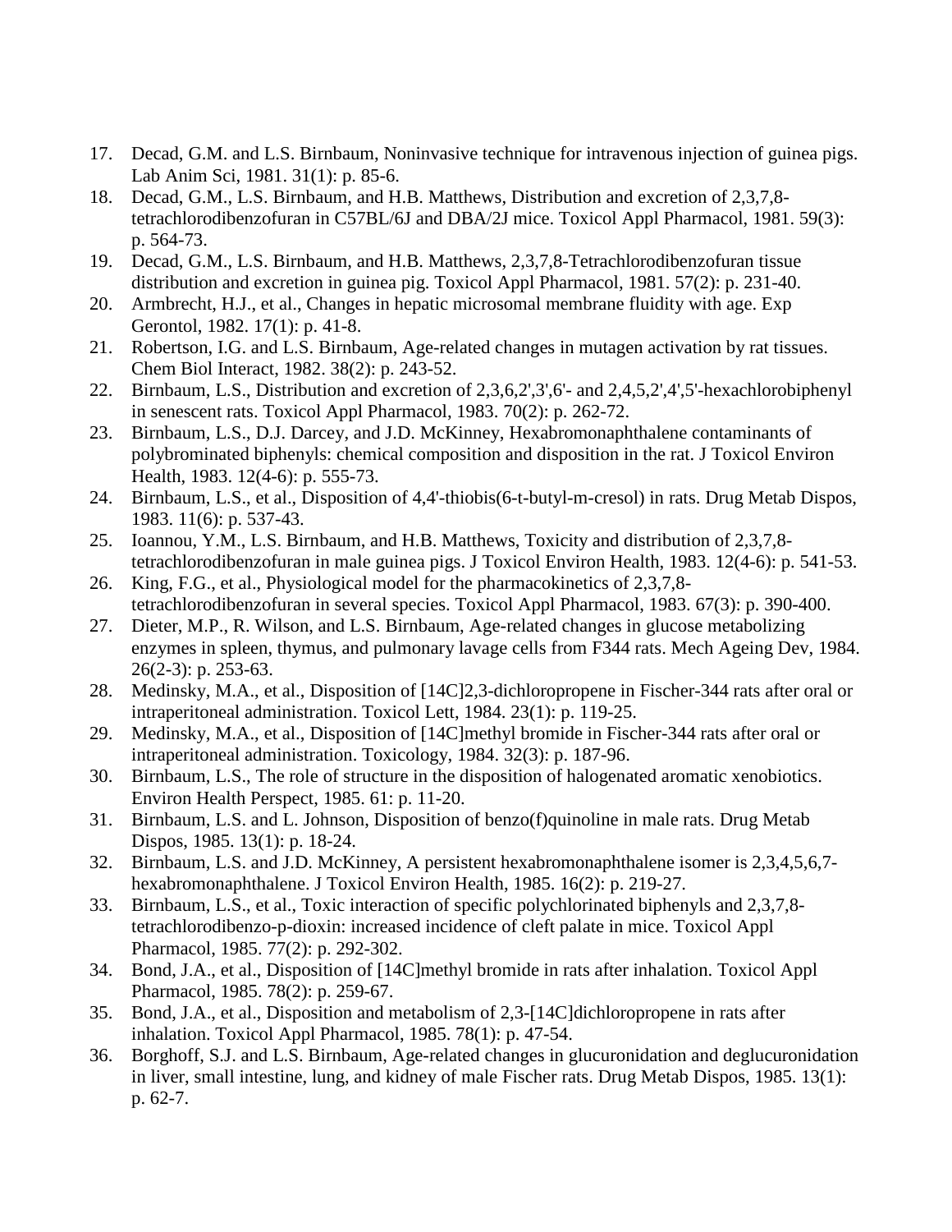17. Decad, G.M. and L.S. Birnbaum, Noninvasive technique for intravenous injection of guinea pigs. Lab Anim Sci, 1981. 31(1): p. 85-6.
18. Decad, G.M., L.S. Birnbaum, and H.B. Matthews, Distribution and excretion of 2,3,7,8-tetrachlorodibenzofuran in C57BL/6J and DBA/2J mice. Toxicol Appl Pharmacol, 1981. 59(3): p. 564-73.
19. Decad, G.M., L.S. Birnbaum, and H.B. Matthews, 2,3,7,8-Tetrachlorodibenzofuran tissue distribution and excretion in guinea pig. Toxicol Appl Pharmacol, 1981. 57(2): p. 231-40.
20. Armbrecht, H.J., et al., Changes in hepatic microsomal membrane fluidity with age. Exp Gerontol, 1982. 17(1): p. 41-8.
21. Robertson, I.G. and L.S. Birnbaum, Age-related changes in mutagen activation by rat tissues. Chem Biol Interact, 1982. 38(2): p. 243-52.
22. Birnbaum, L.S., Distribution and excretion of 2,3,6,2',3',6'- and 2,4,5,2',4',5'-hexachlorobiphenyl in senescent rats. Toxicol Appl Pharmacol, 1983. 70(2): p. 262-72.
23. Birnbaum, L.S., D.J. Darcey, and J.D. McKinney, Hexabromonaphthalene contaminants of polybrominated biphenyls: chemical composition and disposition in the rat. J Toxicol Environ Health, 1983. 12(4-6): p. 555-73.
24. Birnbaum, L.S., et al., Disposition of 4,4'-thiobis(6-t-butyl-m-cresol) in rats. Drug Metab Dispos, 1983. 11(6): p. 537-43.
25. Ioannou, Y.M., L.S. Birnbaum, and H.B. Matthews, Toxicity and distribution of 2,3,7,8-tetrachlorodibenzofuran in male guinea pigs. J Toxicol Environ Health, 1983. 12(4-6): p. 541-53.
26. King, F.G., et al., Physiological model for the pharmacokinetics of 2,3,7,8-tetrachlorodibenzofuran in several species. Toxicol Appl Pharmacol, 1983. 67(3): p. 390-400.
27. Dieter, M.P., R. Wilson, and L.S. Birnbaum, Age-related changes in glucose metabolizing enzymes in spleen, thymus, and pulmonary lavage cells from F344 rats. Mech Ageing Dev, 1984. 26(2-3): p. 253-63.
28. Medinsky, M.A., et al., Disposition of [14C]2,3-dichloropropene in Fischer-344 rats after oral or intraperitoneal administration. Toxicol Lett, 1984. 23(1): p. 119-25.
29. Medinsky, M.A., et al., Disposition of [14C]methyl bromide in Fischer-344 rats after oral or intraperitoneal administration. Toxicology, 1984. 32(3): p. 187-96.
30. Birnbaum, L.S., The role of structure in the disposition of halogenated aromatic xenobiotics. Environ Health Perspect, 1985. 61: p. 11-20.
31. Birnbaum, L.S. and L. Johnson, Disposition of benzo(f)quinoline in male rats. Drug Metab Dispos, 1985. 13(1): p. 18-24.
32. Birnbaum, L.S. and J.D. McKinney, A persistent hexabromonaphthalene isomer is 2,3,4,5,6,7-hexabromonaphthalene. J Toxicol Environ Health, 1985. 16(2): p. 219-27.
33. Birnbaum, L.S., et al., Toxic interaction of specific polychlorinated biphenyls and 2,3,7,8-tetrachlorodibenzo-p-dioxin: increased incidence of cleft palate in mice. Toxicol Appl Pharmacol, 1985. 77(2): p. 292-302.
34. Bond, J.A., et al., Disposition of [14C]methyl bromide in rats after inhalation. Toxicol Appl Pharmacol, 1985. 78(2): p. 259-67.
35. Bond, J.A., et al., Disposition and metabolism of 2,3-[14C]dichloropropene in rats after inhalation. Toxicol Appl Pharmacol, 1985. 78(1): p. 47-54.
36. Borghoff, S.J. and L.S. Birnbaum, Age-related changes in glucuronidation and deglucuronidation in liver, small intestine, lung, and kidney of male Fischer rats. Drug Metab Dispos, 1985. 13(1): p. 62-7.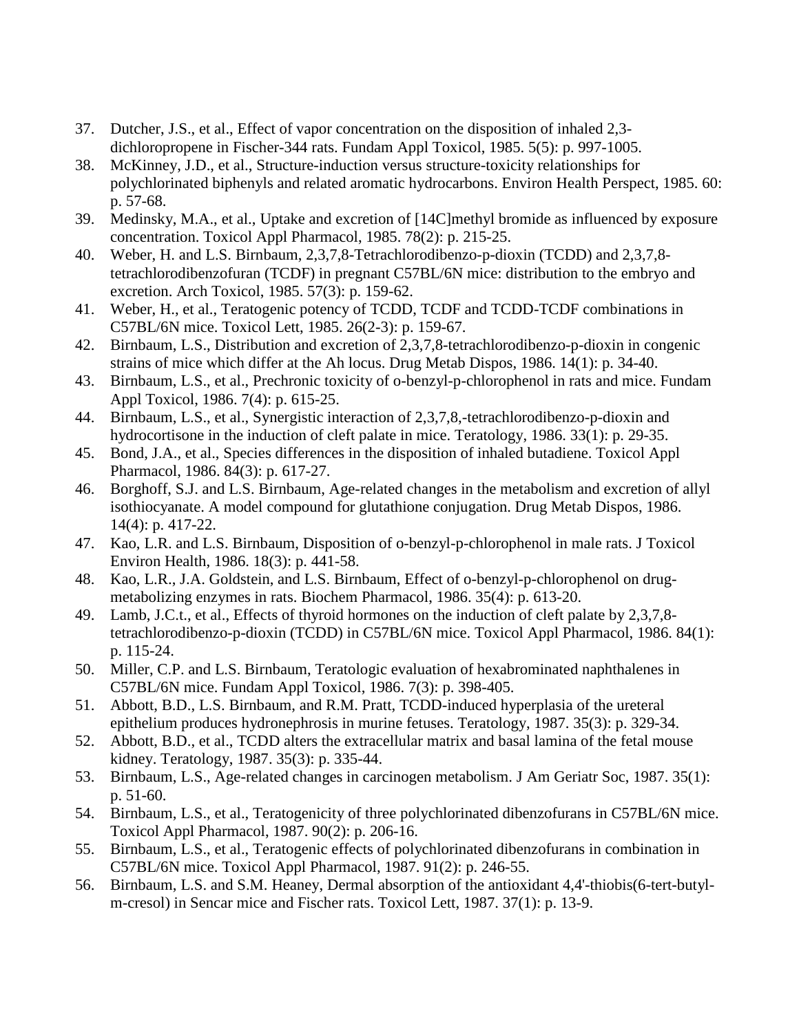37. Dutcher, J.S., et al., Effect of vapor concentration on the disposition of inhaled 2,3-dichloropropene in Fischer-344 rats. Fundam Appl Toxicol, 1985. 5(5): p. 997-1005.
38. McKinney, J.D., et al., Structure-induction versus structure-toxicity relationships for polychlorinated biphenyls and related aromatic hydrocarbons. Environ Health Perspect, 1985. 60: p. 57-68.
39. Medinsky, M.A., et al., Uptake and excretion of [14C]methyl bromide as influenced by exposure concentration. Toxicol Appl Pharmacol, 1985. 78(2): p. 215-25.
40. Weber, H. and L.S. Birnbaum, 2,3,7,8-Tetrachlorodibenzo-p-dioxin (TCDD) and 2,3,7,8-tetrachlorodibenzofuran (TCDF) in pregnant C57BL/6N mice: distribution to the embryo and excretion. Arch Toxicol, 1985. 57(3): p. 159-62.
41. Weber, H., et al., Teratogenic potency of TCDD, TCDF and TCDD-TCDF combinations in C57BL/6N mice. Toxicol Lett, 1985. 26(2-3): p. 159-67.
42. Birnbaum, L.S., Distribution and excretion of 2,3,7,8-tetrachlorodibenzo-p-dioxin in congenic strains of mice which differ at the Ah locus. Drug Metab Dispos, 1986. 14(1): p. 34-40.
43. Birnbaum, L.S., et al., Prechronic toxicity of o-benzyl-p-chlorophenol in rats and mice. Fundam Appl Toxicol, 1986. 7(4): p. 615-25.
44. Birnbaum, L.S., et al., Synergistic interaction of 2,3,7,8,-tetrachlorodibenzo-p-dioxin and hydrocortisone in the induction of cleft palate in mice. Teratology, 1986. 33(1): p. 29-35.
45. Bond, J.A., et al., Species differences in the disposition of inhaled butadiene. Toxicol Appl Pharmacol, 1986. 84(3): p. 617-27.
46. Borghoff, S.J. and L.S. Birnbaum, Age-related changes in the metabolism and excretion of allyl isothiocyanate. A model compound for glutathione conjugation. Drug Metab Dispos, 1986. 14(4): p. 417-22.
47. Kao, L.R. and L.S. Birnbaum, Disposition of o-benzyl-p-chlorophenol in male rats. J Toxicol Environ Health, 1986. 18(3): p. 441-58.
48. Kao, L.R., J.A. Goldstein, and L.S. Birnbaum, Effect of o-benzyl-p-chlorophenol on drug-metabolizing enzymes in rats. Biochem Pharmacol, 1986. 35(4): p. 613-20.
49. Lamb, J.C.t., et al., Effects of thyroid hormones on the induction of cleft palate by 2,3,7,8-tetrachlorodibenzo-p-dioxin (TCDD) in C57BL/6N mice. Toxicol Appl Pharmacol, 1986. 84(1): p. 115-24.
50. Miller, C.P. and L.S. Birnbaum, Teratologic evaluation of hexabrominated naphthalenes in C57BL/6N mice. Fundam Appl Toxicol, 1986. 7(3): p. 398-405.
51. Abbott, B.D., L.S. Birnbaum, and R.M. Pratt, TCDD-induced hyperplasia of the ureteral epithelium produces hydronephrosis in murine fetuses. Teratology, 1987. 35(3): p. 329-34.
52. Abbott, B.D., et al., TCDD alters the extracellular matrix and basal lamina of the fetal mouse kidney. Teratology, 1987. 35(3): p. 335-44.
53. Birnbaum, L.S., Age-related changes in carcinogen metabolism. J Am Geriatr Soc, 1987. 35(1): p. 51-60.
54. Birnbaum, L.S., et al., Teratogenicity of three polychlorinated dibenzofurans in C57BL/6N mice. Toxicol Appl Pharmacol, 1987. 90(2): p. 206-16.
55. Birnbaum, L.S., et al., Teratogenic effects of polychlorinated dibenzofurans in combination in C57BL/6N mice. Toxicol Appl Pharmacol, 1987. 91(2): p. 246-55.
56. Birnbaum, L.S. and S.M. Heaney, Dermal absorption of the antioxidant 4,4'-thiobis(6-tert-butyl-m-cresol) in Sencar mice and Fischer rats. Toxicol Lett, 1987. 37(1): p. 13-9.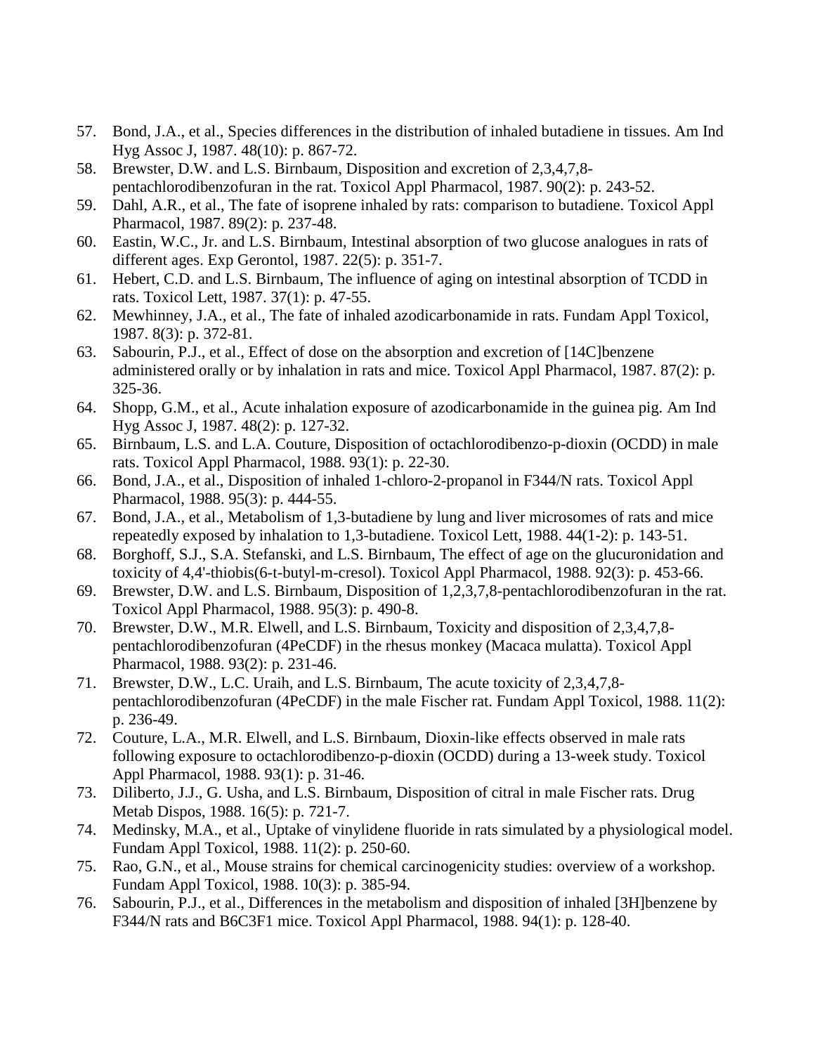57. Bond, J.A., et al., Species differences in the distribution of inhaled butadiene in tissues. Am Ind Hyg Assoc J, 1987. 48(10): p. 867-72.
58. Brewster, D.W. and L.S. Birnbaum, Disposition and excretion of 2,3,4,7,8-pentachlorodibenzofuran in the rat. Toxicol Appl Pharmacol, 1987. 90(2): p. 243-52.
59. Dahl, A.R., et al., The fate of isoprene inhaled by rats: comparison to butadiene. Toxicol Appl Pharmacol, 1987. 89(2): p. 237-48.
60. Eastin, W.C., Jr. and L.S. Birnbaum, Intestinal absorption of two glucose analogues in rats of different ages. Exp Gerontol, 1987. 22(5): p. 351-7.
61. Hebert, C.D. and L.S. Birnbaum, The influence of aging on intestinal absorption of TCDD in rats. Toxicol Lett, 1987. 37(1): p. 47-55.
62. Mewhinney, J.A., et al., The fate of inhaled azodicarbonamide in rats. Fundam Appl Toxicol, 1987. 8(3): p. 372-81.
63. Sabourin, P.J., et al., Effect of dose on the absorption and excretion of [14C]benzene administered orally or by inhalation in rats and mice. Toxicol Appl Pharmacol, 1987. 87(2): p. 325-36.
64. Shopp, G.M., et al., Acute inhalation exposure of azodicarbonamide in the guinea pig. Am Ind Hyg Assoc J, 1987. 48(2): p. 127-32.
65. Birnbaum, L.S. and L.A. Couture, Disposition of octachlorodibenzo-p-dioxin (OCDD) in male rats. Toxicol Appl Pharmacol, 1988. 93(1): p. 22-30.
66. Bond, J.A., et al., Disposition of inhaled 1-chloro-2-propanol in F344/N rats. Toxicol Appl Pharmacol, 1988. 95(3): p. 444-55.
67. Bond, J.A., et al., Metabolism of 1,3-butadiene by lung and liver microsomes of rats and mice repeatedly exposed by inhalation to 1,3-butadiene. Toxicol Lett, 1988. 44(1-2): p. 143-51.
68. Borghoff, S.J., S.A. Stefanski, and L.S. Birnbaum, The effect of age on the glucuronidation and toxicity of 4,4'-thiobis(6-t-butyl-m-cresol). Toxicol Appl Pharmacol, 1988. 92(3): p. 453-66.
69. Brewster, D.W. and L.S. Birnbaum, Disposition of 1,2,3,7,8-pentachlorodibenzofuran in the rat. Toxicol Appl Pharmacol, 1988. 95(3): p. 490-8.
70. Brewster, D.W., M.R. Elwell, and L.S. Birnbaum, Toxicity and disposition of 2,3,4,7,8-pentachlorodibenzofuran (4PeCDF) in the rhesus monkey (Macaca mulatta). Toxicol Appl Pharmacol, 1988. 93(2): p. 231-46.
71. Brewster, D.W., L.C. Uraih, and L.S. Birnbaum, The acute toxicity of 2,3,4,7,8-pentachlorodibenzofuran (4PeCDF) in the male Fischer rat. Fundam Appl Toxicol, 1988. 11(2): p. 236-49.
72. Couture, L.A., M.R. Elwell, and L.S. Birnbaum, Dioxin-like effects observed in male rats following exposure to octachlorodibenzo-p-dioxin (OCDD) during a 13-week study. Toxicol Appl Pharmacol, 1988. 93(1): p. 31-46.
73. Diliberto, J.J., G. Usha, and L.S. Birnbaum, Disposition of citral in male Fischer rats. Drug Metab Dispos, 1988. 16(5): p. 721-7.
74. Medinsky, M.A., et al., Uptake of vinylidene fluoride in rats simulated by a physiological model. Fundam Appl Toxicol, 1988. 11(2): p. 250-60.
75. Rao, G.N., et al., Mouse strains for chemical carcinogenicity studies: overview of a workshop. Fundam Appl Toxicol, 1988. 10(3): p. 385-94.
76. Sabourin, P.J., et al., Differences in the metabolism and disposition of inhaled [3H]benzene by F344/N rats and B6C3F1 mice. Toxicol Appl Pharmacol, 1988. 94(1): p. 128-40.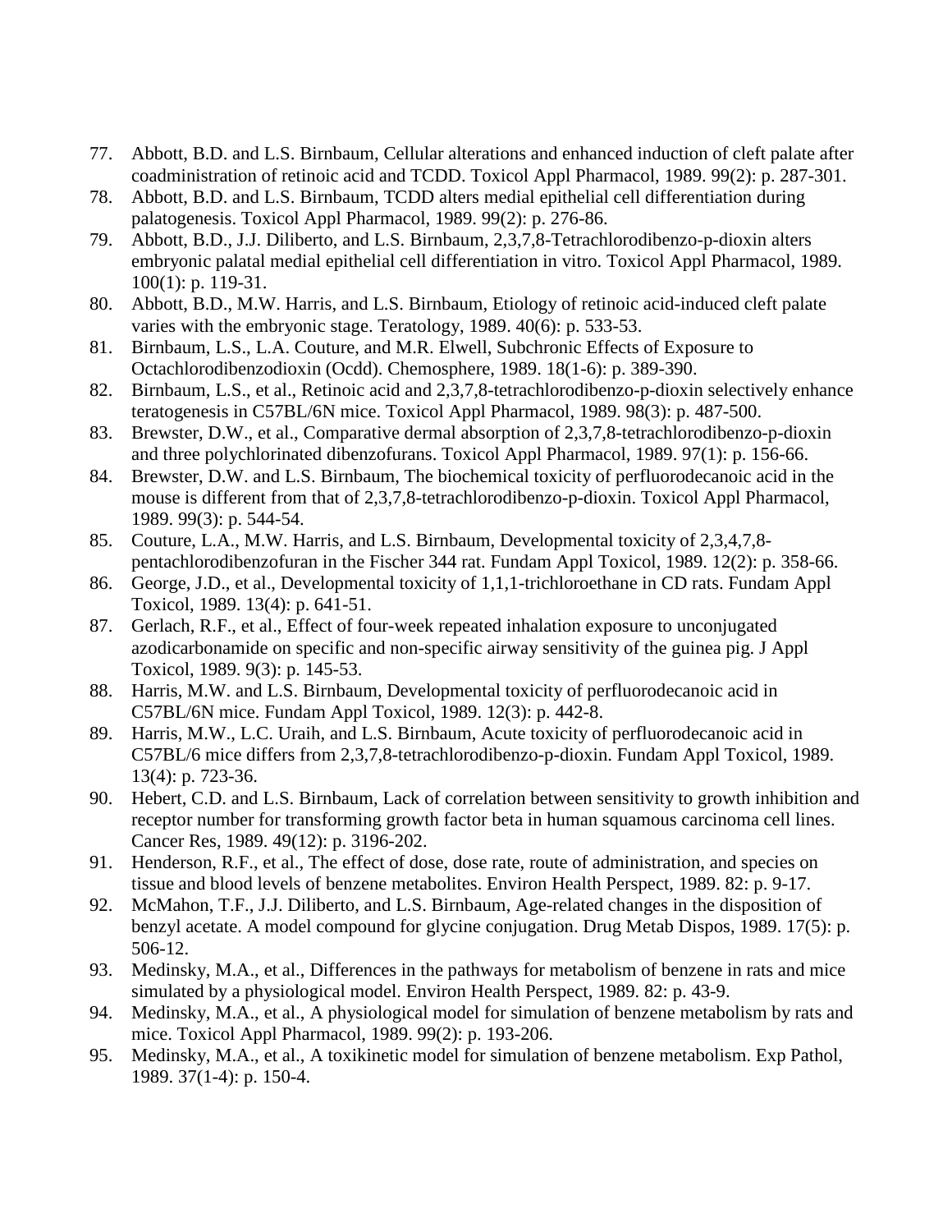77. Abbott, B.D. and L.S. Birnbaum, Cellular alterations and enhanced induction of cleft palate after coadministration of retinoic acid and TCDD. Toxicol Appl Pharmacol, 1989. 99(2): p. 287-301.
78. Abbott, B.D. and L.S. Birnbaum, TCDD alters medial epithelial cell differentiation during palatogenesis. Toxicol Appl Pharmacol, 1989. 99(2): p. 276-86.
79. Abbott, B.D., J.J. Diliberto, and L.S. Birnbaum, 2,3,7,8-Tetrachlorodibenzo-p-dioxin alters embryonic palatal medial epithelial cell differentiation in vitro. Toxicol Appl Pharmacol, 1989. 100(1): p. 119-31.
80. Abbott, B.D., M.W. Harris, and L.S. Birnbaum, Etiology of retinoic acid-induced cleft palate varies with the embryonic stage. Teratology, 1989. 40(6): p. 533-53.
81. Birnbaum, L.S., L.A. Couture, and M.R. Elwell, Subchronic Effects of Exposure to Octachlorodibenzodioxin (Ocdd). Chemosphere, 1989. 18(1-6): p. 389-390.
82. Birnbaum, L.S., et al., Retinoic acid and 2,3,7,8-tetrachlorodibenzo-p-dioxin selectively enhance teratogenesis in C57BL/6N mice. Toxicol Appl Pharmacol, 1989. 98(3): p. 487-500.
83. Brewster, D.W., et al., Comparative dermal absorption of 2,3,7,8-tetrachlorodibenzo-p-dioxin and three polychlorinated dibenzofurans. Toxicol Appl Pharmacol, 1989. 97(1): p. 156-66.
84. Brewster, D.W. and L.S. Birnbaum, The biochemical toxicity of perfluorodecanoic acid in the mouse is different from that of 2,3,7,8-tetrachlorodibenzo-p-dioxin. Toxicol Appl Pharmacol, 1989. 99(3): p. 544-54.
85. Couture, L.A., M.W. Harris, and L.S. Birnbaum, Developmental toxicity of 2,3,4,7,8-pentachlorodibenzofuran in the Fischer 344 rat. Fundam Appl Toxicol, 1989. 12(2): p. 358-66.
86. George, J.D., et al., Developmental toxicity of 1,1,1-trichloroethane in CD rats. Fundam Appl Toxicol, 1989. 13(4): p. 641-51.
87. Gerlach, R.F., et al., Effect of four-week repeated inhalation exposure to unconjugated azodicarbonamide on specific and non-specific airway sensitivity of the guinea pig. J Appl Toxicol, 1989. 9(3): p. 145-53.
88. Harris, M.W. and L.S. Birnbaum, Developmental toxicity of perfluorodecanoic acid in C57BL/6N mice. Fundam Appl Toxicol, 1989. 12(3): p. 442-8.
89. Harris, M.W., L.C. Uraih, and L.S. Birnbaum, Acute toxicity of perfluorodecanoic acid in C57BL/6 mice differs from 2,3,7,8-tetrachlorodibenzo-p-dioxin. Fundam Appl Toxicol, 1989. 13(4): p. 723-36.
90. Hebert, C.D. and L.S. Birnbaum, Lack of correlation between sensitivity to growth inhibition and receptor number for transforming growth factor beta in human squamous carcinoma cell lines. Cancer Res, 1989. 49(12): p. 3196-202.
91. Henderson, R.F., et al., The effect of dose, dose rate, route of administration, and species on tissue and blood levels of benzene metabolites. Environ Health Perspect, 1989. 82: p. 9-17.
92. McMahon, T.F., J.J. Diliberto, and L.S. Birnbaum, Age-related changes in the disposition of benzyl acetate. A model compound for glycine conjugation. Drug Metab Dispos, 1989. 17(5): p. 506-12.
93. Medinsky, M.A., et al., Differences in the pathways for metabolism of benzene in rats and mice simulated by a physiological model. Environ Health Perspect, 1989. 82: p. 43-9.
94. Medinsky, M.A., et al., A physiological model for simulation of benzene metabolism by rats and mice. Toxicol Appl Pharmacol, 1989. 99(2): p. 193-206.
95. Medinsky, M.A., et al., A toxikinetic model for simulation of benzene metabolism. Exp Pathol, 1989. 37(1-4): p. 150-4.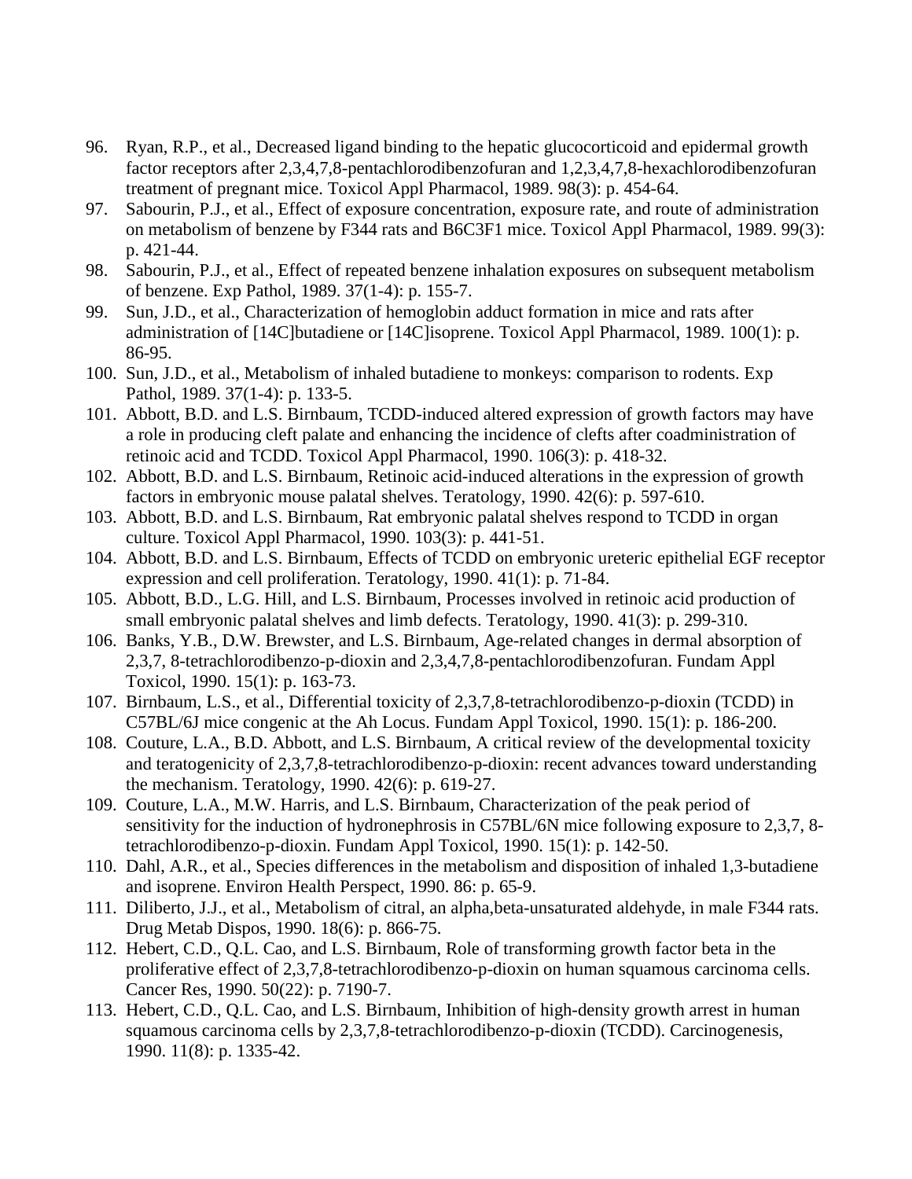96. Ryan, R.P., et al., Decreased ligand binding to the hepatic glucocorticoid and epidermal growth factor receptors after 2,3,4,7,8-pentachlorodibenzofuran and 1,2,3,4,7,8-hexachlorodibenzofuran treatment of pregnant mice. Toxicol Appl Pharmacol, 1989. 98(3): p. 454-64.
97. Sabourin, P.J., et al., Effect of exposure concentration, exposure rate, and route of administration on metabolism of benzene by F344 rats and B6C3F1 mice. Toxicol Appl Pharmacol, 1989. 99(3): p. 421-44.
98. Sabourin, P.J., et al., Effect of repeated benzene inhalation exposures on subsequent metabolism of benzene. Exp Pathol, 1989. 37(1-4): p. 155-7.
99. Sun, J.D., et al., Characterization of hemoglobin adduct formation in mice and rats after administration of [14C]butadiene or [14C]isoprene. Toxicol Appl Pharmacol, 1989. 100(1): p. 86-95.
100. Sun, J.D., et al., Metabolism of inhaled butadiene to monkeys: comparison to rodents. Exp Pathol, 1989. 37(1-4): p. 133-5.
101. Abbott, B.D. and L.S. Birnbaum, TCDD-induced altered expression of growth factors may have a role in producing cleft palate and enhancing the incidence of clefts after coadministration of retinoic acid and TCDD. Toxicol Appl Pharmacol, 1990. 106(3): p. 418-32.
102. Abbott, B.D. and L.S. Birnbaum, Retinoic acid-induced alterations in the expression of growth factors in embryonic mouse palatal shelves. Teratology, 1990. 42(6): p. 597-610.
103. Abbott, B.D. and L.S. Birnbaum, Rat embryonic palatal shelves respond to TCDD in organ culture. Toxicol Appl Pharmacol, 1990. 103(3): p. 441-51.
104. Abbott, B.D. and L.S. Birnbaum, Effects of TCDD on embryonic ureteric epithelial EGF receptor expression and cell proliferation. Teratology, 1990. 41(1): p. 71-84.
105. Abbott, B.D., L.G. Hill, and L.S. Birnbaum, Processes involved in retinoic acid production of small embryonic palatal shelves and limb defects. Teratology, 1990. 41(3): p. 299-310.
106. Banks, Y.B., D.W. Brewster, and L.S. Birnbaum, Age-related changes in dermal absorption of 2,3,7, 8-tetrachlorodibenzo-p-dioxin and 2,3,4,7,8-pentachlorodibenzofuran. Fundam Appl Toxicol, 1990. 15(1): p. 163-73.
107. Birnbaum, L.S., et al., Differential toxicity of 2,3,7,8-tetrachlorodibenzo-p-dioxin (TCDD) in C57BL/6J mice congenic at the Ah Locus. Fundam Appl Toxicol, 1990. 15(1): p. 186-200.
108. Couture, L.A., B.D. Abbott, and L.S. Birnbaum, A critical review of the developmental toxicity and teratogenicity of 2,3,7,8-tetrachlorodibenzo-p-dioxin: recent advances toward understanding the mechanism. Teratology, 1990. 42(6): p. 619-27.
109. Couture, L.A., M.W. Harris, and L.S. Birnbaum, Characterization of the peak period of sensitivity for the induction of hydronephrosis in C57BL/6N mice following exposure to 2,3,7, 8-tetrachlorodibenzo-p-dioxin. Fundam Appl Toxicol, 1990. 15(1): p. 142-50.
110. Dahl, A.R., et al., Species differences in the metabolism and disposition of inhaled 1,3-butadiene and isoprene. Environ Health Perspect, 1990. 86: p. 65-9.
111. Diliberto, J.J., et al., Metabolism of citral, an alpha,beta-unsaturated aldehyde, in male F344 rats. Drug Metab Dispos, 1990. 18(6): p. 866-75.
112. Hebert, C.D., Q.L. Cao, and L.S. Birnbaum, Role of transforming growth factor beta in the proliferative effect of 2,3,7,8-tetrachlorodibenzo-p-dioxin on human squamous carcinoma cells. Cancer Res, 1990. 50(22): p. 7190-7.
113. Hebert, C.D., Q.L. Cao, and L.S. Birnbaum, Inhibition of high-density growth arrest in human squamous carcinoma cells by 2,3,7,8-tetrachlorodibenzo-p-dioxin (TCDD). Carcinogenesis, 1990. 11(8): p. 1335-42.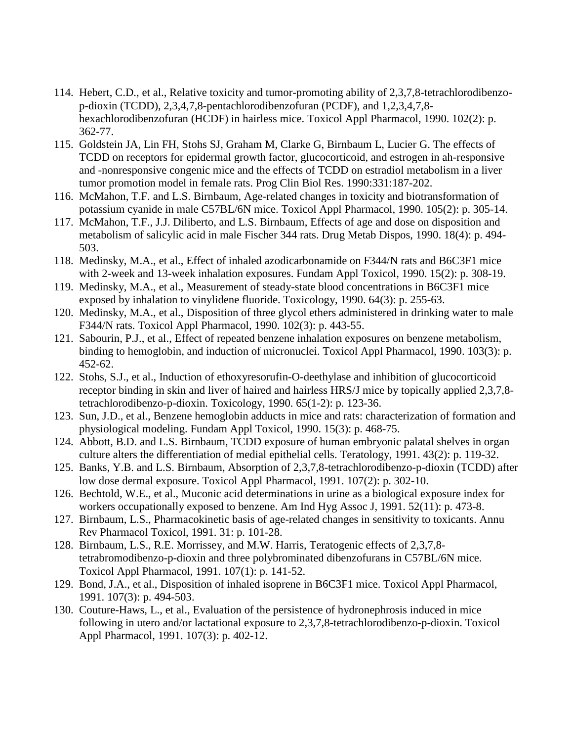114. Hebert, C.D., et al., Relative toxicity and tumor-promoting ability of 2,3,7,8-tetrachlorodibenzo-p-dioxin (TCDD), 2,3,4,7,8-pentachlorodibenzofuran (PCDF), and 1,2,3,4,7,8-hexachlorodibenzofuran (HCDF) in hairless mice. Toxicol Appl Pharmacol, 1990. 102(2): p. 362-77.
115. Goldstein JA, Lin FH, Stohs SJ, Graham M, Clarke G, Birnbaum L, Lucier G. The effects of TCDD on receptors for epidermal growth factor, glucocorticoid, and estrogen in ah-responsive and -nonresponsive congenic mice and the effects of TCDD on estradiol metabolism in a liver tumor promotion model in female rats. Prog Clin Biol Res. 1990:331:187-202.
116. McMahon, T.F. and L.S. Birnbaum, Age-related changes in toxicity and biotransformation of potassium cyanide in male C57BL/6N mice. Toxicol Appl Pharmacol, 1990. 105(2): p. 305-14.
117. McMahon, T.F., J.J. Diliberto, and L.S. Birnbaum, Effects of age and dose on disposition and metabolism of salicylic acid in male Fischer 344 rats. Drug Metab Dispos, 1990. 18(4): p. 494-503.
118. Medinsky, M.A., et al., Effect of inhaled azodicarbonamide on F344/N rats and B6C3F1 mice with 2-week and 13-week inhalation exposures. Fundam Appl Toxicol, 1990. 15(2): p. 308-19.
119. Medinsky, M.A., et al., Measurement of steady-state blood concentrations in B6C3F1 mice exposed by inhalation to vinylidene fluoride. Toxicology, 1990. 64(3): p. 255-63.
120. Medinsky, M.A., et al., Disposition of three glycol ethers administered in drinking water to male F344/N rats. Toxicol Appl Pharmacol, 1990. 102(3): p. 443-55.
121. Sabourin, P.J., et al., Effect of repeated benzene inhalation exposures on benzene metabolism, binding to hemoglobin, and induction of micronuclei. Toxicol Appl Pharmacol, 1990. 103(3): p. 452-62.
122. Stohs, S.J., et al., Induction of ethoxyresorufin-O-deethylase and inhibition of glucocorticoid receptor binding in skin and liver of haired and hairless HRS/J mice by topically applied 2,3,7,8-tetrachlorodibenzo-p-dioxin. Toxicology, 1990. 65(1-2): p. 123-36.
123. Sun, J.D., et al., Benzene hemoglobin adducts in mice and rats: characterization of formation and physiological modeling. Fundam Appl Toxicol, 1990. 15(3): p. 468-75.
124. Abbott, B.D. and L.S. Birnbaum, TCDD exposure of human embryonic palatal shelves in organ culture alters the differentiation of medial epithelial cells. Teratology, 1991. 43(2): p. 119-32.
125. Banks, Y.B. and L.S. Birnbaum, Absorption of 2,3,7,8-tetrachlorodibenzo-p-dioxin (TCDD) after low dose dermal exposure. Toxicol Appl Pharmacol, 1991. 107(2): p. 302-10.
126. Bechtold, W.E., et al., Muconic acid determinations in urine as a biological exposure index for workers occupationally exposed to benzene. Am Ind Hyg Assoc J, 1991. 52(11): p. 473-8.
127. Birnbaum, L.S., Pharmacokinetic basis of age-related changes in sensitivity to toxicants. Annu Rev Pharmacol Toxicol, 1991. 31: p. 101-28.
128. Birnbaum, L.S., R.E. Morrissey, and M.W. Harris, Teratogenic effects of 2,3,7,8-tetrabromodibenzo-p-dioxin and three polybrominated dibenzofurans in C57BL/6N mice. Toxicol Appl Pharmacol, 1991. 107(1): p. 141-52.
129. Bond, J.A., et al., Disposition of inhaled isoprene in B6C3F1 mice. Toxicol Appl Pharmacol, 1991. 107(3): p. 494-503.
130. Couture-Haws, L., et al., Evaluation of the persistence of hydronephrosis induced in mice following in utero and/or lactational exposure to 2,3,7,8-tetrachlorodibenzo-p-dioxin. Toxicol Appl Pharmacol, 1991. 107(3): p. 402-12.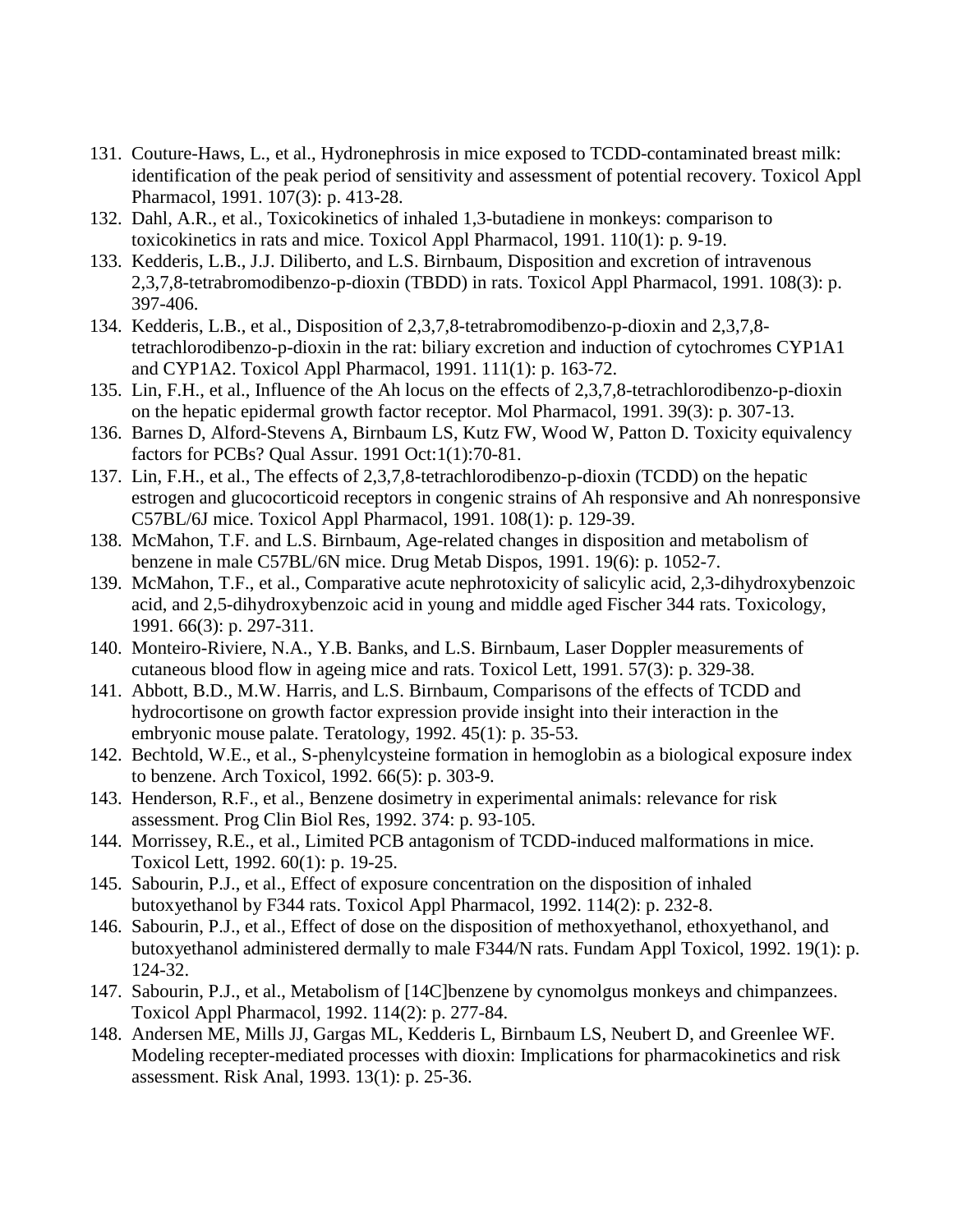131. Couture-Haws, L., et al., Hydronephrosis in mice exposed to TCDD-contaminated breast milk: identification of the peak period of sensitivity and assessment of potential recovery. Toxicol Appl Pharmacol, 1991. 107(3): p. 413-28.
132. Dahl, A.R., et al., Toxicokinetics of inhaled 1,3-butadiene in monkeys: comparison to toxicokinetics in rats and mice. Toxicol Appl Pharmacol, 1991. 110(1): p. 9-19.
133. Kedderis, L.B., J.J. Diliberto, and L.S. Birnbaum, Disposition and excretion of intravenous 2,3,7,8-tetrabromodibenzo-p-dioxin (TBDD) in rats. Toxicol Appl Pharmacol, 1991. 108(3): p. 397-406.
134. Kedderis, L.B., et al., Disposition of 2,3,7,8-tetrabromodibenzo-p-dioxin and 2,3,7,8-tetrachlorodibenzo-p-dioxin in the rat: biliary excretion and induction of cytochromes CYP1A1 and CYP1A2. Toxicol Appl Pharmacol, 1991. 111(1): p. 163-72.
135. Lin, F.H., et al., Influence of the Ah locus on the effects of 2,3,7,8-tetrachlorodibenzo-p-dioxin on the hepatic epidermal growth factor receptor. Mol Pharmacol, 1991. 39(3): p. 307-13.
136. Barnes D, Alford-Stevens A, Birnbaum LS, Kutz FW, Wood W, Patton D. Toxicity equivalency factors for PCBs? Qual Assur. 1991 Oct:1(1):70-81.
137. Lin, F.H., et al., The effects of 2,3,7,8-tetrachlorodibenzo-p-dioxin (TCDD) on the hepatic estrogen and glucocorticoid receptors in congenic strains of Ah responsive and Ah nonresponsive C57BL/6J mice. Toxicol Appl Pharmacol, 1991. 108(1): p. 129-39.
138. McMahon, T.F. and L.S. Birnbaum, Age-related changes in disposition and metabolism of benzene in male C57BL/6N mice. Drug Metab Dispos, 1991. 19(6): p. 1052-7.
139. McMahon, T.F., et al., Comparative acute nephrotoxicity of salicylic acid, 2,3-dihydroxybenzoic acid, and 2,5-dihydroxybenzoic acid in young and middle aged Fischer 344 rats. Toxicology, 1991. 66(3): p. 297-311.
140. Monteiro-Riviere, N.A., Y.B. Banks, and L.S. Birnbaum, Laser Doppler measurements of cutaneous blood flow in ageing mice and rats. Toxicol Lett, 1991. 57(3): p. 329-38.
141. Abbott, B.D., M.W. Harris, and L.S. Birnbaum, Comparisons of the effects of TCDD and hydrocortisone on growth factor expression provide insight into their interaction in the embryonic mouse palate. Teratology, 1992. 45(1): p. 35-53.
142. Bechtold, W.E., et al., S-phenylcysteine formation in hemoglobin as a biological exposure index to benzene. Arch Toxicol, 1992. 66(5): p. 303-9.
143. Henderson, R.F., et al., Benzene dosimetry in experimental animals: relevance for risk assessment. Prog Clin Biol Res, 1992. 374: p. 93-105.
144. Morrissey, R.E., et al., Limited PCB antagonism of TCDD-induced malformations in mice. Toxicol Lett, 1992. 60(1): p. 19-25.
145. Sabourin, P.J., et al., Effect of exposure concentration on the disposition of inhaled butoxyethanol by F344 rats. Toxicol Appl Pharmacol, 1992. 114(2): p. 232-8.
146. Sabourin, P.J., et al., Effect of dose on the disposition of methoxyethanol, ethoxyethanol, and butoxyethanol administered dermally to male F344/N rats. Fundam Appl Toxicol, 1992. 19(1): p. 124-32.
147. Sabourin, P.J., et al., Metabolism of [14C]benzene by cynomolgus monkeys and chimpanzees. Toxicol Appl Pharmacol, 1992. 114(2): p. 277-84.
148. Andersen ME, Mills JJ, Gargas ML, Kedderis L, Birnbaum LS, Neubert D, and Greenlee WF. Modeling recepter-mediated processes with dioxin: Implications for pharmacokinetics and risk assessment. Risk Anal, 1993. 13(1): p. 25-36.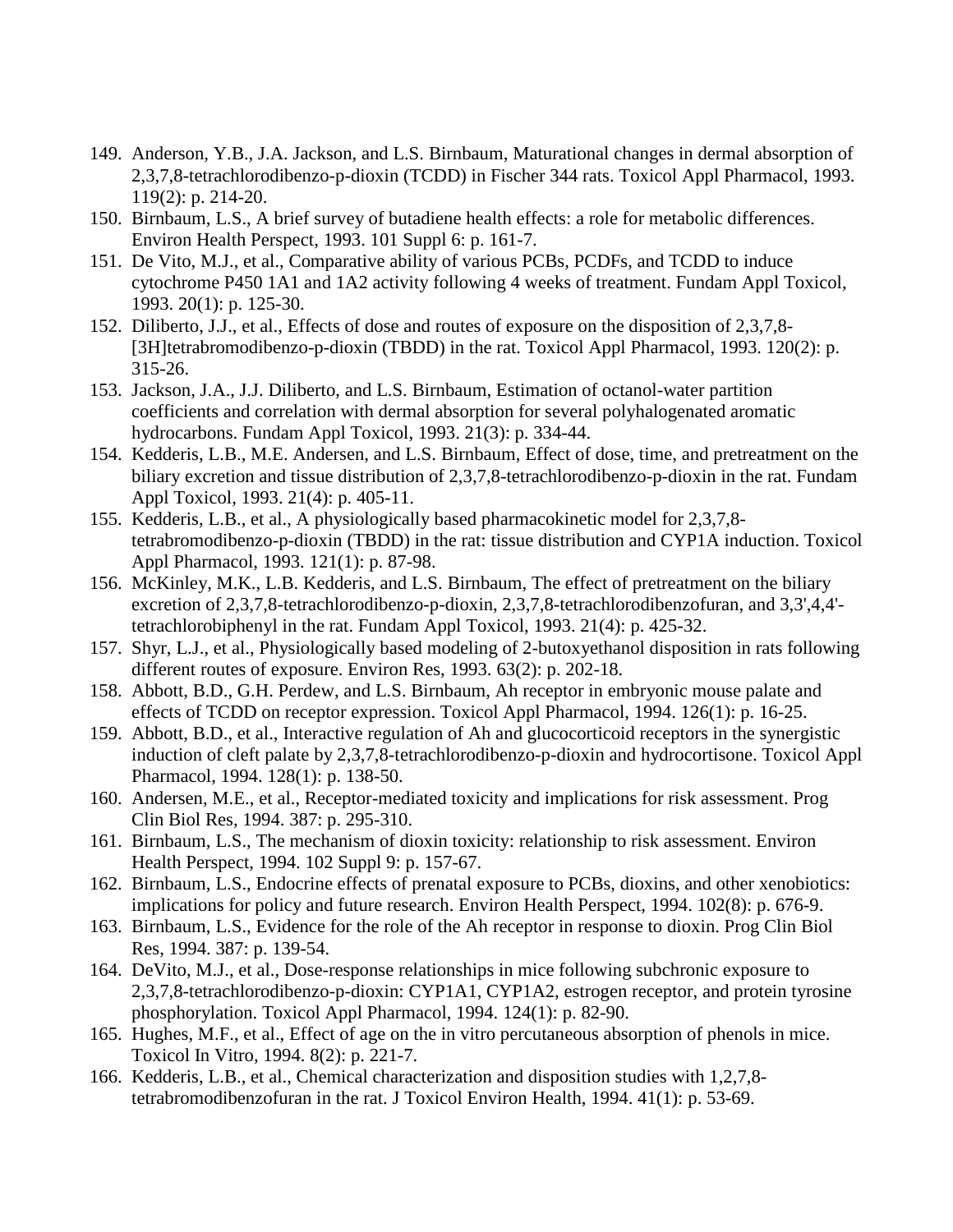149. Anderson, Y.B., J.A. Jackson, and L.S. Birnbaum, Maturational changes in dermal absorption of 2,3,7,8-tetrachlorodibenzo-p-dioxin (TCDD) in Fischer 344 rats. Toxicol Appl Pharmacol, 1993. 119(2): p. 214-20.
150. Birnbaum, L.S., A brief survey of butadiene health effects: a role for metabolic differences. Environ Health Perspect, 1993. 101 Suppl 6: p. 161-7.
151. De Vito, M.J., et al., Comparative ability of various PCBs, PCDFs, and TCDD to induce cytochrome P450 1A1 and 1A2 activity following 4 weeks of treatment. Fundam Appl Toxicol, 1993. 20(1): p. 125-30.
152. Diliberto, J.J., et al., Effects of dose and routes of exposure on the disposition of 2,3,7,8-[3H]tetrabromodibenzo-p-dioxin (TBDD) in the rat. Toxicol Appl Pharmacol, 1993. 120(2): p. 315-26.
153. Jackson, J.A., J.J. Diliberto, and L.S. Birnbaum, Estimation of octanol-water partition coefficients and correlation with dermal absorption for several polyhalogenated aromatic hydrocarbons. Fundam Appl Toxicol, 1993. 21(3): p. 334-44.
154. Kedderis, L.B., M.E. Andersen, and L.S. Birnbaum, Effect of dose, time, and pretreatment on the biliary excretion and tissue distribution of 2,3,7,8-tetrachlorodibenzo-p-dioxin in the rat. Fundam Appl Toxicol, 1993. 21(4): p. 405-11.
155. Kedderis, L.B., et al., A physiologically based pharmacokinetic model for 2,3,7,8-tetrabromodibenzo-p-dioxin (TBDD) in the rat: tissue distribution and CYP1A induction. Toxicol Appl Pharmacol, 1993. 121(1): p. 87-98.
156. McKinley, M.K., L.B. Kedderis, and L.S. Birnbaum, The effect of pretreatment on the biliary excretion of 2,3,7,8-tetrachlorodibenzo-p-dioxin, 2,3,7,8-tetrachlorodibenzofuran, and 3,3',4,4'-tetrachlorobiphenyl in the rat. Fundam Appl Toxicol, 1993. 21(4): p. 425-32.
157. Shyr, L.J., et al., Physiologically based modeling of 2-butoxyethanol disposition in rats following different routes of exposure. Environ Res, 1993. 63(2): p. 202-18.
158. Abbott, B.D., G.H. Perdew, and L.S. Birnbaum, Ah receptor in embryonic mouse palate and effects of TCDD on receptor expression. Toxicol Appl Pharmacol, 1994. 126(1): p. 16-25.
159. Abbott, B.D., et al., Interactive regulation of Ah and glucocorticoid receptors in the synergistic induction of cleft palate by 2,3,7,8-tetrachlorodibenzo-p-dioxin and hydrocortisone. Toxicol Appl Pharmacol, 1994. 128(1): p. 138-50.
160. Andersen, M.E., et al., Receptor-mediated toxicity and implications for risk assessment. Prog Clin Biol Res, 1994. 387: p. 295-310.
161. Birnbaum, L.S., The mechanism of dioxin toxicity: relationship to risk assessment. Environ Health Perspect, 1994. 102 Suppl 9: p. 157-67.
162. Birnbaum, L.S., Endocrine effects of prenatal exposure to PCBs, dioxins, and other xenobiotics: implications for policy and future research. Environ Health Perspect, 1994. 102(8): p. 676-9.
163. Birnbaum, L.S., Evidence for the role of the Ah receptor in response to dioxin. Prog Clin Biol Res, 1994. 387: p. 139-54.
164. DeVito, M.J., et al., Dose-response relationships in mice following subchronic exposure to 2,3,7,8-tetrachlorodibenzo-p-dioxin: CYP1A1, CYP1A2, estrogen receptor, and protein tyrosine phosphorylation. Toxicol Appl Pharmacol, 1994. 124(1): p. 82-90.
165. Hughes, M.F., et al., Effect of age on the in vitro percutaneous absorption of phenols in mice. Toxicol In Vitro, 1994. 8(2): p. 221-7.
166. Kedderis, L.B., et al., Chemical characterization and disposition studies with 1,2,7,8-tetrabromodibenzofuran in the rat. J Toxicol Environ Health, 1994. 41(1): p. 53-69.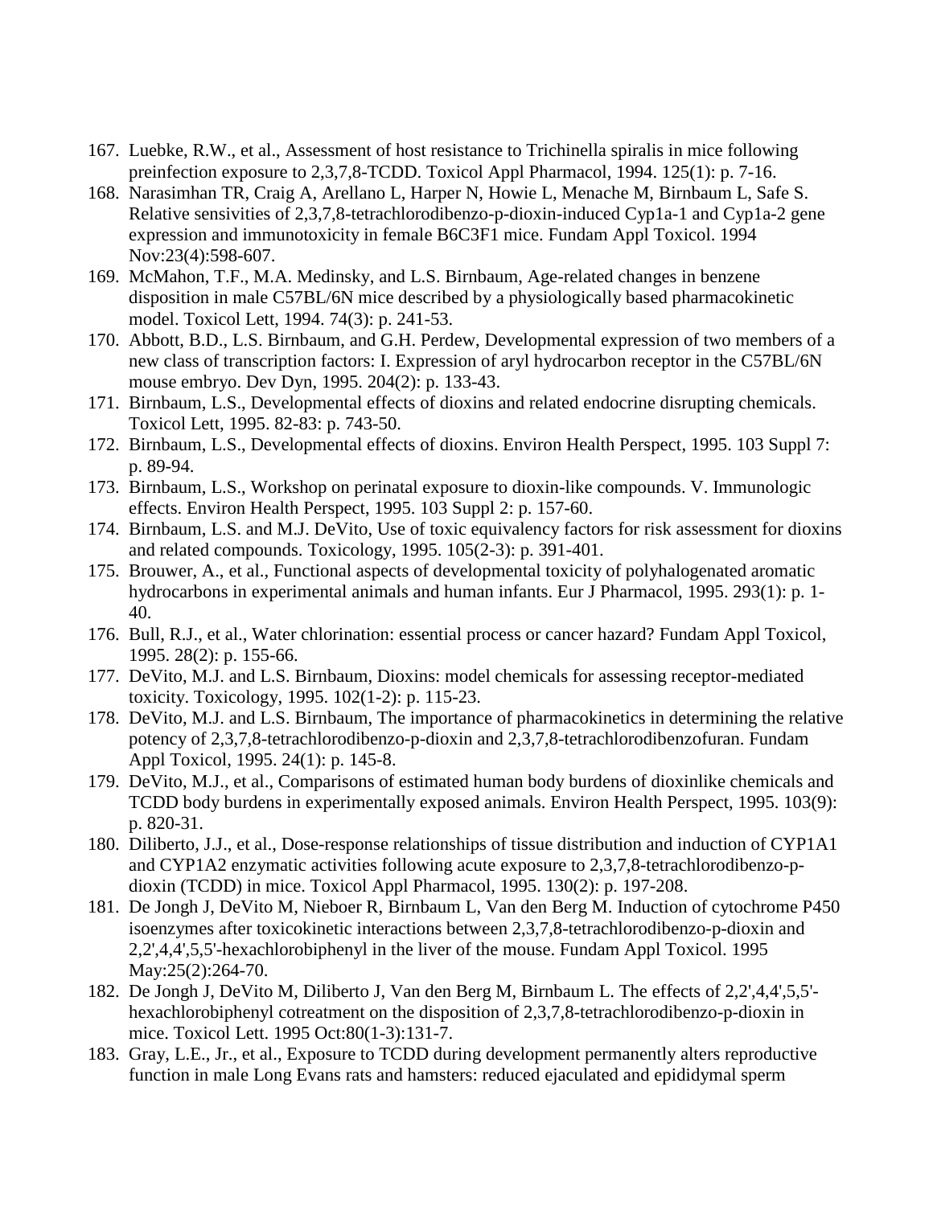167. Luebke, R.W., et al., Assessment of host resistance to Trichinella spiralis in mice following preinfection exposure to 2,3,7,8-TCDD. Toxicol Appl Pharmacol, 1994. 125(1): p. 7-16.
168. Narasimhan TR, Craig A, Arellano L, Harper N, Howie L, Menache M, Birnbaum L, Safe S. Relative sensitivities of 2,3,7,8-tetrachlorodibenzo-p-dioxin-induced Cyp1a-1 and Cyp1a-2 gene expression and immunotoxicity in female B6C3F1 mice. Fundam Appl Toxicol. 1994 Nov:23(4):598-607.
169. McMahon, T.F., M.A. Medinsky, and L.S. Birnbaum, Age-related changes in benzene disposition in male C57BL/6N mice described by a physiologically based pharmacokinetic model. Toxicol Lett, 1994. 74(3): p. 241-53.
170. Abbott, B.D., L.S. Birnbaum, and G.H. Perdew, Developmental expression of two members of a new class of transcription factors: I. Expression of aryl hydrocarbon receptor in the C57BL/6N mouse embryo. Dev Dyn, 1995. 204(2): p. 133-43.
171. Birnbaum, L.S., Developmental effects of dioxins and related endocrine disrupting chemicals. Toxicol Lett, 1995. 82-83: p. 743-50.
172. Birnbaum, L.S., Developmental effects of dioxins. Environ Health Perspect, 1995. 103 Suppl 7: p. 89-94.
173. Birnbaum, L.S., Workshop on perinatal exposure to dioxin-like compounds. V. Immunologic effects. Environ Health Perspect, 1995. 103 Suppl 2: p. 157-60.
174. Birnbaum, L.S. and M.J. DeVito, Use of toxic equivalency factors for risk assessment for dioxins and related compounds. Toxicology, 1995. 105(2-3): p. 391-401.
175. Brouwer, A., et al., Functional aspects of developmental toxicity of polyhalogenated aromatic hydrocarbons in experimental animals and human infants. Eur J Pharmacol, 1995. 293(1): p. 1-40.
176. Bull, R.J., et al., Water chlorination: essential process or cancer hazard? Fundam Appl Toxicol, 1995. 28(2): p. 155-66.
177. DeVito, M.J. and L.S. Birnbaum, Dioxins: model chemicals for assessing receptor-mediated toxicity. Toxicology, 1995. 102(1-2): p. 115-23.
178. DeVito, M.J. and L.S. Birnbaum, The importance of pharmacokinetics in determining the relative potency of 2,3,7,8-tetrachlorodibenzo-p-dioxin and 2,3,7,8-tetrachlorodibenzofuran. Fundam Appl Toxicol, 1995. 24(1): p. 145-8.
179. DeVito, M.J., et al., Comparisons of estimated human body burdens of dioxinlike chemicals and TCDD body burdens in experimentally exposed animals. Environ Health Perspect, 1995. 103(9): p. 820-31.
180. Diliberto, J.J., et al., Dose-response relationships of tissue distribution and induction of CYP1A1 and CYP1A2 enzymatic activities following acute exposure to 2,3,7,8-tetrachlorodibenzo-p-dioxin (TCDD) in mice. Toxicol Appl Pharmacol, 1995. 130(2): p. 197-208.
181. De Jongh J, DeVito M, Nieboer R, Birnbaum L, Van den Berg M. Induction of cytochrome P450 isoenzymes after toxicokinetic interactions between 2,3,7,8-tetrachlorodibenzo-p-dioxin and 2,2',4,4',5,5'-hexachlorobiphenyl in the liver of the mouse. Fundam Appl Toxicol. 1995 May:25(2):264-70.
182. De Jongh J, DeVito M, Diliberto J, Van den Berg M, Birnbaum L. The effects of 2,2',4,4',5,5'-hexachlorobiphenyl cotreatment on the disposition of 2,3,7,8-tetrachlorodibenzo-p-dioxin in mice. Toxicol Lett. 1995 Oct:80(1-3):131-7.
183. Gray, L.E., Jr., et al., Exposure to TCDD during development permanently alters reproductive function in male Long Evans rats and hamsters: reduced ejaculated and epididymal sperm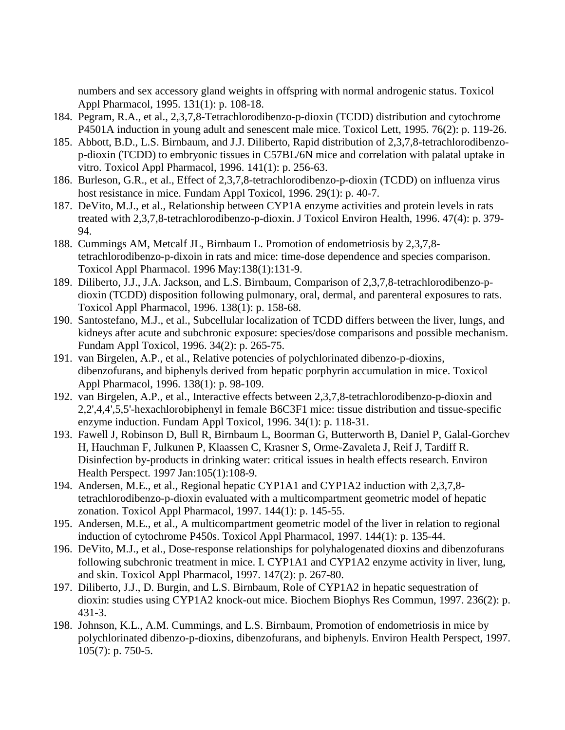numbers and sex accessory gland weights in offspring with normal androgenic status. Toxicol Appl Pharmacol, 1995. 131(1): p. 108-18.

184. Pegram, R.A., et al., 2,3,7,8-Tetrachlorodibenzo-p-dioxin (TCDD) distribution and cytochrome P4501A induction in young adult and senescent male mice. Toxicol Lett, 1995. 76(2): p. 119-26.
185. Abbott, B.D., L.S. Birnbaum, and J.J. Diliberto, Rapid distribution of 2,3,7,8-tetrachlorodibenzo-p-dioxin (TCDD) to embryonic tissues in C57BL/6N mice and correlation with palatal uptake in vitro. Toxicol Appl Pharmacol, 1996. 141(1): p. 256-63.
186. Burleson, G.R., et al., Effect of 2,3,7,8-tetrachlorodibenzo-p-dioxin (TCDD) on influenza virus host resistance in mice. Fundam Appl Toxicol, 1996. 29(1): p. 40-7.
187. DeVito, M.J., et al., Relationship between CYP1A enzyme activities and protein levels in rats treated with 2,3,7,8-tetrachlorodibenzo-p-dioxin. J Toxicol Environ Health, 1996. 47(4): p. 379-94.
188. Cummings AM, Metcalf JL, Birnbaum L. Promotion of endometriosis by 2,3,7,8-tetrachlorodibenzo-p-dixoin in rats and mice: time-dose dependence and species comparison. Toxicol Appl Pharmacol. 1996 May:138(1):131-9.
189. Diliberto, J.J., J.A. Jackson, and L.S. Birnbaum, Comparison of 2,3,7,8-tetrachlorodibenzo-p-dioxin (TCDD) disposition following pulmonary, oral, dermal, and parenteral exposures to rats. Toxicol Appl Pharmacol, 1996. 138(1): p. 158-68.
190. Santostefano, M.J., et al., Subcellular localization of TCDD differs between the liver, lungs, and kidneys after acute and subchronic exposure: species/dose comparisons and possible mechanism. Fundam Appl Toxicol, 1996. 34(2): p. 265-75.
191. van Birgelen, A.P., et al., Relative potencies of polychlorinated dibenzo-p-dioxins, dibenzofurans, and biphenyls derived from hepatic porphyrin accumulation in mice. Toxicol Appl Pharmacol, 1996. 138(1): p. 98-109.
192. van Birgelen, A.P., et al., Interactive effects between 2,3,7,8-tetrachlorodibenzo-p-dioxin and 2,2',4,4',5,5'-hexachlorobiphenyl in female B6C3F1 mice: tissue distribution and tissue-specific enzyme induction. Fundam Appl Toxicol, 1996. 34(1): p. 118-31.
193. Fawell J, Robinson D, Bull R, Birnbaum L, Boorman G, Butterworth B, Daniel P, Galal-Gorchev H, Hauchman F, Julkunen P, Klaassen C, Krasner S, Orme-Zavaleta J, Reif J, Tardiff R. Disinfection by-products in drinking water: critical issues in health effects research. Environ Health Perspect. 1997 Jan:105(1):108-9.
194. Andersen, M.E., et al., Regional hepatic CYP1A1 and CYP1A2 induction with 2,3,7,8-tetrachlorodibenzo-p-dioxin evaluated with a multicompartment geometric model of hepatic zonation. Toxicol Appl Pharmacol, 1997. 144(1): p. 145-55.
195. Andersen, M.E., et al., A multicompartment geometric model of the liver in relation to regional induction of cytochrome P450s. Toxicol Appl Pharmacol, 1997. 144(1): p. 135-44.
196. DeVito, M.J., et al., Dose-response relationships for polyhalogenated dioxins and dibenzofurans following subchronic treatment in mice. I. CYP1A1 and CYP1A2 enzyme activity in liver, lung, and skin. Toxicol Appl Pharmacol, 1997. 147(2): p. 267-80.
197. Diliberto, J.J., D. Burgin, and L.S. Birnbaum, Role of CYP1A2 in hepatic sequestration of dioxin: studies using CYP1A2 knock-out mice. Biochem Biophys Res Commun, 1997. 236(2): p. 431-3.
198. Johnson, K.L., A.M. Cummings, and L.S. Birnbaum, Promotion of endometriosis in mice by polychlorinated dibenzo-p-dioxins, dibenzofurans, and biphenyls. Environ Health Perspect, 1997. 105(7): p. 750-5.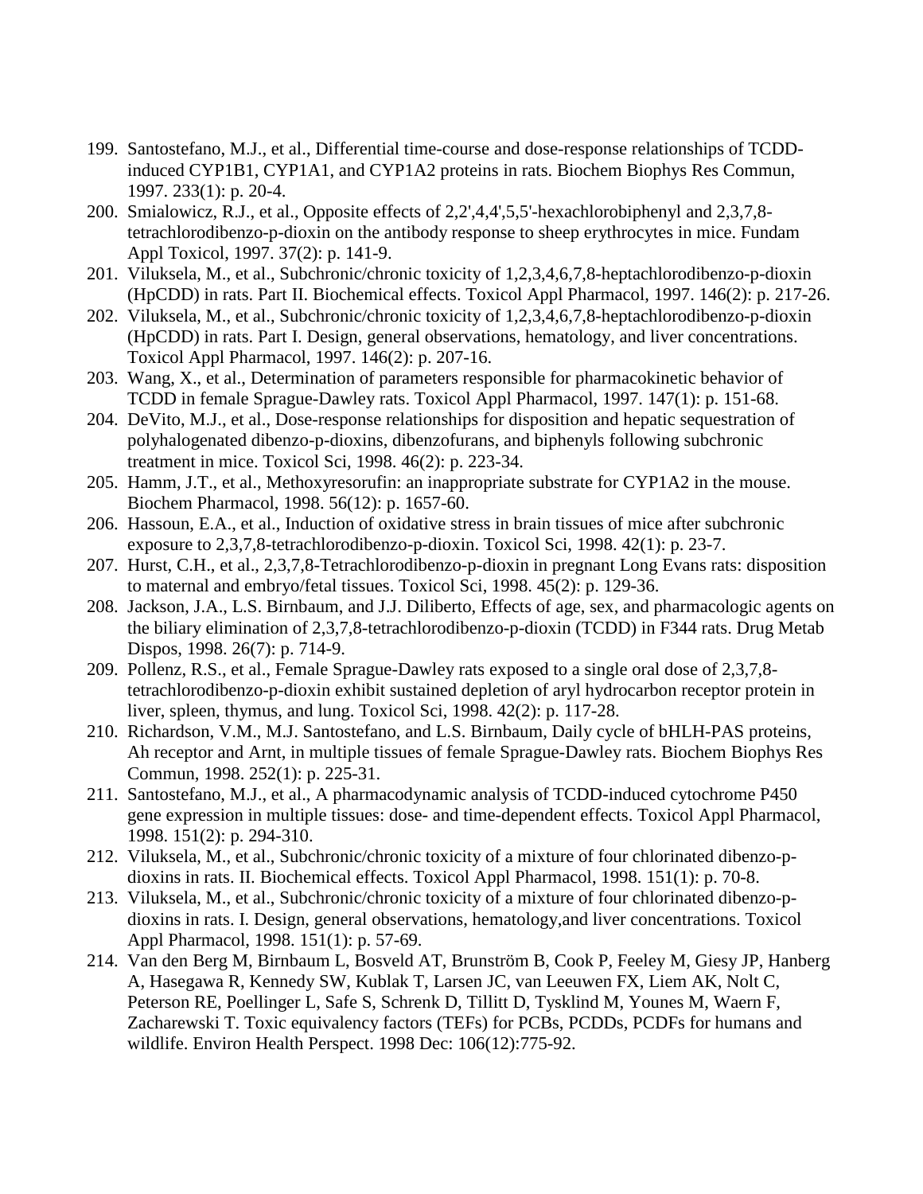199. Santostefano, M.J., et al., Differential time-course and dose-response relationships of TCDD-induced CYP1B1, CYP1A1, and CYP1A2 proteins in rats. Biochem Biophys Res Commun, 1997. 233(1): p. 20-4.
200. Smialowicz, R.J., et al., Opposite effects of 2,2',4,4',5,5'-hexachlorobiphenyl and 2,3,7,8-tetrachlorodibenzo-p-dioxin on the antibody response to sheep erythrocytes in mice. Fundam Appl Toxicol, 1997. 37(2): p. 141-9.
201. Viluksela, M., et al., Subchronic/chronic toxicity of 1,2,3,4,6,7,8-heptachlorodibenzo-p-dioxin (HpCDD) in rats. Part II. Biochemical effects. Toxicol Appl Pharmacol, 1997. 146(2): p. 217-26.
202. Viluksela, M., et al., Subchronic/chronic toxicity of 1,2,3,4,6,7,8-heptachlorodibenzo-p-dioxin (HpCDD) in rats. Part I. Design, general observations, hematology, and liver concentrations. Toxicol Appl Pharmacol, 1997. 146(2): p. 207-16.
203. Wang, X., et al., Determination of parameters responsible for pharmacokinetic behavior of TCDD in female Sprague-Dawley rats. Toxicol Appl Pharmacol, 1997. 147(1): p. 151-68.
204. DeVito, M.J., et al., Dose-response relationships for disposition and hepatic sequestration of polyhalogenated dibenzo-p-dioxins, dibenzofurans, and biphenyls following subchronic treatment in mice. Toxicol Sci, 1998. 46(2): p. 223-34.
205. Hamm, J.T., et al., Methoxyresorufin: an inappropriate substrate for CYP1A2 in the mouse. Biochem Pharmacol, 1998. 56(12): p. 1657-60.
206. Hassoun, E.A., et al., Induction of oxidative stress in brain tissues of mice after subchronic exposure to 2,3,7,8-tetrachlorodibenzo-p-dioxin. Toxicol Sci, 1998. 42(1): p. 23-7.
207. Hurst, C.H., et al., 2,3,7,8-Tetrachlorodibenzo-p-dioxin in pregnant Long Evans rats: disposition to maternal and embryo/fetal tissues. Toxicol Sci, 1998. 45(2): p. 129-36.
208. Jackson, J.A., L.S. Birnbaum, and J.J. Diliberto, Effects of age, sex, and pharmacologic agents on the biliary elimination of 2,3,7,8-tetrachlorodibenzo-p-dioxin (TCDD) in F344 rats. Drug Metab Dispos, 1998. 26(7): p. 714-9.
209. Pollenz, R.S., et al., Female Sprague-Dawley rats exposed to a single oral dose of 2,3,7,8-tetrachlorodibenzo-p-dioxin exhibit sustained depletion of aryl hydrocarbon receptor protein in liver, spleen, thymus, and lung. Toxicol Sci, 1998. 42(2): p. 117-28.
210. Richardson, V.M., M.J. Santostefano, and L.S. Birnbaum, Daily cycle of bHLH-PAS proteins, Ah receptor and Arnt, in multiple tissues of female Sprague-Dawley rats. Biochem Biophys Res Commun, 1998. 252(1): p. 225-31.
211. Santostefano, M.J., et al., A pharmacodynamic analysis of TCDD-induced cytochrome P450 gene expression in multiple tissues: dose- and time-dependent effects. Toxicol Appl Pharmacol, 1998. 151(2): p. 294-310.
212. Viluksela, M., et al., Subchronic/chronic toxicity of a mixture of four chlorinated dibenzo-p-dioxins in rats. II. Biochemical effects. Toxicol Appl Pharmacol, 1998. 151(1): p. 70-8.
213. Viluksela, M., et al., Subchronic/chronic toxicity of a mixture of four chlorinated dibenzo-p-dioxins in rats. I. Design, general observations, hematology,and liver concentrations. Toxicol Appl Pharmacol, 1998. 151(1): p. 57-69.
214. Van den Berg M, Birnbaum L, Bosveld AT, Brunström B, Cook P, Feeley M, Giesy JP, Hanberg A, Hasegawa R, Kennedy SW, Kublak T, Larsen JC, van Leeuwen FX, Liem AK, Nolt C, Peterson RE, Poellinger L, Safe S, Schrenk D, Tillitt D, Tysklind M, Younes M, Waern F, Zacharewski T. Toxic equivalency factors (TEFs) for PCBs, PCDDs, PCDFs for humans and wildlife. Environ Health Perspect. 1998 Dec: 106(12):775-92.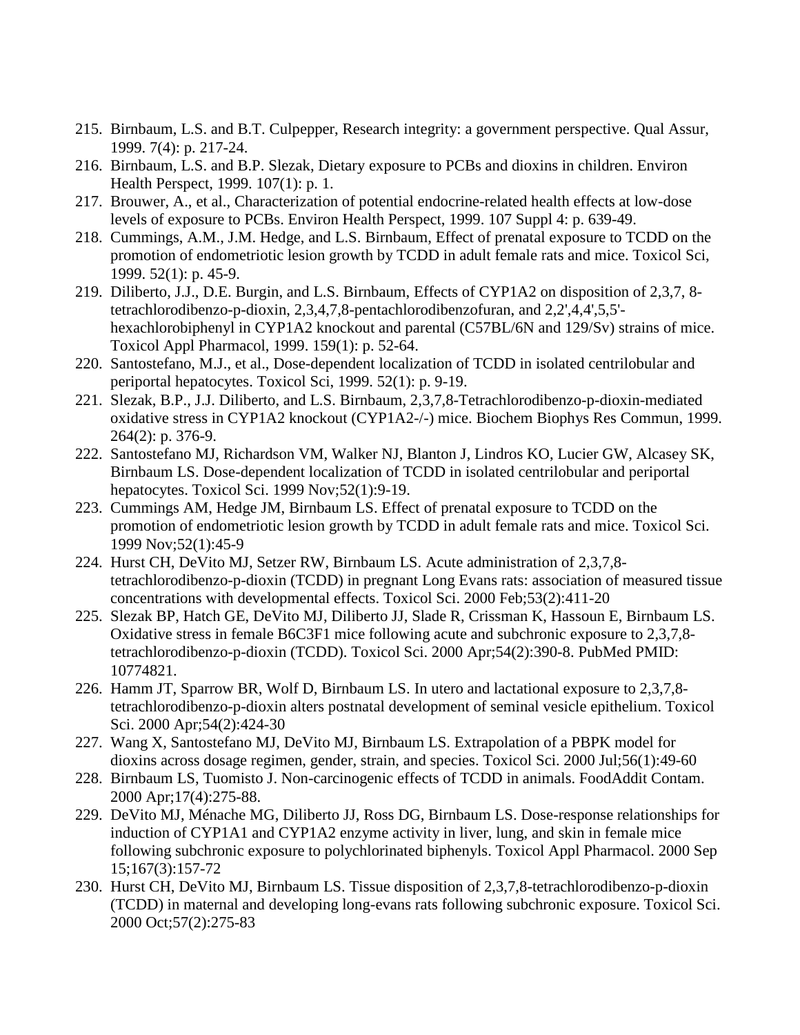215. Birnbaum, L.S. and B.T. Culpepper, Research integrity: a government perspective. Qual Assur, 1999. 7(4): p. 217-24.
216. Birnbaum, L.S. and B.P. Slezak, Dietary exposure to PCBs and dioxins in children. Environ Health Perspect, 1999. 107(1): p. 1.
217. Brouwer, A., et al., Characterization of potential endocrine-related health effects at low-dose levels of exposure to PCBs. Environ Health Perspect, 1999. 107 Suppl 4: p. 639-49.
218. Cummings, A.M., J.M. Hedge, and L.S. Birnbaum, Effect of prenatal exposure to TCDD on the promotion of endometriotic lesion growth by TCDD in adult female rats and mice. Toxicol Sci, 1999. 52(1): p. 45-9.
219. Diliberto, J.J., D.E. Burgin, and L.S. Birnbaum, Effects of CYP1A2 on disposition of 2,3,7, 8-tetrachlorodibenzo-p-dioxin, 2,3,4,7,8-pentachlorodibenzofuran, and 2,2',4,4',5,5'-hexachlorobiphenyl in CYP1A2 knockout and parental (C57BL/6N and 129/Sv) strains of mice. Toxicol Appl Pharmacol, 1999. 159(1): p. 52-64.
220. Santostefano, M.J., et al., Dose-dependent localization of TCDD in isolated centrilobular and periportal hepatocytes. Toxicol Sci, 1999. 52(1): p. 9-19.
221. Slezak, B.P., J.J. Diliberto, and L.S. Birnbaum, 2,3,7,8-Tetrachlorodibenzo-p-dioxin-mediated oxidative stress in CYP1A2 knockout (CYP1A2-/-) mice. Biochem Biophys Res Commun, 1999. 264(2): p. 376-9.
222. Santostefano MJ, Richardson VM, Walker NJ, Blanton J, Lindros KO, Lucier GW, Alcasey SK, Birnbaum LS. Dose-dependent localization of TCDD in isolated centrilobular and periportal hepatocytes. Toxicol Sci. 1999 Nov;52(1):9-19.
223. Cummings AM, Hedge JM, Birnbaum LS. Effect of prenatal exposure to TCDD on the promotion of endometriotic lesion growth by TCDD in adult female rats and mice. Toxicol Sci. 1999 Nov;52(1):45-9
224. Hurst CH, DeVito MJ, Setzer RW, Birnbaum LS. Acute administration of 2,3,7,8-tetrachlorodibenzo-p-dioxin (TCDD) in pregnant Long Evans rats: association of measured tissue concentrations with developmental effects. Toxicol Sci. 2000 Feb;53(2):411-20
225. Slezak BP, Hatch GE, DeVito MJ, Diliberto JJ, Slade R, Crissman K, Hassoun E, Birnbaum LS. Oxidative stress in female B6C3F1 mice following acute and subchronic exposure to 2,3,7,8-tetrachlorodibenzo-p-dioxin (TCDD). Toxicol Sci. 2000 Apr;54(2):390-8. PubMed PMID: 10774821.
226. Hamm JT, Sparrow BR, Wolf D, Birnbaum LS. In utero and lactational exposure to 2,3,7,8-tetrachlorodibenzo-p-dioxin alters postnatal development of seminal vesicle epithelium. Toxicol Sci. 2000 Apr;54(2):424-30
227. Wang X, Santostefano MJ, DeVito MJ, Birnbaum LS. Extrapolation of a PBPK model for dioxins across dosage regimen, gender, strain, and species. Toxicol Sci. 2000 Jul;56(1):49-60
228. Birnbaum LS, Tuomisto J. Non-carcinogenic effects of TCDD in animals. FoodAddit Contam. 2000 Apr;17(4):275-88.
229. DeVito MJ, Ménache MG, Diliberto JJ, Ross DG, Birnbaum LS. Dose-response relationships for induction of CYP1A1 and CYP1A2 enzyme activity in liver, lung, and skin in female mice following subchronic exposure to polychlorinated biphenyls. Toxicol Appl Pharmacol. 2000 Sep 15;167(3):157-72
230. Hurst CH, DeVito MJ, Birnbaum LS. Tissue disposition of 2,3,7,8-tetrachlorodibenzo-p-dioxin (TCDD) in maternal and developing long-evans rats following subchronic exposure. Toxicol Sci. 2000 Oct;57(2):275-83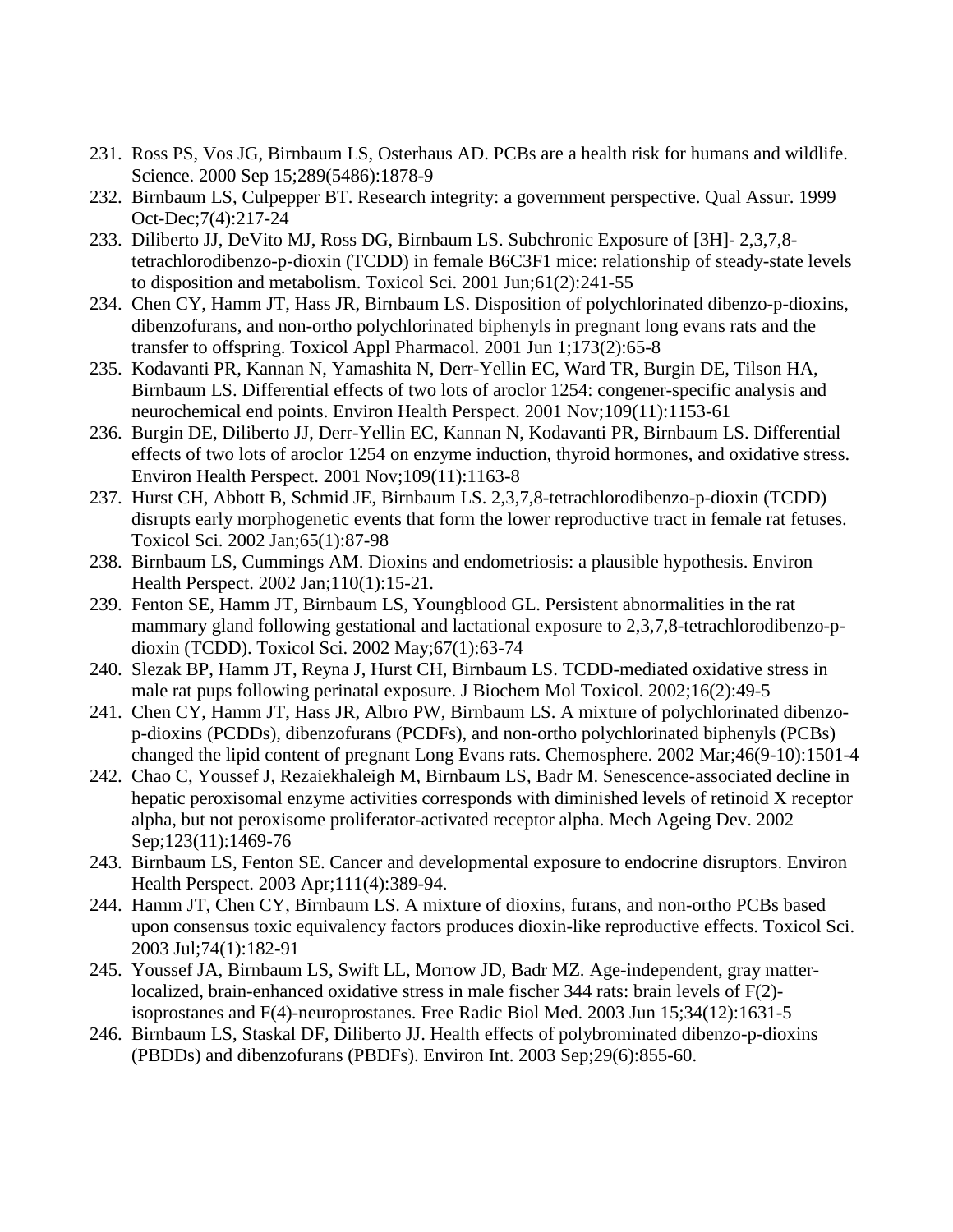231. Ross PS, Vos JG, Birnbaum LS, Osterhaus AD. PCBs are a health risk for humans and wildlife. Science. 2000 Sep 15;289(5486):1878-9
232. Birnbaum LS, Culpepper BT. Research integrity: a government perspective. Qual Assur. 1999 Oct-Dec;7(4):217-24
233. Diliberto JJ, DeVito MJ, Ross DG, Birnbaum LS. Subchronic Exposure of [3H]- 2,3,7,8-tetrachlorodibenzo-p-dioxin (TCDD) in female B6C3F1 mice: relationship of steady-state levels to disposition and metabolism. Toxicol Sci. 2001 Jun;61(2):241-55
234. Chen CY, Hamm JT, Hass JR, Birnbaum LS. Disposition of polychlorinated dibenzo-p-dioxins, dibenzofurans, and non-ortho polychlorinated biphenyls in pregnant long evans rats and the transfer to offspring. Toxicol Appl Pharmacol. 2001 Jun 1;173(2):65-8
235. Kodavanti PR, Kannan N, Yamashita N, Derr-Yellin EC, Ward TR, Burgin DE, Tilson HA, Birnbaum LS. Differential effects of two lots of aroclor 1254: congener-specific analysis and neurochemical end points. Environ Health Perspect. 2001 Nov;109(11):1153-61
236. Burgin DE, Diliberto JJ, Derr-Yellin EC, Kannan N, Kodavanti PR, Birnbaum LS. Differential effects of two lots of aroclor 1254 on enzyme induction, thyroid hormones, and oxidative stress. Environ Health Perspect. 2001 Nov;109(11):1163-8
237. Hurst CH, Abbott B, Schmid JE, Birnbaum LS. 2,3,7,8-tetrachlorodibenzo-p-dioxin (TCDD) disrupts early morphogenetic events that form the lower reproductive tract in female rat fetuses. Toxicol Sci. 2002 Jan;65(1):87-98
238. Birnbaum LS, Cummings AM. Dioxins and endometriosis: a plausible hypothesis. Environ Health Perspect. 2002 Jan;110(1):15-21.
239. Fenton SE, Hamm JT, Birnbaum LS, Youngblood GL. Persistent abnormalities in the rat mammary gland following gestational and lactational exposure to 2,3,7,8-tetrachlorodibenzo-p-dioxin (TCDD). Toxicol Sci. 2002 May;67(1):63-74
240. Slezak BP, Hamm JT, Reyna J, Hurst CH, Birnbaum LS. TCDD-mediated oxidative stress in male rat pups following perinatal exposure. J Biochem Mol Toxicol. 2002;16(2):49-5
241. Chen CY, Hamm JT, Hass JR, Albro PW, Birnbaum LS. A mixture of polychlorinated dibenzo-p-dioxins (PCDDs), dibenzofurans (PCDFs), and non-ortho polychlorinated biphenyls (PCBs) changed the lipid content of pregnant Long Evans rats. Chemosphere. 2002 Mar;46(9-10):1501-4
242. Chao C, Youssef J, Rezaiekhaleigh M, Birnbaum LS, Badr M. Senescence-associated decline in hepatic peroxisomal enzyme activities corresponds with diminished levels of retinoid X receptor alpha, but not peroxisome proliferator-activated receptor alpha. Mech Ageing Dev. 2002 Sep;123(11):1469-76
243. Birnbaum LS, Fenton SE. Cancer and developmental exposure to endocrine disruptors. Environ Health Perspect. 2003 Apr;111(4):389-94.
244. Hamm JT, Chen CY, Birnbaum LS. A mixture of dioxins, furans, and non-ortho PCBs based upon consensus toxic equivalency factors produces dioxin-like reproductive effects. Toxicol Sci. 2003 Jul;74(1):182-91
245. Youssef JA, Birnbaum LS, Swift LL, Morrow JD, Badr MZ. Age-independent, gray matter-localized, brain-enhanced oxidative stress in male fischer 344 rats: brain levels of F(2)-isoprostanes and F(4)-neuroprostanes. Free Radic Biol Med. 2003 Jun 15;34(12):1631-5
246. Birnbaum LS, Staskal DF, Diliberto JJ. Health effects of polybrominated dibenzo-p-dioxins (PBDDs) and dibenzofurans (PBDFs). Environ Int. 2003 Sep;29(6):855-60.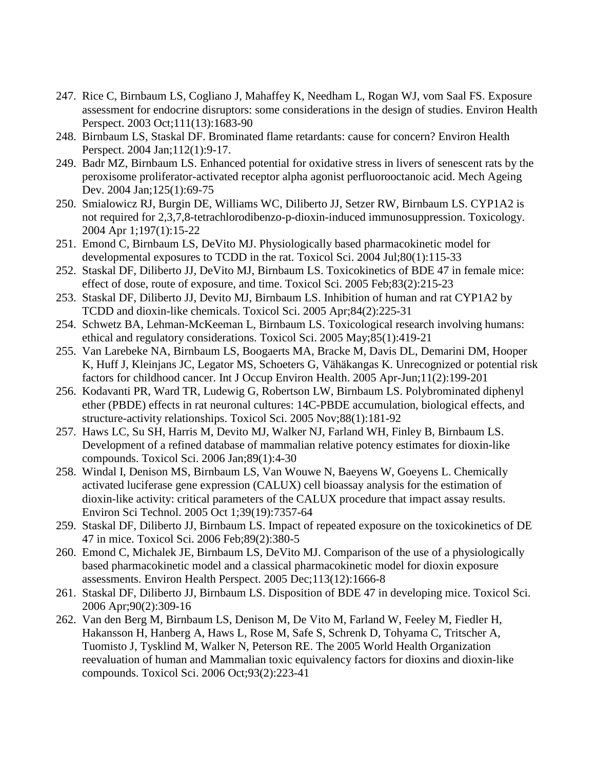247. Rice C, Birnbaum LS, Cogliano J, Mahaffey K, Needham L, Rogan WJ, vom Saal FS. Exposure assessment for endocrine disruptors: some considerations in the design of studies. Environ Health Perspect. 2003 Oct;111(13):1683-90
248. Birnbaum LS, Staskal DF. Brominated flame retardants: cause for concern? Environ Health Perspect. 2004 Jan;112(1):9-17.
249. Badr MZ, Birnbaum LS. Enhanced potential for oxidative stress in livers of senescent rats by the peroxisome proliferator-activated receptor alpha agonist perfluorooctanoic acid. Mech Ageing Dev. 2004 Jan;125(1):69-75
250. Smialowicz RJ, Burgin DE, Williams WC, Diliberto JJ, Setzer RW, Birnbaum LS. CYP1A2 is not required for 2,3,7,8-tetrachlorodibenzo-p-dioxin-induced immunosuppression. Toxicology. 2004 Apr 1;197(1):15-22
251. Emond C, Birnbaum LS, DeVito MJ. Physiologically based pharmacokinetic model for developmental exposures to TCDD in the rat. Toxicol Sci. 2004 Jul;80(1):115-33
252. Staskal DF, Diliberto JJ, DeVito MJ, Birnbaum LS. Toxicokinetics of BDE 47 in female mice: effect of dose, route of exposure, and time. Toxicol Sci. 2005 Feb;83(2):215-23
253. Staskal DF, Diliberto JJ, Devito MJ, Birnbaum LS. Inhibition of human and rat CYP1A2 by TCDD and dioxin-like chemicals. Toxicol Sci. 2005 Apr;84(2):225-31
254. Schwetz BA, Lehman-McKeeman L, Birnbaum LS. Toxicological research involving humans: ethical and regulatory considerations. Toxicol Sci. 2005 May;85(1):419-21
255. Van Larebeke NA, Birnbaum LS, Boogaerts MA, Bracke M, Davis DL, Demarini DM, Hooper K, Huff J, Kleinjans JC, Legator MS, Schoeters G, Vähäkangas K. Unrecognized or potential risk factors for childhood cancer. Int J Occup Environ Health. 2005 Apr-Jun;11(2):199-201
256. Kodavanti PR, Ward TR, Ludewig G, Robertson LW, Birnbaum LS. Polybrominated diphenyl ether (PBDE) effects in rat neuronal cultures: 14C-PBDE accumulation, biological effects, and structure-activity relationships. Toxicol Sci. 2005 Nov;88(1):181-92
257. Haws LC, Su SH, Harris M, Devito MJ, Walker NJ, Farland WH, Finley B, Birnbaum LS. Development of a refined database of mammalian relative potency estimates for dioxin-like compounds. Toxicol Sci. 2006 Jan;89(1):4-30
258. Windal I, Denison MS, Birnbaum LS, Van Wouwe N, Baeyens W, Goeyens L. Chemically activated luciferase gene expression (CALUX) cell bioassay analysis for the estimation of dioxin-like activity: critical parameters of the CALUX procedure that impact assay results. Environ Sci Technol. 2005 Oct 1;39(19):7357-64
259. Staskal DF, Diliberto JJ, Birnbaum LS. Impact of repeated exposure on the toxicokinetics of DE 47 in mice. Toxicol Sci. 2006 Feb;89(2):380-5
260. Emond C, Michalek JE, Birnbaum LS, DeVito MJ. Comparison of the use of a physiologically based pharmacokinetic model and a classical pharmacokinetic model for dioxin exposure assessments. Environ Health Perspect. 2005 Dec;113(12):1666-8
261. Staskal DF, Diliberto JJ, Birnbaum LS. Disposition of BDE 47 in developing mice. Toxicol Sci. 2006 Apr;90(2):309-16
262. Van den Berg M, Birnbaum LS, Denison M, De Vito M, Farland W, Feeley M, Fiedler H, Hakansson H, Hanberg A, Haws L, Rose M, Safe S, Schrenk D, Tohyama C, Tritscher A, Tuomisto J, Tysklind M, Walker N, Peterson RE. The 2005 World Health Organization reevaluation of human and Mammalian toxic equivalency factors for dioxins and dioxin-like compounds. Toxicol Sci. 2006 Oct;93(2):223-41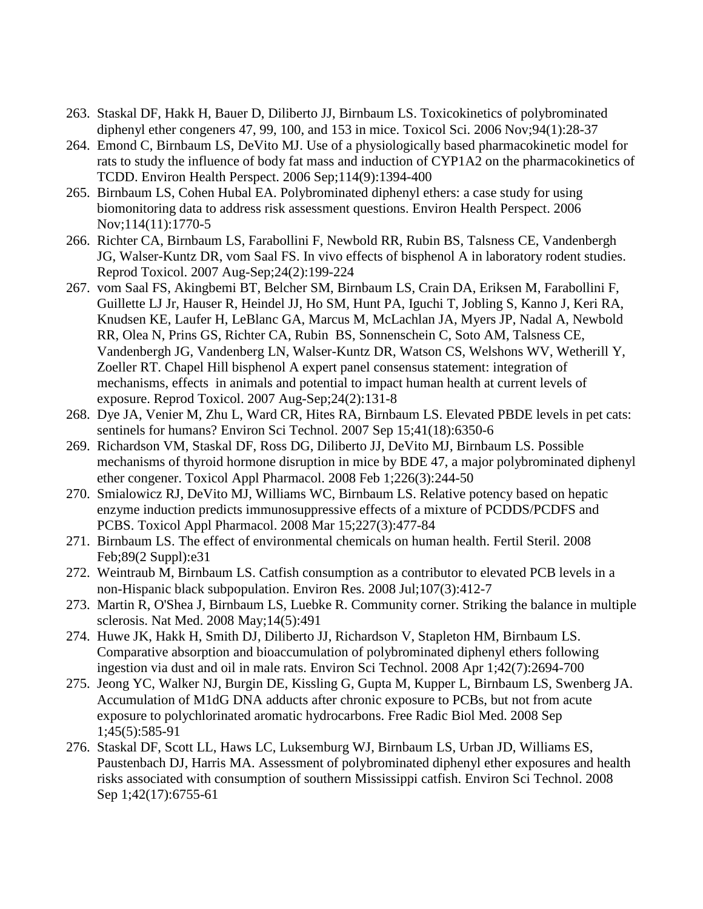263. Staskal DF, Hakk H, Bauer D, Diliberto JJ, Birnbaum LS. Toxicokinetics of polybrominated diphenyl ether congeners 47, 99, 100, and 153 in mice. Toxicol Sci. 2006 Nov;94(1):28-37
264. Emond C, Birnbaum LS, DeVito MJ. Use of a physiologically based pharmacokinetic model for rats to study the influence of body fat mass and induction of CYP1A2 on the pharmacokinetics of TCDD. Environ Health Perspect. 2006 Sep;114(9):1394-400
265. Birnbaum LS, Cohen Hubal EA. Polybrominated diphenyl ethers: a case study for using biomonitoring data to address risk assessment questions. Environ Health Perspect. 2006 Nov;114(11):1770-5
266. Richter CA, Birnbaum LS, Farabollini F, Newbold RR, Rubin BS, Talsness CE, Vandenbergh JG, Walser-Kuntz DR, vom Saal FS. In vivo effects of bisphenol A in laboratory rodent studies. Reprod Toxicol. 2007 Aug-Sep;24(2):199-224
267. vom Saal FS, Akingbemi BT, Belcher SM, Birnbaum LS, Crain DA, Eriksen M, Farabollini F, Guillette LJ Jr, Hauser R, Heindel JJ, Ho SM, Hunt PA, Iguchi T, Jobling S, Kanno J, Keri RA, Knudsen KE, Laufer H, LeBlanc GA, Marcus M, McLachlan JA, Myers JP, Nadal A, Newbold RR, Olea N, Prins GS, Richter CA, Rubin BS, Sonnenschein C, Soto AM, Talsness CE, Vandenbergh JG, Vandenberg LN, Walser-Kuntz DR, Watson CS, Welshons WV, Wetherill Y, Zoeller RT. Chapel Hill bisphenol A expert panel consensus statement: integration of mechanisms, effects in animals and potential to impact human health at current levels of exposure. Reprod Toxicol. 2007 Aug-Sep;24(2):131-8
268. Dye JA, Venier M, Zhu L, Ward CR, Hites RA, Birnbaum LS. Elevated PBDE levels in pet cats: sentinels for humans? Environ Sci Technol. 2007 Sep 15;41(18):6350-6
269. Richardson VM, Staskal DF, Ross DG, Diliberto JJ, DeVito MJ, Birnbaum LS. Possible mechanisms of thyroid hormone disruption in mice by BDE 47, a major polybrominated diphenyl ether congener. Toxicol Appl Pharmacol. 2008 Feb 1;226(3):244-50
270. Smialowicz RJ, DeVito MJ, Williams WC, Birnbaum LS. Relative potency based on hepatic enzyme induction predicts immunosuppressive effects of a mixture of PCDDS/PCDFS and PCBS. Toxicol Appl Pharmacol. 2008 Mar 15;227(3):477-84
271. Birnbaum LS. The effect of environmental chemicals on human health. Fertil Steril. 2008 Feb;89(2 Suppl):e31
272. Weintraub M, Birnbaum LS. Catfish consumption as a contributor to elevated PCB levels in a non-Hispanic black subpopulation. Environ Res. 2008 Jul;107(3):412-7
273. Martin R, O'Shea J, Birnbaum LS, Luebke R. Community corner. Striking the balance in multiple sclerosis. Nat Med. 2008 May;14(5):491
274. Huwe JK, Hakk H, Smith DJ, Diliberto JJ, Richardson V, Stapleton HM, Birnbaum LS. Comparative absorption and bioaccumulation of polybrominated diphenyl ethers following ingestion via dust and oil in male rats. Environ Sci Technol. 2008 Apr 1;42(7):2694-700
275. Jeong YC, Walker NJ, Burgin DE, Kissling G, Gupta M, Kupper L, Birnbaum LS, Swenberg JA. Accumulation of M1dG DNA adducts after chronic exposure to PCBs, but not from acute exposure to polychlorinated aromatic hydrocarbons. Free Radic Biol Med. 2008 Sep 1;45(5):585-91
276. Staskal DF, Scott LL, Haws LC, Luksemburg WJ, Birnbaum LS, Urban JD, Williams ES, Paustenbach DJ, Harris MA. Assessment of polybrominated diphenyl ether exposures and health risks associated with consumption of southern Mississippi catfish. Environ Sci Technol. 2008 Sep 1;42(17):6755-61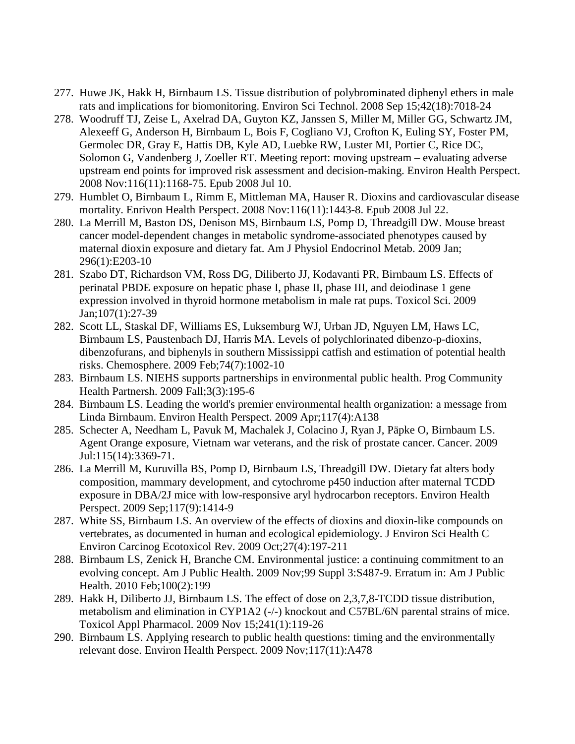277. Huwe JK, Hakk H, Birnbaum LS. Tissue distribution of polybrominated diphenyl ethers in male rats and implications for biomonitoring. Environ Sci Technol. 2008 Sep 15;42(18):7018-24
278. Woodruff TJ, Zeise L, Axelrad DA, Guyton KZ, Janssen S, Miller M, Miller GG, Schwartz JM, Alexeeff G, Anderson H, Birnbaum L, Bois F, Cogliano VJ, Crofton K, Euling SY, Foster PM, Germolec DR, Gray E, Hattis DB, Kyle AD, Luebke RW, Luster MI, Portier C, Rice DC, Solomon G, Vandenberg J, Zoeller RT. Meeting report: moving upstream – evaluating adverse upstream end points for improved risk assessment and decision-making. Environ Health Perspect. 2008 Nov:116(11):1168-75. Epub 2008 Jul 10.
279. Humblet O, Birnbaum L, Rimm E, Mittleman MA, Hauser R. Dioxins and cardiovascular disease mortality. Enrivon Health Perspect. 2008 Nov:116(11):1443-8. Epub 2008 Jul 22.
280. La Merrill M, Baston DS, Denison MS, Birnbaum LS, Pomp D, Threadgill DW. Mouse breast cancer model-dependent changes in metabolic syndrome-associated phenotypes caused by maternal dioxin exposure and dietary fat. Am J Physiol Endocrinol Metab. 2009 Jan; 296(1):E203-10
281. Szabo DT, Richardson VM, Ross DG, Diliberto JJ, Kodavanti PR, Birnbaum LS. Effects of perinatal PBDE exposure on hepatic phase I, phase II, phase III, and deiodinase 1 gene expression involved in thyroid hormone metabolism in male rat pups. Toxicol Sci. 2009 Jan;107(1):27-39
282. Scott LL, Staskal DF, Williams ES, Luksemburg WJ, Urban JD, Nguyen LM, Haws LC, Birnbaum LS, Paustenbach DJ, Harris MA. Levels of polychlorinated dibenzo-p-dioxins, dibenzofurans, and biphenyls in southern Mississippi catfish and estimation of potential health risks. Chemosphere. 2009 Feb;74(7):1002-10
283. Birnbaum LS. NIEHS supports partnerships in environmental public health. Prog Community Health Partnersh. 2009 Fall;3(3):195-6
284. Birnbaum LS. Leading the world's premier environmental health organization: a message from Linda Birnbaum. Environ Health Perspect. 2009 Apr;117(4):A138
285. Schecter A, Needham L, Pavuk M, Machalek J, Colacino J, Ryan J, Päpke O, Birnbaum LS. Agent Orange exposure, Vietnam war veterans, and the risk of prostate cancer. Cancer. 2009 Jul:115(14):3369-71.
286. La Merrill M, Kuruvilla BS, Pomp D, Birnbaum LS, Threadgill DW. Dietary fat alters body composition, mammary development, and cytochrome p450 induction after maternal TCDD exposure in DBA/2J mice with low-responsive aryl hydrocarbon receptors. Environ Health Perspect. 2009 Sep;117(9):1414-9
287. White SS, Birnbaum LS. An overview of the effects of dioxins and dioxin-like compounds on vertebrates, as documented in human and ecological epidemiology. J Environ Sci Health C Environ Carcinog Ecotoxicol Rev. 2009 Oct;27(4):197-211
288. Birnbaum LS, Zenick H, Branche CM. Environmental justice: a continuing commitment to an evolving concept. Am J Public Health. 2009 Nov;99 Suppl 3:S487-9. Erratum in: Am J Public Health. 2010 Feb;100(2):199
289. Hakk H, Diliberto JJ, Birnbaum LS. The effect of dose on 2,3,7,8-TCDD tissue distribution, metabolism and elimination in CYP1A2 (-/-) knockout and C57BL/6N parental strains of mice. Toxicol Appl Pharmacol. 2009 Nov 15;241(1):119-26
290. Birnbaum LS. Applying research to public health questions: timing and the environmentally relevant dose. Environ Health Perspect. 2009 Nov;117(11):A478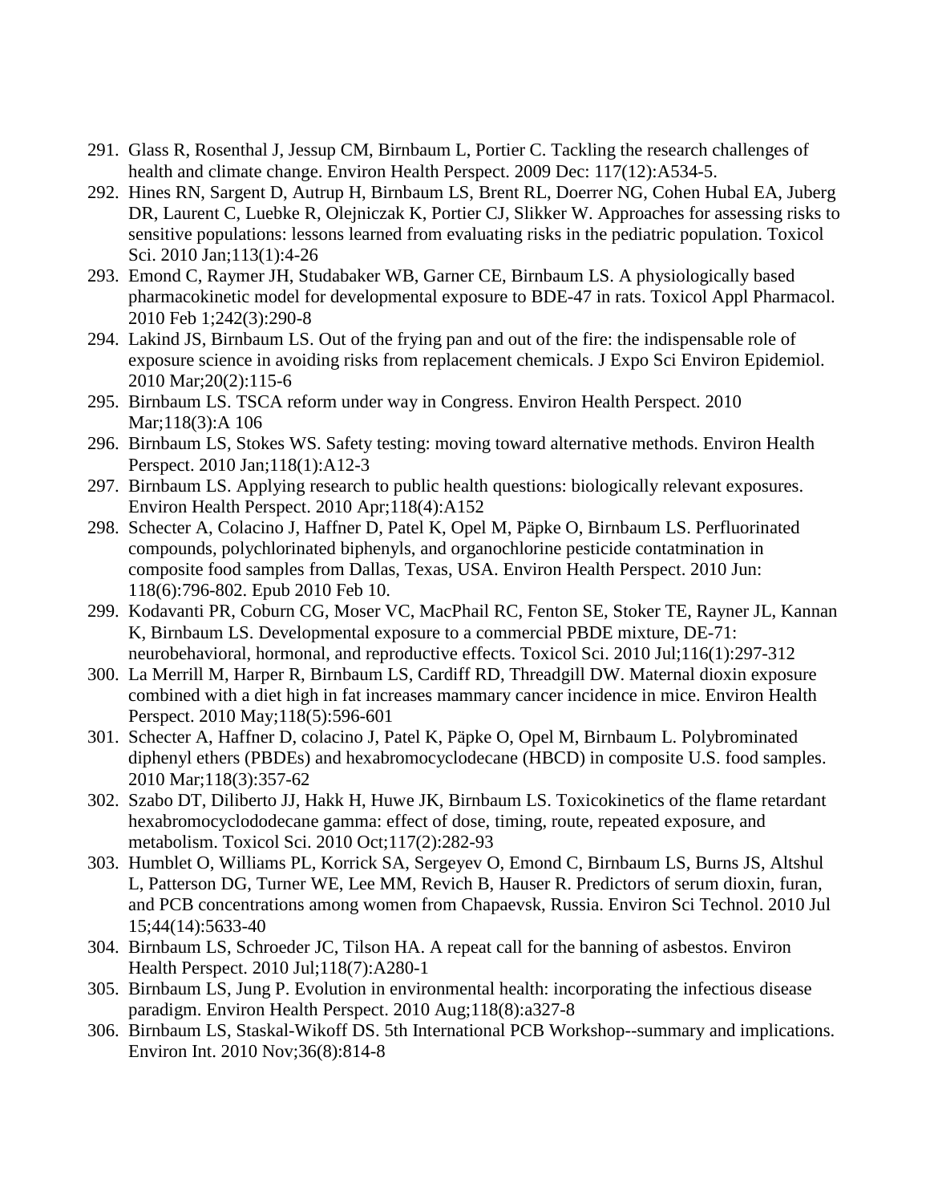291. Glass R, Rosenthal J, Jessup CM, Birnbaum L, Portier C. Tackling the research challenges of health and climate change. Environ Health Perspect. 2009 Dec: 117(12):A534-5.
292. Hines RN, Sargent D, Autrup H, Birnbaum LS, Brent RL, Doerrer NG, Cohen Hubal EA, Juberg DR, Laurent C, Luebke R, Olejniczak K, Portier CJ, Slikker W. Approaches for assessing risks to sensitive populations: lessons learned from evaluating risks in the pediatric population. Toxicol Sci. 2010 Jan;113(1):4-26
293. Emond C, Raymer JH, Studabaker WB, Garner CE, Birnbaum LS. A physiologically based pharmacokinetic model for developmental exposure to BDE-47 in rats. Toxicol Appl Pharmacol. 2010 Feb 1;242(3):290-8
294. Lakind JS, Birnbaum LS. Out of the frying pan and out of the fire: the indispensable role of exposure science in avoiding risks from replacement chemicals. J Expo Sci Environ Epidemiol. 2010 Mar;20(2):115-6
295. Birnbaum LS. TSCA reform under way in Congress. Environ Health Perspect. 2010 Mar;118(3):A 106
296. Birnbaum LS, Stokes WS. Safety testing: moving toward alternative methods. Environ Health Perspect. 2010 Jan;118(1):A12-3
297. Birnbaum LS. Applying research to public health questions: biologically relevant exposures. Environ Health Perspect. 2010 Apr;118(4):A152
298. Schecter A, Colacino J, Haffner D, Patel K, Opel M, Päpke O, Birnbaum LS. Perfluorinated compounds, polychlorinated biphenyls, and organochlorine pesticide contatmination in composite food samples from Dallas, Texas, USA. Environ Health Perspect. 2010 Jun: 118(6):796-802. Epub 2010 Feb 10.
299. Kodavanti PR, Coburn CG, Moser VC, MacPhail RC, Fenton SE, Stoker TE, Rayner JL, Kannan K, Birnbaum LS. Developmental exposure to a commercial PBDE mixture, DE-71: neurobehavioral, hormonal, and reproductive effects. Toxicol Sci. 2010 Jul;116(1):297-312
300. La Merrill M, Harper R, Birnbaum LS, Cardiff RD, Threadgill DW. Maternal dioxin exposure combined with a diet high in fat increases mammary cancer incidence in mice. Environ Health Perspect. 2010 May;118(5):596-601
301. Schecter A, Haffner D, colacino J, Patel K, Päpke O, Opel M, Birnbaum L. Polybrominated diphenyl ethers (PBDEs) and hexabromocyclodecane (HBCD) in composite U.S. food samples. 2010 Mar;118(3):357-62
302. Szabo DT, Diliberto JJ, Hakk H, Huwe JK, Birnbaum LS. Toxicokinetics of the flame retardant hexabromocyclododecane gamma: effect of dose, timing, route, repeated exposure, and metabolism. Toxicol Sci. 2010 Oct;117(2):282-93
303. Humblet O, Williams PL, Korrick SA, Sergeyev O, Emond C, Birnbaum LS, Burns JS, Altshul L, Patterson DG, Turner WE, Lee MM, Revich B, Hauser R. Predictors of serum dioxin, furan, and PCB concentrations among women from Chapaevsk, Russia. Environ Sci Technol. 2010 Jul 15;44(14):5633-40
304. Birnbaum LS, Schroeder JC, Tilson HA. A repeat call for the banning of asbestos. Environ Health Perspect. 2010 Jul;118(7):A280-1
305. Birnbaum LS, Jung P. Evolution in environmental health: incorporating the infectious disease paradigm. Environ Health Perspect. 2010 Aug;118(8):a327-8
306. Birnbaum LS, Staskal-Wikoff DS. 5th International PCB Workshop--summary and implications. Environ Int. 2010 Nov;36(8):814-8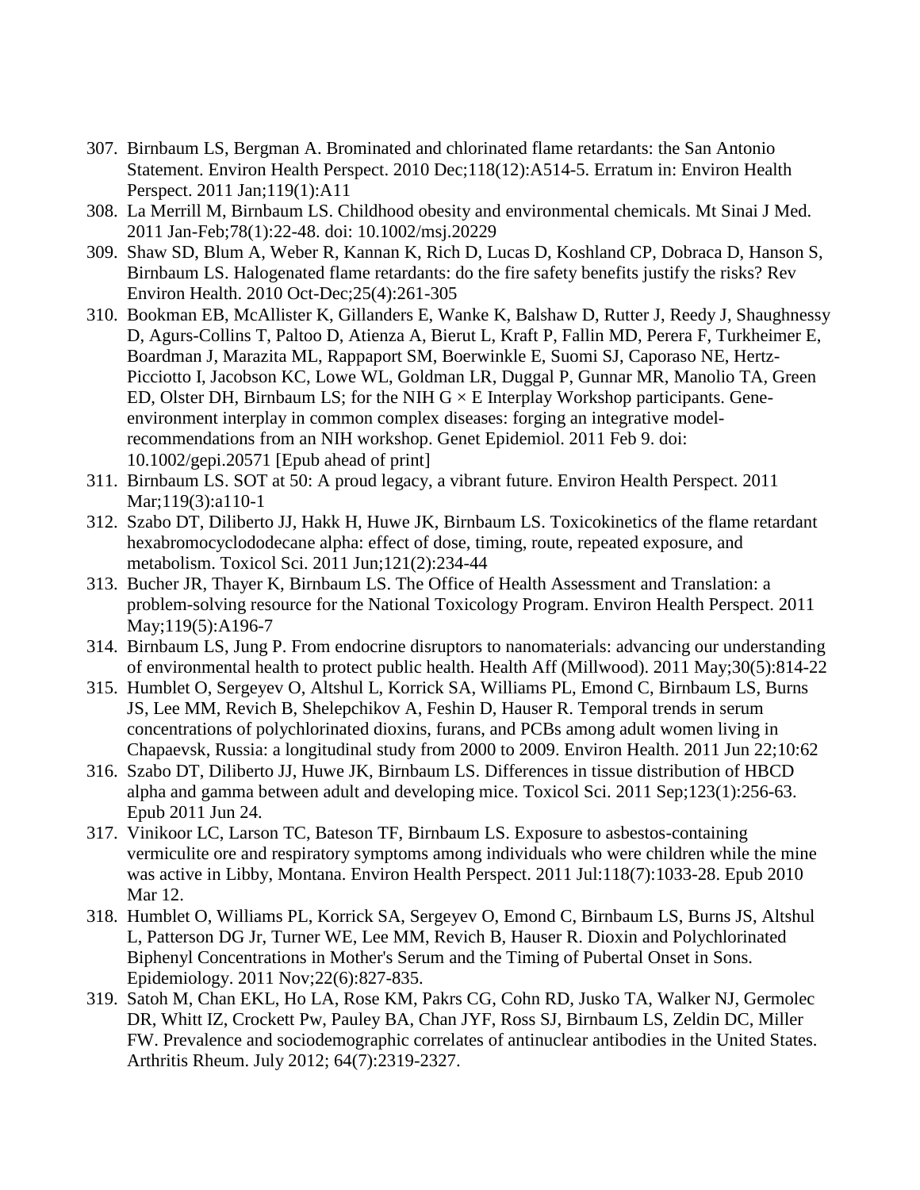307. Birnbaum LS, Bergman A. Brominated and chlorinated flame retardants: the San Antonio Statement. Environ Health Perspect. 2010 Dec;118(12):A514-5. Erratum in: Environ Health Perspect. 2011 Jan;119(1):A11
308. La Merrill M, Birnbaum LS. Childhood obesity and environmental chemicals. Mt Sinai J Med. 2011 Jan-Feb;78(1):22-48. doi: 10.1002/msj.20229
309. Shaw SD, Blum A, Weber R, Kannan K, Rich D, Lucas D, Koshland CP, Dobraca D, Hanson S, Birnbaum LS. Halogenated flame retardants: do the fire safety benefits justify the risks? Rev Environ Health. 2010 Oct-Dec;25(4):261-305
310. Bookman EB, McAllister K, Gillanders E, Wanke K, Balshaw D, Rutter J, Reedy J, Shaughnessy D, Agurs-Collins T, Paltoo D, Atienza A, Bierut L, Kraft P, Fallin MD, Perera F, Turkheimer E, Boardman J, Marazita ML, Rappaport SM, Boerwinkle E, Suomi SJ, Caporaso NE, Hertz-Picciotto I, Jacobson KC, Lowe WL, Goldman LR, Duggal P, Gunnar MR, Manolio TA, Green ED, Olster DH, Birnbaum LS; for the NIH G × E Interplay Workshop participants. Gene-environment interplay in common complex diseases: forging an integrative model-recommendations from an NIH workshop. Genet Epidemiol. 2011 Feb 9. doi: 10.1002/gepi.20571 [Epub ahead of print]
311. Birnbaum LS. SOT at 50: A proud legacy, a vibrant future. Environ Health Perspect. 2011 Mar;119(3):a110-1
312. Szabo DT, Diliberto JJ, Hakk H, Huwe JK, Birnbaum LS. Toxicokinetics of the flame retardant hexabromocyclododecane alpha: effect of dose, timing, route, repeated exposure, and metabolism. Toxicol Sci. 2011 Jun;121(2):234-44
313. Bucher JR, Thayer K, Birnbaum LS. The Office of Health Assessment and Translation: a problem-solving resource for the National Toxicology Program. Environ Health Perspect. 2011 May;119(5):A196-7
314. Birnbaum LS, Jung P. From endocrine disruptors to nanomaterials: advancing our understanding of environmental health to protect public health. Health Aff (Millwood). 2011 May;30(5):814-22
315. Humblet O, Sergeyev O, Altshul L, Korrick SA, Williams PL, Emond C, Birnbaum LS, Burns JS, Lee MM, Revich B, Shelepchikov A, Feshin D, Hauser R. Temporal trends in serum concentrations of polychlorinated dioxins, furans, and PCBs among adult women living in Chapaevsk, Russia: a longitudinal study from 2000 to 2009. Environ Health. 2011 Jun 22;10:62
316. Szabo DT, Diliberto JJ, Huwe JK, Birnbaum LS. Differences in tissue distribution of HBCD alpha and gamma between adult and developing mice. Toxicol Sci. 2011 Sep;123(1):256-63. Epub 2011 Jun 24.
317. Vinikoor LC, Larson TC, Bateson TF, Birnbaum LS. Exposure to asbestos-containing vermiculite ore and respiratory symptoms among individuals who were children while the mine was active in Libby, Montana. Environ Health Perspect. 2011 Jul:118(7):1033-28. Epub 2010 Mar 12.
318. Humblet O, Williams PL, Korrick SA, Sergeyev O, Emond C, Birnbaum LS, Burns JS, Altshul L, Patterson DG Jr, Turner WE, Lee MM, Revich B, Hauser R. Dioxin and Polychlorinated Biphenyl Concentrations in Mother's Serum and the Timing of Pubertal Onset in Sons. Epidemiology. 2011 Nov;22(6):827-835.
319. Satoh M, Chan EKL, Ho LA, Rose KM, Pakrs CG, Cohn RD, Jusko TA, Walker NJ, Germolec DR, Whitt IZ, Crockett Pw, Pauley BA, Chan JYF, Ross SJ, Birnbaum LS, Zeldin DC, Miller FW. Prevalence and sociodemographic correlates of antinuclear antibodies in the United States. Arthritis Rheum. July 2012; 64(7):2319-2327.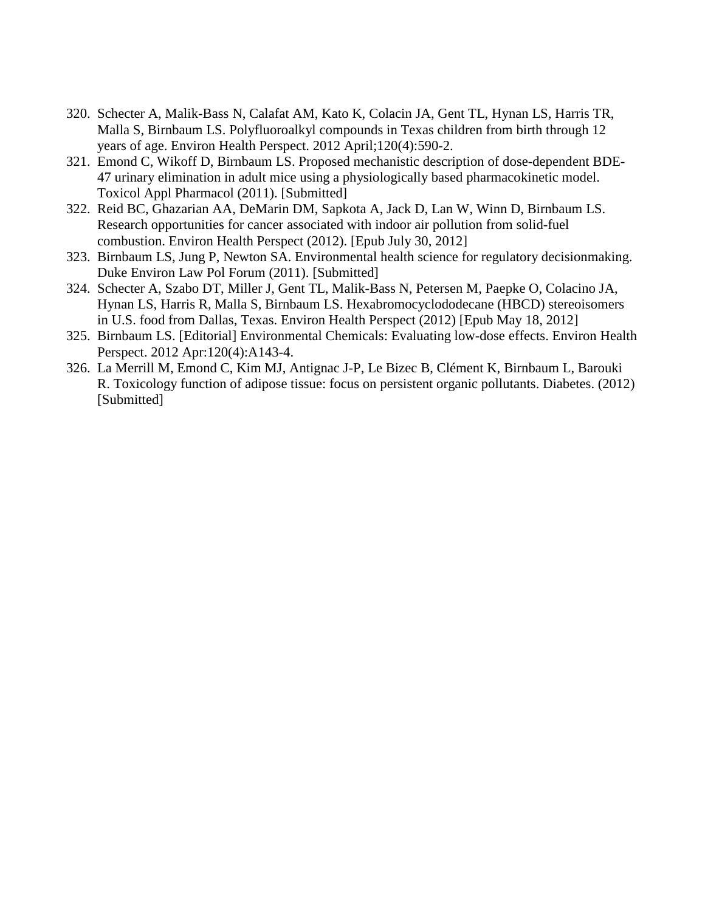320. Schecter A, Malik-Bass N, Calafat AM, Kato K, Colacin JA, Gent TL, Hynan LS, Harris TR, Malla S, Birnbaum LS. Polyfluoroalkyl compounds in Texas children from birth through 12 years of age. Environ Health Perspect. 2012 April;120(4):590-2.
321. Emond C, Wikoff D, Birnbaum LS. Proposed mechanistic description of dose-dependent BDE-47 urinary elimination in adult mice using a physiologically based pharmacokinetic model. Toxicol Appl Pharmacol (2011). [Submitted]
322. Reid BC, Ghazarian AA, DeMarin DM, Sapkota A, Jack D, Lan W, Winn D, Birnbaum LS. Research opportunities for cancer associated with indoor air pollution from solid-fuel combustion. Environ Health Perspect (2012). [Epub July 30, 2012]
323. Birnbaum LS, Jung P, Newton SA. Environmental health science for regulatory decisionmaking. Duke Environ Law Pol Forum (2011). [Submitted]
324. Schecter A, Szabo DT, Miller J, Gent TL, Malik-Bass N, Petersen M, Paepke O, Colacino JA, Hynan LS, Harris R, Malla S, Birnbaum LS. Hexabromocyclododecane (HBCD) stereoisomers in U.S. food from Dallas, Texas. Environ Health Perspect (2012) [Epub May 18, 2012]
325. Birnbaum LS. [Editorial] Environmental Chemicals: Evaluating low-dose effects. Environ Health Perspect. 2012 Apr:120(4):A143-4.
326. La Merrill M, Emond C, Kim MJ, Antignac J-P, Le Bizec B, Clément K, Birnbaum L, Barouki R. Toxicology function of adipose tissue: focus on persistent organic pollutants. Diabetes. (2012) [Submitted]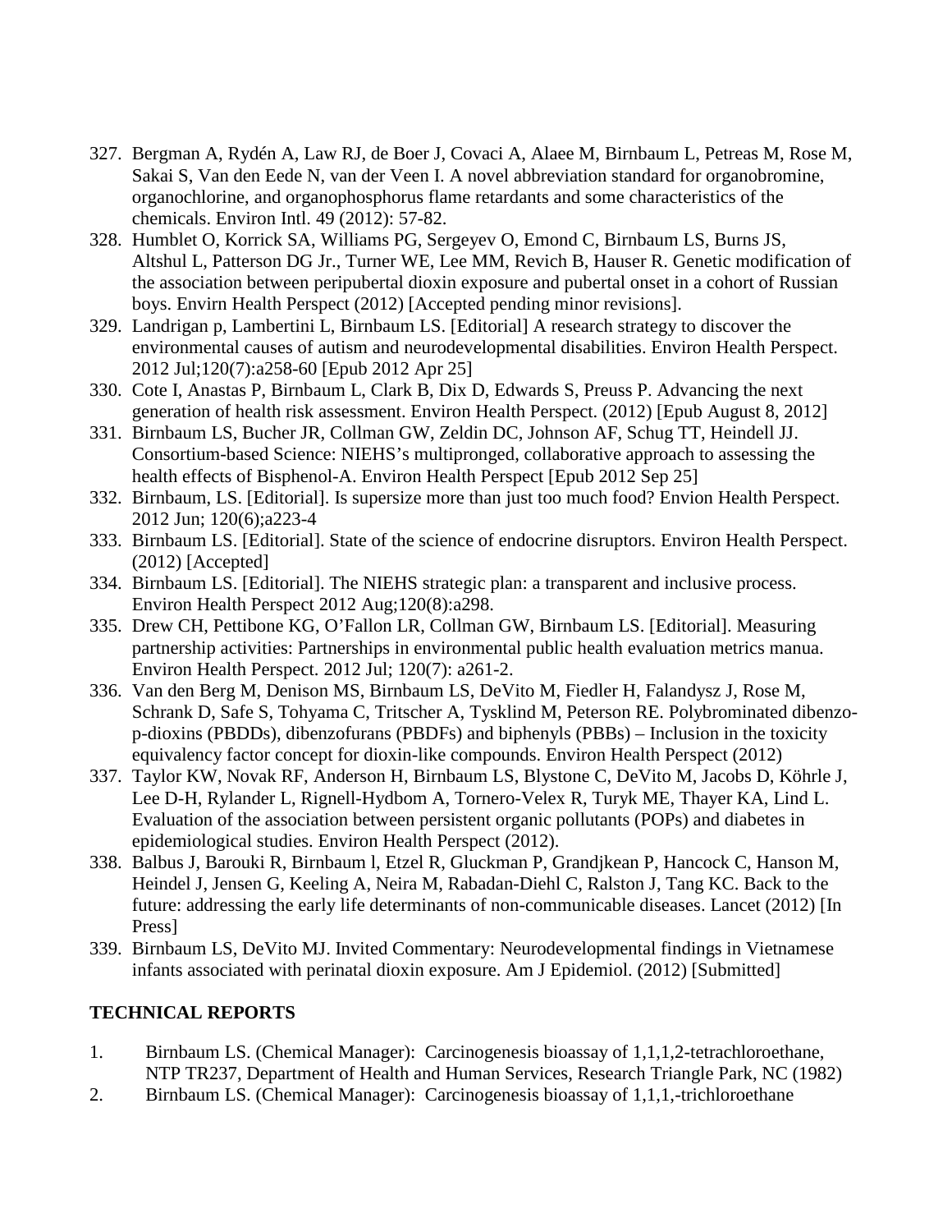327. Bergman A, Rydén A, Law RJ, de Boer J, Covaci A, Alaee M, Birnbaum L, Petreas M, Rose M, Sakai S, Van den Eede N, van der Veen I. A novel abbreviation standard for organobromine, organochlorine, and organophosphorus flame retardants and some characteristics of the chemicals. Environ Intl. 49 (2012): 57-82.
328. Humblet O, Korrick SA, Williams PG, Sergeyev O, Emond C, Birnbaum LS, Burns JS, Altshul L, Patterson DG Jr., Turner WE, Lee MM, Revich B, Hauser R. Genetic modification of the association between peripubertal dioxin exposure and pubertal onset in a cohort of Russian boys. Envirn Health Perspect (2012) [Accepted pending minor revisions].
329. Landrigan p, Lambertini L, Birnbaum LS. [Editorial] A research strategy to discover the environmental causes of autism and neurodevelopmental disabilities. Environ Health Perspect. 2012 Jul;120(7):a258-60 [Epub 2012 Apr 25]
330. Cote I, Anastas P, Birnbaum L, Clark B, Dix D, Edwards S, Preuss P. Advancing the next generation of health risk assessment. Environ Health Perspect. (2012) [Epub August 8, 2012]
331. Birnbaum LS, Bucher JR, Collman GW, Zeldin DC, Johnson AF, Schug TT, Heindell JJ. Consortium-based Science: NIEHS's multipronged, collaborative approach to assessing the health effects of Bisphenol-A. Environ Health Perspect [Epub 2012 Sep 25]
332. Birnbaum, LS. [Editorial]. Is supersize more than just too much food? Envion Health Perspect. 2012 Jun; 120(6);a223-4
333. Birnbaum LS. [Editorial]. State of the science of endocrine disruptors. Environ Health Perspect. (2012) [Accepted]
334. Birnbaum LS. [Editorial]. The NIEHS strategic plan: a transparent and inclusive process. Environ Health Perspect 2012 Aug;120(8):a298.
335. Drew CH, Pettibone KG, O'Fallon LR, Collman GW, Birnbaum LS. [Editorial]. Measuring partnership activities: Partnerships in environmental public health evaluation metrics manua. Environ Health Perspect. 2012 Jul; 120(7): a261-2.
336. Van den Berg M, Denison MS, Birnbaum LS, DeVito M, Fiedler H, Falandysz J, Rose M, Schrank D, Safe S, Tohyama C, Tritscher A, Tysklind M, Peterson RE. Polybrominated dibenzo-p-dioxins (PBDDs), dibenzofurans (PBDFs) and biphenyls (PBBs) – Inclusion in the toxicity equivalency factor concept for dioxin-like compounds. Environ Health Perspect (2012)
337. Taylor KW, Novak RF, Anderson H, Birnbaum LS, Blystone C, DeVito M, Jacobs D, Köhrle J, Lee D-H, Rylander L, Rignell-Hydbom A, Tornero-Velex R, Turyk ME, Thayer KA, Lind L. Evaluation of the association between persistent organic pollutants (POPs) and diabetes in epidemiological studies. Environ Health Perspect (2012).
338. Balbus J, Barouki R, Birnbaum l, Etzel R, Gluckman P, Grandjkean P, Hancock C, Hanson M, Heindel J, Jensen G, Keeling A, Neira M, Rabadan-Diehl C, Ralston J, Tang KC. Back to the future: addressing the early life determinants of non-communicable diseases. Lancet (2012) [In Press]
339. Birnbaum LS, DeVito MJ. Invited Commentary: Neurodevelopmental findings in Vietnamese infants associated with perinatal dioxin exposure. Am J Epidemiol. (2012) [Submitted]

## TECHNICAL REPORTS

1. Birnbaum LS. (Chemical Manager): Carcinogenesis bioassay of 1,1,1,2-tetrachloroethane, NTP TR237, Department of Health and Human Services, Research Triangle Park, NC (1982)
2. Birnbaum LS. (Chemical Manager): Carcinogenesis bioassay of 1,1,1,-trichloroethane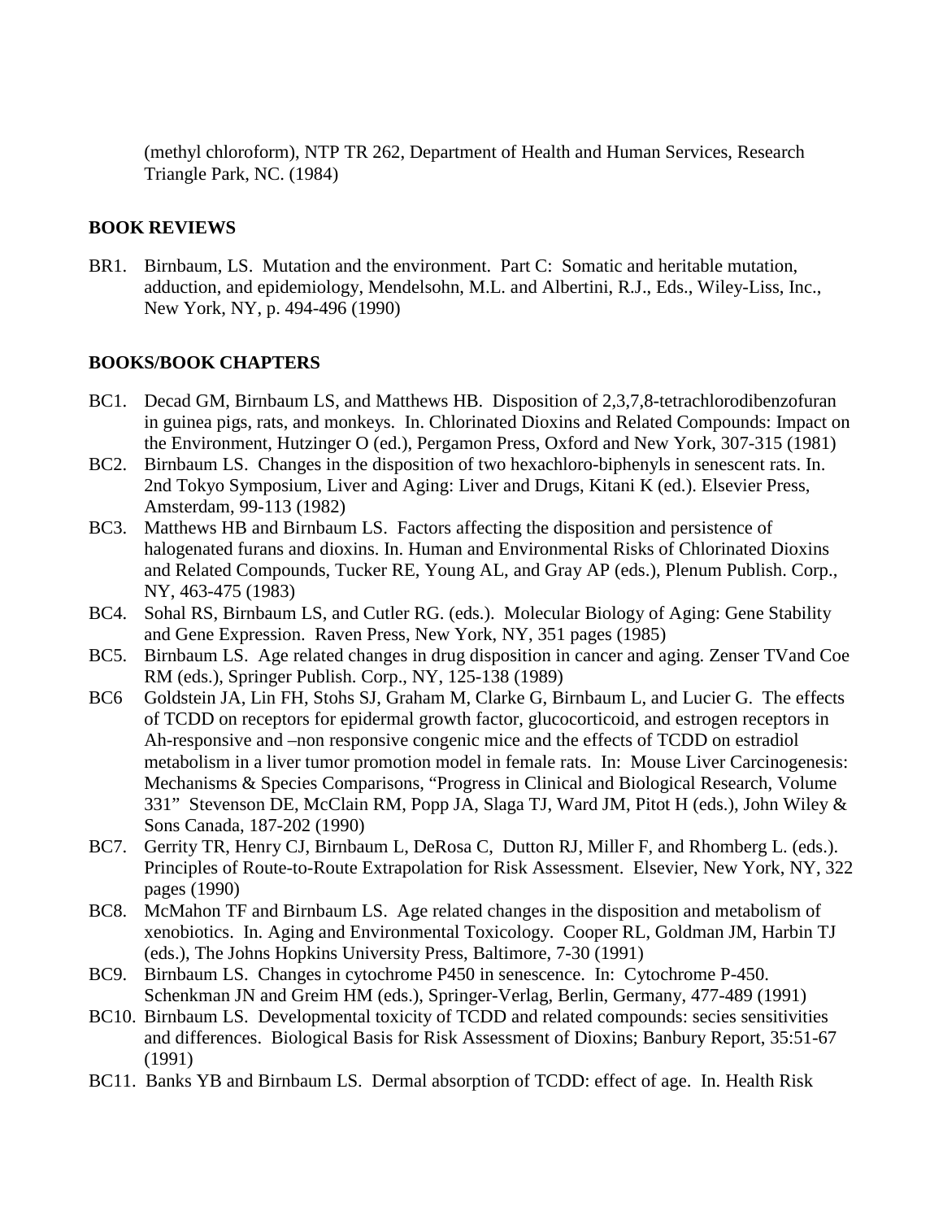(methyl chloroform), NTP TR 262, Department of Health and Human Services, Research Triangle Park, NC. (1984)

**BOOK REVIEWS**

BR1. Birnbaum, LS. Mutation and the environment. Part C: Somatic and heritable mutation, adduction, and epidemiology, Mendelsohn, M.L. and Albertini, R.J., Eds., Wiley-Liss, Inc., New York, NY, p. 494-496 (1990)

**BOOKS/BOOK CHAPTERS**

BC1. Decad GM, Birnbaum LS, and Matthews HB. Disposition of 2,3,7,8-tetrachlorodibenzofuran in guinea pigs, rats, and monkeys. In. Chlorinated Dioxins and Related Compounds: Impact on the Environment, Hutzinger O (ed.), Pergamon Press, Oxford and New York, 307-315 (1981)

BC2. Birnbaum LS. Changes in the disposition of two hexachloro-biphenyls in senescent rats. In. 2nd Tokyo Symposium, Liver and Aging: Liver and Drugs, Kitani K (ed.). Elsevier Press, Amsterdam, 99-113 (1982)

BC3. Matthews HB and Birnbaum LS. Factors affecting the disposition and persistence of halogenated furans and dioxins. In. Human and Environmental Risks of Chlorinated Dioxins and Related Compounds, Tucker RE, Young AL, and Gray AP (eds.), Plenum Publish. Corp., NY, 463-475 (1983)

BC4. Sohal RS, Birnbaum LS, and Cutler RG. (eds.). Molecular Biology of Aging: Gene Stability and Gene Expression. Raven Press, New York, NY, 351 pages (1985)

BC5. Birnbaum LS. Age related changes in drug disposition in cancer and aging. Zenser TVand Coe RM (eds.), Springer Publish. Corp., NY, 125-138 (1989)

BC6 Goldstein JA, Lin FH, Stohs SJ, Graham M, Clarke G, Birnbaum L, and Lucier G. The effects of TCDD on receptors for epidermal growth factor, glucocorticoid, and estrogen receptors in Ah-responsive and –non responsive congenic mice and the effects of TCDD on estradiol metabolism in a liver tumor promotion model in female rats. In: Mouse Liver Carcinogenesis: Mechanisms & Species Comparisons, "Progress in Clinical and Biological Research, Volume 331" Stevenson DE, McClain RM, Popp JA, Slaga TJ, Ward JM, Pitot H (eds.), John Wiley & Sons Canada, 187-202 (1990)

BC7. Gerrity TR, Henry CJ, Birnbaum L, DeRosa C, Dutton RJ, Miller F, and Rhomberg L. (eds.). Principles of Route-to-Route Extrapolation for Risk Assessment. Elsevier, New York, NY, 322 pages (1990)

BC8. McMahon TF and Birnbaum LS. Age related changes in the disposition and metabolism of xenobiotics. In. Aging and Environmental Toxicology. Cooper RL, Goldman JM, Harbin TJ (eds.), The Johns Hopkins University Press, Baltimore, 7-30 (1991)

BC9. Birnbaum LS. Changes in cytochrome P450 in senescence. In: Cytochrome P-450. Schenkman JN and Greim HM (eds.), Springer-Verlag, Berlin, Germany, 477-489 (1991)

BC10. Birnbaum LS. Developmental toxicity of TCDD and related compounds: species sensitivities and differences. Biological Basis for Risk Assessment of Dioxins; Banbury Report, 35:51-67 (1991)

BC11. Banks YB and Birnbaum LS. Dermal absorption of TCDD: effect of age. In. Health Risk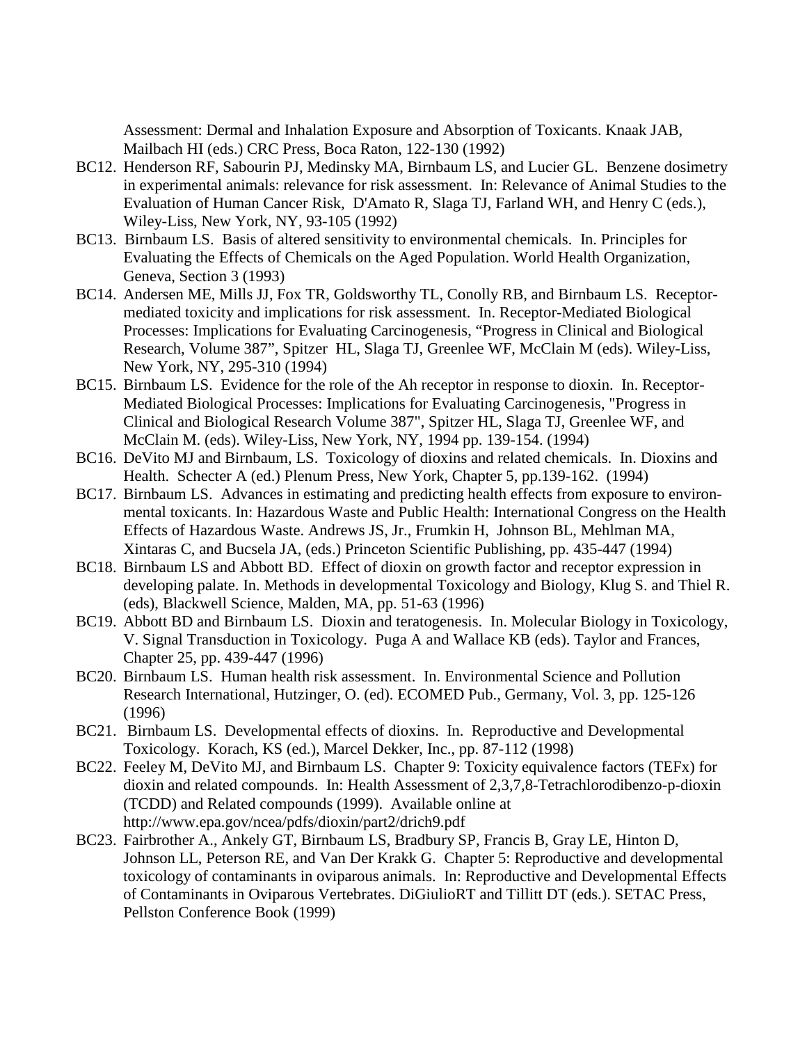Assessment: Dermal and Inhalation Exposure and Absorption of Toxicants. Knaak JAB, Mailbach HI (eds.) CRC Press, Boca Raton, 122-130 (1992)

BC12. Henderson RF, Sabourin PJ, Medinsky MA, Birnbaum LS, and Lucier GL. Benzene dosimetry in experimental animals: relevance for risk assessment. In: Relevance of Animal Studies to the Evaluation of Human Cancer Risk, D'Amato R, Slaga TJ, Farland WH, and Henry C (eds.), Wiley-Liss, New York, NY, 93-105 (1992)

BC13. Birnbaum LS. Basis of altered sensitivity to environmental chemicals. In. Principles for Evaluating the Effects of Chemicals on the Aged Population. World Health Organization, Geneva, Section 3 (1993)

BC14. Andersen ME, Mills JJ, Fox TR, Goldsworthy TL, Conolly RB, and Birnbaum LS. Receptor-mediated toxicity and implications for risk assessment. In. Receptor-Mediated Biological Processes: Implications for Evaluating Carcinogenesis, "Progress in Clinical and Biological Research, Volume 387", Spitzer HL, Slaga TJ, Greenlee WF, McClain M (eds). Wiley-Liss, New York, NY, 295-310 (1994)

BC15. Birnbaum LS. Evidence for the role of the Ah receptor in response to dioxin. In. Receptor-Mediated Biological Processes: Implications for Evaluating Carcinogenesis, "Progress in Clinical and Biological Research Volume 387", Spitzer HL, Slaga TJ, Greenlee WF, and McClain M. (eds). Wiley-Liss, New York, NY, 1994 pp. 139-154. (1994)

BC16. DeVito MJ and Birnbaum, LS. Toxicology of dioxins and related chemicals. In. Dioxins and Health. Schecter A (ed.) Plenum Press, New York, Chapter 5, pp.139-162. (1994)

BC17. Birnbaum LS. Advances in estimating and predicting health effects from exposure to environmental toxicants. In: Hazardous Waste and Public Health: International Congress on the Health Effects of Hazardous Waste. Andrews JS, Jr., Frumkin H, Johnson BL, Mehlman MA, Xintaras C, and Bucsela JA, (eds.) Princeton Scientific Publishing, pp. 435-447 (1994)

BC18. Birnbaum LS and Abbott BD. Effect of dioxin on growth factor and receptor expression in developing palate. In. Methods in developmental Toxicology and Biology, Klug S. and Thiel R. (eds), Blackwell Science, Malden, MA, pp. 51-63 (1996)

BC19. Abbott BD and Birnbaum LS. Dioxin and teratogenesis. In. Molecular Biology in Toxicology, V. Signal Transduction in Toxicology. Puga A and Wallace KB (eds). Taylor and Frances, Chapter 25, pp. 439-447 (1996)

BC20. Birnbaum LS. Human health risk assessment. In. Environmental Science and Pollution Research International, Hutzinger, O. (ed). ECOMED Pub., Germany, Vol. 3, pp. 125-126 (1996)

BC21. Birnbaum LS. Developmental effects of dioxins. In. Reproductive and Developmental Toxicology. Korach, KS (ed.), Marcel Dekker, Inc., pp. 87-112 (1998)

BC22. Feeley M, DeVito MJ, and Birnbaum LS. Chapter 9: Toxicity equivalence factors (TEFx) for dioxin and related compounds. In: Health Assessment of 2,3,7,8-Tetrachlorodibenzo-p-dioxin (TCDD) and Related compounds (1999). Available online at http://www.epa.gov/ncea/pdfs/dioxin/part2/drich9.pdf

BC23. Fairbrother A., Ankely GT, Birnbaum LS, Bradbury SP, Francis B, Gray LE, Hinton D, Johnson LL, Peterson RE, and Van Der Krakk G. Chapter 5: Reproductive and developmental toxicology of contaminants in oviparous animals. In: Reproductive and Developmental Effects of Contaminants in Oviparous Vertebrates. DiGiulioRT and Tillitt DT (eds.). SETAC Press, Pellston Conference Book (1999)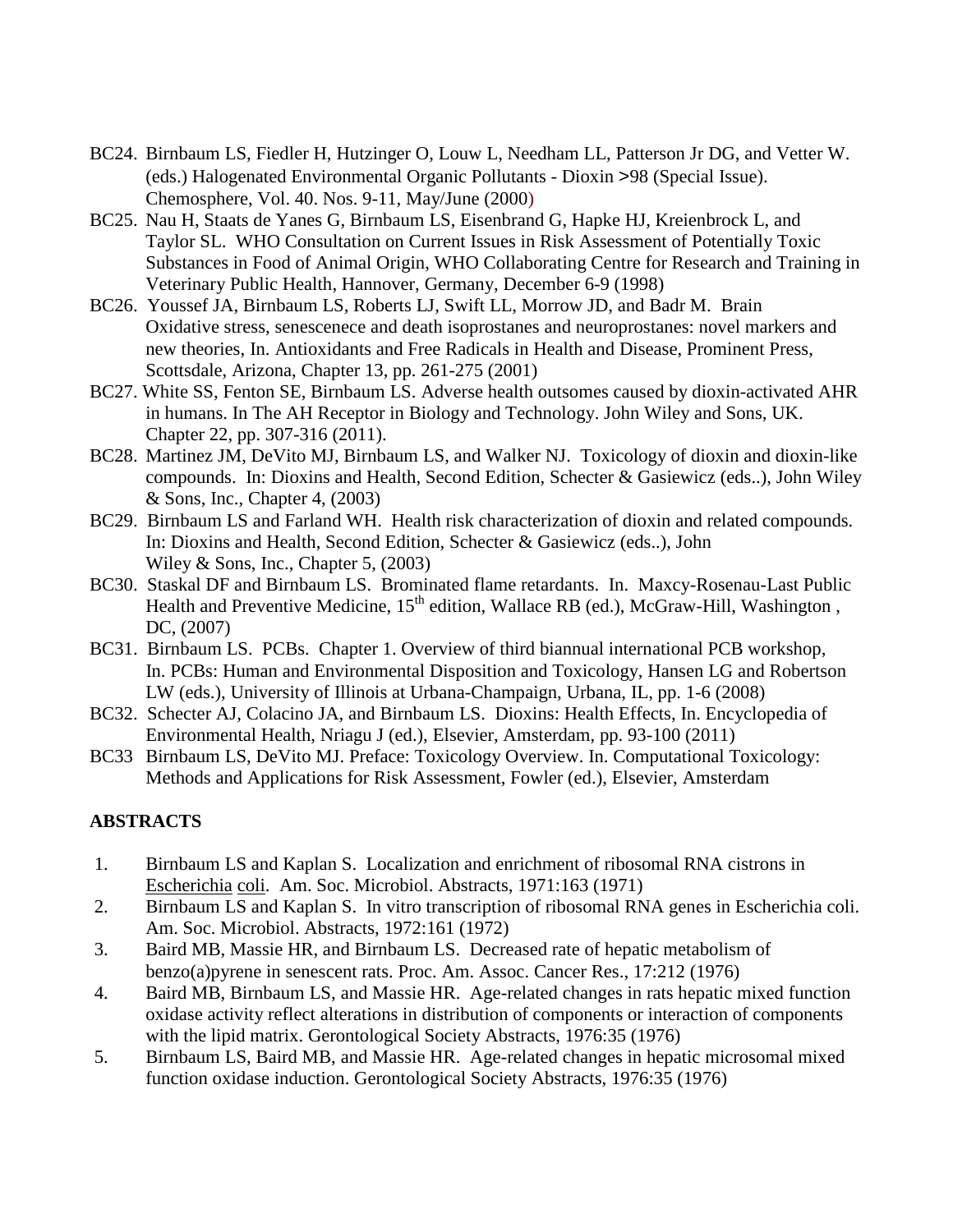BC24. Birnbaum LS, Fiedler H, Hutzinger O, Louw L, Needham LL, Patterson Jr DG, and Vetter W. (eds.) Halogenated Environmental Organic Pollutants - Dioxin >98 (Special Issue). Chemosphere, Vol. 40. Nos. 9-11, May/June (2000)

BC25. Nau H, Staats de Yanes G, Birnbaum LS, Eisenbrand G, Hapke HJ, Kreienbrock L, and Taylor SL. WHO Consultation on Current Issues in Risk Assessment of Potentially Toxic Substances in Food of Animal Origin, WHO Collaborating Centre for Research and Training in Veterinary Public Health, Hannover, Germany, December 6-9 (1998)

BC26. Youssef JA, Birnbaum LS, Roberts LJ, Swift LL, Morrow JD, and Badr M. Brain Oxidative stress, senescenece and death isoprostanes and neuroprostanes: novel markers and new theories, In. Antioxidants and Free Radicals in Health and Disease, Prominent Press, Scottsdale, Arizona, Chapter 13, pp. 261-275 (2001)

BC27. White SS, Fenton SE, Birnbaum LS. Adverse health outsomes caused by dioxin-activated AHR in humans. In The AH Receptor in Biology and Technology. John Wiley and Sons, UK. Chapter 22, pp. 307-316 (2011).

BC28. Martinez JM, DeVito MJ, Birnbaum LS, and Walker NJ. Toxicology of dioxin and dioxin-like compounds. In: Dioxins and Health, Second Edition, Schecter & Gasiewicz (eds..), John Wiley & Sons, Inc., Chapter 4, (2003)

BC29. Birnbaum LS and Farland WH. Health risk characterization of dioxin and related compounds. In: Dioxins and Health, Second Edition, Schecter & Gasiewicz (eds..), John Wiley & Sons, Inc., Chapter 5, (2003)

BC30. Staskal DF and Birnbaum LS. Brominated flame retardants. In. Maxcy-Rosenau-Last Public Health and Preventive Medicine, 15th edition, Wallace RB (ed.), McGraw-Hill, Washington , DC, (2007)

BC31. Birnbaum LS. PCBs. Chapter 1. Overview of third biannual international PCB workshop, In. PCBs: Human and Environmental Disposition and Toxicology, Hansen LG and Robertson LW (eds.), University of Illinois at Urbana-Champaign, Urbana, IL, pp. 1-6 (2008)

BC32. Schecter AJ, Colacino JA, and Birnbaum LS. Dioxins: Health Effects, In. Encyclopedia of Environmental Health, Nriagu J (ed.), Elsevier, Amsterdam, pp. 93-100 (2011)

BC33 Birnbaum LS, DeVito MJ. Preface: Toxicology Overview. In. Computational Toxicology: Methods and Applications for Risk Assessment, Fowler (ed.), Elsevier, Amsterdam

**ABSTRACTS**

1. Birnbaum LS and Kaplan S. Localization and enrichment of ribosomal RNA cistrons in Escherichia coli. Am. Soc. Microbiol. Abstracts, 1971:163 (1971)
2. Birnbaum LS and Kaplan S. In vitro transcription of ribosomal RNA genes in Escherichia coli. Am. Soc. Microbiol. Abstracts, 1972:161 (1972)
3. Baird MB, Massie HR, and Birnbaum LS. Decreased rate of hepatic metabolism of benzo(a)pyrene in senescent rats. Proc. Am. Assoc. Cancer Res., 17:212 (1976)
4. Baird MB, Birnbaum LS, and Massie HR. Age-related changes in rats hepatic mixed function oxidase activity reflect alterations in distribution of components or interaction of components with the lipid matrix. Gerontological Society Abstracts, 1976:35 (1976)
5. Birnbaum LS, Baird MB, and Massie HR. Age-related changes in hepatic microsomal mixed function oxidase induction. Gerontological Society Abstracts, 1976:35 (1976)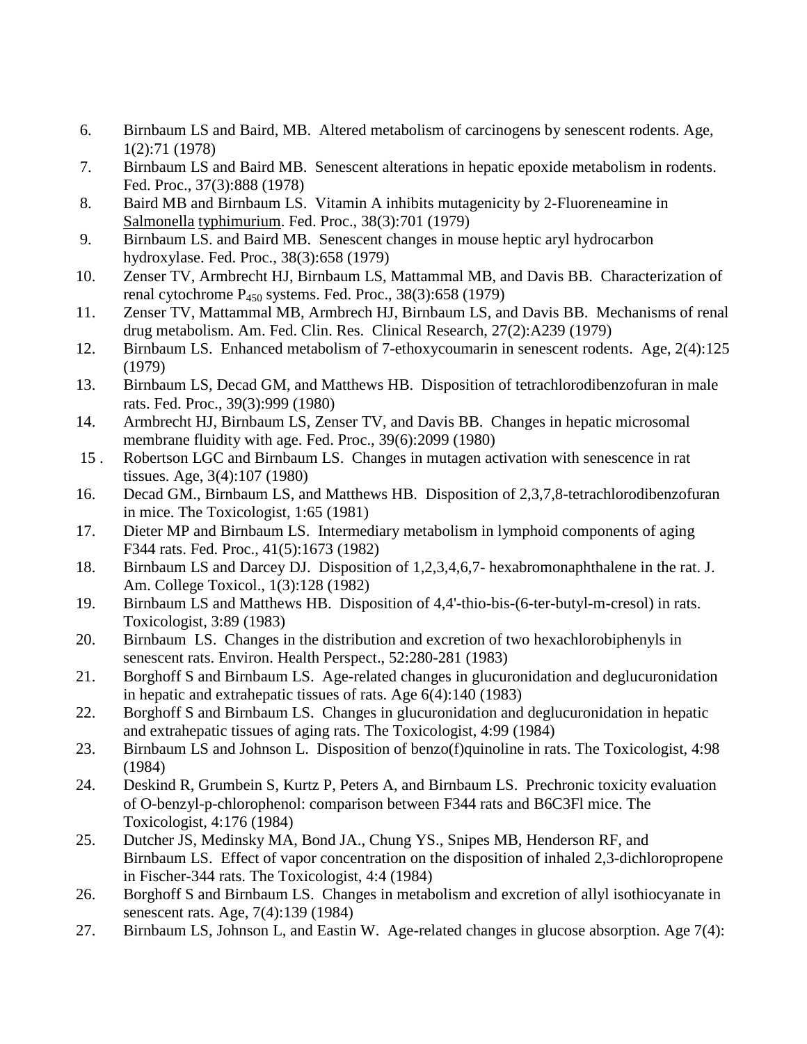6. Birnbaum LS and Baird, MB. Altered metabolism of carcinogens by senescent rodents. Age, 1(2):71 (1978)
7. Birnbaum LS and Baird MB. Senescent alterations in hepatic epoxide metabolism in rodents. Fed. Proc., 37(3):888 (1978)
8. Baird MB and Birnbaum LS. Vitamin A inhibits mutagenicity by 2-Fluoreneamine in Salmonella typhimurium. Fed. Proc., 38(3):701 (1979)
9. Birnbaum LS. and Baird MB. Senescent changes in mouse heptic aryl hydrocarbon hydroxylase. Fed. Proc., 38(3):658 (1979)
10. Zenser TV, Armbrecht HJ, Birnbaum LS, Mattammal MB, and Davis BB. Characterization of renal cytochrome $P_{450}$ systems. Fed. Proc., 38(3):658 (1979)
11. Zenser TV, Mattammal MB, Armbrech HJ, Birnbaum LS, and Davis BB. Mechanisms of renal drug metabolism. Am. Fed. Clin. Res. Clinical Research, 27(2):A239 (1979)
12. Birnbaum LS. Enhanced metabolism of 7-ethoxycoumarin in senescent rodents. Age, 2(4):125 (1979)
13. Birnbaum LS, Decad GM, and Matthews HB. Disposition of tetrachlorodibenzofuran in male rats. Fed. Proc., 39(3):999 (1980)
14. Armbrecht HJ, Birnbaum LS, Zenser TV, and Davis BB. Changes in hepatic microsomal membrane fluidity with age. Fed. Proc., 39(6):2099 (1980)
15. Robertson LGC and Birnbaum LS. Changes in mutagen activation with senescence in rat tissues. Age, 3(4):107 (1980)
16. Decad GM., Birnbaum LS, and Matthews HB. Disposition of 2,3,7,8-tetrachlorodibenzofuran in mice. The Toxicologist, 1:65 (1981)
17. Dieter MP and Birnbaum LS. Intermediary metabolism in lymphoid components of aging F344 rats. Fed. Proc., 41(5):1673 (1982)
18. Birnbaum LS and Darcey DJ. Disposition of 1,2,3,4,6,7- hexabromonaphthalene in the rat. J. Am. College Toxicol., 1(3):128 (1982)
19. Birnbaum LS and Matthews HB. Disposition of 4,4'-thio-bis-(6-ter-butyl-m-cresol) in rats. Toxicologist, 3:89 (1983)
20. Birnbaum LS. Changes in the distribution and excretion of two hexachlorobiphenyls in senescent rats. Environ. Health Perspect., 52:280-281 (1983)
21. Borghoff S and Birnbaum LS. Age-related changes in glucuronidation and deglucuronidation in hepatic and extrahepatic tissues of rats. Age 6(4):140 (1983)
22. Borghoff S and Birnbaum LS. Changes in glucuronidation and deglucuronidation in hepatic and extrahepatic tissues of aging rats. The Toxicologist, 4:99 (1984)
23. Birnbaum LS and Johnson L. Disposition of benzo(f)quinoline in rats. The Toxicologist, 4:98 (1984)
24. Deskind R, Grumbein S, Kurtz P, Peters A, and Birnbaum LS. Prechronic toxicity evaluation of O-benzyl-p-chlorophenol: comparison between F344 rats and B6C3Fl mice. The Toxicologist, 4:176 (1984)
25. Dutcher JS, Medinsky MA, Bond JA., Chung YS., Snipes MB, Henderson RF, and Birnbaum LS. Effect of vapor concentration on the disposition of inhaled 2,3-dichloropropene in Fischer-344 rats. The Toxicologist, 4:4 (1984)
26. Borghoff S and Birnbaum LS. Changes in metabolism and excretion of allyl isothiocyanate in senescent rats. Age, 7(4):139 (1984)
27. Birnbaum LS, Johnson L, and Eastin W. Age-related changes in glucose absorption. Age 7(4):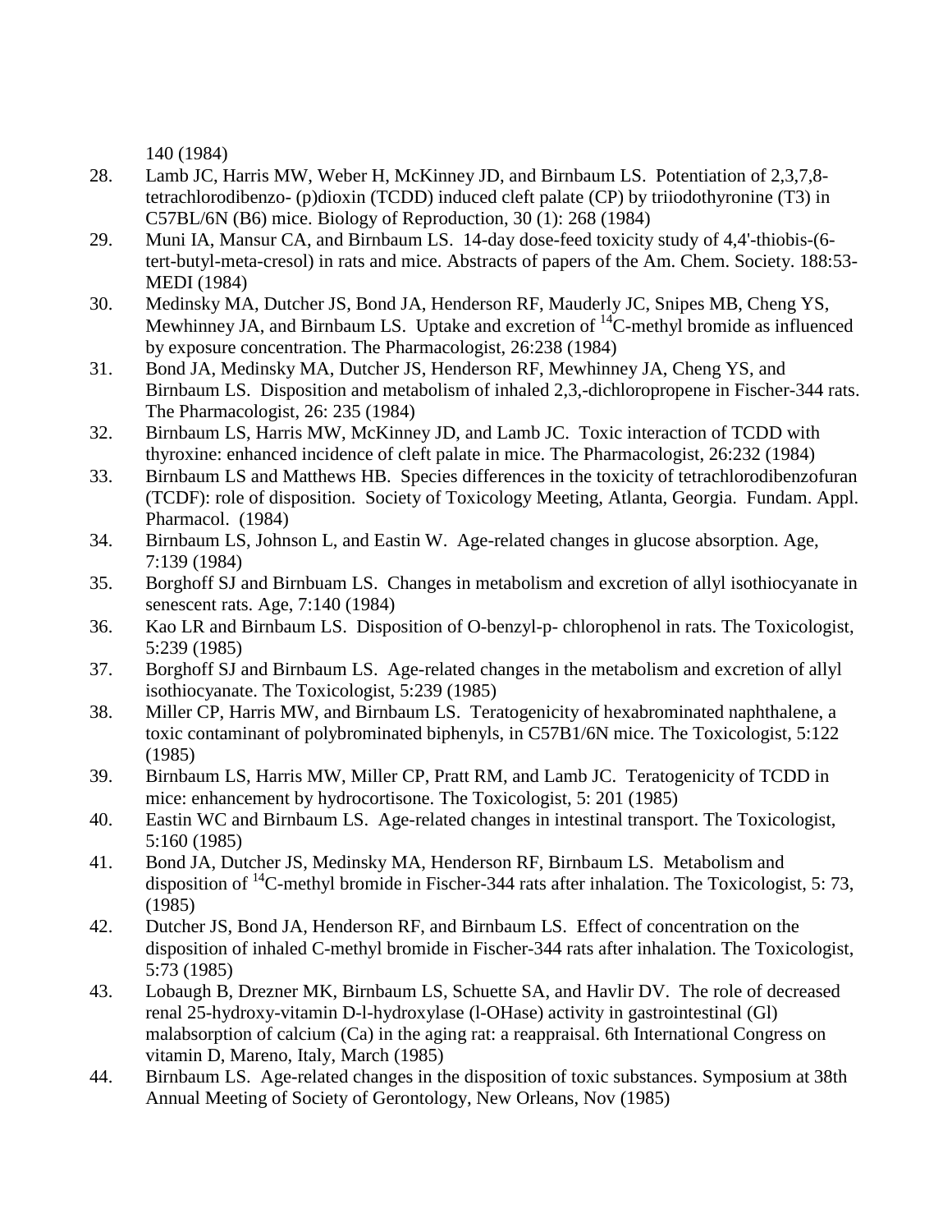140 (1984)

28. Lamb JC, Harris MW, Weber H, McKinney JD, and Birnbaum LS. Potentiation of 2,3,7,8-tetrachlorodibenzo- (p)dioxin (TCDD) induced cleft palate (CP) by triiodothyronine (T3) in C57BL/6N (B6) mice. Biology of Reproduction, 30 (1): 268 (1984)
29. Muni IA, Mansur CA, and Birnbaum LS. 14-day dose-feed toxicity study of 4,4'-thiobis-(6-tert-butyl-meta-cresol) in rats and mice. Abstracts of papers of the Am. Chem. Society. 188:53-MEDI (1984)
30. Medinsky MA, Dutcher JS, Bond JA, Henderson RF, Mauderly JC, Snipes MB, Cheng YS, Mewhinney JA, and Birnbaum LS. Uptake and excretion of $^{14}$C-methyl bromide as influenced by exposure concentration. The Pharmacologist, 26:238 (1984)
31. Bond JA, Medinsky MA, Dutcher JS, Henderson RF, Mewhinney JA, Cheng YS, and Birnbaum LS. Disposition and metabolism of inhaled 2,3,-dichloropropene in Fischer-344 rats. The Pharmacologist, 26: 235 (1984)
32. Birnbaum LS, Harris MW, McKinney JD, and Lamb JC. Toxic interaction of TCDD with thyroxine: enhanced incidence of cleft palate in mice. The Pharmacologist, 26:232 (1984)
33. Birnbaum LS and Matthews HB. Species differences in the toxicity of tetrachlorodibenzofuran (TCDF): role of disposition. Society of Toxicology Meeting, Atlanta, Georgia. Fundam. Appl. Pharmacol. (1984)
34. Birnbaum LS, Johnson L, and Eastin W. Age-related changes in glucose absorption. Age, 7:139 (1984)
35. Borghoff SJ and Birnbuam LS. Changes in metabolism and excretion of allyl isothiocyanate in senescent rats. Age, 7:140 (1984)
36. Kao LR and Birnbaum LS. Disposition of O-benzyl-p- chlorophenol in rats. The Toxicologist, 5:239 (1985)
37. Borghoff SJ and Birnbaum LS. Age-related changes in the metabolism and excretion of allyl isothiocyanate. The Toxicologist, 5:239 (1985)
38. Miller CP, Harris MW, and Birnbaum LS. Teratogenicity of hexabrominated naphthalene, a toxic contaminant of polybrominated biphenyls, in C57B1/6N mice. The Toxicologist, 5:122 (1985)
39. Birnbaum LS, Harris MW, Miller CP, Pratt RM, and Lamb JC. Teratogenicity of TCDD in mice: enhancement by hydrocortisone. The Toxicologist, 5: 201 (1985)
40. Eastin WC and Birnbaum LS. Age-related changes in intestinal transport. The Toxicologist, 5:160 (1985)
41. Bond JA, Dutcher JS, Medinsky MA, Henderson RF, Birnbaum LS. Metabolism and disposition of $^{14}$C-methyl bromide in Fischer-344 rats after inhalation. The Toxicologist, 5: 73, (1985)
42. Dutcher JS, Bond JA, Henderson RF, and Birnbaum LS. Effect of concentration on the disposition of inhaled C-methyl bromide in Fischer-344 rats after inhalation. The Toxicologist, 5:73 (1985)
43. Lobaugh B, Drezner MK, Birnbaum LS, Schuette SA, and Havlir DV. The role of decreased renal 25-hydroxy-vitamin D-l-hydroxylase (l-OHase) activity in gastrointestinal (Gl) malabsorption of calcium (Ca) in the aging rat: a reappraisal. 6th International Congress on vitamin D, Mareno, Italy, March (1985)
44. Birnbaum LS. Age-related changes in the disposition of toxic substances. Symposium at 38th Annual Meeting of Society of Gerontology, New Orleans, Nov (1985)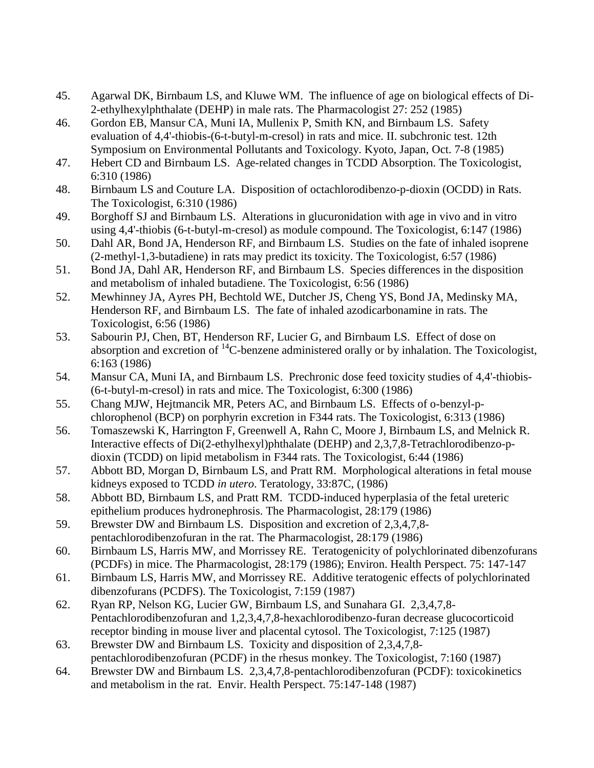45. Agarwal DK, Birnbaum LS, and Kluwe WM. The influence of age on biological effects of Di-2-ethylhexylphthalate (DEHP) in male rats. The Pharmacologist 27: 252 (1985)
46. Gordon EB, Mansur CA, Muni IA, Mullenix P, Smith KN, and Birnbaum LS. Safety evaluation of 4,4'-thiobis-(6-t-butyl-m-cresol) in rats and mice. II. subchronic test. 12th Symposium on Environmental Pollutants and Toxicology. Kyoto, Japan, Oct. 7-8 (1985)
47. Hebert CD and Birnbaum LS. Age-related changes in TCDD Absorption. The Toxicologist, 6:310 (1986)
48. Birnbaum LS and Couture LA. Disposition of octachlorodibenzo-p-dioxin (OCDD) in Rats. The Toxicologist, 6:310 (1986)
49. Borghoff SJ and Birnbaum LS. Alterations in glucuronidation with age in vivo and in vitro using 4,4'-thiobis (6-t-butyl-m-cresol) as module compound. The Toxicologist, 6:147 (1986)
50. Dahl AR, Bond JA, Henderson RF, and Birnbaum LS. Studies on the fate of inhaled isoprene (2-methyl-1,3-butadiene) in rats may predict its toxicity. The Toxicologist, 6:57 (1986)
51. Bond JA, Dahl AR, Henderson RF, and Birnbaum LS. Species differences in the disposition and metabolism of inhaled butadiene. The Toxicologist, 6:56 (1986)
52. Mewhinney JA, Ayres PH, Bechtold WE, Dutcher JS, Cheng YS, Bond JA, Medinsky MA, Henderson RF, and Birnbaum LS. The fate of inhaled azodicarbonamine in rats. The Toxicologist, 6:56 (1986)
53. Sabourin PJ, Chen, BT, Henderson RF, Lucier G, and Birnbaum LS. Effect of dose on absorption and excretion of $^{14}$C-benzene administered orally or by inhalation. The Toxicologist, 6:163 (1986)
54. Mansur CA, Muni IA, and Birnbaum LS. Prechronic dose feed toxicity studies of 4,4'-thiobis-(6-t-butyl-m-cresol) in rats and mice. The Toxicologist, 6:300 (1986)
55. Chang MJW, Hejtmancik MR, Peters AC, and Birnbaum LS. Effects of o-benzyl-p-chlorophenol (BCP) on porphyrin excretion in F344 rats. The Toxicologist, 6:313 (1986)
56. Tomaszewski K, Harrington F, Greenwell A, Rahn C, Moore J, Birnbaum LS, and Melnick R. Interactive effects of Di(2-ethylhexyl)phthalate (DEHP) and 2,3,7,8-Tetrachlorodibenzo-p-dioxin (TCDD) on lipid metabolism in F344 rats. The Toxicologist, 6:44 (1986)
57. Abbott BD, Morgan D, Birnbaum LS, and Pratt RM. Morphological alterations in fetal mouse kidneys exposed to TCDD *in utero*. Teratology, 33:87C, (1986)
58. Abbott BD, Birnbaum LS, and Pratt RM. TCDD-induced hyperplasia of the fetal ureteric epithelium produces hydronephrosis. The Pharmacologist, 28:179 (1986)
59. Brewster DW and Birnbaum LS. Disposition and excretion of 2,3,4,7,8-pentachlorodibenzofuran in the rat. The Pharmacologist, 28:179 (1986)
60. Birnbaum LS, Harris MW, and Morrissey RE. Teratogenicity of polychlorinated dibenzofurans (PCDFs) in mice. The Pharmacologist, 28:179 (1986); Environ. Health Perspect. 75: 147-147
61. Birnbaum LS, Harris MW, and Morrissey RE. Additive teratogenic effects of polychlorinated dibenzofurans (PCDFS). The Toxicologist, 7:159 (1987)
62. Ryan RP, Nelson KG, Lucier GW, Birnbaum LS, and Sunahara GI. 2,3,4,7,8-Pentachlorodibenzofuran and 1,2,3,4,7,8-hexachlorodibenzo-furan decrease glucocorticoid receptor binding in mouse liver and placental cytosol. The Toxicologist, 7:125 (1987)
63. Brewster DW and Birnbaum LS. Toxicity and disposition of 2,3,4,7,8-pentachlorodibenzofuran (PCDF) in the rhesus monkey. The Toxicologist, 7:160 (1987)
64. Brewster DW and Birnbaum LS. 2,3,4,7,8-pentachlorodibenzofuran (PCDF): toxicokinetics and metabolism in the rat. Envir. Health Perspect. 75:147-148 (1987)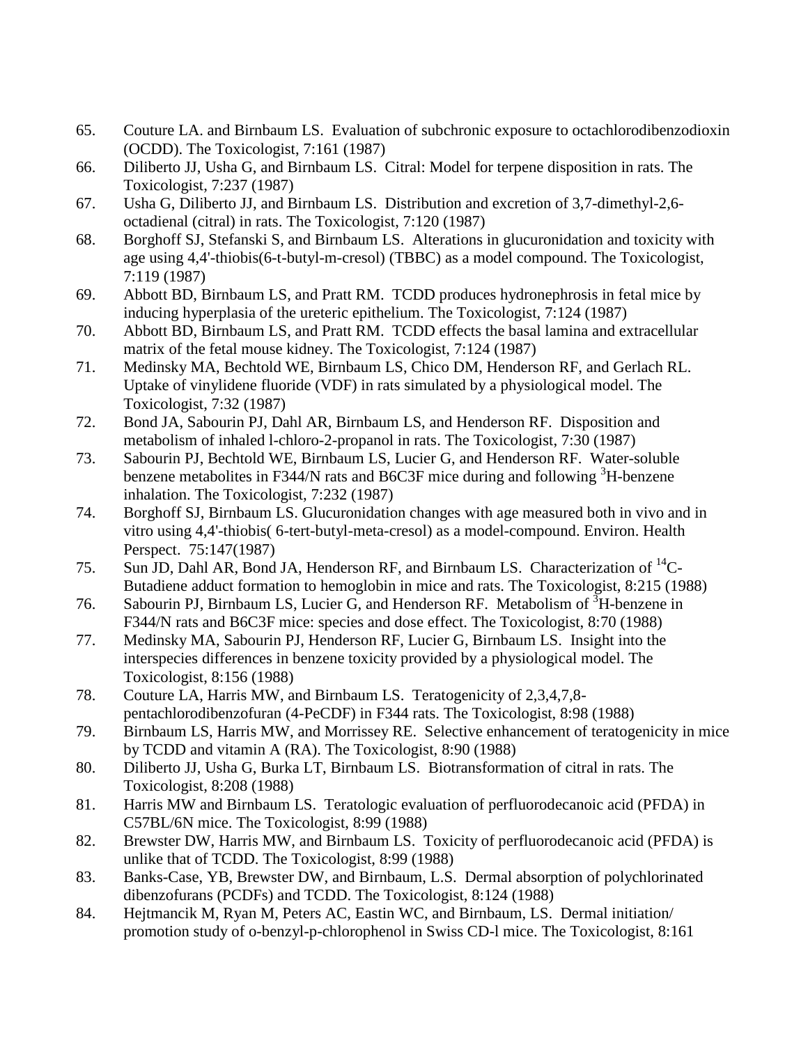65. Couture LA. and Birnbaum LS. Evaluation of subchronic exposure to octachlorodibenzodioxin (OCDD). The Toxicologist, 7:161 (1987)
66. Diliberto JJ, Usha G, and Birnbaum LS. Citral: Model for terpene disposition in rats. The Toxicologist, 7:237 (1987)
67. Usha G, Diliberto JJ, and Birnbaum LS. Distribution and excretion of 3,7-dimethyl-2,6-octadienal (citral) in rats. The Toxicologist, 7:120 (1987)
68. Borghoff SJ, Stefanski S, and Birnbaum LS. Alterations in glucuronidation and toxicity with age using 4,4'-thiobis(6-t-butyl-m-cresol) (TBBC) as a model compound. The Toxicologist, 7:119 (1987)
69. Abbott BD, Birnbaum LS, and Pratt RM. TCDD produces hydronephrosis in fetal mice by inducing hyperplasia of the ureteric epithelium. The Toxicologist, 7:124 (1987)
70. Abbott BD, Birnbaum LS, and Pratt RM. TCDD effects the basal lamina and extracellular matrix of the fetal mouse kidney. The Toxicologist, 7:124 (1987)
71. Medinsky MA, Bechtold WE, Birnbaum LS, Chico DM, Henderson RF, and Gerlach RL. Uptake of vinylidene fluoride (VDF) in rats simulated by a physiological model. The Toxicologist, 7:32 (1987)
72. Bond JA, Sabourin PJ, Dahl AR, Birnbaum LS, and Henderson RF. Disposition and metabolism of inhaled l-chloro-2-propanol in rats. The Toxicologist, 7:30 (1987)
73. Sabourin PJ, Bechtold WE, Birnbaum LS, Lucier G, and Henderson RF. Water-soluble benzene metabolites in F344/N rats and B6C3F mice during and following $^{3}$H-benzene inhalation. The Toxicologist, 7:232 (1987)
74. Borghoff SJ, Birnbaum LS. Glucuronidation changes with age measured both in vivo and in vitro using 4,4'-thiobis( 6-tert-butyl-meta-cresol) as a model-compound. Environ. Health Perspect. 75:147(1987)
75. Sun JD, Dahl AR, Bond JA, Henderson RF, and Birnbaum LS. Characterization of $^{14}$C-Butadiene adduct formation to hemoglobin in mice and rats. The Toxicologist, 8:215 (1988)
76. Sabourin PJ, Birnbaum LS, Lucier G, and Henderson RF. Metabolism of $^{3}$H-benzene in F344/N rats and B6C3F mice: species and dose effect. The Toxicologist, 8:70 (1988)
77. Medinsky MA, Sabourin PJ, Henderson RF, Lucier G, Birnbaum LS. Insight into the interspecies differences in benzene toxicity provided by a physiological model. The Toxicologist, 8:156 (1988)
78. Couture LA, Harris MW, and Birnbaum LS. Teratogenicity of 2,3,4,7,8-pentachlorodibenzofuran (4-PeCDF) in F344 rats. The Toxicologist, 8:98 (1988)
79. Birnbaum LS, Harris MW, and Morrissey RE. Selective enhancement of teratogenicity in mice by TCDD and vitamin A (RA). The Toxicologist, 8:90 (1988)
80. Diliberto JJ, Usha G, Burka LT, Birnbaum LS. Biotransformation of citral in rats. The Toxicologist, 8:208 (1988)
81. Harris MW and Birnbaum LS. Teratologic evaluation of perfluorodecanoic acid (PFDA) in C57BL/6N mice. The Toxicologist, 8:99 (1988)
82. Brewster DW, Harris MW, and Birnbaum LS. Toxicity of perfluorodecanoic acid (PFDA) is unlike that of TCDD. The Toxicologist, 8:99 (1988)
83. Banks-Case, YB, Brewster DW, and Birnbaum, L.S. Dermal absorption of polychlorinated dibenzofurans (PCDFs) and TCDD. The Toxicologist, 8:124 (1988)
84. Hejtmancik M, Ryan M, Peters AC, Eastin WC, and Birnbaum, LS. Dermal initiation/ promotion study of o-benzyl-p-chlorophenol in Swiss CD-l mice. The Toxicologist, 8:161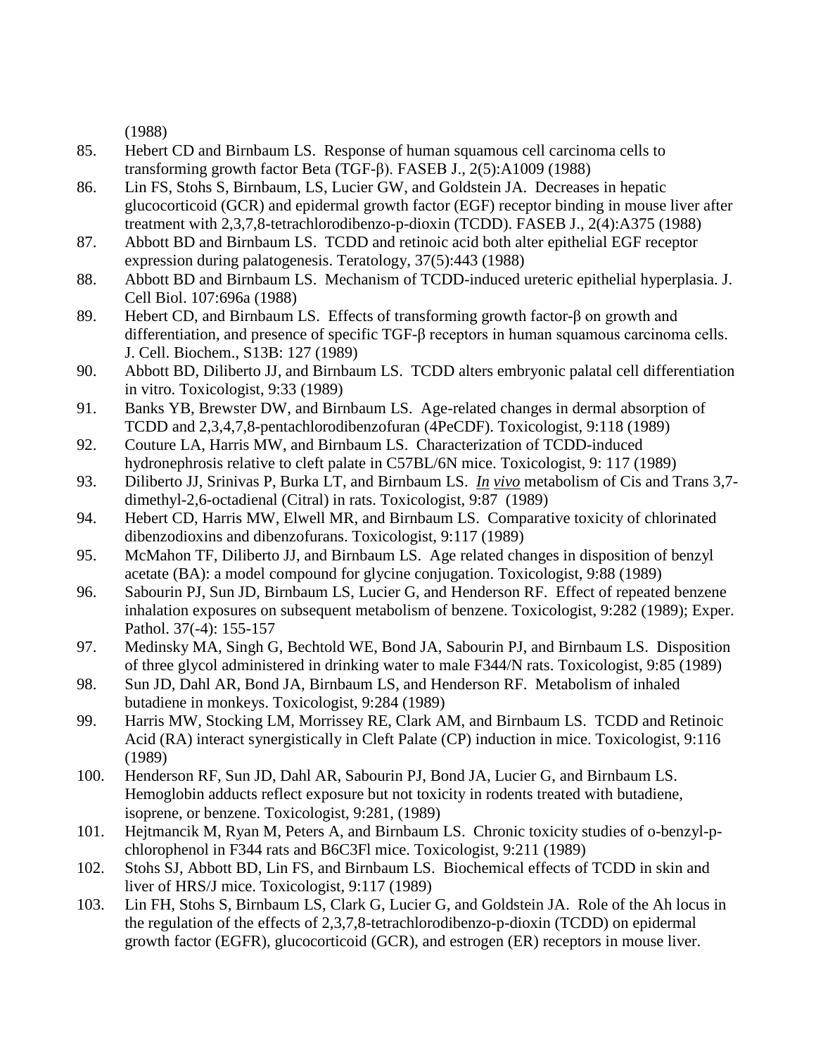(1988)

85. Hebert CD and Birnbaum LS. Response of human squamous cell carcinoma cells to transforming growth factor Beta (TGF-β). FASEB J., 2(5):A1009 (1988)
86. Lin FS, Stohs S, Birnbaum, LS, Lucier GW, and Goldstein JA. Decreases in hepatic glucocorticoid (GCR) and epidermal growth factor (EGF) receptor binding in mouse liver after treatment with 2,3,7,8-tetrachlorodibenzo-p-dioxin (TCDD). FASEB J., 2(4):A375 (1988)
87. Abbott BD and Birnbaum LS. TCDD and retinoic acid both alter epithelial EGF receptor expression during palatogenesis. Teratology, 37(5):443 (1988)
88. Abbott BD and Birnbaum LS. Mechanism of TCDD-induced ureteric epithelial hyperplasia. J. Cell Biol. 107:696a (1988)
89. Hebert CD, and Birnbaum LS. Effects of transforming growth factor-β on growth and differentiation, and presence of specific TGF-β receptors in human squamous carcinoma cells. J. Cell. Biochem., S13B: 127 (1989)
90. Abbott BD, Diliberto JJ, and Birnbaum LS. TCDD alters embryonic palatal cell differentiation in vitro. Toxicologist, 9:33 (1989)
91. Banks YB, Brewster DW, and Birnbaum LS. Age-related changes in dermal absorption of TCDD and 2,3,4,7,8-pentachlorodibenzofuran (4PeCDF). Toxicologist, 9:118 (1989)
92. Couture LA, Harris MW, and Birnbaum LS. Characterization of TCDD-induced hydronephrosis relative to cleft palate in C57BL/6N mice. Toxicologist, 9: 117 (1989)
93. Diliberto JJ, Srinivas P, Burka LT, and Birnbaum LS. *__In__ __vivo__* metabolism of Cis and Trans 3,7-dimethyl-2,6-octadienal (Citral) in rats. Toxicologist, 9:87 (1989)
94. Hebert CD, Harris MW, Elwell MR, and Birnbaum LS. Comparative toxicity of chlorinated dibenzodioxins and dibenzofurans. Toxicologist, 9:117 (1989)
95. McMahon TF, Diliberto JJ, and Birnbaum LS. Age related changes in disposition of benzyl acetate (BA): a model compound for glycine conjugation. Toxicologist, 9:88 (1989)
96. Sabourin PJ, Sun JD, Birnbaum LS, Lucier G, and Henderson RF. Effect of repeated benzene inhalation exposures on subsequent metabolism of benzene. Toxicologist, 9:282 (1989); Exper. Pathol. 37(-4): 155-157
97. Medinsky MA, Singh G, Bechtold WE, Bond JA, Sabourin PJ, and Birnbaum LS. Disposition of three glycol administered in drinking water to male F344/N rats. Toxicologist, 9:85 (1989)
98. Sun JD, Dahl AR, Bond JA, Birnbaum LS, and Henderson RF. Metabolism of inhaled butadiene in monkeys. Toxicologist, 9:284 (1989)
99. Harris MW, Stocking LM, Morrissey RE, Clark AM, and Birnbaum LS. TCDD and Retinoic Acid (RA) interact synergistically in Cleft Palate (CP) induction in mice. Toxicologist, 9:116 (1989)
100. Henderson RF, Sun JD, Dahl AR, Sabourin PJ, Bond JA, Lucier G, and Birnbaum LS. Hemoglobin adducts reflect exposure but not toxicity in rodents treated with butadiene, isoprene, or benzene. Toxicologist, 9:281, (1989)
101. Hejtmancik M, Ryan M, Peters A, and Birnbaum LS. Chronic toxicity studies of o-benzyl-p-chlorophenol in F344 rats and B6C3Fl mice. Toxicologist, 9:211 (1989)
102. Stohs SJ, Abbott BD, Lin FS, and Birnbaum LS. Biochemical effects of TCDD in skin and liver of HRS/J mice. Toxicologist, 9:117 (1989)
103. Lin FH, Stohs S, Birnbaum LS, Clark G, Lucier G, and Goldstein JA. Role of the Ah locus in the regulation of the effects of 2,3,7,8-tetrachlorodibenzo-p-dioxin (TCDD) on epidermal growth factor (EGFR), glucocorticoid (GCR), and estrogen (ER) receptors in mouse liver.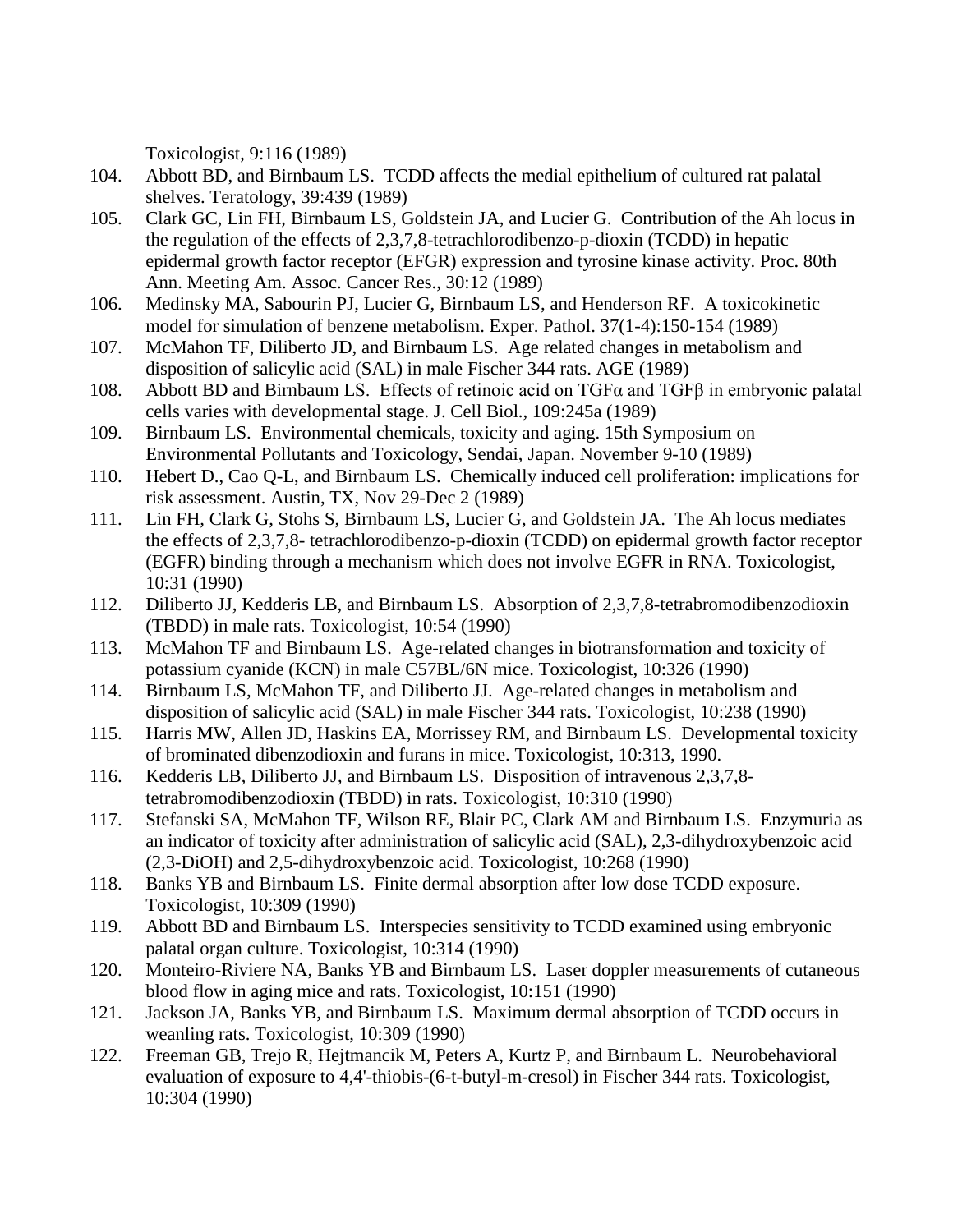Toxicologist, 9:116 (1989)

104. Abbott BD, and Birnbaum LS. TCDD affects the medial epithelium of cultured rat palatal shelves. Teratology, 39:439 (1989)
105. Clark GC, Lin FH, Birnbaum LS, Goldstein JA, and Lucier G. Contribution of the Ah locus in the regulation of the effects of 2,3,7,8-tetrachlorodibenzo-p-dioxin (TCDD) in hepatic epidermal growth factor receptor (EFGR) expression and tyrosine kinase activity. Proc. 80th Ann. Meeting Am. Assoc. Cancer Res., 30:12 (1989)
106. Medinsky MA, Sabourin PJ, Lucier G, Birnbaum LS, and Henderson RF. A toxicokinetic model for simulation of benzene metabolism. Exper. Pathol. 37(1-4):150-154 (1989)
107. McMahon TF, Diliberto JD, and Birnbaum LS. Age related changes in metabolism and disposition of salicylic acid (SAL) in male Fischer 344 rats. AGE (1989)
108. Abbott BD and Birnbaum LS. Effects of retinoic acid on TGFα and TGFβ in embryonic palatal cells varies with developmental stage. J. Cell Biol., 109:245a (1989)
109. Birnbaum LS. Environmental chemicals, toxicity and aging. 15th Symposium on Environmental Pollutants and Toxicology, Sendai, Japan. November 9-10 (1989)
110. Hebert D., Cao Q-L, and Birnbaum LS. Chemically induced cell proliferation: implications for risk assessment. Austin, TX, Nov 29-Dec 2 (1989)
111. Lin FH, Clark G, Stohs S, Birnbaum LS, Lucier G, and Goldstein JA. The Ah locus mediates the effects of 2,3,7,8- tetrachlorodibenzo-p-dioxin (TCDD) on epidermal growth factor receptor (EGFR) binding through a mechanism which does not involve EGFR in RNA. Toxicologist, 10:31 (1990)
112. Diliberto JJ, Kedderis LB, and Birnbaum LS. Absorption of 2,3,7,8-tetrabromodibenzodioxin (TBDD) in male rats. Toxicologist, 10:54 (1990)
113. McMahon TF and Birnbaum LS. Age-related changes in biotransformation and toxicity of potassium cyanide (KCN) in male C57BL/6N mice. Toxicologist, 10:326 (1990)
114. Birnbaum LS, McMahon TF, and Diliberto JJ. Age-related changes in metabolism and disposition of salicylic acid (SAL) in male Fischer 344 rats. Toxicologist, 10:238 (1990)
115. Harris MW, Allen JD, Haskins EA, Morrissey RM, and Birnbaum LS. Developmental toxicity of brominated dibenzodioxin and furans in mice. Toxicologist, 10:313, 1990.
116. Kedderis LB, Diliberto JJ, and Birnbaum LS. Disposition of intravenous 2,3,7,8-tetrabromodibenzodioxin (TBDD) in rats. Toxicologist, 10:310 (1990)
117. Stefanski SA, McMahon TF, Wilson RE, Blair PC, Clark AM and Birnbaum LS. Enzymuria as an indicator of toxicity after administration of salicylic acid (SAL), 2,3-dihydroxybenzoic acid (2,3-DiOH) and 2,5-dihydroxybenzoic acid. Toxicologist, 10:268 (1990)
118. Banks YB and Birnbaum LS. Finite dermal absorption after low dose TCDD exposure. Toxicologist, 10:309 (1990)
119. Abbott BD and Birnbaum LS. Interspecies sensitivity to TCDD examined using embryonic palatal organ culture. Toxicologist, 10:314 (1990)
120. Monteiro-Riviere NA, Banks YB and Birnbaum LS. Laser doppler measurements of cutaneous blood flow in aging mice and rats. Toxicologist, 10:151 (1990)
121. Jackson JA, Banks YB, and Birnbaum LS. Maximum dermal absorption of TCDD occurs in weanling rats. Toxicologist, 10:309 (1990)
122. Freeman GB, Trejo R, Hejtmancik M, Peters A, Kurtz P, and Birnbaum L. Neurobehavioral evaluation of exposure to 4,4'-thiobis-(6-t-butyl-m-cresol) in Fischer 344 rats. Toxicologist, 10:304 (1990)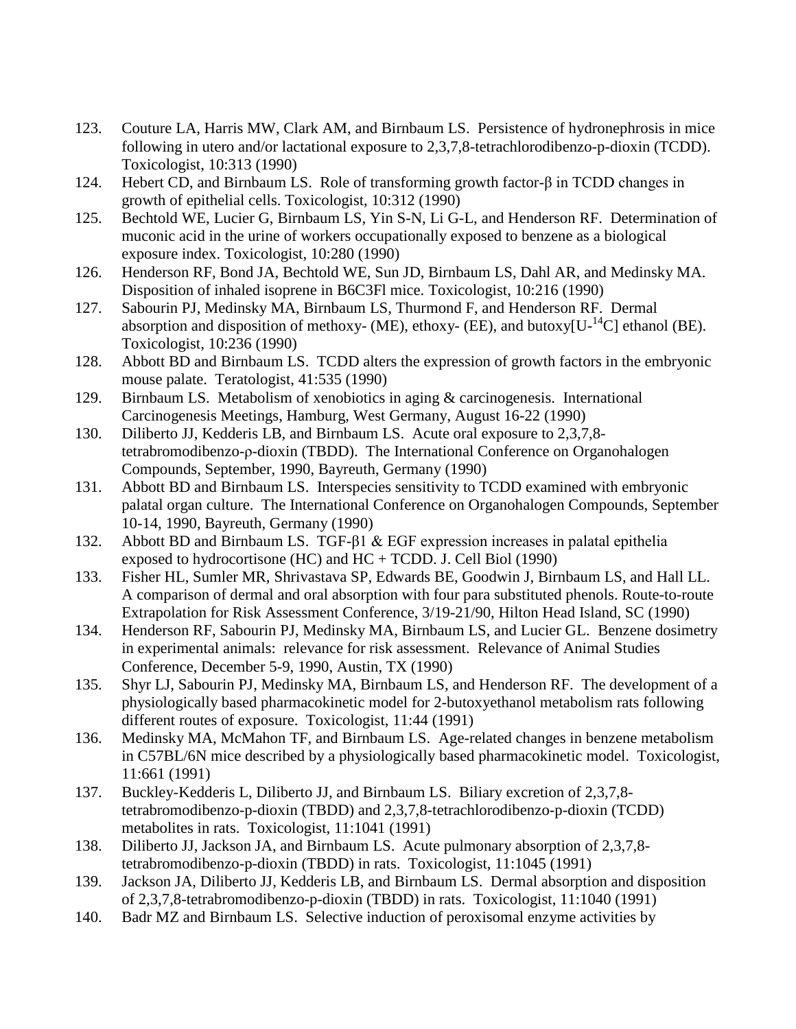123. Couture LA, Harris MW, Clark AM, and Birnbaum LS. Persistence of hydronephrosis in mice following in utero and/or lactational exposure to 2,3,7,8-tetrachlorodibenzo-p-dioxin (TCDD). Toxicologist, 10:313 (1990)
124. Hebert CD, and Birnbaum LS. Role of transforming growth factor-β in TCDD changes in growth of epithelial cells. Toxicologist, 10:312 (1990)
125. Bechtold WE, Lucier G, Birnbaum LS, Yin S-N, Li G-L, and Henderson RF. Determination of muconic acid in the urine of workers occupationally exposed to benzene as a biological exposure index. Toxicologist, 10:280 (1990)
126. Henderson RF, Bond JA, Bechtold WE, Sun JD, Birnbaum LS, Dahl AR, and Medinsky MA. Disposition of inhaled isoprene in B6C3Fl mice. Toxicologist, 10:216 (1990)
127. Sabourin PJ, Medinsky MA, Birnbaum LS, Thurmond F, and Henderson RF. Dermal absorption and disposition of methoxy- (ME), ethoxy- (EE), and butoxy[U-$^{14}$C] ethanol (BE). Toxicologist, 10:236 (1990)
128. Abbott BD and Birnbaum LS. TCDD alters the expression of growth factors in the embryonic mouse palate. Teratologist, 41:535 (1990)
129. Birnbaum LS. Metabolism of xenobiotics in aging & carcinogenesis. International Carcinogenesis Meetings, Hamburg, West Germany, August 16-22 (1990)
130. Diliberto JJ, Kedderis LB, and Birnbaum LS. Acute oral exposure to 2,3,7,8-tetrabromodibenzo-ρ-dioxin (TBDD). The International Conference on Organohalogen Compounds, September, 1990, Bayreuth, Germany (1990)
131. Abbott BD and Birnbaum LS. Interspecies sensitivity to TCDD examined with embryonic palatal organ culture. The International Conference on Organohalogen Compounds, September 10-14, 1990, Bayreuth, Germany (1990)
132. Abbott BD and Birnbaum LS. TGF-β1 & EGF expression increases in palatal epithelia exposed to hydrocortisone (HC) and HC + TCDD. J. Cell Biol (1990)
133. Fisher HL, Sumler MR, Shrivastava SP, Edwards BE, Goodwin J, Birnbaum LS, and Hall LL. A comparison of dermal and oral absorption with four para substituted phenols. Route-to-route Extrapolation for Risk Assessment Conference, 3/19-21/90, Hilton Head Island, SC (1990)
134. Henderson RF, Sabourin PJ, Medinsky MA, Birnbaum LS, and Lucier GL. Benzene dosimetry in experimental animals: relevance for risk assessment. Relevance of Animal Studies Conference, December 5-9, 1990, Austin, TX (1990)
135. Shyr LJ, Sabourin PJ, Medinsky MA, Birnbaum LS, and Henderson RF. The development of a physiologically based pharmacokinetic model for 2-butoxyethanol metabolism rats following different routes of exposure. Toxicologist, 11:44 (1991)
136. Medinsky MA, McMahon TF, and Birnbaum LS. Age-related changes in benzene metabolism in C57BL/6N mice described by a physiologically based pharmacokinetic model. Toxicologist, 11:661 (1991)
137. Buckley-Kedderis L, Diliberto JJ, and Birnbaum LS. Biliary excretion of 2,3,7,8-tetrabromodibenzo-p-dioxin (TBDD) and 2,3,7,8-tetrachlorodibenzo-p-dioxin (TCDD) metabolites in rats. Toxicologist, 11:1041 (1991)
138. Diliberto JJ, Jackson JA, and Birnbaum LS. Acute pulmonary absorption of 2,3,7,8-tetrabromodibenzo-p-dioxin (TBDD) in rats. Toxicologist, 11:1045 (1991)
139. Jackson JA, Diliberto JJ, Kedderis LB, and Birnbaum LS. Dermal absorption and disposition of 2,3,7,8-tetrabromodibenzo-p-dioxin (TBDD) in rats. Toxicologist, 11:1040 (1991)
140. Badr MZ and Birnbaum LS. Selective induction of peroxisomal enzyme activities by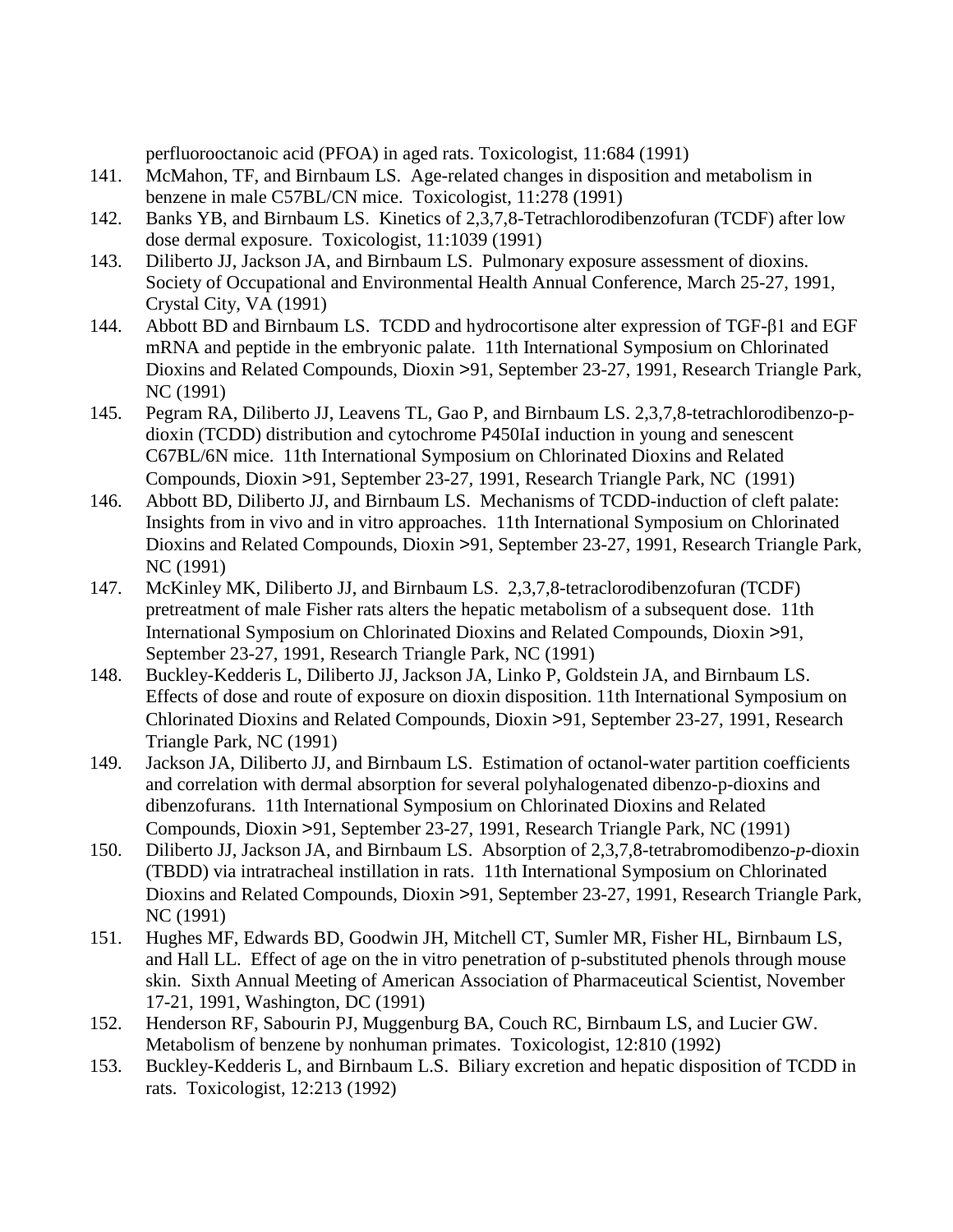perfluorooctanoic acid (PFOA) in aged rats. Toxicologist, 11:684 (1991)

141. McMahon, TF, and Birnbaum LS. Age-related changes in disposition and metabolism in benzene in male C57BL/CN mice. Toxicologist, 11:278 (1991)
142. Banks YB, and Birnbaum LS. Kinetics of 2,3,7,8-Tetrachlorodibenzofuran (TCDF) after low dose dermal exposure. Toxicologist, 11:1039 (1991)
143. Diliberto JJ, Jackson JA, and Birnbaum LS. Pulmonary exposure assessment of dioxins. Society of Occupational and Environmental Health Annual Conference, March 25-27, 1991, Crystal City, VA (1991)
144. Abbott BD and Birnbaum LS. TCDD and hydrocortisone alter expression of TGF-β1 and EGF mRNA and peptide in the embryonic palate. 11th International Symposium on Chlorinated Dioxins and Related Compounds, Dioxin >91, September 23-27, 1991, Research Triangle Park, NC (1991)
145. Pegram RA, Diliberto JJ, Leavens TL, Gao P, and Birnbaum LS. 2,3,7,8-tetrachlorodibenzo-p-dioxin (TCDD) distribution and cytochrome P450IaI induction in young and senescent C67BL/6N mice. 11th International Symposium on Chlorinated Dioxins and Related Compounds, Dioxin >91, September 23-27, 1991, Research Triangle Park, NC (1991)
146. Abbott BD, Diliberto JJ, and Birnbaum LS. Mechanisms of TCDD-induction of cleft palate: Insights from in vivo and in vitro approaches. 11th International Symposium on Chlorinated Dioxins and Related Compounds, Dioxin >91, September 23-27, 1991, Research Triangle Park, NC (1991)
147. McKinley MK, Diliberto JJ, and Birnbaum LS. 2,3,7,8-tetraclorodibenzofuran (TCDF) pretreatment of male Fisher rats alters the hepatic metabolism of a subsequent dose. 11th International Symposium on Chlorinated Dioxins and Related Compounds, Dioxin >91, September 23-27, 1991, Research Triangle Park, NC (1991)
148. Buckley-Kedderis L, Diliberto JJ, Jackson JA, Linko P, Goldstein JA, and Birnbaum LS. Effects of dose and route of exposure on dioxin disposition. 11th International Symposium on Chlorinated Dioxins and Related Compounds, Dioxin >91, September 23-27, 1991, Research Triangle Park, NC (1991)
149. Jackson JA, Diliberto JJ, and Birnbaum LS. Estimation of octanol-water partition coefficients and correlation with dermal absorption for several polyhalogenated dibenzo-p-dioxins and dibenzofurans. 11th International Symposium on Chlorinated Dioxins and Related Compounds, Dioxin >91, September 23-27, 1991, Research Triangle Park, NC (1991)
150. Diliberto JJ, Jackson JA, and Birnbaum LS. Absorption of 2,3,7,8-tetrabromodibenzo-*p*-dioxin (TBDD) via intratracheal instillation in rats. 11th International Symposium on Chlorinated Dioxins and Related Compounds, Dioxin >91, September 23-27, 1991, Research Triangle Park, NC (1991)
151. Hughes MF, Edwards BD, Goodwin JH, Mitchell CT, Sumler MR, Fisher HL, Birnbaum LS, and Hall LL. Effect of age on the in vitro penetration of p-substituted phenols through mouse skin. Sixth Annual Meeting of American Association of Pharmaceutical Scientist, November 17-21, 1991, Washington, DC (1991)
152. Henderson RF, Sabourin PJ, Muggenburg BA, Couch RC, Birnbaum LS, and Lucier GW. Metabolism of benzene by nonhuman primates. Toxicologist, 12:810 (1992)
153. Buckley-Kedderis L, and Birnbaum L.S. Biliary excretion and hepatic disposition of TCDD in rats. Toxicologist, 12:213 (1992)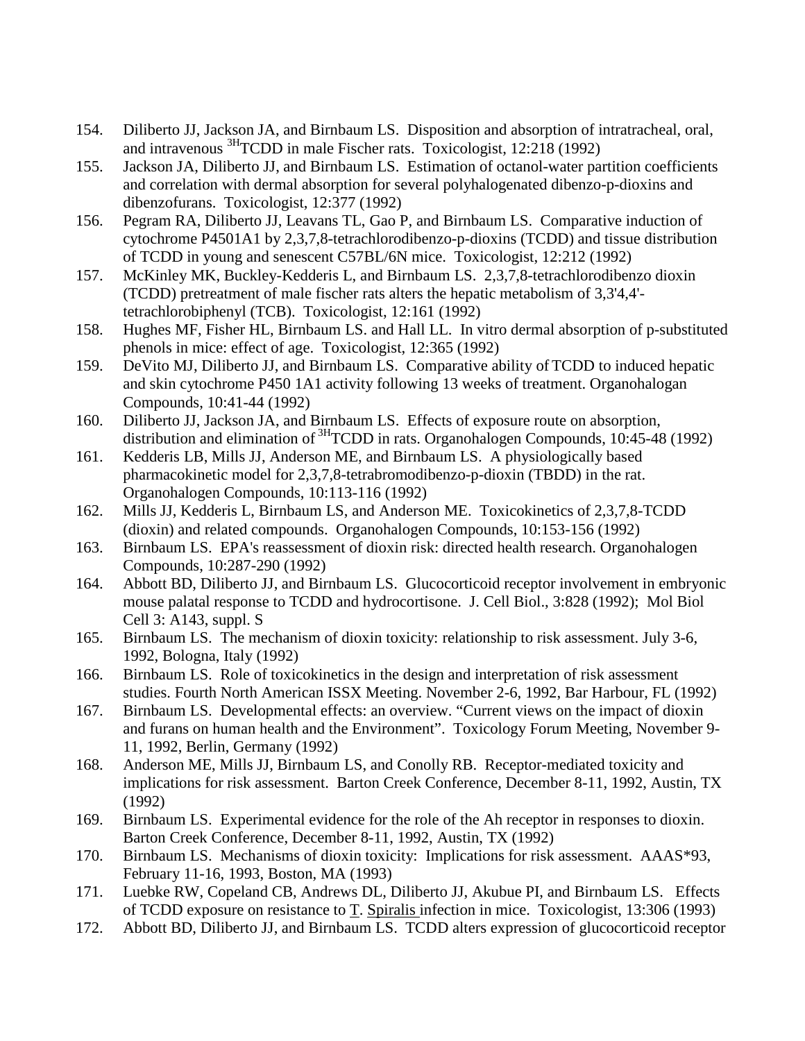154. Diliberto JJ, Jackson JA, and Birnbaum LS. Disposition and absorption of intratracheal, oral, and intravenous $^{3H}$TCDD in male Fischer rats. Toxicologist, 12:218 (1992)
155. Jackson JA, Diliberto JJ, and Birnbaum LS. Estimation of octanol-water partition coefficients and correlation with dermal absorption for several polyhalogenated dibenzo-p-dioxins and dibenzofurans. Toxicologist, 12:377 (1992)
156. Pegram RA, Diliberto JJ, Leavans TL, Gao P, and Birnbaum LS. Comparative induction of cytochrome P4501A1 by 2,3,7,8-tetrachlorodibenzo-p-dioxins (TCDD) and tissue distribution of TCDD in young and senescent C57BL/6N mice. Toxicologist, 12:212 (1992)
157. McKinley MK, Buckley-Kedderis L, and Birnbaum LS. 2,3,7,8-tetrachlorodibenzo dioxin (TCDD) pretreatment of male fischer rats alters the hepatic metabolism of 3,3'4,4'-tetrachlorobiphenyl (TCB). Toxicologist, 12:161 (1992)
158. Hughes MF, Fisher HL, Birnbaum LS. and Hall LL. In vitro dermal absorption of p-substituted phenols in mice: effect of age. Toxicologist, 12:365 (1992)
159. DeVito MJ, Diliberto JJ, and Birnbaum LS. Comparative ability of TCDD to induced hepatic and skin cytochrome P450 1A1 activity following 13 weeks of treatment. Organohalogan Compounds, 10:41-44 (1992)
160. Diliberto JJ, Jackson JA, and Birnbaum LS. Effects of exposure route on absorption, distribution and elimination of $^{3H}$TCDD in rats. Organohalogen Compounds, 10:45-48 (1992)
161. Kedderis LB, Mills JJ, Anderson ME, and Birnbaum LS. A physiologically based pharmacokinetic model for 2,3,7,8-tetrabromodibenzo-p-dioxin (TBDD) in the rat. Organohalogen Compounds, 10:113-116 (1992)
162. Mills JJ, Kedderis L, Birnbaum LS, and Anderson ME. Toxicokinetics of 2,3,7,8-TCDD (dioxin) and related compounds. Organohalogen Compounds, 10:153-156 (1992)
163. Birnbaum LS. EPA's reassessment of dioxin risk: directed health research. Organohalogen Compounds, 10:287-290 (1992)
164. Abbott BD, Diliberto JJ, and Birnbaum LS. Glucocorticoid receptor involvement in embryonic mouse palatal response to TCDD and hydrocortisone. J. Cell Biol., 3:828 (1992); Mol Biol Cell 3: A143, suppl. S
165. Birnbaum LS. The mechanism of dioxin toxicity: relationship to risk assessment. July 3-6, 1992, Bologna, Italy (1992)
166. Birnbaum LS. Role of toxicokinetics in the design and interpretation of risk assessment studies. Fourth North American ISSX Meeting. November 2-6, 1992, Bar Harbour, FL (1992)
167. Birnbaum LS. Developmental effects: an overview. "Current views on the impact of dioxin and furans on human health and the Environment". Toxicology Forum Meeting, November 9-11, 1992, Berlin, Germany (1992)
168. Anderson ME, Mills JJ, Birnbaum LS, and Conolly RB. Receptor-mediated toxicity and implications for risk assessment. Barton Creek Conference, December 8-11, 1992, Austin, TX (1992)
169. Birnbaum LS. Experimental evidence for the role of the Ah receptor in responses to dioxin. Barton Creek Conference, December 8-11, 1992, Austin, TX (1992)
170. Birnbaum LS. Mechanisms of dioxin toxicity: Implications for risk assessment. AAAS*93, February 11-16, 1993, Boston, MA (1993)
171. Luebke RW, Copeland CB, Andrews DL, Diliberto JJ, Akubue PI, and Birnbaum LS. Effects of TCDD exposure on resistance to T. Spiralis infection in mice. Toxicologist, 13:306 (1993)
172. Abbott BD, Diliberto JJ, and Birnbaum LS. TCDD alters expression of glucocorticoid receptor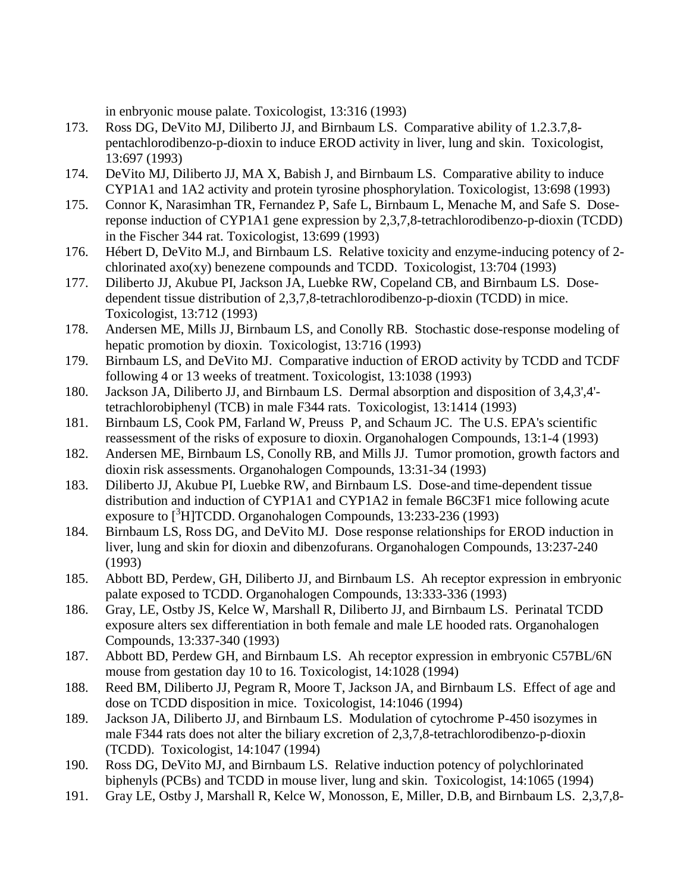in enbryonic mouse palate. Toxicologist, 13:316 (1993)

173. Ross DG, DeVito MJ, Diliberto JJ, and Birnbaum LS. Comparative ability of 1.2.3.7,8-pentachlorodibenzo-p-dioxin to induce EROD activity in liver, lung and skin. Toxicologist, 13:697 (1993)
174. DeVito MJ, Diliberto JJ, MA X, Babish J, and Birnbaum LS. Comparative ability to induce CYP1A1 and 1A2 activity and protein tyrosine phosphorylation. Toxicologist, 13:698 (1993)
175. Connor K, Narasimhan TR, Fernandez P, Safe L, Birnbaum L, Menache M, and Safe S. Dose-reponse induction of CYP1A1 gene expression by 2,3,7,8-tetrachlorodibenzo-p-dioxin (TCDD) in the Fischer 344 rat. Toxicologist, 13:699 (1993)
176. Hébert D, DeVito M.J, and Birnbaum LS. Relative toxicity and enzyme-inducing potency of 2-chlorinated axo(xy) benezene compounds and TCDD. Toxicologist, 13:704 (1993)
177. Diliberto JJ, Akubue PI, Jackson JA, Luebke RW, Copeland CB, and Birnbaum LS. Dose-dependent tissue distribution of 2,3,7,8-tetrachlorodibenzo-p-dioxin (TCDD) in mice. Toxicologist, 13:712 (1993)
178. Andersen ME, Mills JJ, Birnbaum LS, and Conolly RB. Stochastic dose-response modeling of hepatic promotion by dioxin. Toxicologist, 13:716 (1993)
179. Birnbaum LS, and DeVito MJ. Comparative induction of EROD activity by TCDD and TCDF following 4 or 13 weeks of treatment. Toxicologist, 13:1038 (1993)
180. Jackson JA, Diliberto JJ, and Birnbaum LS. Dermal absorption and disposition of 3,4,3',4'-tetrachlorobiphenyl (TCB) in male F344 rats. Toxicologist, 13:1414 (1993)
181. Birnbaum LS, Cook PM, Farland W, Preuss P, and Schaum JC. The U.S. EPA's scientific reassessment of the risks of exposure to dioxin. Organohalogen Compounds, 13:1-4 (1993)
182. Andersen ME, Birnbaum LS, Conolly RB, and Mills JJ. Tumor promotion, growth factors and dioxin risk assessments. Organohalogen Compounds, 13:31-34 (1993)
183. Diliberto JJ, Akubue PI, Luebke RW, and Birnbaum LS. Dose-and time-dependent tissue distribution and induction of CYP1A1 and CYP1A2 in female B6C3F1 mice following acute exposure to [$^3$H]TCDD. Organohalogen Compounds, 13:233-236 (1993)
184. Birnbaum LS, Ross DG, and DeVito MJ. Dose response relationships for EROD induction in liver, lung and skin for dioxin and dibenzofurans. Organohalogen Compounds, 13:237-240 (1993)
185. Abbott BD, Perdew, GH, Diliberto JJ, and Birnbaum LS. Ah receptor expression in embryonic palate exposed to TCDD. Organohalogen Compounds, 13:333-336 (1993)
186. Gray, LE, Ostby JS, Kelce W, Marshall R, Diliberto JJ, and Birnbaum LS. Perinatal TCDD exposure alters sex differentiation in both female and male LE hooded rats. Organohalogen Compounds, 13:337-340 (1993)
187. Abbott BD, Perdew GH, and Birnbaum LS. Ah receptor expression in embryonic C57BL/6N mouse from gestation day 10 to 16. Toxicologist, 14:1028 (1994)
188. Reed BM, Diliberto JJ, Pegram R, Moore T, Jackson JA, and Birnbaum LS. Effect of age and dose on TCDD disposition in mice. Toxicologist, 14:1046 (1994)
189. Jackson JA, Diliberto JJ, and Birnbaum LS. Modulation of cytochrome P-450 isozymes in male F344 rats does not alter the biliary excretion of 2,3,7,8-tetrachlorodibenzo-p-dioxin (TCDD). Toxicologist, 14:1047 (1994)
190. Ross DG, DeVito MJ, and Birnbaum LS. Relative induction potency of polychlorinated biphenyls (PCBs) and TCDD in mouse liver, lung and skin. Toxicologist, 14:1065 (1994)
191. Gray LE, Ostby J, Marshall R, Kelce W, Monosson, E, Miller, D.B, and Birnbaum LS. 2,3,7,8-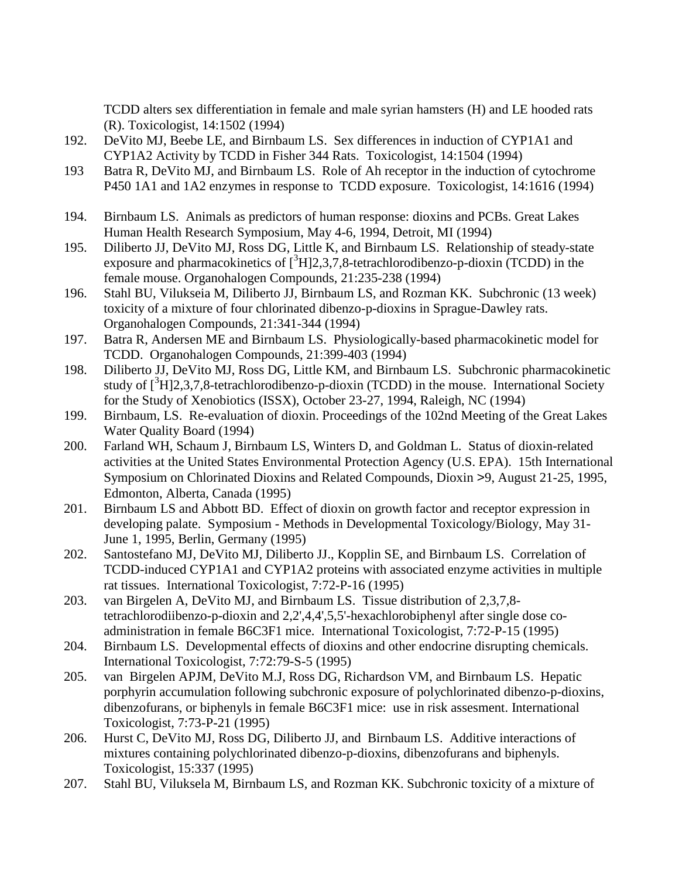TCDD alters sex differentiation in female and male syrian hamsters (H) and LE hooded rats (R). Toxicologist, 14:1502 (1994)

192. DeVito MJ, Beebe LE, and Birnbaum LS. Sex differences in induction of CYP1A1 and CYP1A2 Activity by TCDD in Fisher 344 Rats. Toxicologist, 14:1504 (1994)
193 Batra R, DeVito MJ, and Birnbaum LS. Role of Ah receptor in the induction of cytochrome P450 1A1 and 1A2 enzymes in response to TCDD exposure. Toxicologist, 14:1616 (1994)
194. Birnbaum LS. Animals as predictors of human response: dioxins and PCBs. Great Lakes Human Health Research Symposium, May 4-6, 1994, Detroit, MI (1994)
195. Diliberto JJ, DeVito MJ, Ross DG, Little K, and Birnbaum LS. Relationship of steady-state exposure and pharmacokinetics of [$^{3}$H]2,3,7,8-tetrachlorodibenzo-p-dioxin (TCDD) in the female mouse. Organohalogen Compounds, 21:235-238 (1994)
196. Stahl BU, Vilukseia M, Diliberto JJ, Birnbaum LS, and Rozman KK. Subchronic (13 week) toxicity of a mixture of four chlorinated dibenzo-p-dioxins in Sprague-Dawley rats. Organohalogen Compounds, 21:341-344 (1994)
197. Batra R, Andersen ME and Birnbaum LS. Physiologically-based pharmacokinetic model for TCDD. Organohalogen Compounds, 21:399-403 (1994)
198. Diliberto JJ, DeVito MJ, Ross DG, Little KM, and Birnbaum LS. Subchronic pharmacokinetic study of [$^{3}$H]2,3,7,8-tetrachlorodibenzo-p-dioxin (TCDD) in the mouse. International Society for the Study of Xenobiotics (ISSX), October 23-27, 1994, Raleigh, NC (1994)
199. Birnbaum, LS. Re-evaluation of dioxin. Proceedings of the 102nd Meeting of the Great Lakes Water Quality Board (1994)
200. Farland WH, Schaum J, Birnbaum LS, Winters D, and Goldman L. Status of dioxin-related activities at the United States Environmental Protection Agency (U.S. EPA). 15th International Symposium on Chlorinated Dioxins and Related Compounds, Dioxin >9, August 21-25, 1995, Edmonton, Alberta, Canada (1995)
201. Birnbaum LS and Abbott BD. Effect of dioxin on growth factor and receptor expression in developing palate. Symposium - Methods in Developmental Toxicology/Biology, May 31-June 1, 1995, Berlin, Germany (1995)
202. Santostefano MJ, DeVito MJ, Diliberto JJ., Kopplin SE, and Birnbaum LS. Correlation of TCDD-induced CYP1A1 and CYP1A2 proteins with associated enzyme activities in multiple rat tissues. International Toxicologist, 7:72-P-16 (1995)
203. van Birgelen A, DeVito MJ, and Birnbaum LS. Tissue distribution of 2,3,7,8-tetrachlorodiibenzo-p-dioxin and 2,2',4,4',5,5'-hexachlorobiphenyl after single dose co-administration in female B6C3F1 mice. International Toxicologist, 7:72-P-15 (1995)
204. Birnbaum LS. Developmental effects of dioxins and other endocrine disrupting chemicals. International Toxicologist, 7:72:79-S-5 (1995)
205. van Birgelen APJM, DeVito M.J, Ross DG, Richardson VM, and Birnbaum LS. Hepatic porphyrin accumulation following subchronic exposure of polychlorinated dibenzo-p-dioxins, dibenzofurans, or biphenyls in female B6C3F1 mice: use in risk assesment. International Toxicologist, 7:73-P-21 (1995)
206. Hurst C, DeVito MJ, Ross DG, Diliberto JJ, and Birnbaum LS. Additive interactions of mixtures containing polychlorinated dibenzo-p-dioxins, dibenzofurans and biphenyls. Toxicologist, 15:337 (1995)
207. Stahl BU, Viluksela M, Birnbaum LS, and Rozman KK. Subchronic toxicity of a mixture of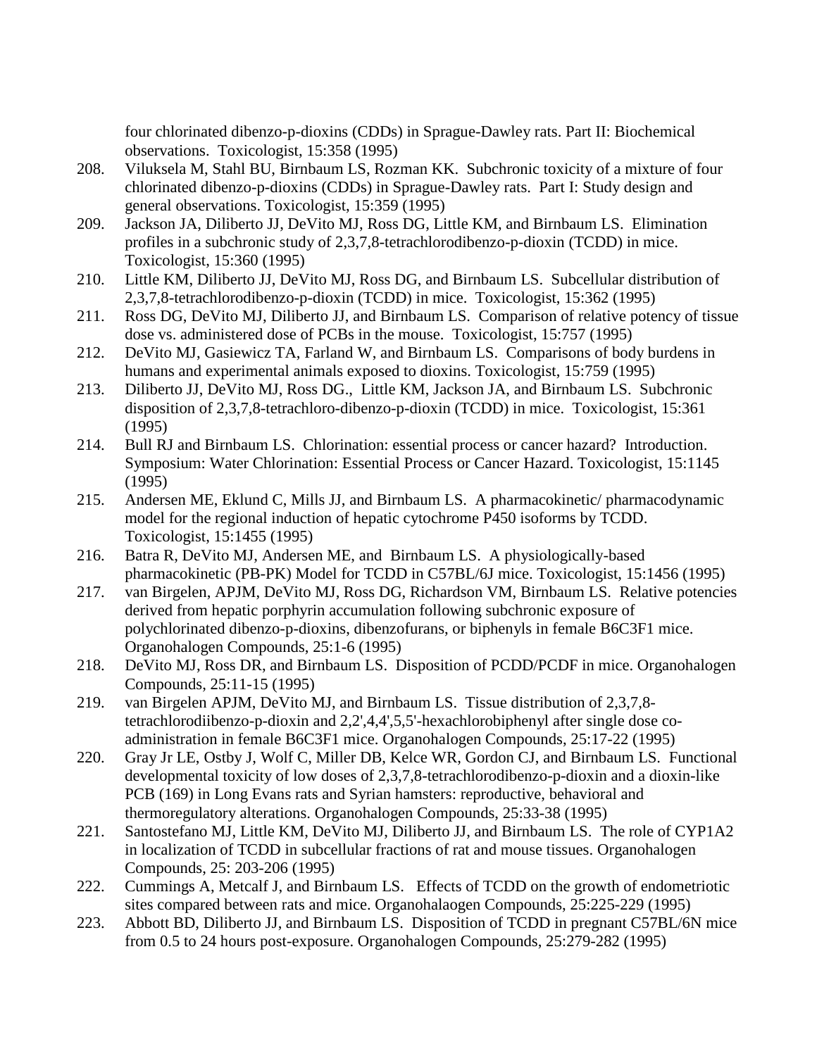four chlorinated dibenzo-p-dioxins (CDDs) in Sprague-Dawley rats. Part II: Biochemical observations. Toxicologist, 15:358 (1995)

208. Viluksela M, Stahl BU, Birnbaum LS, Rozman KK. Subchronic toxicity of a mixture of four chlorinated dibenzo-p-dioxins (CDDs) in Sprague-Dawley rats. Part I: Study design and general observations. Toxicologist, 15:359 (1995)
209. Jackson JA, Diliberto JJ, DeVito MJ, Ross DG, Little KM, and Birnbaum LS. Elimination profiles in a subchronic study of 2,3,7,8-tetrachlorodibenzo-p-dioxin (TCDD) in mice. Toxicologist, 15:360 (1995)
210. Little KM, Diliberto JJ, DeVito MJ, Ross DG, and Birnbaum LS. Subcellular distribution of 2,3,7,8-tetrachlorodibenzo-p-dioxin (TCDD) in mice. Toxicologist, 15:362 (1995)
211. Ross DG, DeVito MJ, Diliberto JJ, and Birnbaum LS. Comparison of relative potency of tissue dose vs. administered dose of PCBs in the mouse. Toxicologist, 15:757 (1995)
212. DeVito MJ, Gasiewicz TA, Farland W, and Birnbaum LS. Comparisons of body burdens in humans and experimental animals exposed to dioxins. Toxicologist, 15:759 (1995)
213. Diliberto JJ, DeVito MJ, Ross DG., Little KM, Jackson JA, and Birnbaum LS. Subchronic disposition of 2,3,7,8-tetrachloro-dibenzo-p-dioxin (TCDD) in mice. Toxicologist, 15:361 (1995)
214. Bull RJ and Birnbaum LS. Chlorination: essential process or cancer hazard? Introduction. Symposium: Water Chlorination: Essential Process or Cancer Hazard. Toxicologist, 15:1145 (1995)
215. Andersen ME, Eklund C, Mills JJ, and Birnbaum LS. A pharmacokinetic/ pharmacodynamic model for the regional induction of hepatic cytochrome P450 isoforms by TCDD. Toxicologist, 15:1455 (1995)
216. Batra R, DeVito MJ, Andersen ME, and Birnbaum LS. A physiologically-based pharmacokinetic (PB-PK) Model for TCDD in C57BL/6J mice. Toxicologist, 15:1456 (1995)
217. van Birgelen, APJM, DeVito MJ, Ross DG, Richardson VM, Birnbaum LS. Relative potencies derived from hepatic porphyrin accumulation following subchronic exposure of polychlorinated dibenzo-p-dioxins, dibenzofurans, or biphenyls in female B6C3F1 mice. Organohalogen Compounds, 25:1-6 (1995)
218. DeVito MJ, Ross DR, and Birnbaum LS. Disposition of PCDD/PCDF in mice. Organohalogen Compounds, 25:11-15 (1995)
219. van Birgelen APJM, DeVito MJ, and Birnbaum LS. Tissue distribution of 2,3,7,8-tetrachlorodiibenzo-p-dioxin and 2,2',4,4',5,5'-hexachlorobiphenyl after single dose co-administration in female B6C3F1 mice. Organohalogen Compounds, 25:17-22 (1995)
220. Gray Jr LE, Ostby J, Wolf C, Miller DB, Kelce WR, Gordon CJ, and Birnbaum LS. Functional developmental toxicity of low doses of 2,3,7,8-tetrachlorodibenzo-p-dioxin and a dioxin-like PCB (169) in Long Evans rats and Syrian hamsters: reproductive, behavioral and thermoregulatory alterations. Organohalogen Compounds, 25:33-38 (1995)
221. Santostefano MJ, Little KM, DeVito MJ, Diliberto JJ, and Birnbaum LS. The role of CYP1A2 in localization of TCDD in subcellular fractions of rat and mouse tissues. Organohalogen Compounds, 25: 203-206 (1995)
222. Cummings A, Metcalf J, and Birnbaum LS. Effects of TCDD on the growth of endometriotic sites compared between rats and mice. Organohalaogen Compounds, 25:225-229 (1995)
223. Abbott BD, Diliberto JJ, and Birnbaum LS. Disposition of TCDD in pregnant C57BL/6N mice from 0.5 to 24 hours post-exposure. Organohalogen Compounds, 25:279-282 (1995)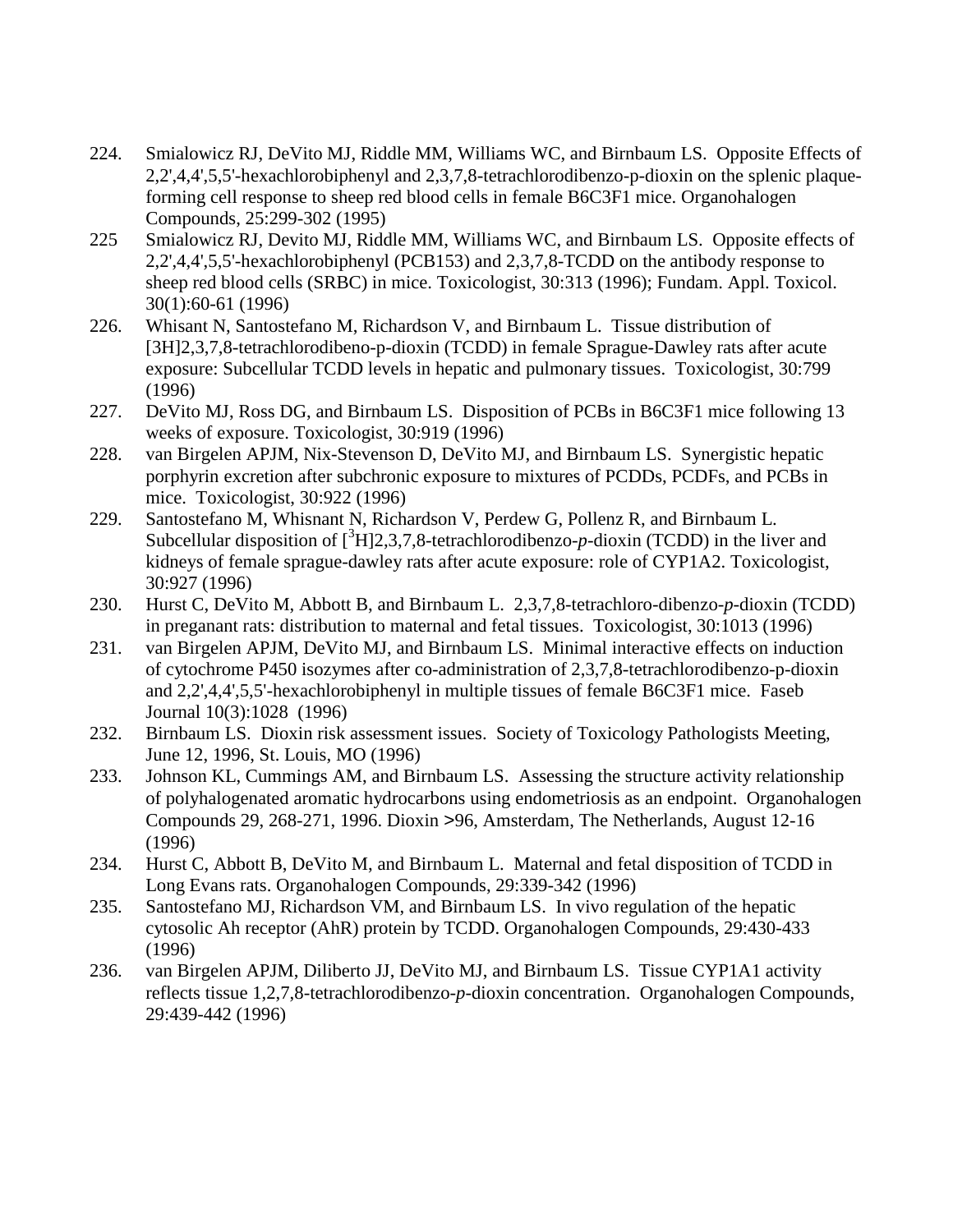224. Smialowicz RJ, DeVito MJ, Riddle MM, Williams WC, and Birnbaum LS. Opposite Effects of 2,2',4,4',5,5'-hexachlorobiphenyl and 2,3,7,8-tetrachlorodibenzo-p-dioxin on the splenic plaque-forming cell response to sheep red blood cells in female B6C3F1 mice. Organohalogen Compounds, 25:299-302 (1995)

225 Smialowicz RJ, Devito MJ, Riddle MM, Williams WC, and Birnbaum LS. Opposite effects of 2,2',4,4',5,5'-hexachlorobiphenyl (PCB153) and 2,3,7,8-TCDD on the antibody response to sheep red blood cells (SRBC) in mice. Toxicologist, 30:313 (1996); Fundam. Appl. Toxicol. 30(1):60-61 (1996)

226. Whisant N, Santostefano M, Richardson V, and Birnbaum L. Tissue distribution of [3H]2,3,7,8-tetrachlorodibeno-p-dioxin (TCDD) in female Sprague-Dawley rats after acute exposure: Subcellular TCDD levels in hepatic and pulmonary tissues. Toxicologist, 30:799 (1996)

227. DeVito MJ, Ross DG, and Birnbaum LS. Disposition of PCBs in B6C3F1 mice following 13 weeks of exposure. Toxicologist, 30:919 (1996)

228. van Birgelen APJM, Nix-Stevenson D, DeVito MJ, and Birnbaum LS. Synergistic hepatic porphyrin excretion after subchronic exposure to mixtures of PCDDs, PCDFs, and PCBs in mice. Toxicologist, 30:922 (1996)

229. Santostefano M, Whisnant N, Richardson V, Perdew G, Pollenz R, and Birnbaum L. Subcellular disposition of [$^{3}$H]2,3,7,8-tetrachlorodibenzo-*p*-dioxin (TCDD) in the liver and kidneys of female sprague-dawley rats after acute exposure: role of CYP1A2. Toxicologist, 30:927 (1996)

230. Hurst C, DeVito M, Abbott B, and Birnbaum L. 2,3,7,8-tetrachloro-dibenzo-*p*-dioxin (TCDD) in preganant rats: distribution to maternal and fetal tissues. Toxicologist, 30:1013 (1996)

231. van Birgelen APJM, DeVito MJ, and Birnbaum LS. Minimal interactive effects on induction of cytochrome P450 isozymes after co-administration of 2,3,7,8-tetrachlorodibenzo-p-dioxin and 2,2',4,4',5,5'-hexachlorobiphenyl in multiple tissues of female B6C3F1 mice. Faseb Journal 10(3):1028 (1996)

232. Birnbaum LS. Dioxin risk assessment issues. Society of Toxicology Pathologists Meeting, June 12, 1996, St. Louis, MO (1996)

233. Johnson KL, Cummings AM, and Birnbaum LS. Assessing the structure activity relationship of polyhalogenated aromatic hydrocarbons using endometriosis as an endpoint. Organohalogen Compounds 29, 268-271, 1996. Dioxin >96, Amsterdam, The Netherlands, August 12-16 (1996)

234. Hurst C, Abbott B, DeVito M, and Birnbaum L. Maternal and fetal disposition of TCDD in Long Evans rats. Organohalogen Compounds, 29:339-342 (1996)

235. Santostefano MJ, Richardson VM, and Birnbaum LS. In vivo regulation of the hepatic cytosolic Ah receptor (AhR) protein by TCDD. Organohalogen Compounds, 29:430-433 (1996)

236. van Birgelen APJM, Diliberto JJ, DeVito MJ, and Birnbaum LS. Tissue CYP1A1 activity reflects tissue 1,2,7,8-tetrachlorodibenzo-*p*-dioxin concentration. Organohalogen Compounds, 29:439-442 (1996)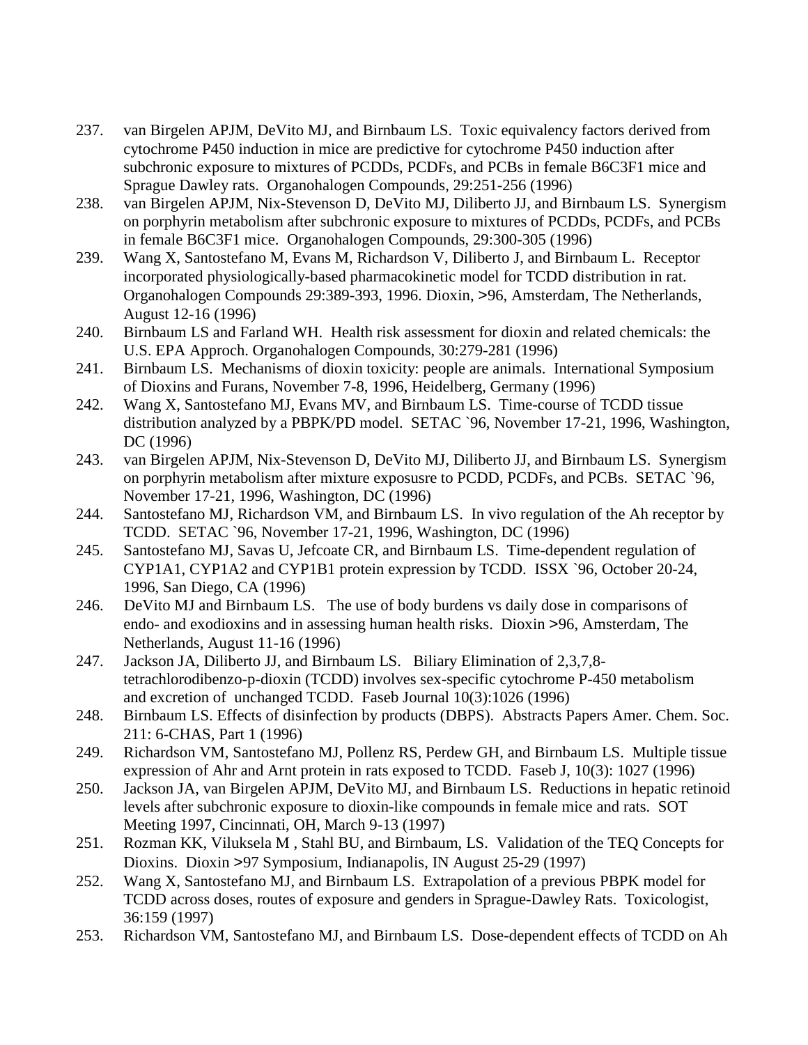237. van Birgelen APJM, DeVito MJ, and Birnbaum LS. Toxic equivalency factors derived from cytochrome P450 induction in mice are predictive for cytochrome P450 induction after subchronic exposure to mixtures of PCDDs, PCDFs, and PCBs in female B6C3F1 mice and Sprague Dawley rats. Organohalogen Compounds, 29:251-256 (1996)
238. van Birgelen APJM, Nix-Stevenson D, DeVito MJ, Diliberto JJ, and Birnbaum LS. Synergism on porphyrin metabolism after subchronic exposure to mixtures of PCDDs, PCDFs, and PCBs in female B6C3F1 mice. Organohalogen Compounds, 29:300-305 (1996)
239. Wang X, Santostefano M, Evans M, Richardson V, Diliberto J, and Birnbaum L. Receptor incorporated physiologically-based pharmacokinetic model for TCDD distribution in rat. Organohalogen Compounds 29:389-393, 1996. Dioxin, >96, Amsterdam, The Netherlands, August 12-16 (1996)
240. Birnbaum LS and Farland WH. Health risk assessment for dioxin and related chemicals: the U.S. EPA Approch. Organohalogen Compounds, 30:279-281 (1996)
241. Birnbaum LS. Mechanisms of dioxin toxicity: people are animals. International Symposium of Dioxins and Furans, November 7-8, 1996, Heidelberg, Germany (1996)
242. Wang X, Santostefano MJ, Evans MV, and Birnbaum LS. Time-course of TCDD tissue distribution analyzed by a PBPK/PD model. SETAC `96, November 17-21, 1996, Washington, DC (1996)
243. van Birgelen APJM, Nix-Stevenson D, DeVito MJ, Diliberto JJ, and Birnbaum LS. Synergism on porphyrin metabolism after mixture exposusre to PCDD, PCDFs, and PCBs. SETAC `96, November 17-21, 1996, Washington, DC (1996)
244. Santostefano MJ, Richardson VM, and Birnbaum LS. In vivo regulation of the Ah receptor by TCDD. SETAC `96, November 17-21, 1996, Washington, DC (1996)
245. Santostefano MJ, Savas U, Jefcoate CR, and Birnbaum LS. Time-dependent regulation of CYP1A1, CYP1A2 and CYP1B1 protein expression by TCDD. ISSX `96, October 20-24, 1996, San Diego, CA (1996)
246. DeVito MJ and Birnbaum LS. The use of body burdens vs daily dose in comparisons of endo- and exodioxins and in assessing human health risks. Dioxin >96, Amsterdam, The Netherlands, August 11-16 (1996)
247. Jackson JA, Diliberto JJ, and Birnbaum LS. Biliary Elimination of 2,3,7,8-tetrachlorodibenzo-p-dioxin (TCDD) involves sex-specific cytochrome P-450 metabolism and excretion of unchanged TCDD. Faseb Journal 10(3):1026 (1996)
248. Birnbaum LS. Effects of disinfection by products (DBPS). Abstracts Papers Amer. Chem. Soc. 211: 6-CHAS, Part 1 (1996)
249. Richardson VM, Santostefano MJ, Pollenz RS, Perdew GH, and Birnbaum LS. Multiple tissue expression of Ahr and Arnt protein in rats exposed to TCDD. Faseb J, 10(3): 1027 (1996)
250. Jackson JA, van Birgelen APJM, DeVito MJ, and Birnbaum LS. Reductions in hepatic retinoid levels after subchronic exposure to dioxin-like compounds in female mice and rats. SOT Meeting 1997, Cincinnati, OH, March 9-13 (1997)
251. Rozman KK, Viluksela M , Stahl BU, and Birnbaum, LS. Validation of the TEQ Concepts for Dioxins. Dioxin >97 Symposium, Indianapolis, IN August 25-29 (1997)
252. Wang X, Santostefano MJ, and Birnbaum LS. Extrapolation of a previous PBPK model for TCDD across doses, routes of exposure and genders in Sprague-Dawley Rats. Toxicologist, 36:159 (1997)
253. Richardson VM, Santostefano MJ, and Birnbaum LS. Dose-dependent effects of TCDD on Ah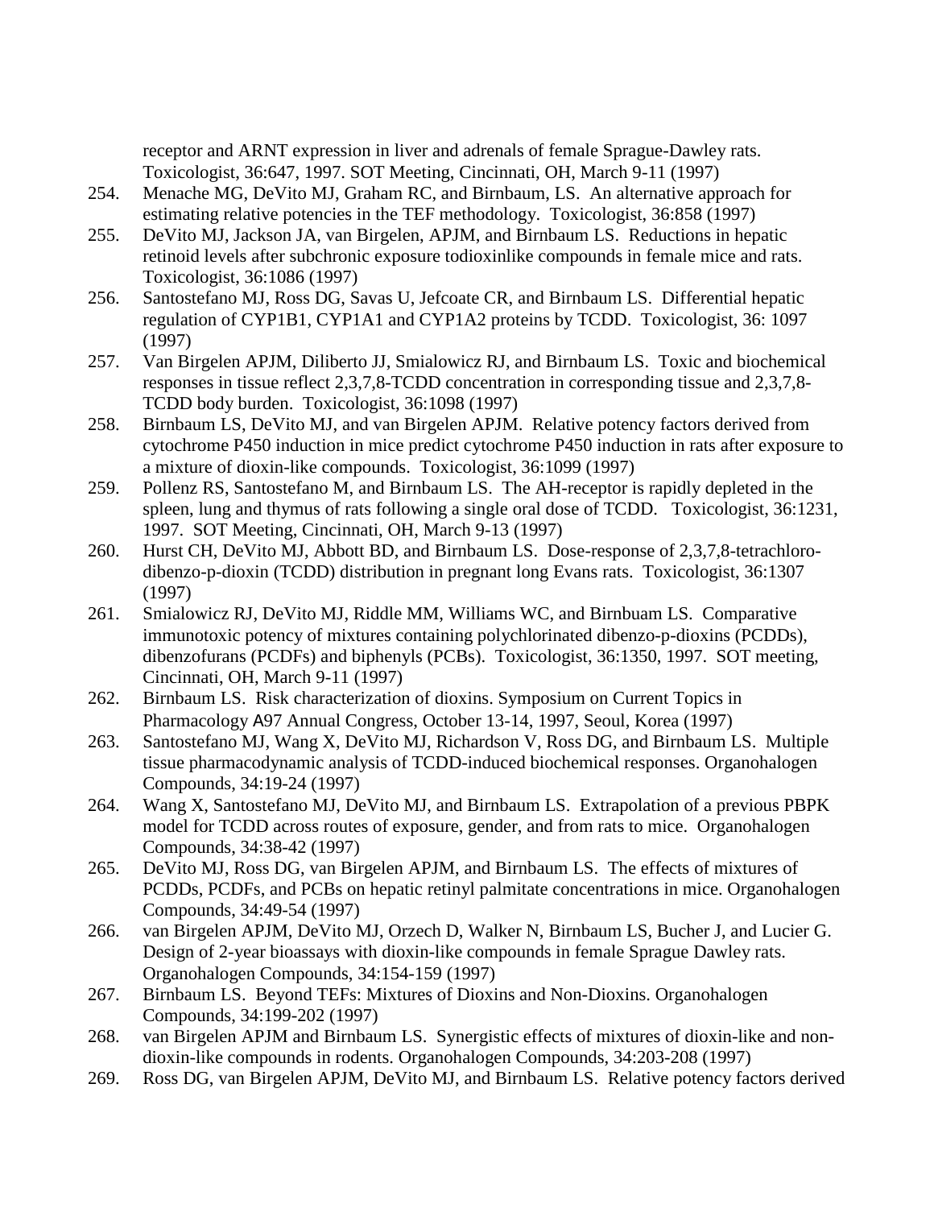receptor and ARNT expression in liver and adrenals of female Sprague-Dawley rats. Toxicologist, 36:647, 1997. SOT Meeting, Cincinnati, OH, March 9-11 (1997)

254. Menache MG, DeVito MJ, Graham RC, and Birnbaum, LS. An alternative approach for estimating relative potencies in the TEF methodology. Toxicologist, 36:858 (1997)
255. DeVito MJ, Jackson JA, van Birgelen, APJM, and Birnbaum LS. Reductions in hepatic retinoid levels after subchronic exposure todioxinlike compounds in female mice and rats. Toxicologist, 36:1086 (1997)
256. Santostefano MJ, Ross DG, Savas U, Jefcoate CR, and Birnbaum LS. Differential hepatic regulation of CYP1B1, CYP1A1 and CYP1A2 proteins by TCDD. Toxicologist, 36: 1097 (1997)
257. Van Birgelen APJM, Diliberto JJ, Smialowicz RJ, and Birnbaum LS. Toxic and biochemical responses in tissue reflect 2,3,7,8-TCDD concentration in corresponding tissue and 2,3,7,8-TCDD body burden. Toxicologist, 36:1098 (1997)
258. Birnbaum LS, DeVito MJ, and van Birgelen APJM. Relative potency factors derived from cytochrome P450 induction in mice predict cytochrome P450 induction in rats after exposure to a mixture of dioxin-like compounds. Toxicologist, 36:1099 (1997)
259. Pollenz RS, Santostefano M, and Birnbaum LS. The AH-receptor is rapidly depleted in the spleen, lung and thymus of rats following a single oral dose of TCDD. Toxicologist, 36:1231, 1997. SOT Meeting, Cincinnati, OH, March 9-13 (1997)
260. Hurst CH, DeVito MJ, Abbott BD, and Birnbaum LS. Dose-response of 2,3,7,8-tetrachloro-dibenzo-p-dioxin (TCDD) distribution in pregnant long Evans rats. Toxicologist, 36:1307 (1997)
261. Smialowicz RJ, DeVito MJ, Riddle MM, Williams WC, and Birnbuam LS. Comparative immunotoxic potency of mixtures containing polychlorinated dibenzo-p-dioxins (PCDDs), dibenzofurans (PCDFs) and biphenyls (PCBs). Toxicologist, 36:1350, 1997. SOT meeting, Cincinnati, OH, March 9-11 (1997)
262. Birnbaum LS. Risk characterization of dioxins. Symposium on Current Topics in Pharmacology A97 Annual Congress, October 13-14, 1997, Seoul, Korea (1997)
263. Santostefano MJ, Wang X, DeVito MJ, Richardson V, Ross DG, and Birnbaum LS. Multiple tissue pharmacodynamic analysis of TCDD-induced biochemical responses. Organohalogen Compounds, 34:19-24 (1997)
264. Wang X, Santostefano MJ, DeVito MJ, and Birnbaum LS. Extrapolation of a previous PBPK model for TCDD across routes of exposure, gender, and from rats to mice. Organohalogen Compounds, 34:38-42 (1997)
265. DeVito MJ, Ross DG, van Birgelen APJM, and Birnbaum LS. The effects of mixtures of PCDDs, PCDFs, and PCBs on hepatic retinyl palmitate concentrations in mice. Organohalogen Compounds, 34:49-54 (1997)
266. van Birgelen APJM, DeVito MJ, Orzech D, Walker N, Birnbaum LS, Bucher J, and Lucier G. Design of 2-year bioassays with dioxin-like compounds in female Sprague Dawley rats. Organohalogen Compounds, 34:154-159 (1997)
267. Birnbaum LS. Beyond TEFs: Mixtures of Dioxins and Non-Dioxins. Organohalogen Compounds, 34:199-202 (1997)
268. van Birgelen APJM and Birnbaum LS. Synergistic effects of mixtures of dioxin-like and non-dioxin-like compounds in rodents. Organohalogen Compounds, 34:203-208 (1997)
269. Ross DG, van Birgelen APJM, DeVito MJ, and Birnbaum LS. Relative potency factors derived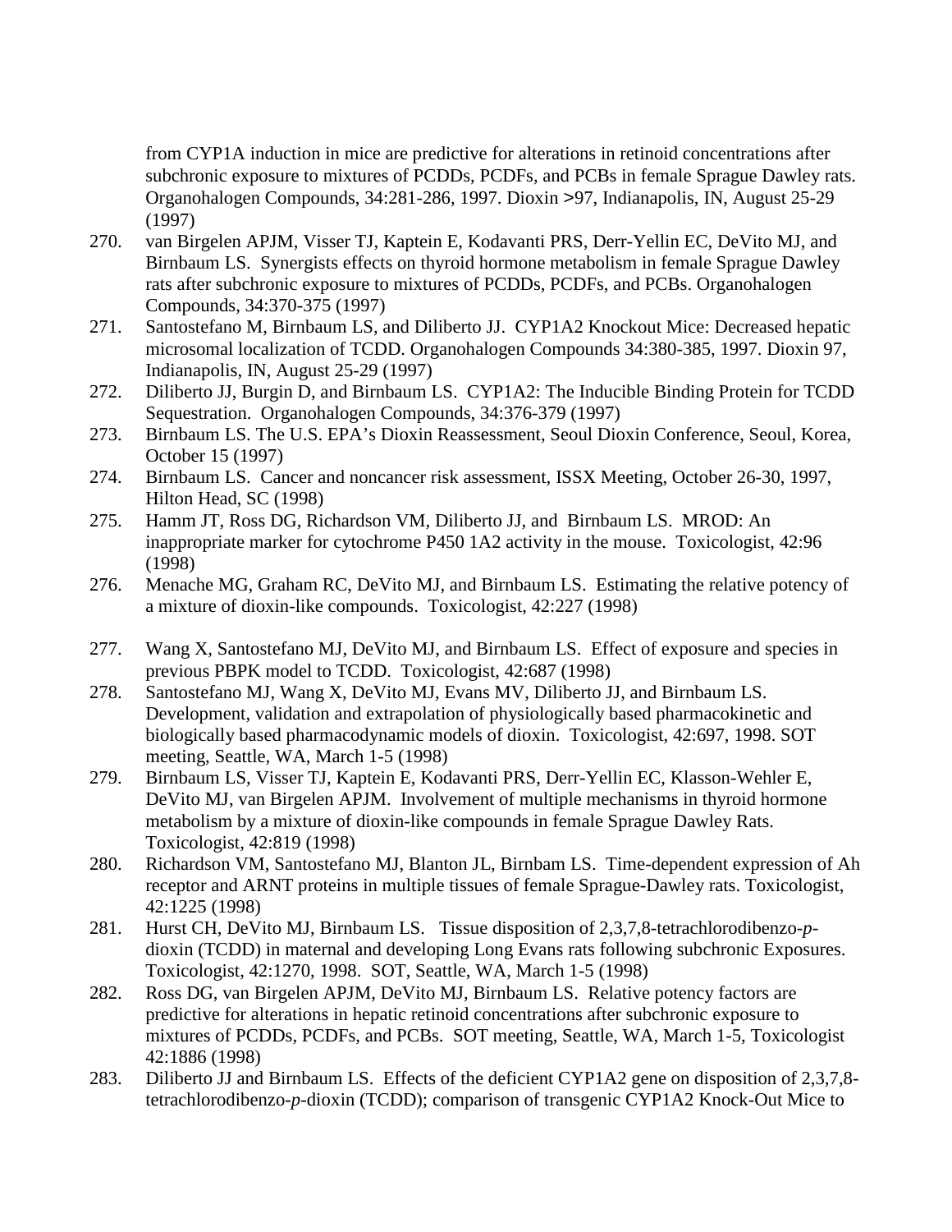from CYP1A induction in mice are predictive for alterations in retinoid concentrations after subchronic exposure to mixtures of PCDDs, PCDFs, and PCBs in female Sprague Dawley rats. Organohalogen Compounds, 34:281-286, 1997. Dioxin >97, Indianapolis, IN, August 25-29 (1997)

270. van Birgelen APJM, Visser TJ, Kaptein E, Kodavanti PRS, Derr-Yellin EC, DeVito MJ, and Birnbaum LS. Synergists effects on thyroid hormone metabolism in female Sprague Dawley rats after subchronic exposure to mixtures of PCDDs, PCDFs, and PCBs. Organohalogen Compounds, 34:370-375 (1997)
271. Santostefano M, Birnbaum LS, and Diliberto JJ. CYP1A2 Knockout Mice: Decreased hepatic microsomal localization of TCDD. Organohalogen Compounds 34:380-385, 1997. Dioxin 97, Indianapolis, IN, August 25-29 (1997)
272. Diliberto JJ, Burgin D, and Birnbaum LS. CYP1A2: The Inducible Binding Protein for TCDD Sequestration. Organohalogen Compounds, 34:376-379 (1997)
273. Birnbaum LS. The U.S. EPA's Dioxin Reassessment, Seoul Dioxin Conference, Seoul, Korea, October 15 (1997)
274. Birnbaum LS. Cancer and noncancer risk assessment, ISSX Meeting, October 26-30, 1997, Hilton Head, SC (1998)
275. Hamm JT, Ross DG, Richardson VM, Diliberto JJ, and Birnbaum LS. MROD: An inappropriate marker for cytochrome P450 1A2 activity in the mouse. Toxicologist, 42:96 (1998)
276. Menache MG, Graham RC, DeVito MJ, and Birnbaum LS. Estimating the relative potency of a mixture of dioxin-like compounds. Toxicologist, 42:227 (1998)
277. Wang X, Santostefano MJ, DeVito MJ, and Birnbaum LS. Effect of exposure and species in previous PBPK model to TCDD. Toxicologist, 42:687 (1998)
278. Santostefano MJ, Wang X, DeVito MJ, Evans MV, Diliberto JJ, and Birnbaum LS. Development, validation and extrapolation of physiologically based pharmacokinetic and biologically based pharmacodynamic models of dioxin. Toxicologist, 42:697, 1998. SOT meeting, Seattle, WA, March 1-5 (1998)
279. Birnbaum LS, Visser TJ, Kaptein E, Kodavanti PRS, Derr-Yellin EC, Klasson-Wehler E, DeVito MJ, van Birgelen APJM. Involvement of multiple mechanisms in thyroid hormone metabolism by a mixture of dioxin-like compounds in female Sprague Dawley Rats. Toxicologist, 42:819 (1998)
280. Richardson VM, Santostefano MJ, Blanton JL, Birnbam LS. Time-dependent expression of Ah receptor and ARNT proteins in multiple tissues of female Sprague-Dawley rats. Toxicologist, 42:1225 (1998)
281. Hurst CH, DeVito MJ, Birnbaum LS. Tissue disposition of 2,3,7,8-tetrachlorodibenzo-*p*-dioxin (TCDD) in maternal and developing Long Evans rats following subchronic Exposures. Toxicologist, 42:1270, 1998. SOT, Seattle, WA, March 1-5 (1998)
282. Ross DG, van Birgelen APJM, DeVito MJ, Birnbaum LS. Relative potency factors are predictive for alterations in hepatic retinoid concentrations after subchronic exposure to mixtures of PCDDs, PCDFs, and PCBs. SOT meeting, Seattle, WA, March 1-5, Toxicologist 42:1886 (1998)
283. Diliberto JJ and Birnbaum LS. Effects of the deficient CYP1A2 gene on disposition of 2,3,7,8-tetrachlorodibenzo-*p*-dioxin (TCDD); comparison of transgenic CYP1A2 Knock-Out Mice to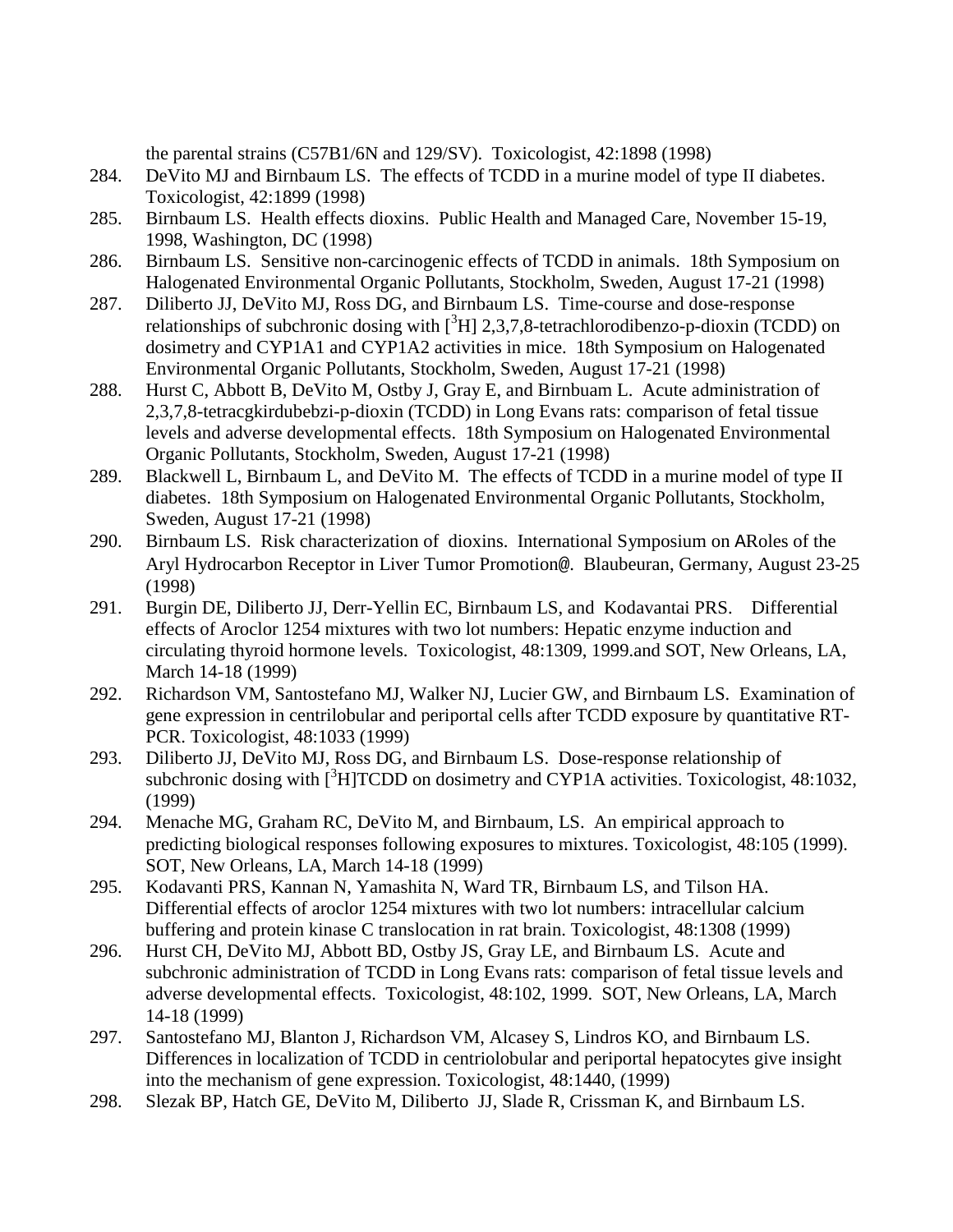the parental strains (C57B1/6N and 129/SV). Toxicologist, 42:1898 (1998)

284. DeVito MJ and Birnbaum LS. The effects of TCDD in a murine model of type II diabetes. Toxicologist, 42:1899 (1998)
285. Birnbaum LS. Health effects dioxins. Public Health and Managed Care, November 15-19, 1998, Washington, DC (1998)
286. Birnbaum LS. Sensitive non-carcinogenic effects of TCDD in animals. 18th Symposium on Halogenated Environmental Organic Pollutants, Stockholm, Sweden, August 17-21 (1998)
287. Diliberto JJ, DeVito MJ, Ross DG, and Birnbaum LS. Time-course and dose-response relationships of subchronic dosing with [$^3$H] 2,3,7,8-tetrachlorodibenzo-p-dioxin (TCDD) on dosimetry and CYP1A1 and CYP1A2 activities in mice. 18th Symposium on Halogenated Environmental Organic Pollutants, Stockholm, Sweden, August 17-21 (1998)
288. Hurst C, Abbott B, DeVito M, Ostby J, Gray E, and Birnbuam L. Acute administration of 2,3,7,8-tetracgkirdubebzi-p-dioxin (TCDD) in Long Evans rats: comparison of fetal tissue levels and adverse developmental effects. 18th Symposium on Halogenated Environmental Organic Pollutants, Stockholm, Sweden, August 17-21 (1998)
289. Blackwell L, Birnbaum L, and DeVito M. The effects of TCDD in a murine model of type II diabetes. 18th Symposium on Halogenated Environmental Organic Pollutants, Stockholm, Sweden, August 17-21 (1998)
290. Birnbaum LS. Risk characterization of dioxins. International Symposium on ARoles of the Aryl Hydrocarbon Receptor in Liver Tumor Promotion@. Blaubeuran, Germany, August 23-25 (1998)
291. Burgin DE, Diliberto JJ, Derr-Yellin EC, Birnbaum LS, and Kodavantai PRS. Differential effects of Aroclor 1254 mixtures with two lot numbers: Hepatic enzyme induction and circulating thyroid hormone levels. Toxicologist, 48:1309, 1999.and SOT, New Orleans, LA, March 14-18 (1999)
292. Richardson VM, Santostefano MJ, Walker NJ, Lucier GW, and Birnbaum LS. Examination of gene expression in centrilobular and periportal cells after TCDD exposure by quantitative RT-PCR. Toxicologist, 48:1033 (1999)
293. Diliberto JJ, DeVito MJ, Ross DG, and Birnbaum LS. Dose-response relationship of subchronic dosing with [$^3$H]TCDD on dosimetry and CYP1A activities. Toxicologist, 48:1032, (1999)
294. Menache MG, Graham RC, DeVito M, and Birnbaum, LS. An empirical approach to predicting biological responses following exposures to mixtures. Toxicologist, 48:105 (1999). SOT, New Orleans, LA, March 14-18 (1999)
295. Kodavanti PRS, Kannan N, Yamashita N, Ward TR, Birnbaum LS, and Tilson HA. Differential effects of aroclor 1254 mixtures with two lot numbers: intracellular calcium buffering and protein kinase C translocation in rat brain. Toxicologist, 48:1308 (1999)
296. Hurst CH, DeVito MJ, Abbott BD, Ostby JS, Gray LE, and Birnbaum LS. Acute and subchronic administration of TCDD in Long Evans rats: comparison of fetal tissue levels and adverse developmental effects. Toxicologist, 48:102, 1999. SOT, New Orleans, LA, March 14-18 (1999)
297. Santostefano MJ, Blanton J, Richardson VM, Alcasey S, Lindros KO, and Birnbaum LS. Differences in localization of TCDD in centriolobular and periportal hepatocytes give insight into the mechanism of gene expression. Toxicologist, 48:1440, (1999)
298. Slezak BP, Hatch GE, DeVito M, Diliberto JJ, Slade R, Crissman K, and Birnbaum LS.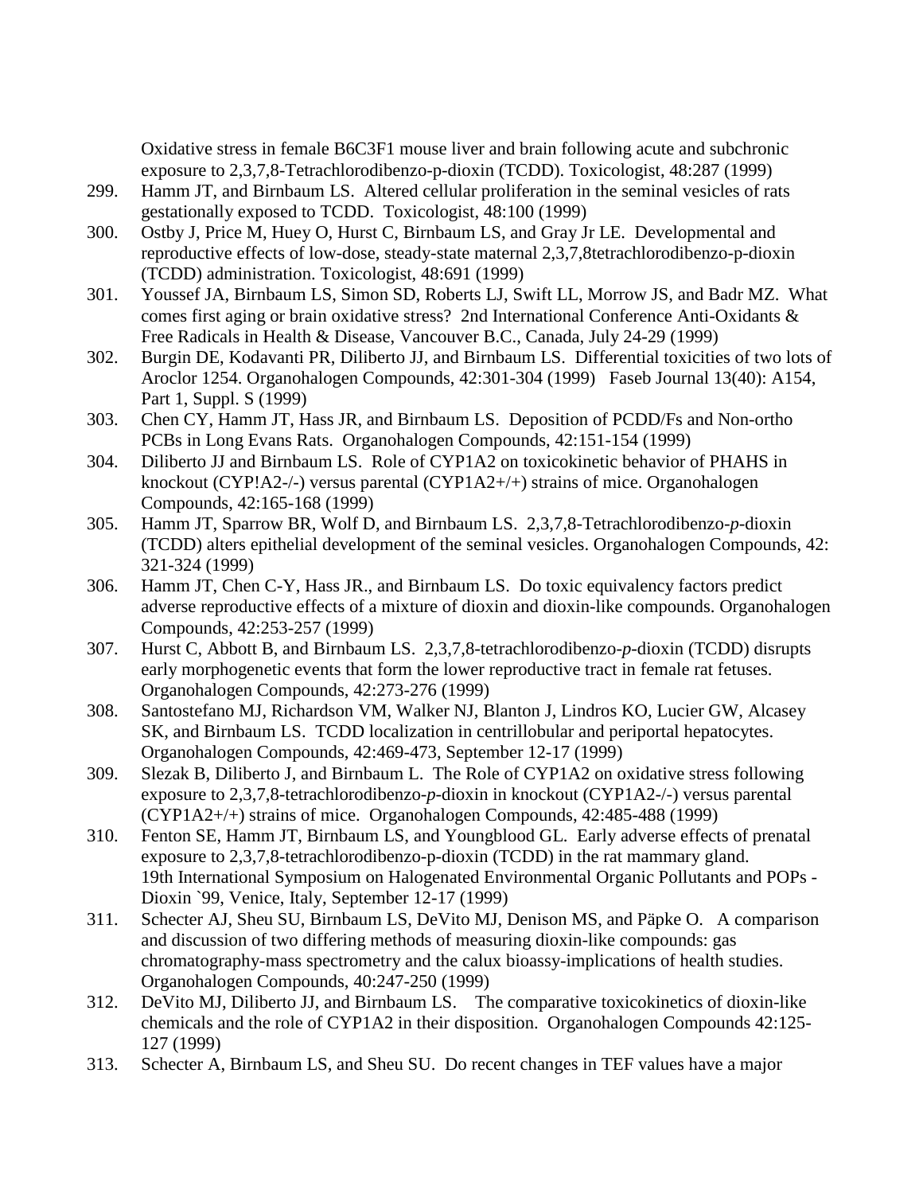Oxidative stress in female B6C3F1 mouse liver and brain following acute and subchronic exposure to 2,3,7,8-Tetrachlorodibenzo-p-dioxin (TCDD). Toxicologist, 48:287 (1999)

299. Hamm JT, and Birnbaum LS. Altered cellular proliferation in the seminal vesicles of rats gestationally exposed to TCDD. Toxicologist, 48:100 (1999)
300. Ostby J, Price M, Huey O, Hurst C, Birnbaum LS, and Gray Jr LE. Developmental and reproductive effects of low-dose, steady-state maternal 2,3,7,8tetrachlorodibenzo-p-dioxin (TCDD) administration. Toxicologist, 48:691 (1999)
301. Youssef JA, Birnbaum LS, Simon SD, Roberts LJ, Swift LL, Morrow JS, and Badr MZ. What comes first aging or brain oxidative stress? 2nd International Conference Anti-Oxidants & Free Radicals in Health & Disease, Vancouver B.C., Canada, July 24-29 (1999)
302. Burgin DE, Kodavanti PR, Diliberto JJ, and Birnbaum LS. Differential toxicities of two lots of Aroclor 1254. Organohalogen Compounds, 42:301-304 (1999) Faseb Journal 13(40): A154, Part 1, Suppl. S (1999)
303. Chen CY, Hamm JT, Hass JR, and Birnbaum LS. Deposition of PCDD/Fs and Non-ortho PCBs in Long Evans Rats. Organohalogen Compounds, 42:151-154 (1999)
304. Diliberto JJ and Birnbaum LS. Role of CYP1A2 on toxicokinetic behavior of PHAHS in knockout (CYP!A2-/-) versus parental (CYP1A2+/+) strains of mice. Organohalogen Compounds, 42:165-168 (1999)
305. Hamm JT, Sparrow BR, Wolf D, and Birnbaum LS. 2,3,7,8-Tetrachlorodibenzo-*p*-dioxin (TCDD) alters epithelial development of the seminal vesicles. Organohalogen Compounds, 42: 321-324 (1999)
306. Hamm JT, Chen C-Y, Hass JR., and Birnbaum LS. Do toxic equivalency factors predict adverse reproductive effects of a mixture of dioxin and dioxin-like compounds. Organohalogen Compounds, 42:253-257 (1999)
307. Hurst C, Abbott B, and Birnbaum LS. 2,3,7,8-tetrachlorodibenzo-*p*-dioxin (TCDD) disrupts early morphogenetic events that form the lower reproductive tract in female rat fetuses. Organohalogen Compounds, 42:273-276 (1999)
308. Santostefano MJ, Richardson VM, Walker NJ, Blanton J, Lindros KO, Lucier GW, Alcasey SK, and Birnbaum LS. TCDD localization in centrillobular and periportal hepatocytes. Organohalogen Compounds, 42:469-473, September 12-17 (1999)
309. Slezak B, Diliberto J, and Birnbaum L. The Role of CYP1A2 on oxidative stress following exposure to 2,3,7,8-tetrachlorodibenzo-*p*-dioxin in knockout (CYP1A2-/-) versus parental (CYP1A2+/+) strains of mice. Organohalogen Compounds, 42:485-488 (1999)
310. Fenton SE, Hamm JT, Birnbaum LS, and Youngblood GL. Early adverse effects of prenatal exposure to 2,3,7,8-tetrachlorodibenzo-p-dioxin (TCDD) in the rat mammary gland. 19th International Symposium on Halogenated Environmental Organic Pollutants and POPs - Dioxin `99, Venice, Italy, September 12-17 (1999)
311. Schecter AJ, Sheu SU, Birnbaum LS, DeVito MJ, Denison MS, and Päpke O. A comparison and discussion of two differing methods of measuring dioxin-like compounds: gas chromatography-mass spectrometry and the calux bioassy-implications of health studies. Organohalogen Compounds, 40:247-250 (1999)
312. DeVito MJ, Diliberto JJ, and Birnbaum LS. The comparative toxicokinetics of dioxin-like chemicals and the role of CYP1A2 in their disposition. Organohalogen Compounds 42:125-127 (1999)
313. Schecter A, Birnbaum LS, and Sheu SU. Do recent changes in TEF values have a major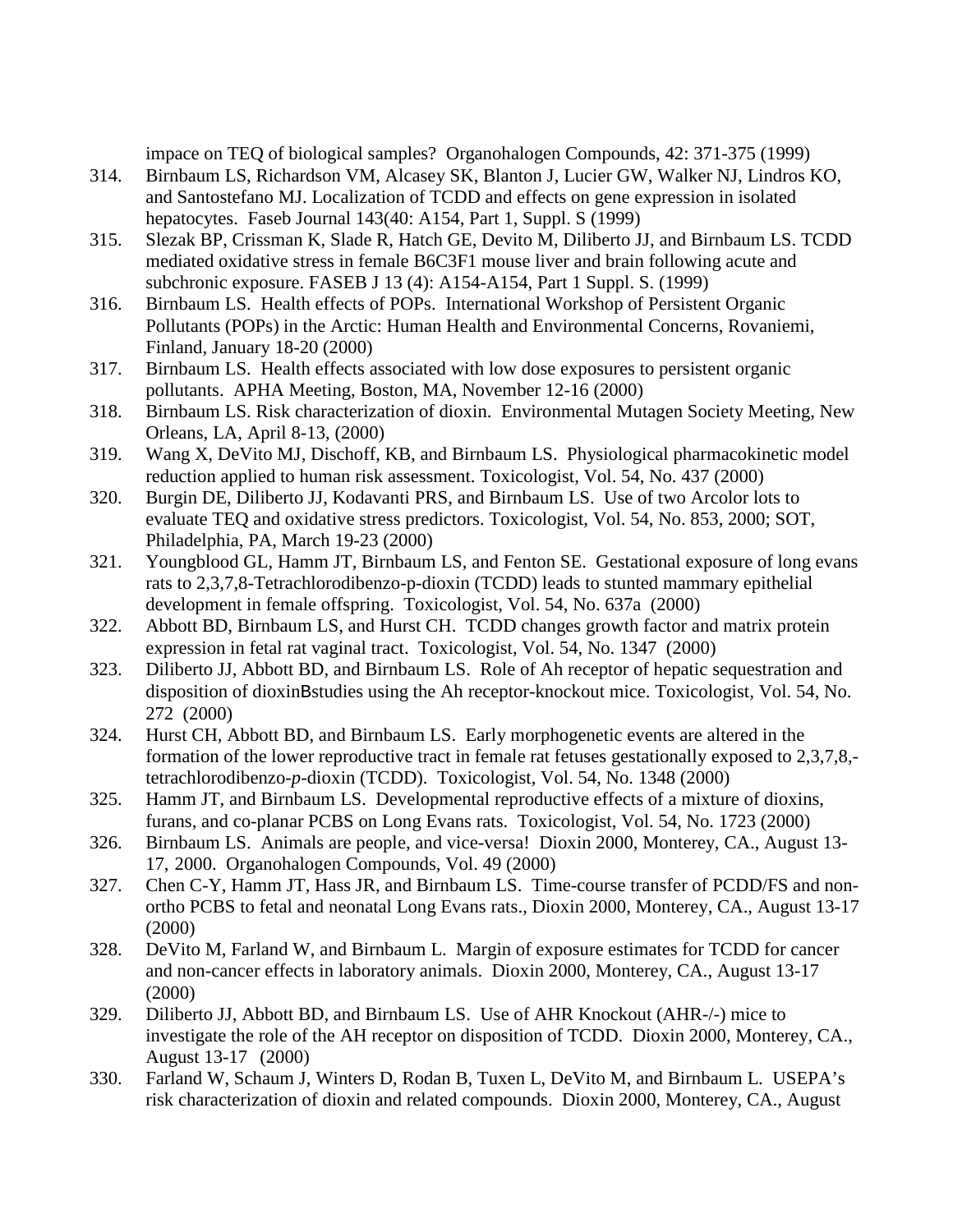impace on TEQ of biological samples? Organohalogen Compounds, 42: 371-375 (1999)

314. Birnbaum LS, Richardson VM, Alcasey SK, Blanton J, Lucier GW, Walker NJ, Lindros KO, and Santostefano MJ. Localization of TCDD and effects on gene expression in isolated hepatocytes. Faseb Journal 143(40: A154, Part 1, Suppl. S (1999)
315. Slezak BP, Crissman K, Slade R, Hatch GE, Devito M, Diliberto JJ, and Birnbaum LS. TCDD mediated oxidative stress in female B6C3F1 mouse liver and brain following acute and subchronic exposure. FASEB J 13 (4): A154-A154, Part 1 Suppl. S. (1999)
316. Birnbaum LS. Health effects of POPs. International Workshop of Persistent Organic Pollutants (POPs) in the Arctic: Human Health and Environmental Concerns, Rovaniemi, Finland, January 18-20 (2000)
317. Birnbaum LS. Health effects associated with low dose exposures to persistent organic pollutants. APHA Meeting, Boston, MA, November 12-16 (2000)
318. Birnbaum LS. Risk characterization of dioxin. Environmental Mutagen Society Meeting, New Orleans, LA, April 8-13, (2000)
319. Wang X, DeVito MJ, Dischoff, KB, and Birnbaum LS. Physiological pharmacokinetic model reduction applied to human risk assessment. Toxicologist, Vol. 54, No. 437 (2000)
320. Burgin DE, Diliberto JJ, Kodavanti PRS, and Birnbaum LS. Use of two Arcolor lots to evaluate TEQ and oxidative stress predictors. Toxicologist, Vol. 54, No. 853, 2000; SOT, Philadelphia, PA, March 19-23 (2000)
321. Youngblood GL, Hamm JT, Birnbaum LS, and Fenton SE. Gestational exposure of long evans rats to 2,3,7,8-Tetrachlorodibenzo-p-dioxin (TCDD) leads to stunted mammary epithelial development in female offspring. Toxicologist, Vol. 54, No. 637a (2000)
322. Abbott BD, Birnbaum LS, and Hurst CH. TCDD changes growth factor and matrix protein expression in fetal rat vaginal tract. Toxicologist, Vol. 54, No. 1347 (2000)
323. Diliberto JJ, Abbott BD, and Birnbaum LS. Role of Ah receptor of hepatic sequestration and disposition of dioxinBstudies using the Ah receptor-knockout mice. Toxicologist, Vol. 54, No. 272 (2000)
324. Hurst CH, Abbott BD, and Birnbaum LS. Early morphogenetic events are altered in the formation of the lower reproductive tract in female rat fetuses gestationally exposed to 2,3,7,8,-tetrachlorodibenzo-*p*-dioxin (TCDD). Toxicologist, Vol. 54, No. 1348 (2000)
325. Hamm JT, and Birnbaum LS. Developmental reproductive effects of a mixture of dioxins, furans, and co-planar PCBS on Long Evans rats. Toxicologist, Vol. 54, No. 1723 (2000)
326. Birnbaum LS. Animals are people, and vice-versa! Dioxin 2000, Monterey, CA., August 13-17, 2000. Organohalogen Compounds, Vol. 49 (2000)
327. Chen C-Y, Hamm JT, Hass JR, and Birnbaum LS. Time-course transfer of PCDD/FS and non-ortho PCBS to fetal and neonatal Long Evans rats., Dioxin 2000, Monterey, CA., August 13-17 (2000)
328. DeVito M, Farland W, and Birnbaum L. Margin of exposure estimates for TCDD for cancer and non-cancer effects in laboratory animals. Dioxin 2000, Monterey, CA., August 13-17 (2000)
329. Diliberto JJ, Abbott BD, and Birnbaum LS. Use of AHR Knockout (AHR-/-) mice to investigate the role of the AH receptor on disposition of TCDD. Dioxin 2000, Monterey, CA., August 13-17 (2000)
330. Farland W, Schaum J, Winters D, Rodan B, Tuxen L, DeVito M, and Birnbaum L. USEPA's risk characterization of dioxin and related compounds. Dioxin 2000, Monterey, CA., August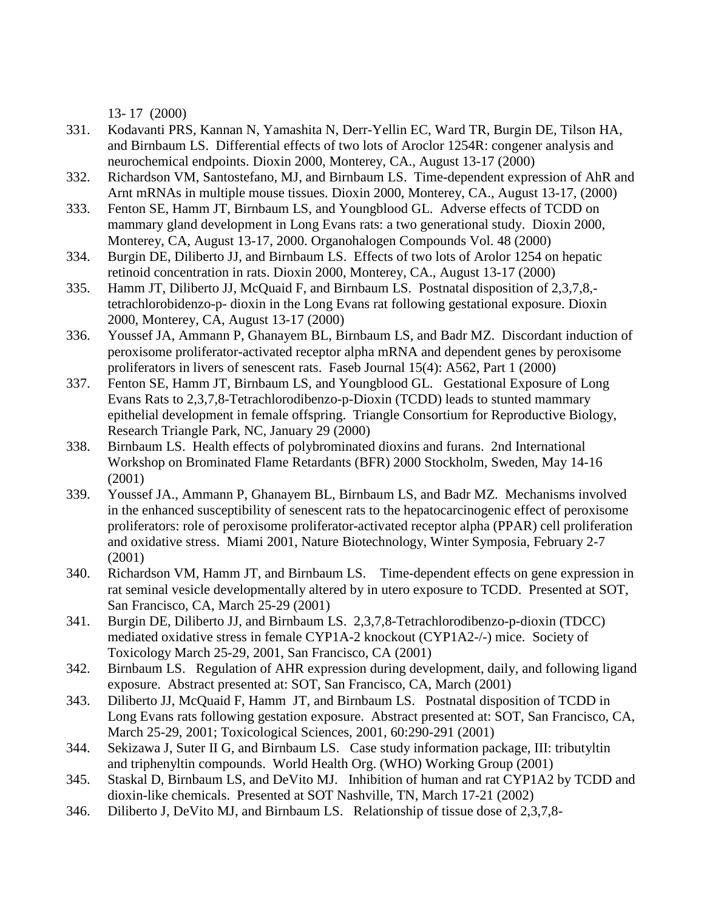13- 17 (2000)

331. Kodavanti PRS, Kannan N, Yamashita N, Derr-Yellin EC, Ward TR, Burgin DE, Tilson HA, and Birnbaum LS. Differential effects of two lots of Aroclor 1254R: congener analysis and neurochemical endpoints. Dioxin 2000, Monterey, CA., August 13-17 (2000)
332. Richardson VM, Santostefano, MJ, and Birnbaum LS. Time-dependent expression of AhR and Arnt mRNAs in multiple mouse tissues. Dioxin 2000, Monterey, CA., August 13-17, (2000)
333. Fenton SE, Hamm JT, Birnbaum LS, and Youngblood GL. Adverse effects of TCDD on mammary gland development in Long Evans rats: a two generational study. Dioxin 2000, Monterey, CA, August 13-17, 2000. Organohalogen Compounds Vol. 48 (2000)
334. Burgin DE, Diliberto JJ, and Birnbaum LS. Effects of two lots of Arolor 1254 on hepatic retinoid concentration in rats. Dioxin 2000, Monterey, CA., August 13-17 (2000)
335. Hamm JT, Diliberto JJ, McQuaid F, and Birnbaum LS. Postnatal disposition of 2,3,7,8,-tetrachlorobidenzo-p- dioxin in the Long Evans rat following gestational exposure. Dioxin 2000, Monterey, CA, August 13-17 (2000)
336. Youssef JA, Ammann P, Ghanayem BL, Birnbaum LS, and Badr MZ. Discordant induction of peroxisome proliferator-activated receptor alpha mRNA and dependent genes by peroxisome proliferators in livers of senescent rats. Faseb Journal 15(4): A562, Part 1 (2000)
337. Fenton SE, Hamm JT, Birnbaum LS, and Youngblood GL. Gestational Exposure of Long Evans Rats to 2,3,7,8-Tetrachlorodibenzo-p-Dioxin (TCDD) leads to stunted mammary epithelial development in female offspring. Triangle Consortium for Reproductive Biology, Research Triangle Park, NC, January 29 (2000)
338. Birnbaum LS. Health effects of polybrominated dioxins and furans. 2nd International Workshop on Brominated Flame Retardants (BFR) 2000 Stockholm, Sweden, May 14-16 (2001)
339. Youssef JA., Ammann P, Ghanayem BL, Birnbaum LS, and Badr MZ. Mechanisms involved in the enhanced susceptibility of senescent rats to the hepatocarcinogenic effect of peroxisome proliferators: role of peroxisome proliferator-activated receptor alpha (PPAR) cell proliferation and oxidative stress. Miami 2001, Nature Biotechnology, Winter Symposia, February 2-7 (2001)
340. Richardson VM, Hamm JT, and Birnbaum LS. Time-dependent effects on gene expression in rat seminal vesicle developmentally altered by in utero exposure to TCDD. Presented at SOT, San Francisco, CA, March 25-29 (2001)
341. Burgin DE, Diliberto JJ, and Birnbaum LS. 2,3,7,8-Tetrachlorodibenzo-p-dioxin (TDCC) mediated oxidative stress in female CYP1A-2 knockout (CYP1A2-/-) mice. Society of Toxicology March 25-29, 2001, San Francisco, CA (2001)
342. Birnbaum LS. Regulation of AHR expression during development, daily, and following ligand exposure. Abstract presented at: SOT, San Francisco, CA, March (2001)
343. Diliberto JJ, McQuaid F, Hamm JT, and Birnbaum LS. Postnatal disposition of TCDD in Long Evans rats following gestation exposure. Abstract presented at: SOT, San Francisco, CA, March 25-29, 2001; Toxicological Sciences, 2001, 60:290-291 (2001)
344. Sekizawa J, Suter II G, and Birnbaum LS. Case study information package, III: tributyltin and triphenyltin compounds. World Health Org. (WHO) Working Group (2001)
345. Staskal D, Birnbaum LS, and DeVito MJ. Inhibition of human and rat CYP1A2 by TCDD and dioxin-like chemicals. Presented at SOT Nashville, TN, March 17-21 (2002)
346. Diliberto J, DeVito MJ, and Birnbaum LS. Relationship of tissue dose of 2,3,7,8-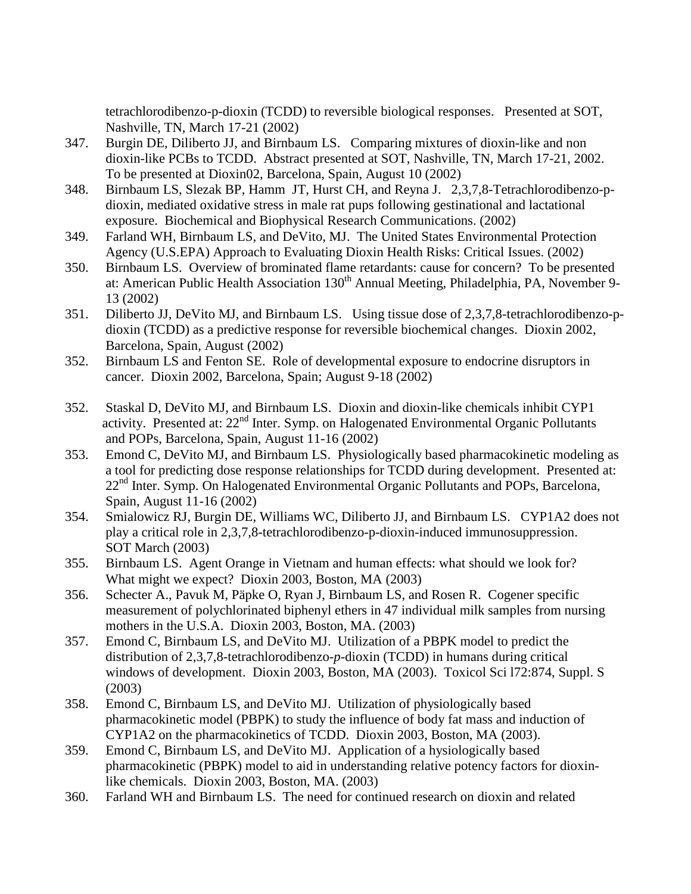tetrachlorodibenzo-p-dioxin (TCDD) to reversible biological responses. Presented at SOT, Nashville, TN, March 17-21 (2002)

347. Burgin DE, Diliberto JJ, and Birnbaum LS. Comparing mixtures of dioxin-like and non dioxin-like PCBs to TCDD. Abstract presented at SOT, Nashville, TN, March 17-21, 2002. To be presented at Dioxin02, Barcelona, Spain, August 10 (2002)

348. Birnbaum LS, Slezak BP, Hamm JT, Hurst CH, and Reyna J. 2,3,7,8-Tetrachlorodibenzo-p-dioxin, mediated oxidative stress in male rat pups following gestinational and lactational exposure. Biochemical and Biophysical Research Communications. (2002)

349. Farland WH, Birnbaum LS, and DeVito, MJ. The United States Environmental Protection Agency (U.S.EPA) Approach to Evaluating Dioxin Health Risks: Critical Issues. (2002)

350. Birnbaum LS. Overview of brominated flame retardants: cause for concern? To be presented at: American Public Health Association 130th Annual Meeting, Philadelphia, PA, November 9-13 (2002)

351. Diliberto JJ, DeVito MJ, and Birnbaum LS. Using tissue dose of 2,3,7,8-tetrachlorodibenzo-p-dioxin (TCDD) as a predictive response for reversible biochemical changes. Dioxin 2002, Barcelona, Spain, August (2002)

352. Birnbaum LS and Fenton SE. Role of developmental exposure to endocrine disruptors in cancer. Dioxin 2002, Barcelona, Spain; August 9-18 (2002)

352. Staskal D, DeVito MJ, and Birnbaum LS. Dioxin and dioxin-like chemicals inhibit CYP1 activity. Presented at: 22nd Inter. Symp. on Halogenated Environmental Organic Pollutants and POPs, Barcelona, Spain, August 11-16 (2002)

353. Emond C, DeVito MJ, and Birnbaum LS. Physiologically based pharmacokinetic modeling as a tool for predicting dose response relationships for TCDD during development. Presented at: 22nd Inter. Symp. On Halogenated Environmental Organic Pollutants and POPs, Barcelona, Spain, August 11-16 (2002)

354. Smialowicz RJ, Burgin DE, Williams WC, Diliberto JJ, and Birnbaum LS. CYP1A2 does not play a critical role in 2,3,7,8-tetrachlorodibenzo-p-dioxin-induced immunosuppression. SOT March (2003)

355. Birnbaum LS. Agent Orange in Vietnam and human effects: what should we look for? What might we expect? Dioxin 2003, Boston, MA (2003)

356. Schecter A., Pavuk M, Päpke O, Ryan J, Birnbaum LS, and Rosen R. Cogener specific measurement of polychlorinated biphenyl ethers in 47 individual milk samples from nursing mothers in the U.S.A. Dioxin 2003, Boston, MA. (2003)

357. Emond C, Birnbaum LS, and DeVito MJ. Utilization of a PBPK model to predict the distribution of 2,3,7,8-tetrachlorodibenzo-*p*-dioxin (TCDD) in humans during critical windows of development. Dioxin 2003, Boston, MA (2003). Toxicol Sci l72:874, Suppl. S (2003)

358. Emond C, Birnbaum LS, and DeVito MJ. Utilization of physiologically based pharmacokinetic model (PBPK) to study the influence of body fat mass and induction of CYP1A2 on the pharmacokinetics of TCDD. Dioxin 2003, Boston, MA (2003).

359. Emond C, Birnbaum LS, and DeVito MJ. Application of a hysiologically based pharmacokinetic (PBPK) model to aid in understanding relative potency factors for dioxin-like chemicals. Dioxin 2003, Boston, MA. (2003)

360. Farland WH and Birnbaum LS. The need for continued research on dioxin and related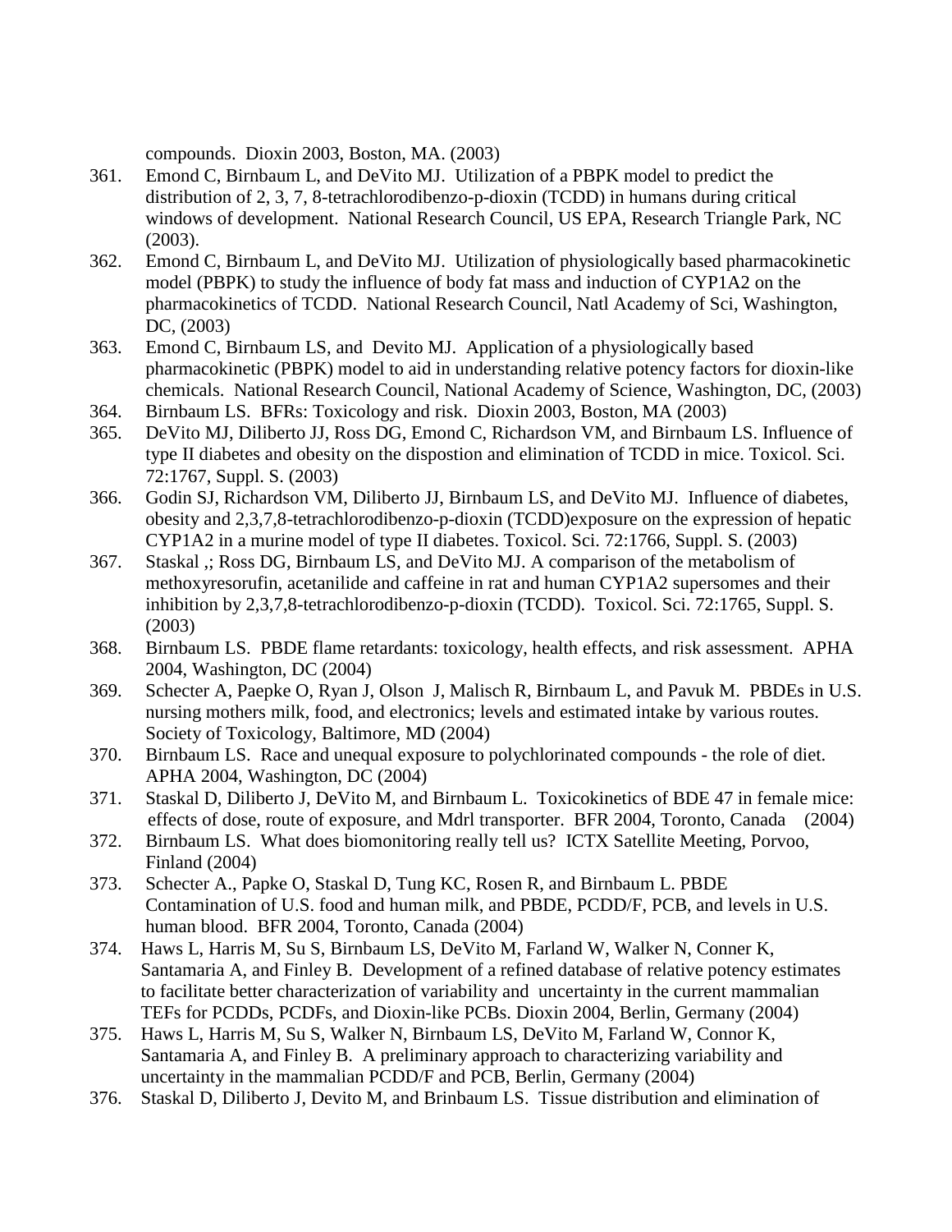compounds. Dioxin 2003, Boston, MA. (2003)

361. Emond C, Birnbaum L, and DeVito MJ. Utilization of a PBPK model to predict the distribution of 2, 3, 7, 8-tetrachlorodibenzo-p-dioxin (TCDD) in humans during critical windows of development. National Research Council, US EPA, Research Triangle Park, NC (2003).
362. Emond C, Birnbaum L, and DeVito MJ. Utilization of physiologically based pharmacokinetic model (PBPK) to study the influence of body fat mass and induction of CYP1A2 on the pharmacokinetics of TCDD. National Research Council, Natl Academy of Sci, Washington, DC, (2003)
363. Emond C, Birnbaum LS, and Devito MJ. Application of a physiologically based pharmacokinetic (PBPK) model to aid in understanding relative potency factors for dioxin-like chemicals. National Research Council, National Academy of Science, Washington, DC, (2003)
364. Birnbaum LS. BFRs: Toxicology and risk. Dioxin 2003, Boston, MA (2003)
365. DeVito MJ, Diliberto JJ, Ross DG, Emond C, Richardson VM, and Birnbaum LS. Influence of type II diabetes and obesity on the dispostion and elimination of TCDD in mice. Toxicol. Sci. 72:1767, Suppl. S. (2003)
366. Godin SJ, Richardson VM, Diliberto JJ, Birnbaum LS, and DeVito MJ. Influence of diabetes, obesity and 2,3,7,8-tetrachlorodibenzo-p-dioxin (TCDD)exposure on the expression of hepatic CYP1A2 in a murine model of type II diabetes. Toxicol. Sci. 72:1766, Suppl. S. (2003)
367. Staskal ,; Ross DG, Birnbaum LS, and DeVito MJ. A comparison of the metabolism of methoxyresorufin, acetanilide and caffeine in rat and human CYP1A2 supersomes and their inhibition by 2,3,7,8-tetrachlorodibenzo-p-dioxin (TCDD). Toxicol. Sci. 72:1765, Suppl. S. (2003)
368. Birnbaum LS. PBDE flame retardants: toxicology, health effects, and risk assessment. APHA 2004, Washington, DC (2004)
369. Schecter A, Paepke O, Ryan J, Olson J, Malisch R, Birnbaum L, and Pavuk M. PBDEs in U.S. nursing mothers milk, food, and electronics; levels and estimated intake by various routes. Society of Toxicology, Baltimore, MD (2004)
370. Birnbaum LS. Race and unequal exposure to polychlorinated compounds - the role of diet. APHA 2004, Washington, DC (2004)
371. Staskal D, Diliberto J, DeVito M, and Birnbaum L. Toxicokinetics of BDE 47 in female mice: effects of dose, route of exposure, and Mdrl transporter. BFR 2004, Toronto, Canada (2004)
372. Birnbaum LS. What does biomonitoring really tell us? ICTX Satellite Meeting, Porvoo, Finland (2004)
373. Schecter A., Papke O, Staskal D, Tung KC, Rosen R, and Birnbaum L. PBDE Contamination of U.S. food and human milk, and PBDE, PCDD/F, PCB, and levels in U.S. human blood. BFR 2004, Toronto, Canada (2004)
374. Haws L, Harris M, Su S, Birnbaum LS, DeVito M, Farland W, Walker N, Conner K, Santamaria A, and Finley B. Development of a refined database of relative potency estimates to facilitate better characterization of variability and uncertainty in the current mammalian TEFs for PCDDs, PCDFs, and Dioxin-like PCBs. Dioxin 2004, Berlin, Germany (2004)
375. Haws L, Harris M, Su S, Walker N, Birnbaum LS, DeVito M, Farland W, Connor K, Santamaria A, and Finley B. A preliminary approach to characterizing variability and uncertainty in the mammalian PCDD/F and PCB, Berlin, Germany (2004)
376. Staskal D, Diliberto J, Devito M, and Brinbaum LS. Tissue distribution and elimination of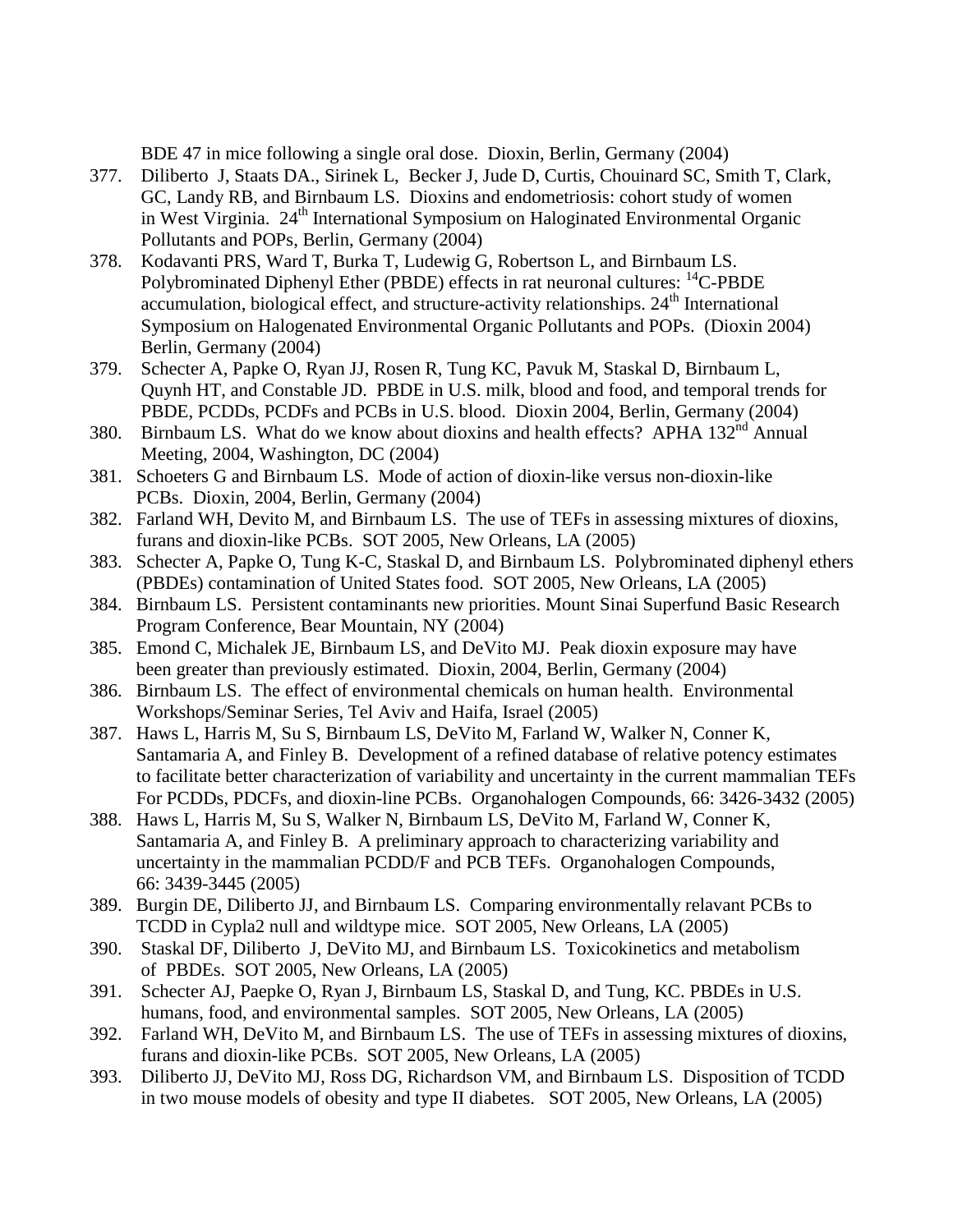BDE 47 in mice following a single oral dose. Dioxin, Berlin, Germany (2004)

377. Diliberto J, Staats DA., Sirinek L, Becker J, Jude D, Curtis, Chouinard SC, Smith T, Clark, GC, Landy RB, and Birnbaum LS. Dioxins and endometriosis: cohort study of women in West Virginia. 24[th] International Symposium on Haloginated Environmental Organic Pollutants and POPs, Berlin, Germany (2004)
378. Kodavanti PRS, Ward T, Burka T, Ludewig G, Robertson L, and Birnbaum LS. Polybrominated Diphenyl Ether (PBDE) effects in rat neuronal cultures: $^{14}$C-PBDE accumulation, biological effect, and structure-activity relationships. 24[th] International Symposium on Halogenated Environmental Organic Pollutants and POPs. (Dioxin 2004) Berlin, Germany (2004)
379. Schecter A, Papke O, Ryan JJ, Rosen R, Tung KC, Pavuk M, Staskal D, Birnbaum L, Quynh HT, and Constable JD. PBDE in U.S. milk, blood and food, and temporal trends for PBDE, PCDDs, PCDFs and PCBs in U.S. blood. Dioxin 2004, Berlin, Germany (2004)
380. Birnbaum LS. What do we know about dioxins and health effects? APHA 132[nd] Annual Meeting, 2004, Washington, DC (2004)
381. Schoeters G and Birnbaum LS. Mode of action of dioxin-like versus non-dioxin-like PCBs. Dioxin, 2004, Berlin, Germany (2004)
382. Farland WH, Devito M, and Birnbaum LS. The use of TEFs in assessing mixtures of dioxins, furans and dioxin-like PCBs. SOT 2005, New Orleans, LA (2005)
383. Schecter A, Papke O, Tung K-C, Staskal D, and Birnbaum LS. Polybrominated diphenyl ethers (PBDEs) contamination of United States food. SOT 2005, New Orleans, LA (2005)
384. Birnbaum LS. Persistent contaminants new priorities. Mount Sinai Superfund Basic Research Program Conference, Bear Mountain, NY (2004)
385. Emond C, Michalek JE, Birnbaum LS, and DeVito MJ. Peak dioxin exposure may have been greater than previously estimated. Dioxin, 2004, Berlin, Germany (2004)
386. Birnbaum LS. The effect of environmental chemicals on human health. Environmental Workshops/Seminar Series, Tel Aviv and Haifa, Israel (2005)
387. Haws L, Harris M, Su S, Birnbaum LS, DeVito M, Farland W, Walker N, Conner K, Santamaria A, and Finley B. Development of a refined database of relative potency estimates to facilitate better characterization of variability and uncertainty in the current mammalian TEFs For PCDDs, PDCFs, and dioxin-line PCBs. Organohalogen Compounds, 66: 3426-3432 (2005)
388. Haws L, Harris M, Su S, Walker N, Birnbaum LS, DeVito M, Farland W, Conner K, Santamaria A, and Finley B. A preliminary approach to characterizing variability and uncertainty in the mammalian PCDD/F and PCB TEFs. Organohalogen Compounds, 66: 3439-3445 (2005)
389. Burgin DE, Diliberto JJ, and Birnbaum LS. Comparing environmentally relavant PCBs to TCDD in Cypla2 null and wildtype mice. SOT 2005, New Orleans, LA (2005)
390. Staskal DF, Diliberto J, DeVito MJ, and Birnbaum LS. Toxicokinetics and metabolism of PBDEs. SOT 2005, New Orleans, LA (2005)
391. Schecter AJ, Paepke O, Ryan J, Birnbaum LS, Staskal D, and Tung, KC. PBDEs in U.S. humans, food, and environmental samples. SOT 2005, New Orleans, LA (2005)
392. Farland WH, DeVito M, and Birnbaum LS. The use of TEFs in assessing mixtures of dioxins, furans and dioxin-like PCBs. SOT 2005, New Orleans, LA (2005)
393. Diliberto JJ, DeVito MJ, Ross DG, Richardson VM, and Birnbaum LS. Disposition of TCDD in two mouse models of obesity and type II diabetes. SOT 2005, New Orleans, LA (2005)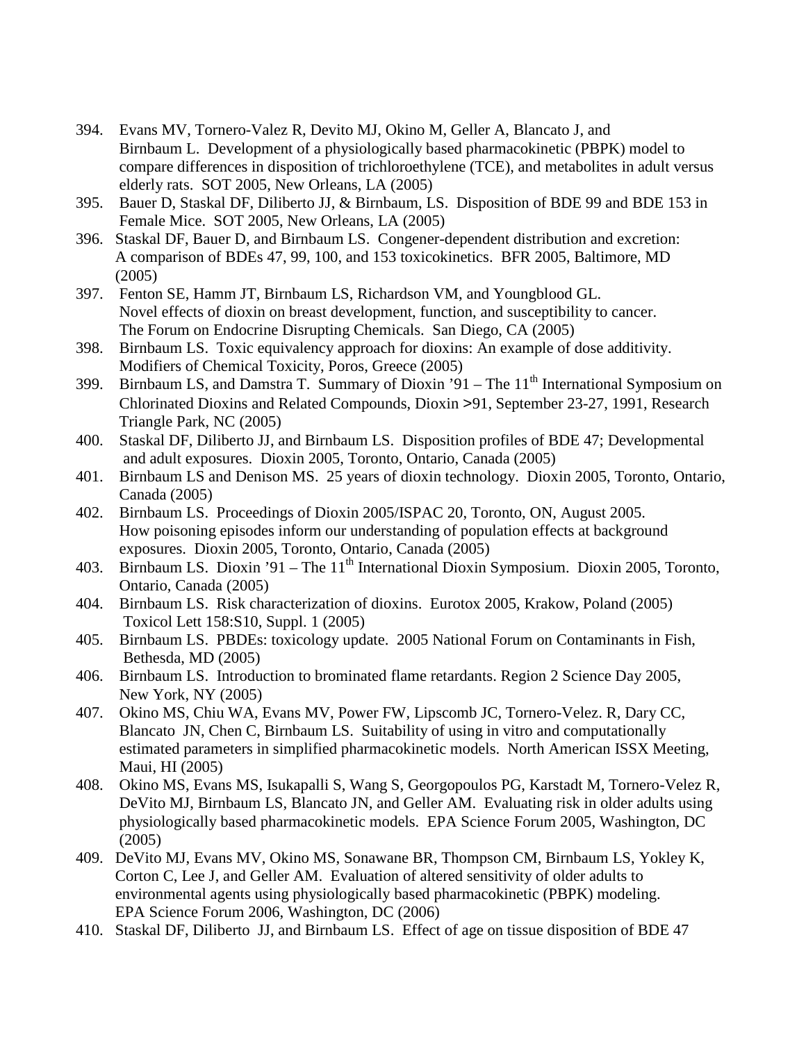394. Evans MV, Tornero-Valez R, Devito MJ, Okino M, Geller A, Blancato J, and Birnbaum L. Development of a physiologically based pharmacokinetic (PBPK) model to compare differences in disposition of trichloroethylene (TCE), and metabolites in adult versus elderly rats. SOT 2005, New Orleans, LA (2005)
395. Bauer D, Staskal DF, Diliberto JJ, & Birnbaum, LS. Disposition of BDE 99 and BDE 153 in Female Mice. SOT 2005, New Orleans, LA (2005)
396. Staskal DF, Bauer D, and Birnbaum LS. Congener-dependent distribution and excretion: A comparison of BDEs 47, 99, 100, and 153 toxicokinetics. BFR 2005, Baltimore, MD (2005)
397. Fenton SE, Hamm JT, Birnbaum LS, Richardson VM, and Youngblood GL. Novel effects of dioxin on breast development, function, and susceptibility to cancer. The Forum on Endocrine Disrupting Chemicals. San Diego, CA (2005)
398. Birnbaum LS. Toxic equivalency approach for dioxins: An example of dose additivity. Modifiers of Chemical Toxicity, Poros, Greece (2005)
399. Birnbaum LS, and Damstra T. Summary of Dioxin '91 – The 11th International Symposium on Chlorinated Dioxins and Related Compounds, Dioxin >91, September 23-27, 1991, Research Triangle Park, NC (2005)
400. Staskal DF, Diliberto JJ, and Birnbaum LS. Disposition profiles of BDE 47; Developmental and adult exposures. Dioxin 2005, Toronto, Ontario, Canada (2005)
401. Birnbaum LS and Denison MS. 25 years of dioxin technology. Dioxin 2005, Toronto, Ontario, Canada (2005)
402. Birnbaum LS. Proceedings of Dioxin 2005/ISPAC 20, Toronto, ON, August 2005. How poisoning episodes inform our understanding of population effects at background exposures. Dioxin 2005, Toronto, Ontario, Canada (2005)
403. Birnbaum LS. Dioxin '91 – The 11th International Dioxin Symposium. Dioxin 2005, Toronto, Ontario, Canada (2005)
404. Birnbaum LS. Risk characterization of dioxins. Eurotox 2005, Krakow, Poland (2005) Toxicol Lett 158:S10, Suppl. 1 (2005)
405. Birnbaum LS. PBDEs: toxicology update. 2005 National Forum on Contaminants in Fish, Bethesda, MD (2005)
406. Birnbaum LS. Introduction to brominated flame retardants. Region 2 Science Day 2005, New York, NY (2005)
407. Okino MS, Chiu WA, Evans MV, Power FW, Lipscomb JC, Tornero-Velez. R, Dary CC, Blancato JN, Chen C, Birnbaum LS. Suitability of using in vitro and computationally estimated parameters in simplified pharmacokinetic models. North American ISSX Meeting, Maui, HI (2005)
408. Okino MS, Evans MS, Isukapalli S, Wang S, Georgopoulos PG, Karstadt M, Tornero-Velez R, DeVito MJ, Birnbaum LS, Blancato JN, and Geller AM. Evaluating risk in older adults using physiologically based pharmacokinetic models. EPA Science Forum 2005, Washington, DC (2005)
409. DeVito MJ, Evans MV, Okino MS, Sonawane BR, Thompson CM, Birnbaum LS, Yokley K, Corton C, Lee J, and Geller AM. Evaluation of altered sensitivity of older adults to environmental agents using physiologically based pharmacokinetic (PBPK) modeling. EPA Science Forum 2006, Washington, DC (2006)
410. Staskal DF, Diliberto JJ, and Birnbaum LS. Effect of age on tissue disposition of BDE 47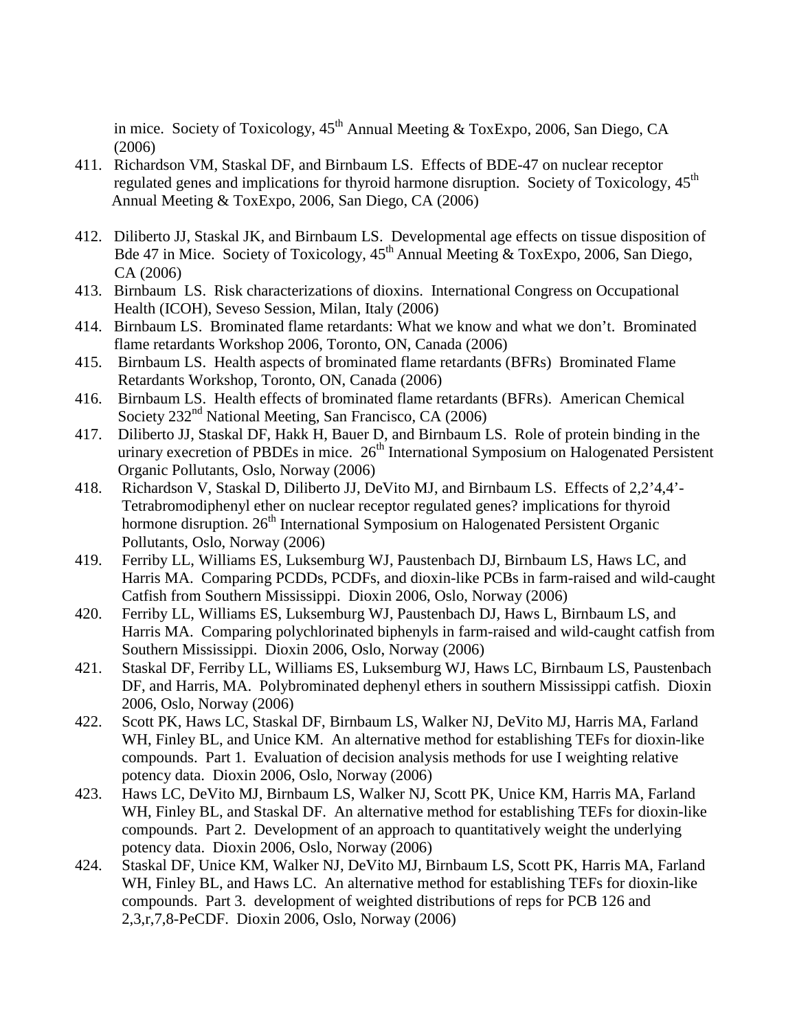in mice. Society of Toxicology, 45th Annual Meeting & ToxExpo, 2006, San Diego, CA (2006)

411. Richardson VM, Staskal DF, and Birnbaum LS. Effects of BDE-47 on nuclear receptor regulated genes and implications for thyroid harmone disruption. Society of Toxicology, 45th Annual Meeting & ToxExpo, 2006, San Diego, CA (2006)

412. Diliberto JJ, Staskal JK, and Birnbaum LS. Developmental age effects on tissue disposition of Bde 47 in Mice. Society of Toxicology, 45th Annual Meeting & ToxExpo, 2006, San Diego, CA (2006)

413. Birnbaum LS. Risk characterizations of dioxins. International Congress on Occupational Health (ICOH), Seveso Session, Milan, Italy (2006)

414. Birnbaum LS. Brominated flame retardants: What we know and what we don't. Brominated flame retardants Workshop 2006, Toronto, ON, Canada (2006)

415. Birnbaum LS. Health aspects of brominated flame retardants (BFRs) Brominated Flame Retardants Workshop, Toronto, ON, Canada (2006)

416. Birnbaum LS. Health effects of brominated flame retardants (BFRs). American Chemical Society 232nd National Meeting, San Francisco, CA (2006)

417. Diliberto JJ, Staskal DF, Hakk H, Bauer D, and Birnbaum LS. Role of protein binding in the urinary execretion of PBDEs in mice. 26th International Symposium on Halogenated Persistent Organic Pollutants, Oslo, Norway (2006)

418. Richardson V, Staskal D, Diliberto JJ, DeVito MJ, and Birnbaum LS. Effects of 2,2'4,4'-Tetrabromodiphenyl ether on nuclear receptor regulated genes? implications for thyroid hormone disruption. 26th International Symposium on Halogenated Persistent Organic Pollutants, Oslo, Norway (2006)

419. Ferriby LL, Williams ES, Luksemburg WJ, Paustenbach DJ, Birnbaum LS, Haws LC, and Harris MA. Comparing PCDDs, PCDFs, and dioxin-like PCBs in farm-raised and wild-caught Catfish from Southern Mississippi. Dioxin 2006, Oslo, Norway (2006)

420. Ferriby LL, Williams ES, Luksemburg WJ, Paustenbach DJ, Haws L, Birnbaum LS, and Harris MA. Comparing polychlorinated biphenyls in farm-raised and wild-caught catfish from Southern Mississippi. Dioxin 2006, Oslo, Norway (2006)

421. Staskal DF, Ferriby LL, Williams ES, Luksemburg WJ, Haws LC, Birnbaum LS, Paustenbach DF, and Harris, MA. Polybrominated dephenyl ethers in southern Mississippi catfish. Dioxin 2006, Oslo, Norway (2006)

422. Scott PK, Haws LC, Staskal DF, Birnbaum LS, Walker NJ, DeVito MJ, Harris MA, Farland WH, Finley BL, and Unice KM. An alternative method for establishing TEFs for dioxin-like compounds. Part 1. Evaluation of decision analysis methods for use I weighting relative potency data. Dioxin 2006, Oslo, Norway (2006)

423. Haws LC, DeVito MJ, Birnbaum LS, Walker NJ, Scott PK, Unice KM, Harris MA, Farland WH, Finley BL, and Staskal DF. An alternative method for establishing TEFs for dioxin-like compounds. Part 2. Development of an approach to quantitatively weight the underlying potency data. Dioxin 2006, Oslo, Norway (2006)

424. Staskal DF, Unice KM, Walker NJ, DeVito MJ, Birnbaum LS, Scott PK, Harris MA, Farland WH, Finley BL, and Haws LC. An alternative method for establishing TEFs for dioxin-like compounds. Part 3. development of weighted distributions of reps for PCB 126 and 2,3,r,7,8-PeCDF. Dioxin 2006, Oslo, Norway (2006)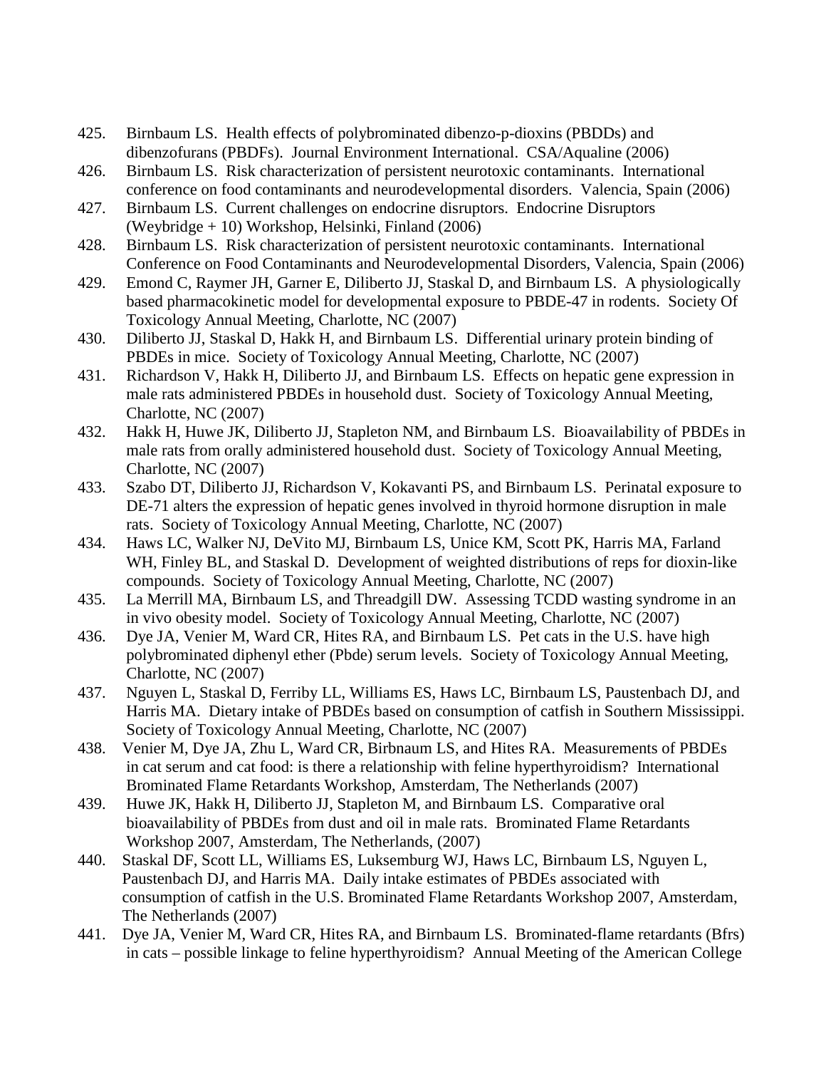425. Birnbaum LS. Health effects of polybrominated dibenzo-p-dioxins (PBDDs) and dibenzofurans (PBDFs). Journal Environment International. CSA/Aqualine (2006)
426. Birnbaum LS. Risk characterization of persistent neurotoxic contaminants. International conference on food contaminants and neurodevelopmental disorders. Valencia, Spain (2006)
427. Birnbaum LS. Current challenges on endocrine disruptors. Endocrine Disruptors (Weybridge + 10) Workshop, Helsinki, Finland (2006)
428. Birnbaum LS. Risk characterization of persistent neurotoxic contaminants. International Conference on Food Contaminants and Neurodevelopmental Disorders, Valencia, Spain (2006)
429. Emond C, Raymer JH, Garner E, Diliberto JJ, Staskal D, and Birnbaum LS. A physiologically based pharmacokinetic model for developmental exposure to PBDE-47 in rodents. Society Of Toxicology Annual Meeting, Charlotte, NC (2007)
430. Diliberto JJ, Staskal D, Hakk H, and Birnbaum LS. Differential urinary protein binding of PBDEs in mice. Society of Toxicology Annual Meeting, Charlotte, NC (2007)
431. Richardson V, Hakk H, Diliberto JJ, and Birnbaum LS. Effects on hepatic gene expression in male rats administered PBDEs in household dust. Society of Toxicology Annual Meeting, Charlotte, NC (2007)
432. Hakk H, Huwe JK, Diliberto JJ, Stapleton NM, and Birnbaum LS. Bioavailability of PBDEs in male rats from orally administered household dust. Society of Toxicology Annual Meeting, Charlotte, NC (2007)
433. Szabo DT, Diliberto JJ, Richardson V, Kokavanti PS, and Birnbaum LS. Perinatal exposure to DE-71 alters the expression of hepatic genes involved in thyroid hormone disruption in male rats. Society of Toxicology Annual Meeting, Charlotte, NC (2007)
434. Haws LC, Walker NJ, DeVito MJ, Birnbaum LS, Unice KM, Scott PK, Harris MA, Farland WH, Finley BL, and Staskal D. Development of weighted distributions of reps for dioxin-like compounds. Society of Toxicology Annual Meeting, Charlotte, NC (2007)
435. La Merrill MA, Birnbaum LS, and Threadgill DW. Assessing TCDD wasting syndrome in an in vivo obesity model. Society of Toxicology Annual Meeting, Charlotte, NC (2007)
436. Dye JA, Venier M, Ward CR, Hites RA, and Birnbaum LS. Pet cats in the U.S. have high polybrominated diphenyl ether (Pbde) serum levels. Society of Toxicology Annual Meeting, Charlotte, NC (2007)
437. Nguyen L, Staskal D, Ferriby LL, Williams ES, Haws LC, Birnbaum LS, Paustenbach DJ, and Harris MA. Dietary intake of PBDEs based on consumption of catfish in Southern Mississippi. Society of Toxicology Annual Meeting, Charlotte, NC (2007)
438. Venier M, Dye JA, Zhu L, Ward CR, Birbnaum LS, and Hites RA. Measurements of PBDEs in cat serum and cat food: is there a relationship with feline hyperthyroidism? International Brominated Flame Retardants Workshop, Amsterdam, The Netherlands (2007)
439. Huwe JK, Hakk H, Diliberto JJ, Stapleton M, and Birnbaum LS. Comparative oral bioavailability of PBDEs from dust and oil in male rats. Brominated Flame Retardants Workshop 2007, Amsterdam, The Netherlands, (2007)
440. Staskal DF, Scott LL, Williams ES, Luksemburg WJ, Haws LC, Birnbaum LS, Nguyen L, Paustenbach DJ, and Harris MA. Daily intake estimates of PBDEs associated with consumption of catfish in the U.S. Brominated Flame Retardants Workshop 2007, Amsterdam, The Netherlands (2007)
441. Dye JA, Venier M, Ward CR, Hites RA, and Birnbaum LS. Brominated-flame retardants (Bfrs) in cats – possible linkage to feline hyperthyroidism? Annual Meeting of the American College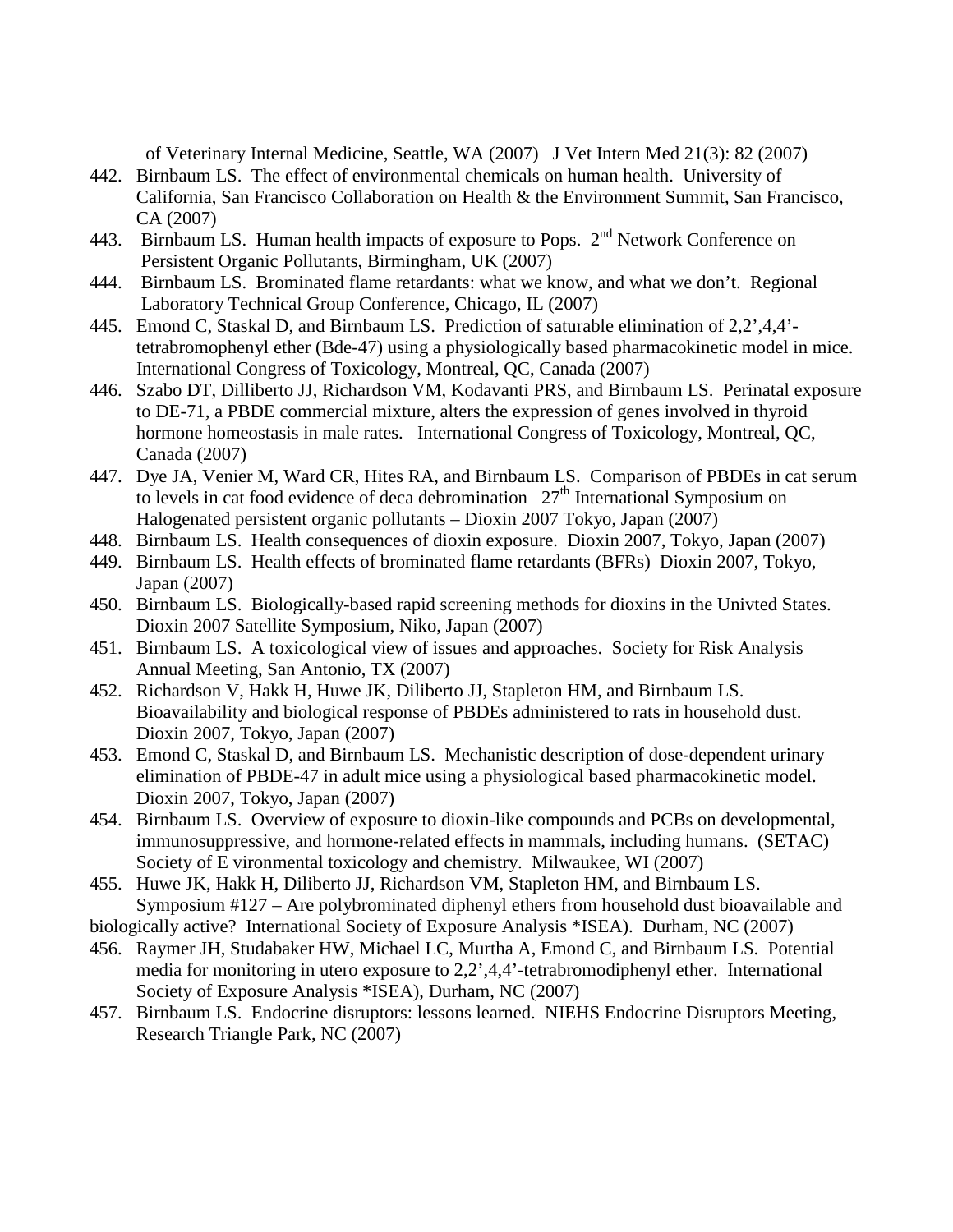of Veterinary Internal Medicine, Seattle, WA (2007) J Vet Intern Med 21(3): 82 (2007)

442. Birnbaum LS. The effect of environmental chemicals on human health. University of California, San Francisco Collaboration on Health & the Environment Summit, San Francisco, CA (2007)
443. Birnbaum LS. Human health impacts of exposure to Pops. 2[nd] Network Conference on Persistent Organic Pollutants, Birmingham, UK (2007)
444. Birnbaum LS. Brominated flame retardants: what we know, and what we don't. Regional Laboratory Technical Group Conference, Chicago, IL (2007)
445. Emond C, Staskal D, and Birnbaum LS. Prediction of saturable elimination of 2,2',4,4'-tetrabromophenyl ether (Bde-47) using a physiologically based pharmacokinetic model in mice. International Congress of Toxicology, Montreal, QC, Canada (2007)
446. Szabo DT, Dilliberto JJ, Richardson VM, Kodavanti PRS, and Birnbaum LS. Perinatal exposure to DE-71, a PBDE commercial mixture, alters the expression of genes involved in thyroid hormone homeostasis in male rates. International Congress of Toxicology, Montreal, QC, Canada (2007)
447. Dye JA, Venier M, Ward CR, Hites RA, and Birnbaum LS. Comparison of PBDEs in cat serum to levels in cat food evidence of deca debromination 27[th] International Symposium on Halogenated persistent organic pollutants – Dioxin 2007 Tokyo, Japan (2007)
448. Birnbaum LS. Health consequences of dioxin exposure. Dioxin 2007, Tokyo, Japan (2007)
449. Birnbaum LS. Health effects of brominated flame retardants (BFRs) Dioxin 2007, Tokyo, Japan (2007)
450. Birnbaum LS. Biologically-based rapid screening methods for dioxins in the Univted States. Dioxin 2007 Satellite Symposium, Niko, Japan (2007)
451. Birnbaum LS. A toxicological view of issues and approaches. Society for Risk Analysis Annual Meeting, San Antonio, TX (2007)
452. Richardson V, Hakk H, Huwe JK, Diliberto JJ, Stapleton HM, and Birnbaum LS. Bioavailability and biological response of PBDEs administered to rats in household dust. Dioxin 2007, Tokyo, Japan (2007)
453. Emond C, Staskal D, and Birnbaum LS. Mechanistic description of dose-dependent urinary elimination of PBDE-47 in adult mice using a physiological based pharmacokinetic model. Dioxin 2007, Tokyo, Japan (2007)
454. Birnbaum LS. Overview of exposure to dioxin-like compounds and PCBs on developmental, immunosuppressive, and hormone-related effects in mammals, including humans. (SETAC) Society of E vironmental toxicology and chemistry. Milwaukee, WI (2007)
455. Huwe JK, Hakk H, Diliberto JJ, Richardson VM, Stapleton HM, and Birnbaum LS. Symposium #127 – Are polybrominated diphenyl ethers from household dust bioavailable and biologically active? International Society of Exposure Analysis *ISEA). Durham, NC (2007)
456. Raymer JH, Studabaker HW, Michael LC, Murtha A, Emond C, and Birnbaum LS. Potential media for monitoring in utero exposure to 2,2',4,4'-tetrabromodiphenyl ether. International Society of Exposure Analysis *ISEA), Durham, NC (2007)
457. Birnbaum LS. Endocrine disruptors: lessons learned. NIEHS Endocrine Disruptors Meeting, Research Triangle Park, NC (2007)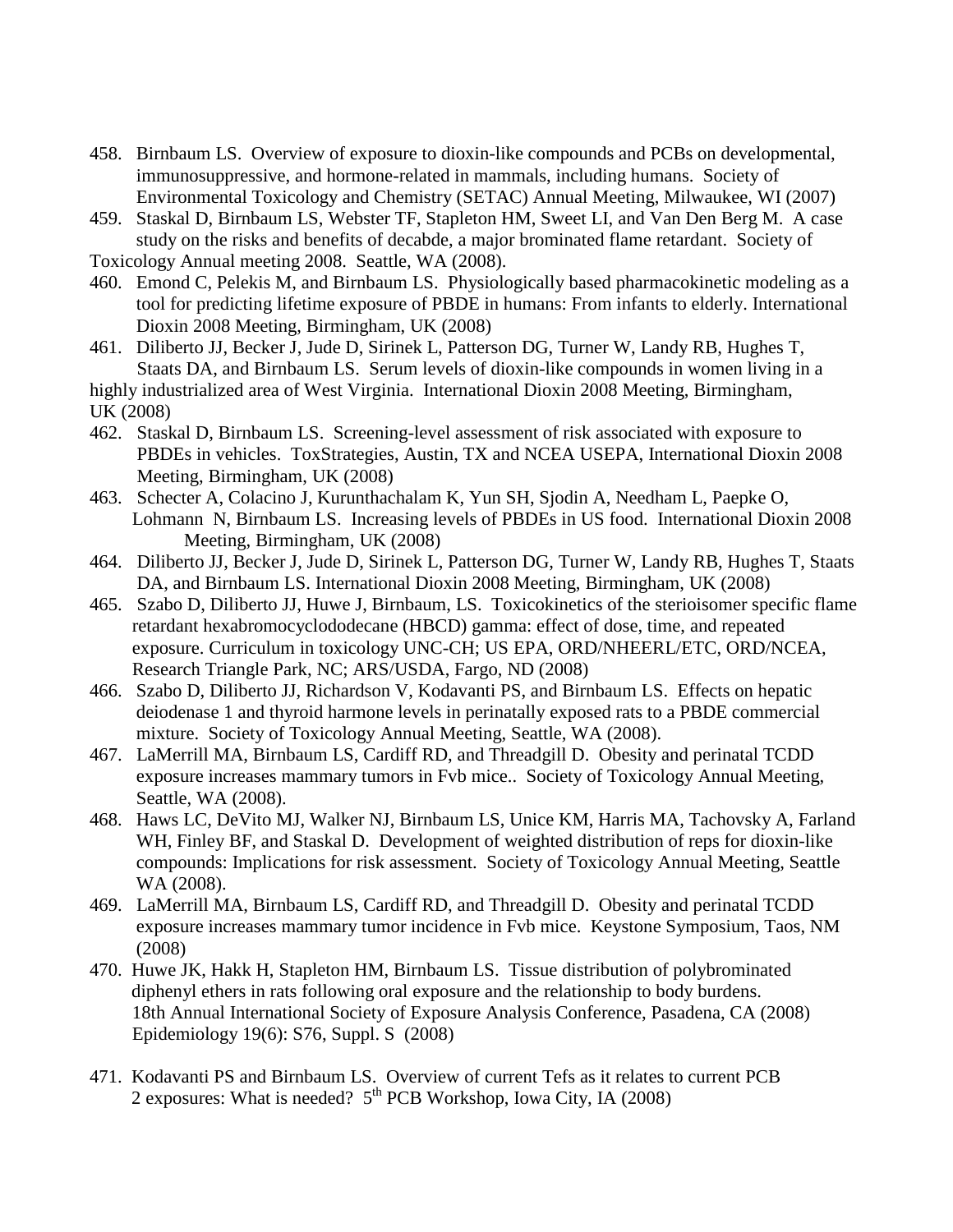458. Birnbaum LS. Overview of exposure to dioxin-like compounds and PCBs on developmental, immunosuppressive, and hormone-related in mammals, including humans. Society of Environmental Toxicology and Chemistry (SETAC) Annual Meeting, Milwaukee, WI (2007)

459. Staskal D, Birnbaum LS, Webster TF, Stapleton HM, Sweet LI, and Van Den Berg M. A case study on the risks and benefits of decabde, a major brominated flame retardant. Society of Toxicology Annual meeting 2008. Seattle, WA (2008).

460. Emond C, Pelekis M, and Birnbaum LS. Physiologically based pharmacokinetic modeling as a tool for predicting lifetime exposure of PBDE in humans: From infants to elderly. International Dioxin 2008 Meeting, Birmingham, UK (2008)

461. Diliberto JJ, Becker J, Jude D, Sirinek L, Patterson DG, Turner W, Landy RB, Hughes T, Staats DA, and Birnbaum LS. Serum levels of dioxin-like compounds in women living in a highly industrialized area of West Virginia. International Dioxin 2008 Meeting, Birmingham, UK (2008)

462. Staskal D, Birnbaum LS. Screening-level assessment of risk associated with exposure to PBDEs in vehicles. ToxStrategies, Austin, TX and NCEA USEPA, International Dioxin 2008 Meeting, Birmingham, UK (2008)

463. Schecter A, Colacino J, Kurunthachalam K, Yun SH, Sjodin A, Needham L, Paepke O, Lohmann N, Birnbaum LS. Increasing levels of PBDEs in US food. International Dioxin 2008 Meeting, Birmingham, UK (2008)

464. Diliberto JJ, Becker J, Jude D, Sirinek L, Patterson DG, Turner W, Landy RB, Hughes T, Staats DA, and Birnbaum LS. International Dioxin 2008 Meeting, Birmingham, UK (2008)

465. Szabo D, Diliberto JJ, Huwe J, Birnbaum, LS. Toxicokinetics of the sterioisomer specific flame retardant hexabromocyclododecane (HBCD) gamma: effect of dose, time, and repeated exposure. Curriculum in toxicology UNC-CH; US EPA, ORD/NHEERL/ETC, ORD/NCEA, Research Triangle Park, NC; ARS/USDA, Fargo, ND (2008)

466. Szabo D, Diliberto JJ, Richardson V, Kodavanti PS, and Birnbaum LS. Effects on hepatic deiodenase 1 and thyroid harmone levels in perinatally exposed rats to a PBDE commercial mixture. Society of Toxicology Annual Meeting, Seattle, WA (2008).

467. LaMerrill MA, Birnbaum LS, Cardiff RD, and Threadgill D. Obesity and perinatal TCDD exposure increases mammary tumors in Fvb mice.. Society of Toxicology Annual Meeting, Seattle, WA (2008).

468. Haws LC, DeVito MJ, Walker NJ, Birnbaum LS, Unice KM, Harris MA, Tachovsky A, Farland WH, Finley BF, and Staskal D. Development of weighted distribution of reps for dioxin-like compounds: Implications for risk assessment. Society of Toxicology Annual Meeting, Seattle WA (2008).

469. LaMerrill MA, Birnbaum LS, Cardiff RD, and Threadgill D. Obesity and perinatal TCDD exposure increases mammary tumor incidence in Fvb mice. Keystone Symposium, Taos, NM (2008)

470. Huwe JK, Hakk H, Stapleton HM, Birnbaum LS. Tissue distribution of polybrominated diphenyl ethers in rats following oral exposure and the relationship to body burdens. 18th Annual International Society of Exposure Analysis Conference, Pasadena, CA (2008) Epidemiology 19(6): S76, Suppl. S (2008)

471. Kodavanti PS and Birnbaum LS. Overview of current Tefs as it relates to current PCB 2 exposures: What is needed? 5th PCB Workshop, Iowa City, IA (2008)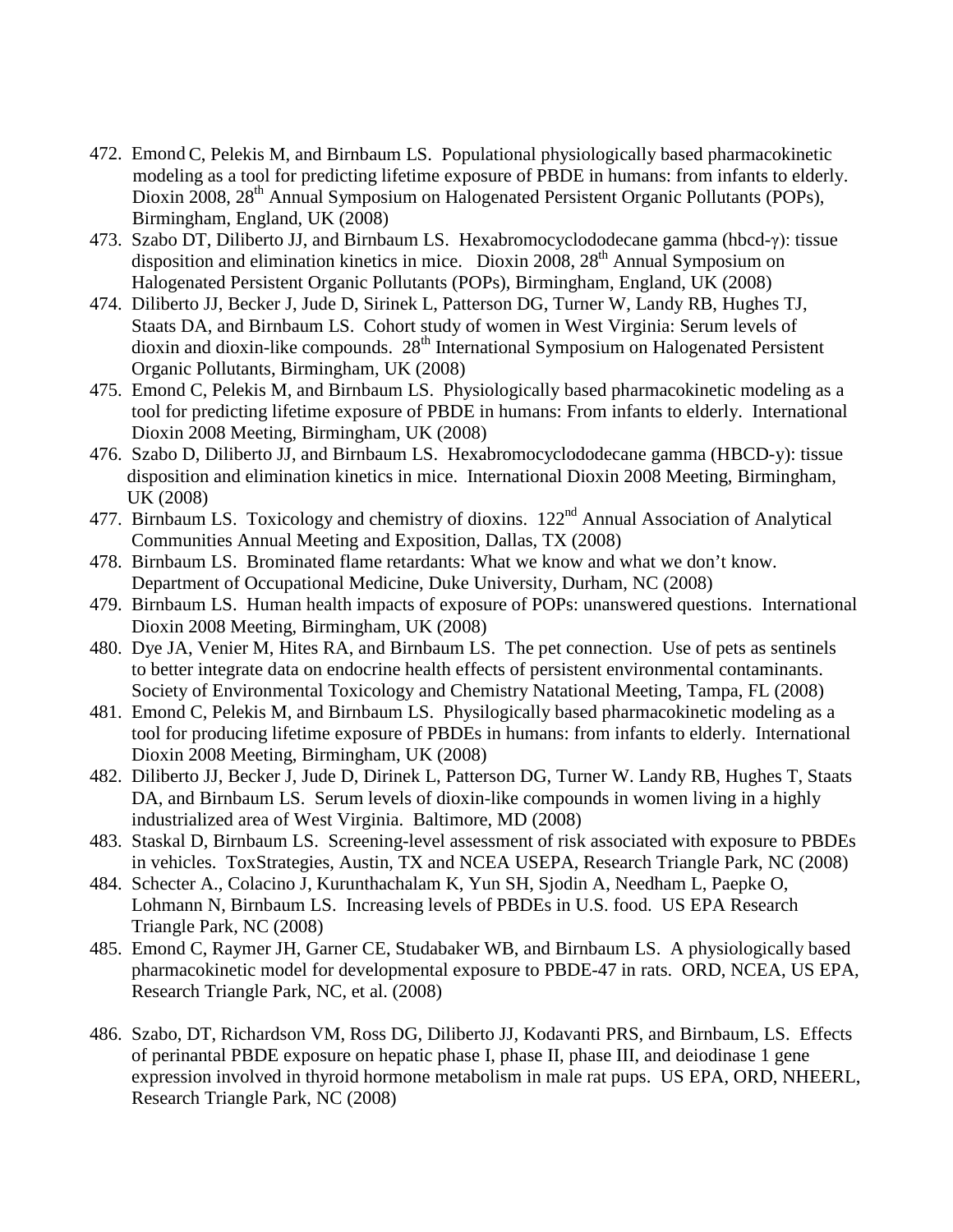472. Emond C, Pelekis M, and Birnbaum LS. Populational physiologically based pharmacokinetic modeling as a tool for predicting lifetime exposure of PBDE in humans: from infants to elderly. Dioxin 2008, 28th Annual Symposium on Halogenated Persistent Organic Pollutants (POPs), Birmingham, England, UK (2008)
473. Szabo DT, Diliberto JJ, and Birnbaum LS. Hexabromocyclododecane gamma (hbcd-γ): tissue disposition and elimination kinetics in mice. Dioxin 2008, 28th Annual Symposium on Halogenated Persistent Organic Pollutants (POPs), Birmingham, England, UK (2008)
474. Diliberto JJ, Becker J, Jude D, Sirinek L, Patterson DG, Turner W, Landy RB, Hughes TJ, Staats DA, and Birnbaum LS. Cohort study of women in West Virginia: Serum levels of dioxin and dioxin-like compounds. 28th International Symposium on Halogenated Persistent Organic Pollutants, Birmingham, UK (2008)
475. Emond C, Pelekis M, and Birnbaum LS. Physiologically based pharmacokinetic modeling as a tool for predicting lifetime exposure of PBDE in humans: From infants to elderly. International Dioxin 2008 Meeting, Birmingham, UK (2008)
476. Szabo D, Diliberto JJ, and Birnbaum LS. Hexabromocyclododecane gamma (HBCD-y): tissue disposition and elimination kinetics in mice. International Dioxin 2008 Meeting, Birmingham, UK (2008)
477. Birnbaum LS. Toxicology and chemistry of dioxins. 122nd Annual Association of Analytical Communities Annual Meeting and Exposition, Dallas, TX (2008)
478. Birnbaum LS. Brominated flame retardants: What we know and what we don't know. Department of Occupational Medicine, Duke University, Durham, NC (2008)
479. Birnbaum LS. Human health impacts of exposure of POPs: unanswered questions. International Dioxin 2008 Meeting, Birmingham, UK (2008)
480. Dye JA, Venier M, Hites RA, and Birnbaum LS. The pet connection. Use of pets as sentinels to better integrate data on endocrine health effects of persistent environmental contaminants. Society of Environmental Toxicology and Chemistry Natational Meeting, Tampa, FL (2008)
481. Emond C, Pelekis M, and Birnbaum LS. Physilogically based pharmacokinetic modeling as a tool for producing lifetime exposure of PBDEs in humans: from infants to elderly. International Dioxin 2008 Meeting, Birmingham, UK (2008)
482. Diliberto JJ, Becker J, Jude D, Dirinek L, Patterson DG, Turner W. Landy RB, Hughes T, Staats DA, and Birnbaum LS. Serum levels of dioxin-like compounds in women living in a highly industrialized area of West Virginia. Baltimore, MD (2008)
483. Staskal D, Birnbaum LS. Screening-level assessment of risk associated with exposure to PBDEs in vehicles. ToxStrategies, Austin, TX and NCEA USEPA, Research Triangle Park, NC (2008)
484. Schecter A., Colacino J, Kurunthachalam K, Yun SH, Sjodin A, Needham L, Paepke O, Lohmann N, Birnbaum LS. Increasing levels of PBDEs in U.S. food. US EPA Research Triangle Park, NC (2008)
485. Emond C, Raymer JH, Garner CE, Studabaker WB, and Birnbaum LS. A physiologically based pharmacokinetic model for developmental exposure to PBDE-47 in rats. ORD, NCEA, US EPA, Research Triangle Park, NC, et al. (2008)
486. Szabo, DT, Richardson VM, Ross DG, Diliberto JJ, Kodavanti PRS, and Birnbaum, LS. Effects of perinantal PBDE exposure on hepatic phase I, phase II, phase III, and deiodinase 1 gene expression involved in thyroid hormone metabolism in male rat pups. US EPA, ORD, NHEERL, Research Triangle Park, NC (2008)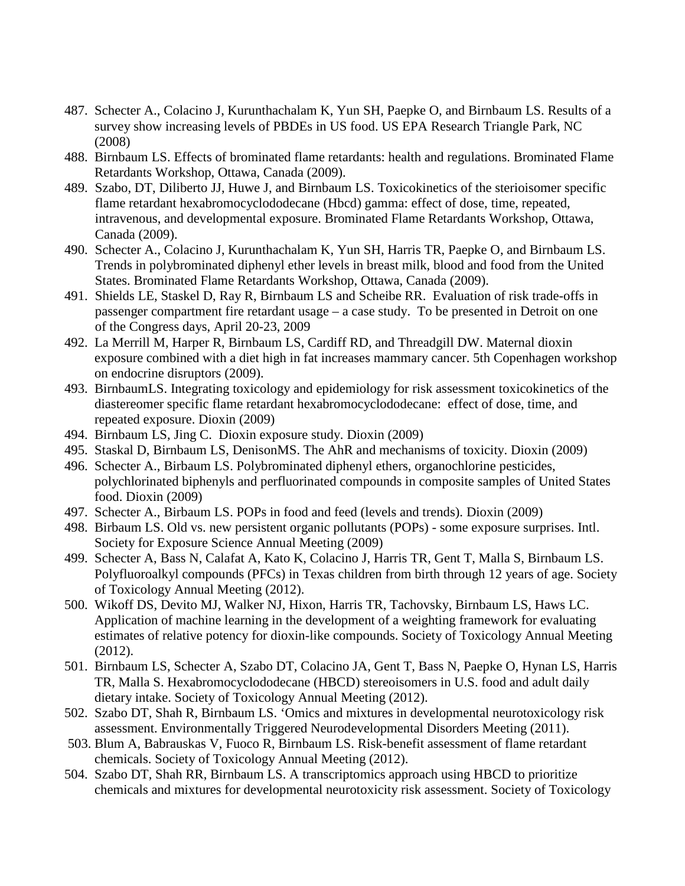487. Schecter A., Colacino J, Kurunthachalam K, Yun SH, Paepke O, and Birnbaum LS. Results of a survey show increasing levels of PBDEs in US food. US EPA Research Triangle Park, NC (2008)
488. Birnbaum LS. Effects of brominated flame retardants: health and regulations. Brominated Flame Retardants Workshop, Ottawa, Canada (2009).
489. Szabo, DT, Diliberto JJ, Huwe J, and Birnbaum LS. Toxicokinetics of the sterioisomer specific flame retardant hexabromocyclododecane (Hbcd) gamma: effect of dose, time, repeated, intravenous, and developmental exposure. Brominated Flame Retardants Workshop, Ottawa, Canada (2009).
490. Schecter A., Colacino J, Kurunthachalam K, Yun SH, Harris TR, Paepke O, and Birnbaum LS. Trends in polybrominated diphenyl ether levels in breast milk, blood and food from the United States. Brominated Flame Retardants Workshop, Ottawa, Canada (2009).
491. Shields LE, Staskel D, Ray R, Birnbaum LS and Scheibe RR. Evaluation of risk trade-offs in passenger compartment fire retardant usage – a case study. To be presented in Detroit on one of the Congress days, April 20-23, 2009
492. La Merrill M, Harper R, Birnbaum LS, Cardiff RD, and Threadgill DW. Maternal dioxin exposure combined with a diet high in fat increases mammary cancer. 5th Copenhagen workshop on endocrine disruptors (2009).
493. BirnbaumLS. Integrating toxicology and epidemiology for risk assessment toxicokinetics of the diastereomer specific flame retardant hexabromocyclododecane: effect of dose, time, and repeated exposure. Dioxin (2009)
494. Birnbaum LS, Jing C. Dioxin exposure study. Dioxin (2009)
495. Staskal D, Birnbaum LS, DenisonMS. The AhR and mechanisms of toxicity. Dioxin (2009)
496. Schecter A., Birbaum LS. Polybrominated diphenyl ethers, organochlorine pesticides, polychlorinated biphenyls and perfluorinated compounds in composite samples of United States food. Dioxin (2009)
497. Schecter A., Birbaum LS. POPs in food and feed (levels and trends). Dioxin (2009)
498. Birbaum LS. Old vs. new persistent organic pollutants (POPs) - some exposure surprises. Intl. Society for Exposure Science Annual Meeting (2009)
499. Schecter A, Bass N, Calafat A, Kato K, Colacino J, Harris TR, Gent T, Malla S, Birnbaum LS. Polyfluoroalkyl compounds (PFCs) in Texas children from birth through 12 years of age. Society of Toxicology Annual Meeting (2012).
500. Wikoff DS, Devito MJ, Walker NJ, Hixon, Harris TR, Tachovsky, Birnbaum LS, Haws LC. Application of machine learning in the development of a weighting framework for evaluating estimates of relative potency for dioxin-like compounds. Society of Toxicology Annual Meeting (2012).
501. Birnbaum LS, Schecter A, Szabo DT, Colacino JA, Gent T, Bass N, Paepke O, Hynan LS, Harris TR, Malla S. Hexabromocyclododecane (HBCD) stereoisomers in U.S. food and adult daily dietary intake. Society of Toxicology Annual Meeting (2012).
502. Szabo DT, Shah R, Birnbaum LS. 'Omics and mixtures in developmental neurotoxicology risk assessment. Environmentally Triggered Neurodevelopmental Disorders Meeting (2011).
503. Blum A, Babrauskas V, Fuoco R, Birnbaum LS. Risk-benefit assessment of flame retardant chemicals. Society of Toxicology Annual Meeting (2012).
504. Szabo DT, Shah RR, Birnbaum LS. A transcriptomics approach using HBCD to prioritize chemicals and mixtures for developmental neurotoxicity risk assessment. Society of Toxicology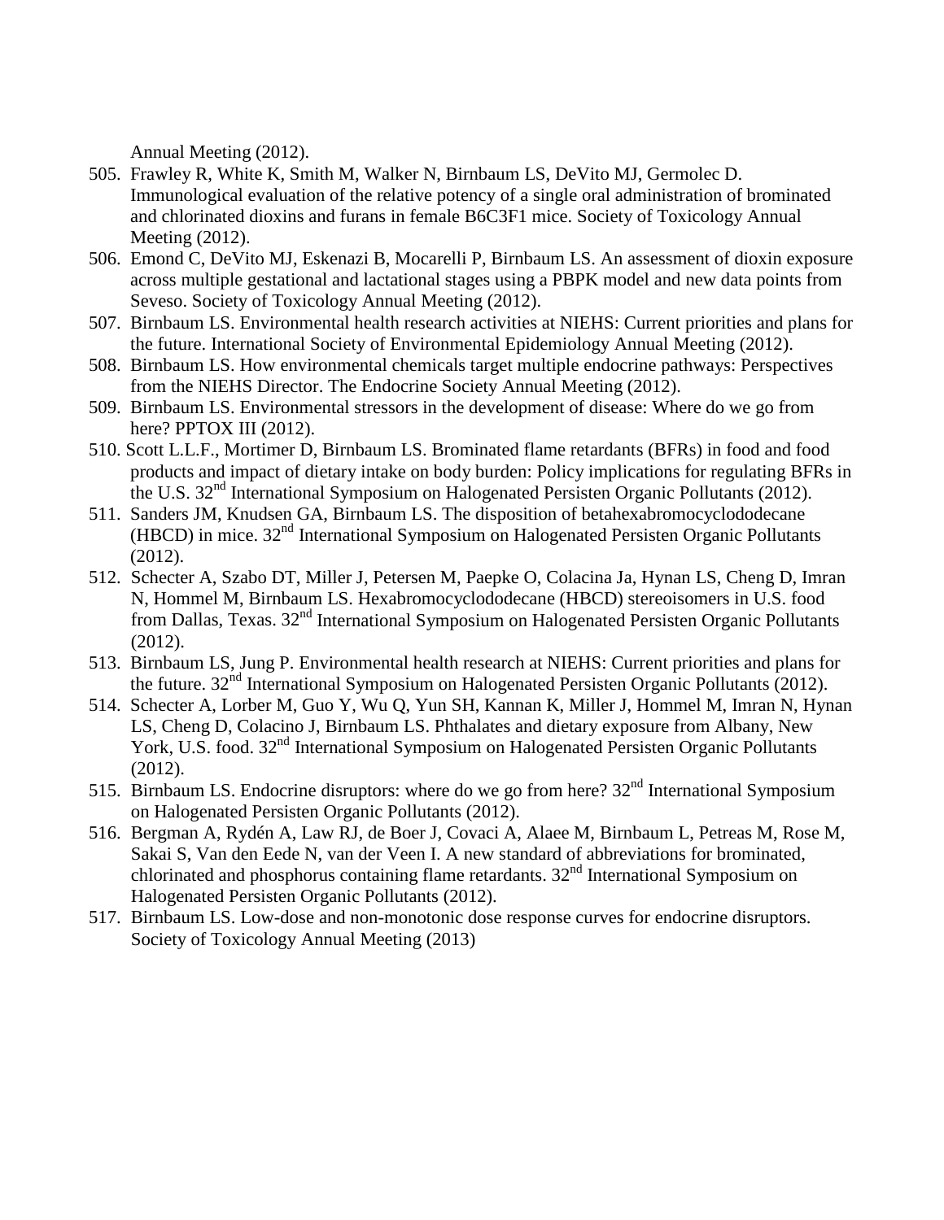Annual Meeting (2012).

505. Frawley R, White K, Smith M, Walker N, Birnbaum LS, DeVito MJ, Germolec D. Immunological evaluation of the relative potency of a single oral administration of brominated and chlorinated dioxins and furans in female B6C3F1 mice. Society of Toxicology Annual Meeting (2012).
506. Emond C, DeVito MJ, Eskenazi B, Mocarelli P, Birnbaum LS. An assessment of dioxin exposure across multiple gestational and lactational stages using a PBPK model and new data points from Seveso. Society of Toxicology Annual Meeting (2012).
507. Birnbaum LS. Environmental health research activities at NIEHS: Current priorities and plans for the future. International Society of Environmental Epidemiology Annual Meeting (2012).
508. Birnbaum LS. How environmental chemicals target multiple endocrine pathways: Perspectives from the NIEHS Director. The Endocrine Society Annual Meeting (2012).
509. Birnbaum LS. Environmental stressors in the development of disease: Where do we go from here? PPTOX III (2012).
510. Scott L.L.F., Mortimer D, Birnbaum LS. Brominated flame retardants (BFRs) in food and food products and impact of dietary intake on body burden: Policy implications for regulating BFRs in the U.S. 32nd International Symposium on Halogenated Persisten Organic Pollutants (2012).
511. Sanders JM, Knudsen GA, Birnbaum LS. The disposition of betahexabromocyclododecane (HBCD) in mice. 32nd International Symposium on Halogenated Persisten Organic Pollutants (2012).
512. Schecter A, Szabo DT, Miller J, Petersen M, Paepke O, Colacina Ja, Hynan LS, Cheng D, Imran N, Hommel M, Birnbaum LS. Hexabromocyclododecane (HBCD) stereoisomers in U.S. food from Dallas, Texas. 32nd International Symposium on Halogenated Persisten Organic Pollutants (2012).
513. Birnbaum LS, Jung P. Environmental health research at NIEHS: Current priorities and plans for the future. 32nd International Symposium on Halogenated Persisten Organic Pollutants (2012).
514. Schecter A, Lorber M, Guo Y, Wu Q, Yun SH, Kannan K, Miller J, Hommel M, Imran N, Hynan LS, Cheng D, Colacino J, Birnbaum LS. Phthalates and dietary exposure from Albany, New York, U.S. food. 32nd International Symposium on Halogenated Persisten Organic Pollutants (2012).
515. Birnbaum LS. Endocrine disruptors: where do we go from here? 32nd International Symposium on Halogenated Persisten Organic Pollutants (2012).
516. Bergman A, Rydén A, Law RJ, de Boer J, Covaci A, Alaee M, Birnbaum L, Petreas M, Rose M, Sakai S, Van den Eede N, van der Veen I. A new standard of abbreviations for brominated, chlorinated and phosphorus containing flame retardants. 32nd International Symposium on Halogenated Persisten Organic Pollutants (2012).
517. Birnbaum LS. Low-dose and non-monotonic dose response curves for endocrine disruptors. Society of Toxicology Annual Meeting (2013)